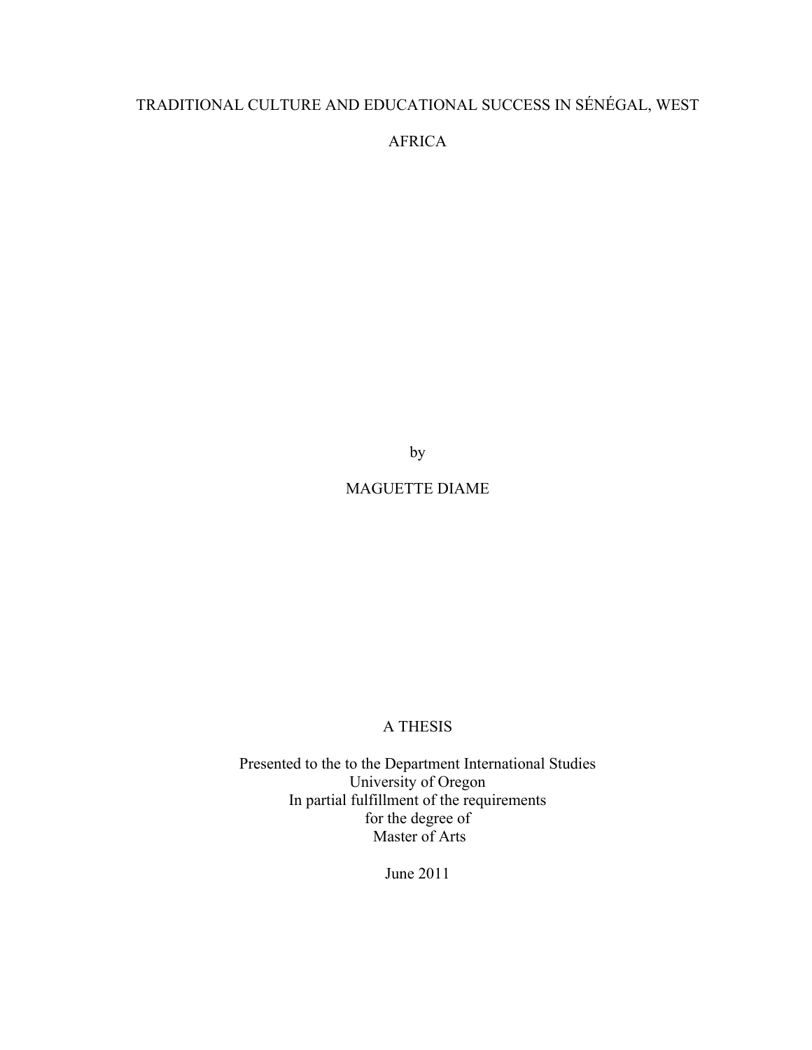# TRADITIONAL CULTURE AND EDUCATIONAL SUCCESS IN SÉNÉGAL, WEST AFRICA

by

MAGUETTE DIAME

A THESIS

Presented to the to the Department International Studies
University of Oregon
In partial fulfillment of the requirements
for the degree of
Master of Arts

June 2011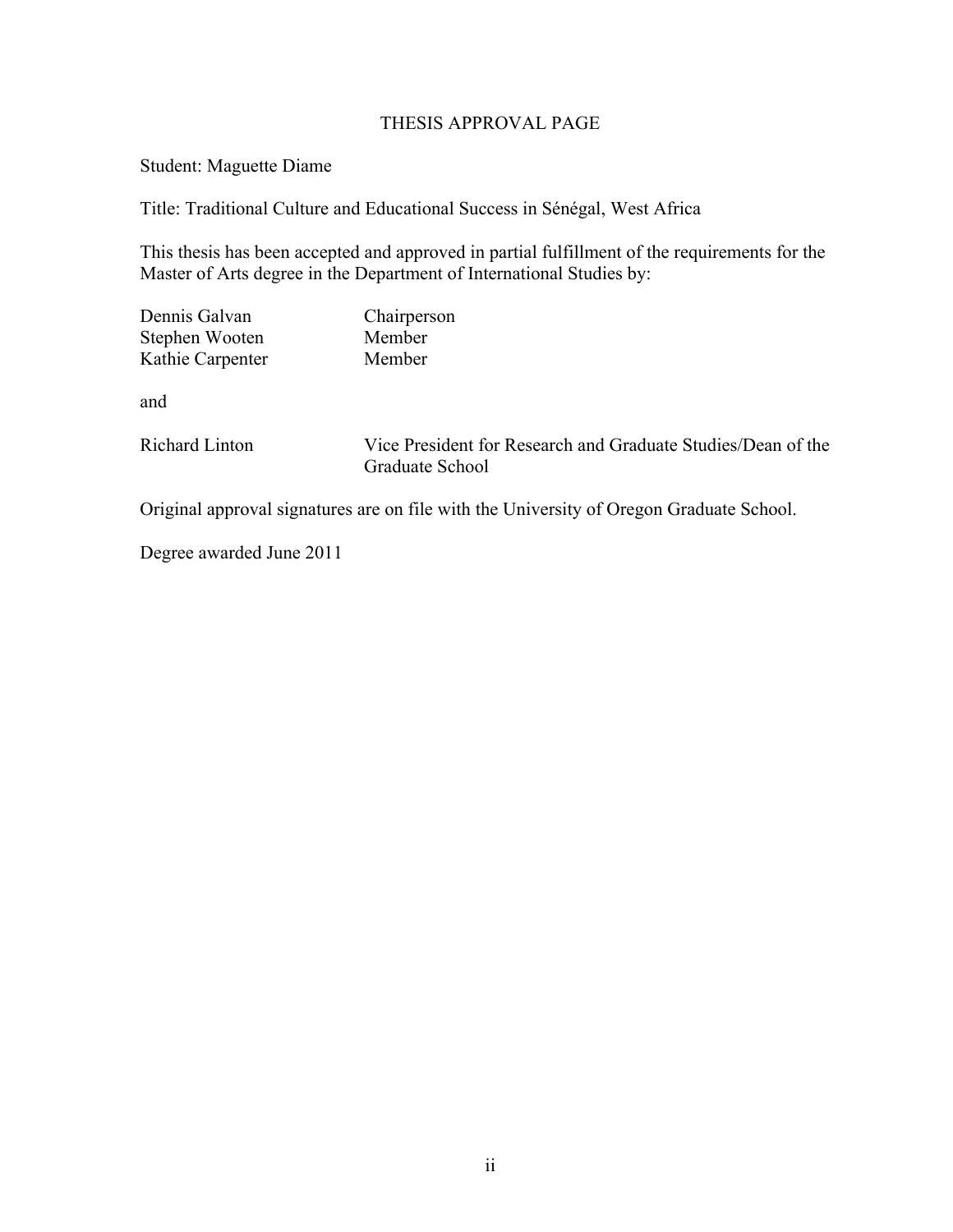# THESIS APPROVAL PAGE

Student: Maguette Diame

Title: Traditional Culture and Educational Success in Sénégal, West Africa

This thesis has been accepted and approved in partial fulfillment of the requirements for the Master of Arts degree in the Department of International Studies by:

| | |
|---|---|
| Dennis Galvan | Chairperson |
| Stephen Wooten | Member |
| Kathie Carpenter | Member |

and

| | |
|---|---|
| Richard Linton | Vice President for Research and Graduate Studies/Dean of the Graduate School |

Original approval signatures are on file with the University of Oregon Graduate School.

Degree awarded June 2011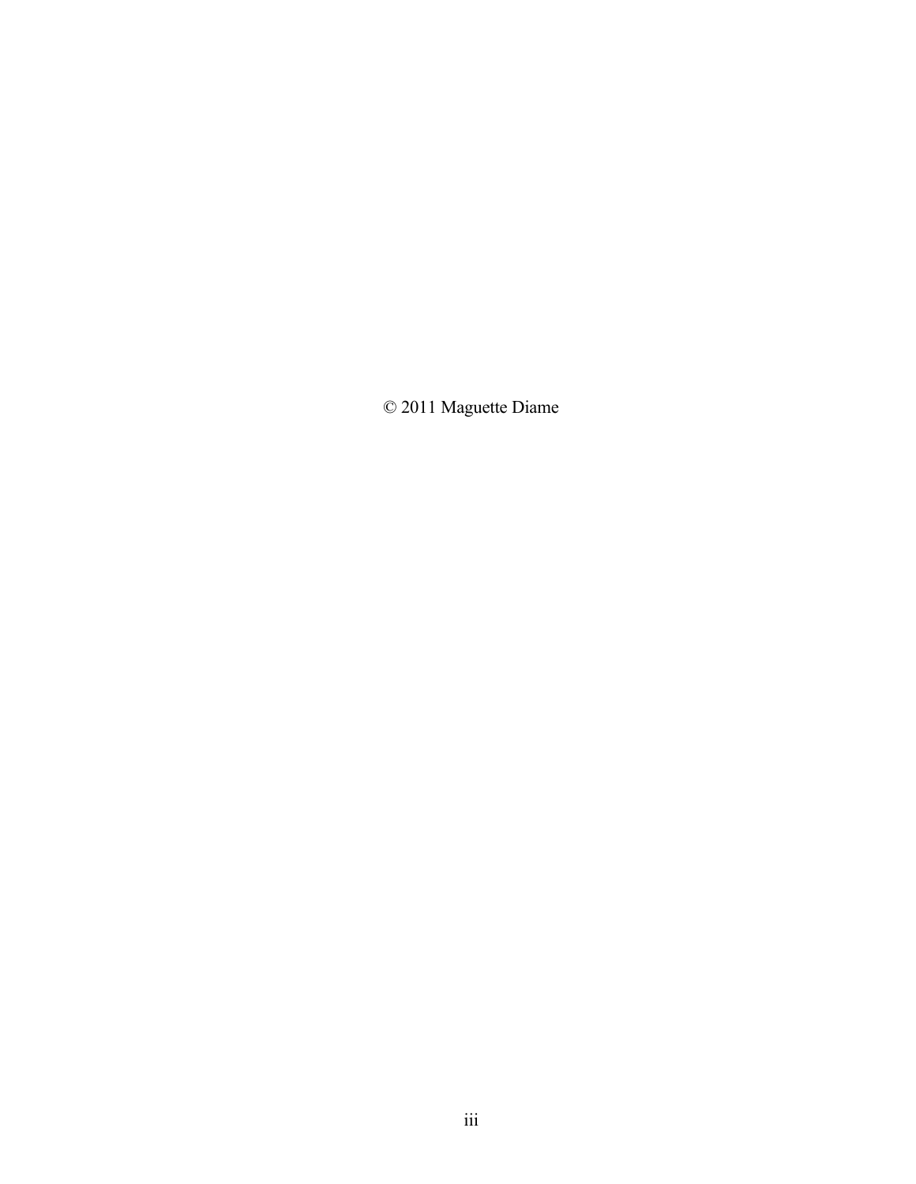© 2011 Maguette Diame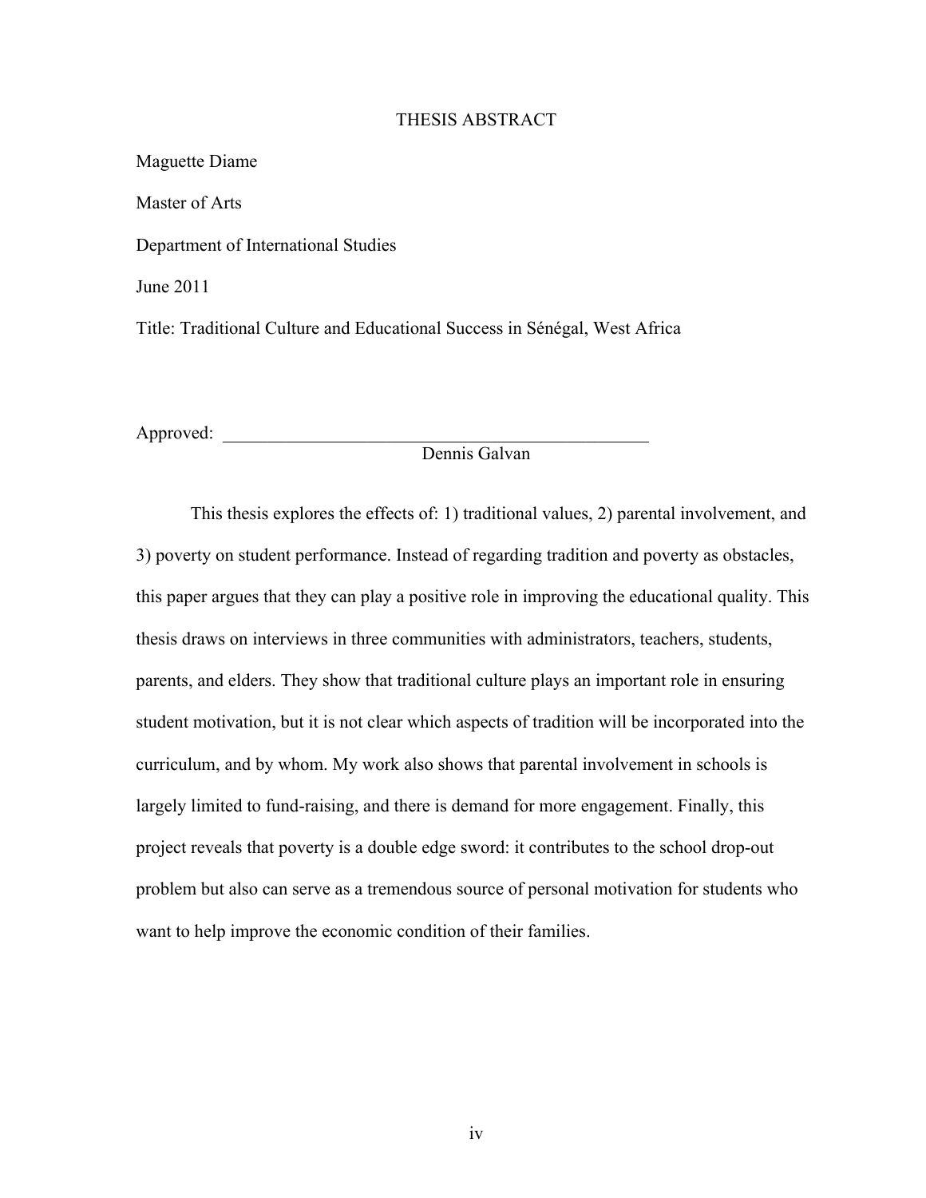# THESIS ABSTRACT

Maguette Diame

Master of Arts

Department of International Studies

June 2011

Title: Traditional Culture and Educational Success in Sénégal, West Africa

Approved: \_\_\_\_\_\_\_\_\_\_\_\_\_\_\_\_\_\_\_\_\_\_\_\_\_\_\_\_\_\_\_\_\_\_\_\_\_\_\_\_\_\_\_\_\_\_\_\_\_\_\_\_

Dennis Galvan

This thesis explores the effects of: 1) traditional values, 2) parental involvement, and 3) poverty on student performance. Instead of regarding tradition and poverty as obstacles, this paper argues that they can play a positive role in improving the educational quality. This thesis draws on interviews in three communities with administrators, teachers, students, parents, and elders. They show that traditional culture plays an important role in ensuring student motivation, but it is not clear which aspects of tradition will be incorporated into the curriculum, and by whom. My work also shows that parental involvement in schools is largely limited to fund-raising, and there is demand for more engagement. Finally, this project reveals that poverty is a double edge sword: it contributes to the school drop-out problem but also can serve as a tremendous source of personal motivation for students who want to help improve the economic condition of their families.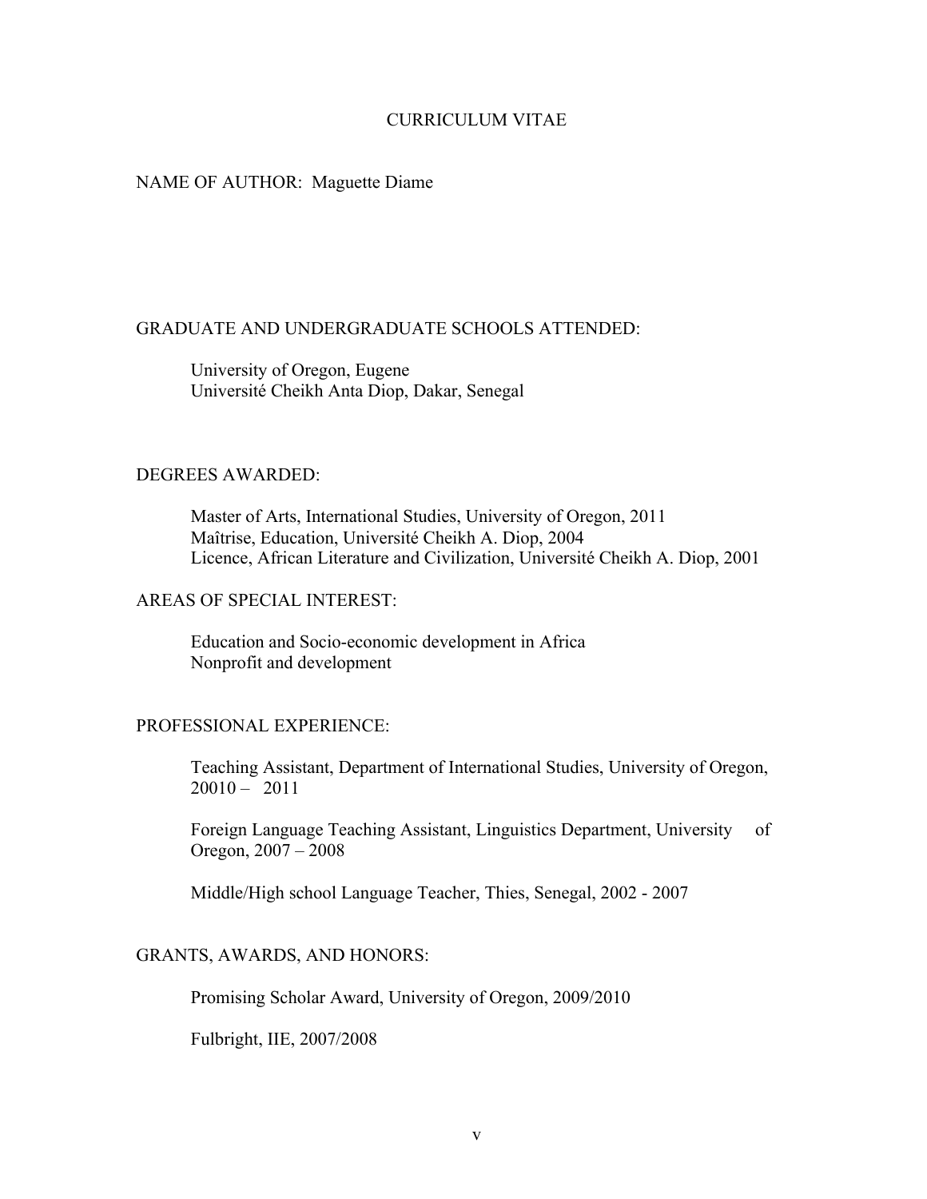# CURRICULUM VITAE

NAME OF AUTHOR: Maguette Diame

## GRADUATE AND UNDERGRADUATE SCHOOLS ATTENDED:

University of Oregon, Eugene
Université Cheikh Anta Diop, Dakar, Senegal

## DEGREES AWARDED:

Master of Arts, International Studies, University of Oregon, 2011
Maîtrise, Education, Université Cheikh A. Diop, 2004
Licence, African Literature and Civilization, Université Cheikh A. Diop, 2001

## AREAS OF SPECIAL INTEREST:

Education and Socio-economic development in Africa
Nonprofit and development

## PROFESSIONAL EXPERIENCE:

Teaching Assistant, Department of International Studies, University of Oregon, 20010 – 2011

Foreign Language Teaching Assistant, Linguistics Department, University of Oregon, 2007 – 2008

Middle/High school Language Teacher, Thies, Senegal, 2002 - 2007

## GRANTS, AWARDS, AND HONORS:

Promising Scholar Award, University of Oregon, 2009/2010

Fulbright, IIE, 2007/2008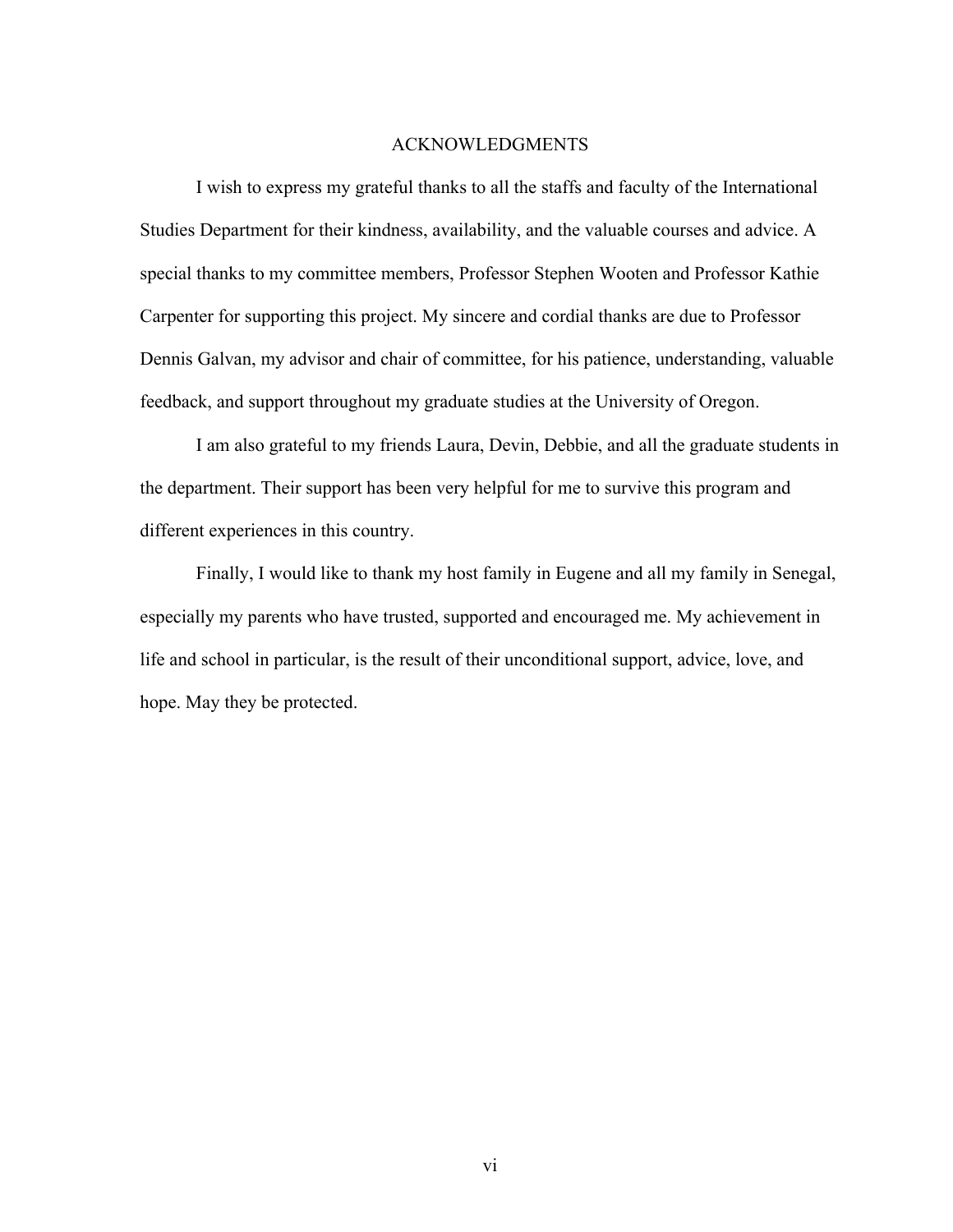# ACKNOWLEDGMENTS

I wish to express my grateful thanks to all the staffs and faculty of the International Studies Department for their kindness, availability, and the valuable courses and advice. A special thanks to my committee members, Professor Stephen Wooten and Professor Kathie Carpenter for supporting this project. My sincere and cordial thanks are due to Professor Dennis Galvan, my advisor and chair of committee, for his patience, understanding, valuable feedback, and support throughout my graduate studies at the University of Oregon.

I am also grateful to my friends Laura, Devin, Debbie, and all the graduate students in the department. Their support has been very helpful for me to survive this program and different experiences in this country.

Finally, I would like to thank my host family in Eugene and all my family in Senegal, especially my parents who have trusted, supported and encouraged me. My achievement in life and school in particular, is the result of their unconditional support, advice, love, and hope. May they be protected.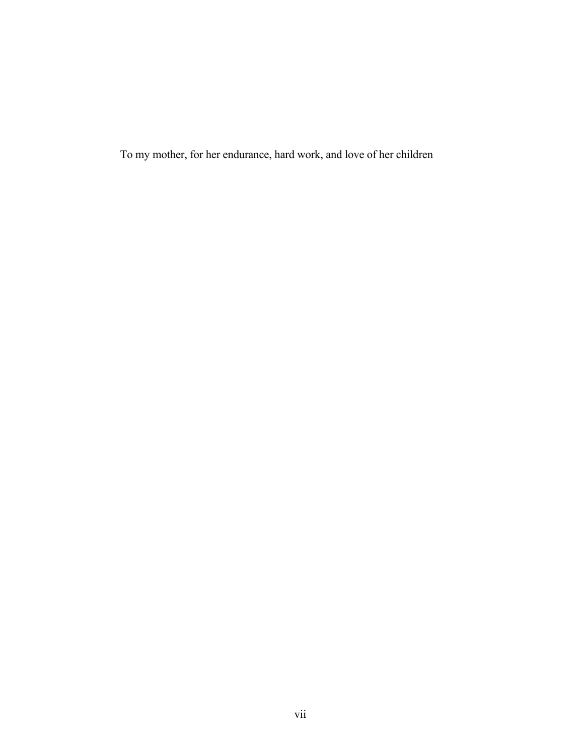To my mother, for her endurance, hard work, and love of her children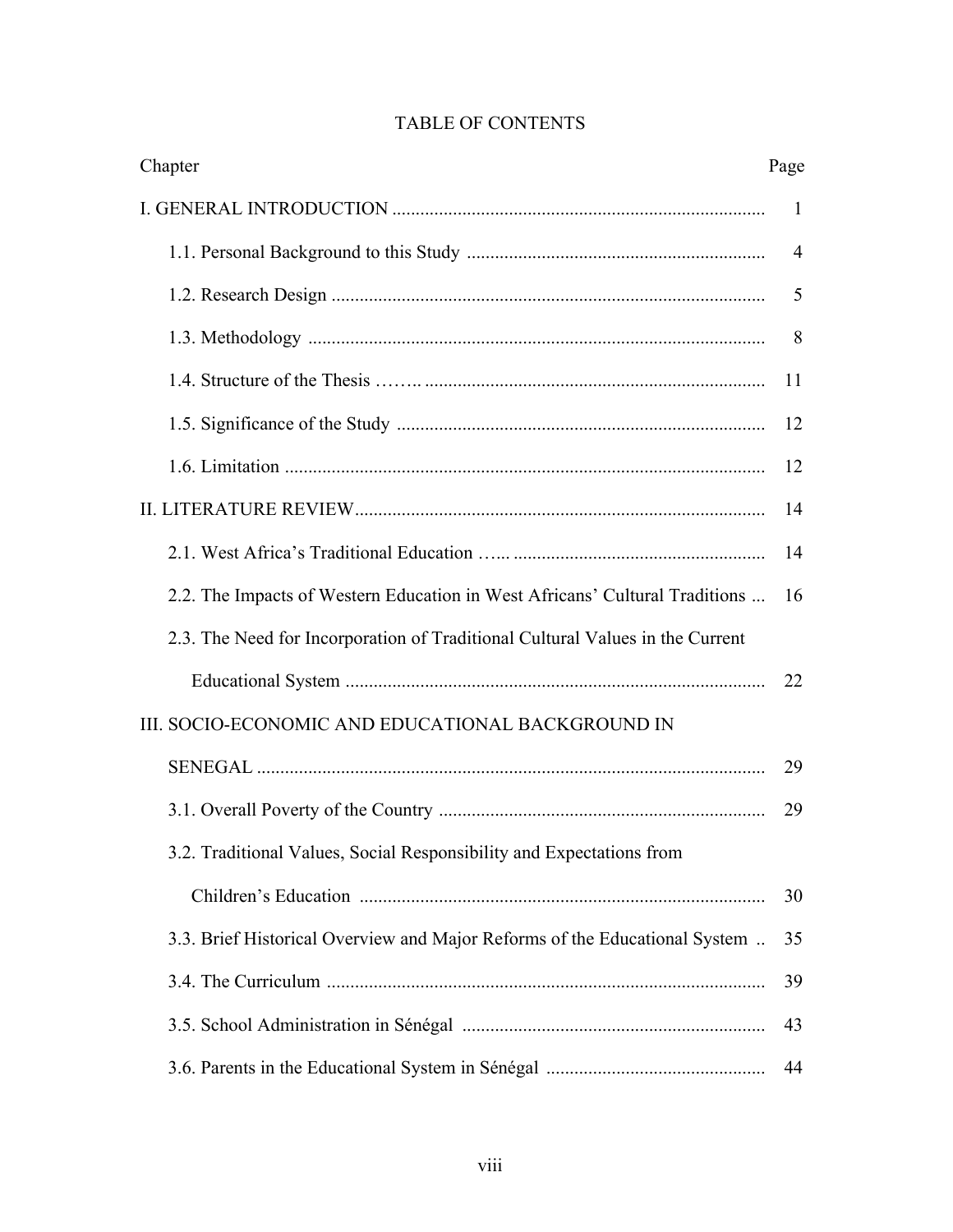# TABLE OF CONTENTS

| Chapter | Page |
|---|---|
| I. GENERAL INTRODUCTION | 1 |
| 1.1. Personal Background to this Study | 4 |
| 1.2. Research Design | 5 |
| 1.3. Methodology | 8 |
| 1.4. Structure of the Thesis | 11 |
| 1.5. Significance of the Study | 12 |
| 1.6. Limitation | 12 |
| II. LITERATURE REVIEW | 14 |
| 2.1. West Africa's Traditional Education | 14 |
| 2.2. The Impacts of Western Education in West Africans' Cultural Traditions | 16 |
| 2.3. The Need for Incorporation of Traditional Cultural Values in the Current Educational System | 22 |
| III. SOCIO-ECONOMIC AND EDUCATIONAL BACKGROUND IN SENEGAL | 29 |
| 3.1. Overall Poverty of the Country | 29 |
| 3.2. Traditional Values, Social Responsibility and Expectations from Children's Education | 30 |
| 3.3. Brief Historical Overview and Major Reforms of the Educational System | 35 |
| 3.4. The Curriculum | 39 |
| 3.5. School Administration in Sénégal | 43 |
| 3.6. Parents in the Educational System in Sénégal | 44 |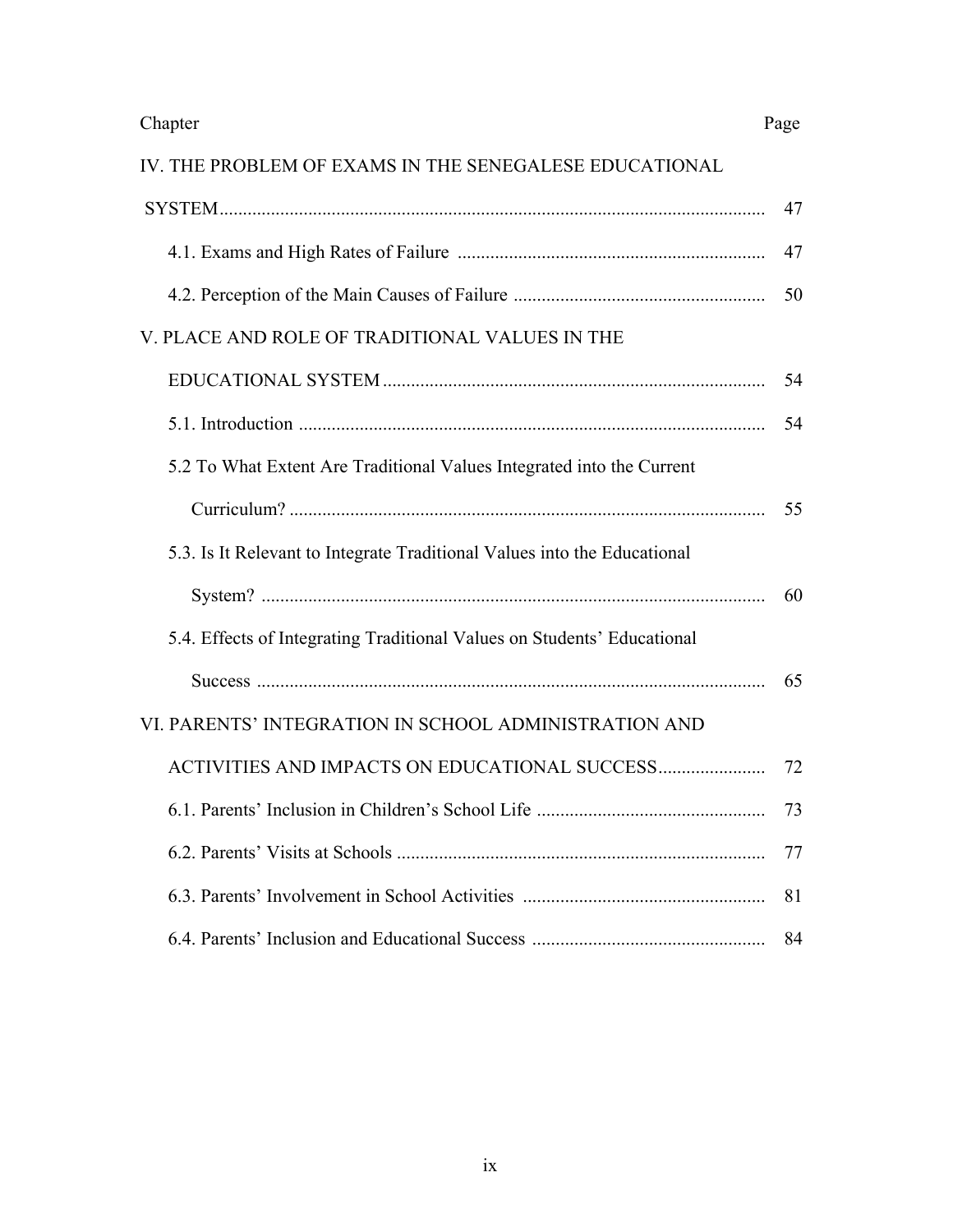| Chapter | Page |
|---|---|
| IV. THE PROBLEM OF EXAMS IN THE SENEGALESE EDUCATIONAL SYSTEM | 47 |
| 4.1. Exams and High Rates of Failure | 47 |
| 4.2. Perception of the Main Causes of Failure | 50 |
| V. PLACE AND ROLE OF TRADITIONAL VALUES IN THE EDUCATIONAL SYSTEM | 54 |
| 5.1. Introduction | 54 |
| 5.2 To What Extent Are Traditional Values Integrated into the Current Curriculum? | 55 |
| 5.3. Is It Relevant to Integrate Traditional Values into the Educational System? | 60 |
| 5.4. Effects of Integrating Traditional Values on Students' Educational Success | 65 |
| VI. PARENTS' INTEGRATION IN SCHOOL ADMINISTRATION AND ACTIVITIES AND IMPACTS ON EDUCATIONAL SUCCESS | 72 |
| 6.1. Parents' Inclusion in Children's School Life | 73 |
| 6.2. Parents' Visits at Schools | 77 |
| 6.3. Parents' Involvement in School Activities | 81 |
| 6.4. Parents' Inclusion and Educational Success | 84 |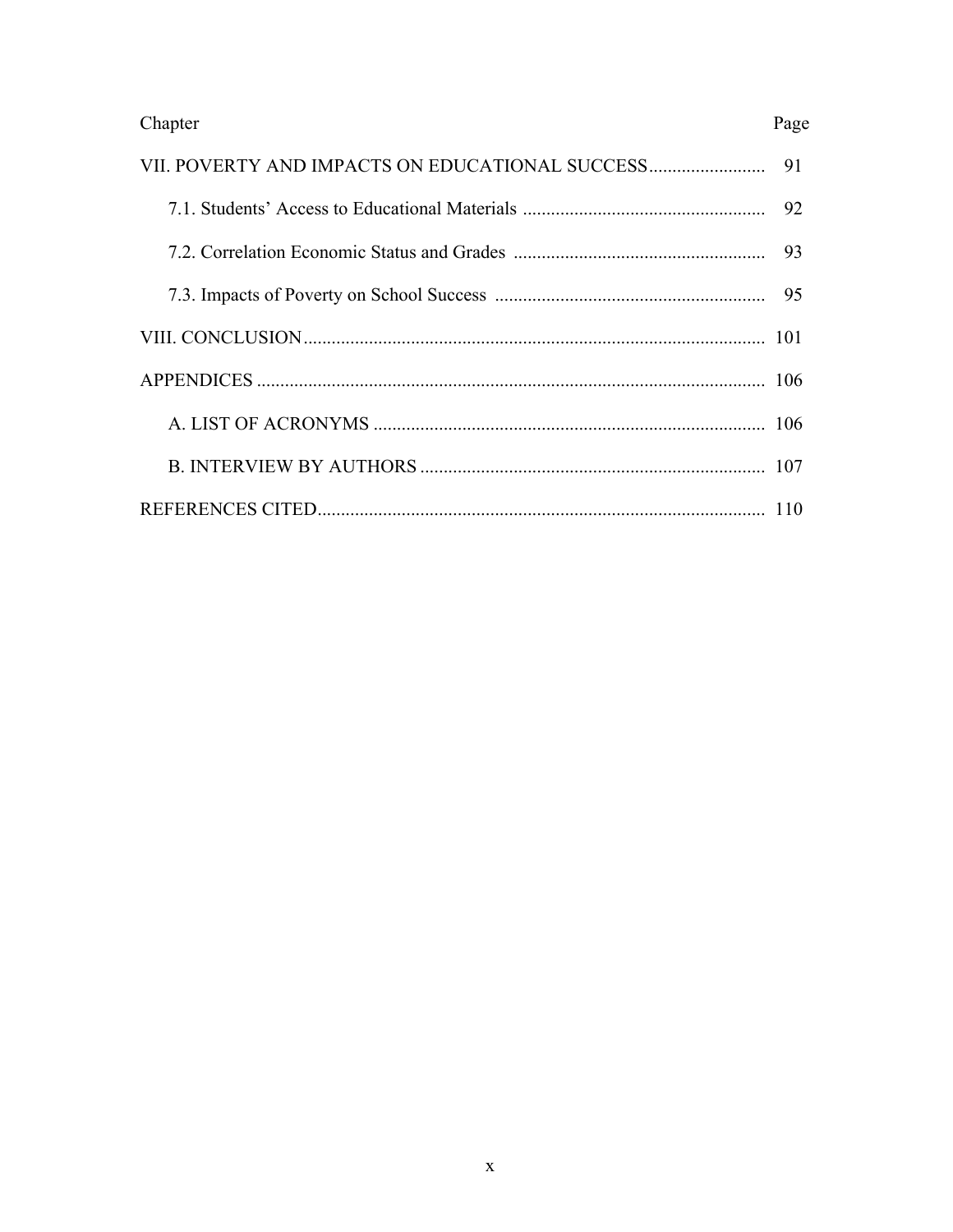| Chapter | Page |
|---|---|
| VII. POVERTY AND IMPACTS ON EDUCATIONAL SUCCESS | 91 |
| 7.1. Students' Access to Educational Materials | 92 |
| 7.2. Correlation Economic Status and Grades | 93 |
| 7.3. Impacts of Poverty on School Success | 95 |
| VIII. CONCLUSION | 101 |
| APPENDICES | 106 |
| A. LIST OF ACRONYMS | 106 |
| B. INTERVIEW BY AUTHORS | 107 |
| REFERENCES CITED | 110 |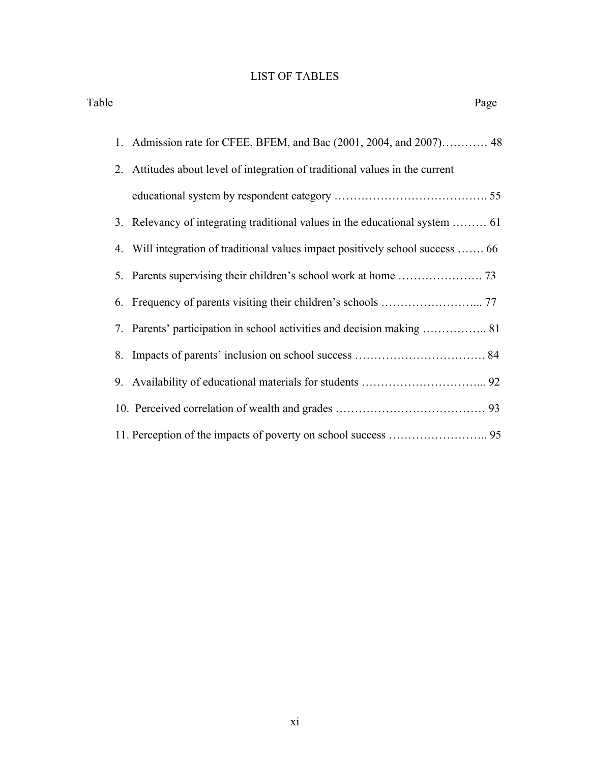# LIST OF TABLES

Table Page

1. Admission rate for CFEE, BFEM, and Bac (2001, 2004, and 2007)………… 48
2. Attitudes about level of integration of traditional values in the current educational system by respondent category …………………………………. 55
3. Relevancy of integrating traditional values in the educational system ……… 61
4. Will integration of traditional values impact positively school success ……. 66
5. Parents supervising their children's school work at home …………………. 73
6. Frequency of parents visiting their children's schools ……………………... 77
7. Parents' participation in school activities and decision making …………….. 81
8. Impacts of parents' inclusion on school success ……………………………. 84
9. Availability of educational materials for students …………………………... 92
10. Perceived correlation of wealth and grades ………………………………… 93
11. Perception of the impacts of poverty on school success …………………….. 95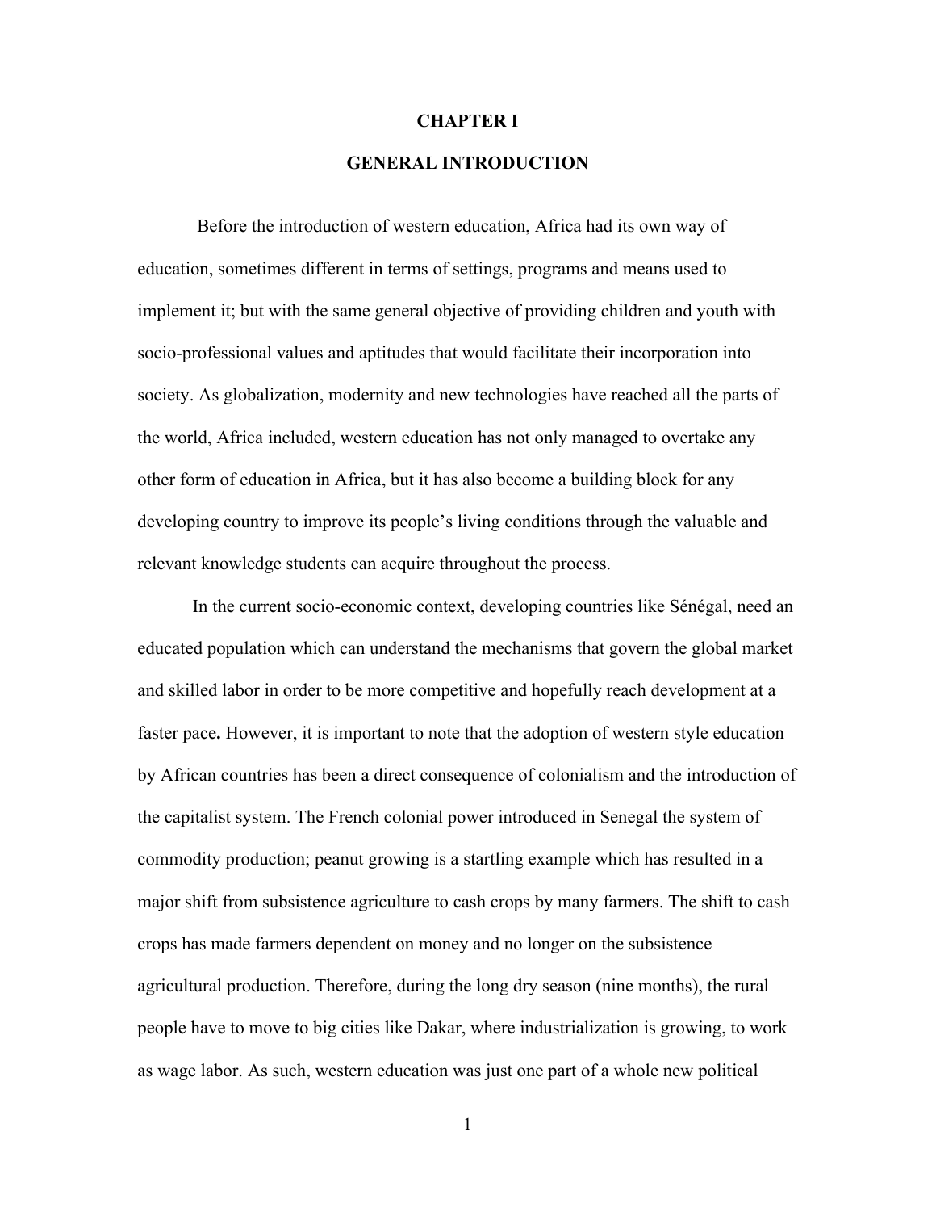# CHAPTER I

# GENERAL INTRODUCTION

Before the introduction of western education, Africa had its own way of education, sometimes different in terms of settings, programs and means used to implement it; but with the same general objective of providing children and youth with socio-professional values and aptitudes that would facilitate their incorporation into society. As globalization, modernity and new technologies have reached all the parts of the world, Africa included, western education has not only managed to overtake any other form of education in Africa, but it has also become a building block for any developing country to improve its people's living conditions through the valuable and relevant knowledge students can acquire throughout the process.

In the current socio-economic context, developing countries like Sénégal, need an educated population which can understand the mechanisms that govern the global market and skilled labor in order to be more competitive and hopefully reach development at a faster pace**.** However, it is important to note that the adoption of western style education by African countries has been a direct consequence of colonialism and the introduction of the capitalist system. The French colonial power introduced in Senegal the system of commodity production; peanut growing is a startling example which has resulted in a major shift from subsistence agriculture to cash crops by many farmers. The shift to cash crops has made farmers dependent on money and no longer on the subsistence agricultural production. Therefore, during the long dry season (nine months), the rural people have to move to big cities like Dakar, where industrialization is growing, to work as wage labor. As such, western education was just one part of a whole new political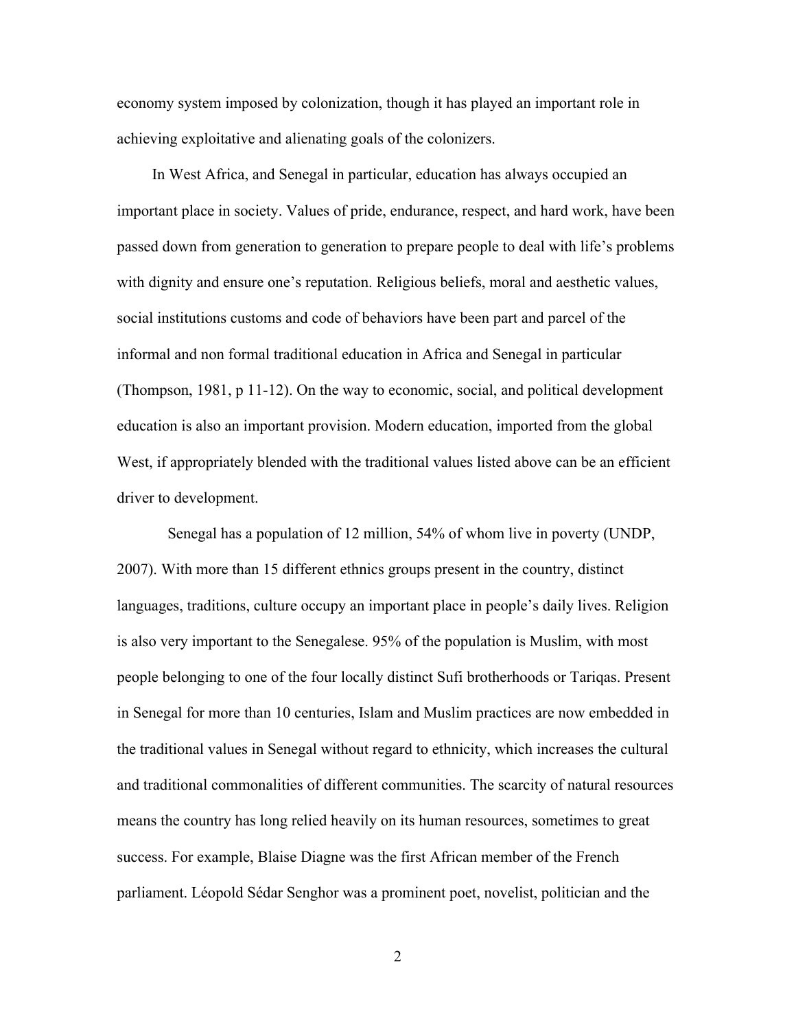economy system imposed by colonization, though it has played an important role in achieving exploitative and alienating goals of the colonizers.

In West Africa, and Senegal in particular, education has always occupied an important place in society. Values of pride, endurance, respect, and hard work, have been passed down from generation to generation to prepare people to deal with life's problems with dignity and ensure one's reputation. Religious beliefs, moral and aesthetic values, social institutions customs and code of behaviors have been part and parcel of the informal and non formal traditional education in Africa and Senegal in particular (Thompson, 1981, p 11-12). On the way to economic, social, and political development education is also an important provision. Modern education, imported from the global West, if appropriately blended with the traditional values listed above can be an efficient driver to development.

Senegal has a population of 12 million, 54% of whom live in poverty (UNDP, 2007). With more than 15 different ethnics groups present in the country, distinct languages, traditions, culture occupy an important place in people's daily lives. Religion is also very important to the Senegalese. 95% of the population is Muslim, with most people belonging to one of the four locally distinct Sufi brotherhoods or Tariqas. Present in Senegal for more than 10 centuries, Islam and Muslim practices are now embedded in the traditional values in Senegal without regard to ethnicity, which increases the cultural and traditional commonalities of different communities. The scarcity of natural resources means the country has long relied heavily on its human resources, sometimes to great success. For example, Blaise Diagne was the first African member of the French parliament. Léopold Sédar Senghor was a prominent poet, novelist, politician and the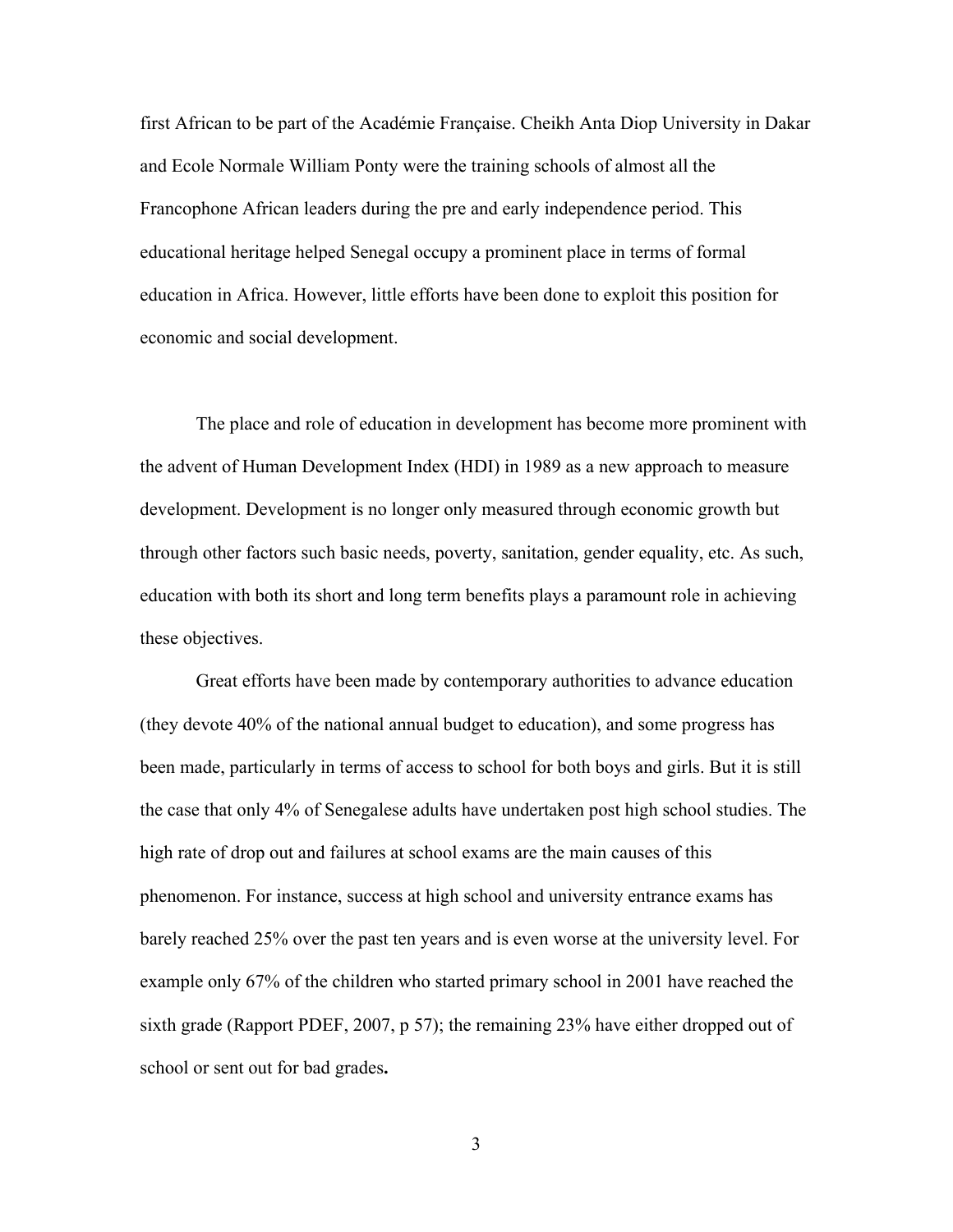first African to be part of the Académie Française. Cheikh Anta Diop University in Dakar and Ecole Normale William Ponty were the training schools of almost all the Francophone African leaders during the pre and early independence period. This educational heritage helped Senegal occupy a prominent place in terms of formal education in Africa. However, little efforts have been done to exploit this position for economic and social development.

The place and role of education in development has become more prominent with the advent of Human Development Index (HDI) in 1989 as a new approach to measure development. Development is no longer only measured through economic growth but through other factors such basic needs, poverty, sanitation, gender equality, etc. As such, education with both its short and long term benefits plays a paramount role in achieving these objectives.

Great efforts have been made by contemporary authorities to advance education (they devote 40% of the national annual budget to education), and some progress has been made, particularly in terms of access to school for both boys and girls. But it is still the case that only 4% of Senegalese adults have undertaken post high school studies. The high rate of drop out and failures at school exams are the main causes of this phenomenon. For instance, success at high school and university entrance exams has barely reached 25% over the past ten years and is even worse at the university level. For example only 67% of the children who started primary school in 2001 have reached the sixth grade (Rapport PDEF, 2007, p 57); the remaining 23% have either dropped out of school or sent out for bad grades**.**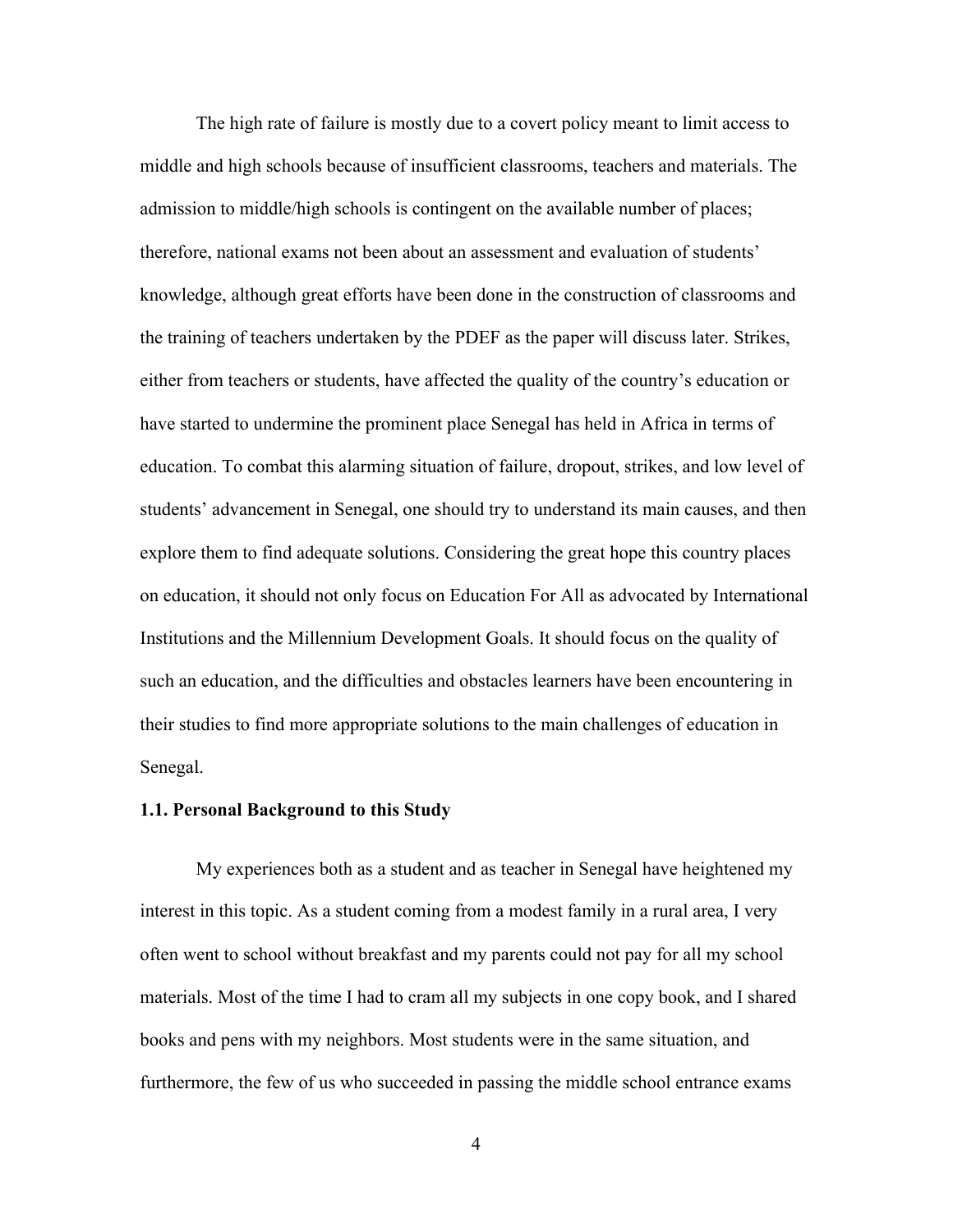The high rate of failure is mostly due to a covert policy meant to limit access to middle and high schools because of insufficient classrooms, teachers and materials. The admission to middle/high schools is contingent on the available number of places; therefore, national exams not been about an assessment and evaluation of students' knowledge, although great efforts have been done in the construction of classrooms and the training of teachers undertaken by the PDEF as the paper will discuss later. Strikes, either from teachers or students, have affected the quality of the country's education or have started to undermine the prominent place Senegal has held in Africa in terms of education. To combat this alarming situation of failure, dropout, strikes, and low level of students' advancement in Senegal, one should try to understand its main causes, and then explore them to find adequate solutions. Considering the great hope this country places on education, it should not only focus on Education For All as advocated by International Institutions and the Millennium Development Goals. It should focus on the quality of such an education, and the difficulties and obstacles learners have been encountering in their studies to find more appropriate solutions to the main challenges of education in Senegal.

### 1.1. Personal Background to this Study

My experiences both as a student and as teacher in Senegal have heightened my interest in this topic. As a student coming from a modest family in a rural area, I very often went to school without breakfast and my parents could not pay for all my school materials. Most of the time I had to cram all my subjects in one copy book, and I shared books and pens with my neighbors. Most students were in the same situation, and furthermore, the few of us who succeeded in passing the middle school entrance exams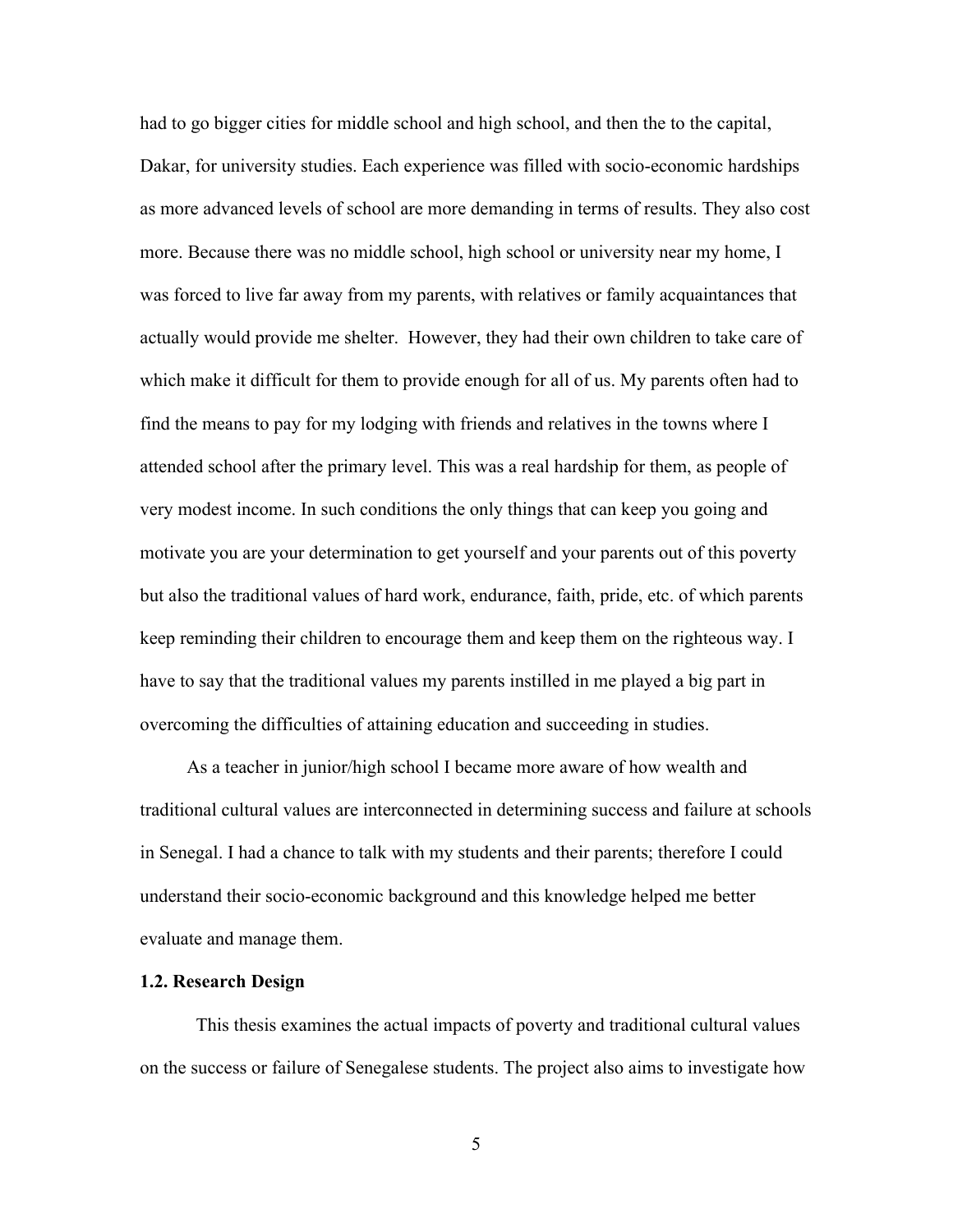had to go bigger cities for middle school and high school, and then the to the capital, Dakar, for university studies. Each experience was filled with socio-economic hardships as more advanced levels of school are more demanding in terms of results. They also cost more. Because there was no middle school, high school or university near my home, I was forced to live far away from my parents, with relatives or family acquaintances that actually would provide me shelter. However, they had their own children to take care of which make it difficult for them to provide enough for all of us. My parents often had to find the means to pay for my lodging with friends and relatives in the towns where I attended school after the primary level. This was a real hardship for them, as people of very modest income. In such conditions the only things that can keep you going and motivate you are your determination to get yourself and your parents out of this poverty but also the traditional values of hard work, endurance, faith, pride, etc. of which parents keep reminding their children to encourage them and keep them on the righteous way. I have to say that the traditional values my parents instilled in me played a big part in overcoming the difficulties of attaining education and succeeding in studies.

As a teacher in junior/high school I became more aware of how wealth and traditional cultural values are interconnected in determining success and failure at schools in Senegal. I had a chance to talk with my students and their parents; therefore I could understand their socio-economic background and this knowledge helped me better evaluate and manage them.

### 1.2. Research Design

This thesis examines the actual impacts of poverty and traditional cultural values on the success or failure of Senegalese students. The project also aims to investigate how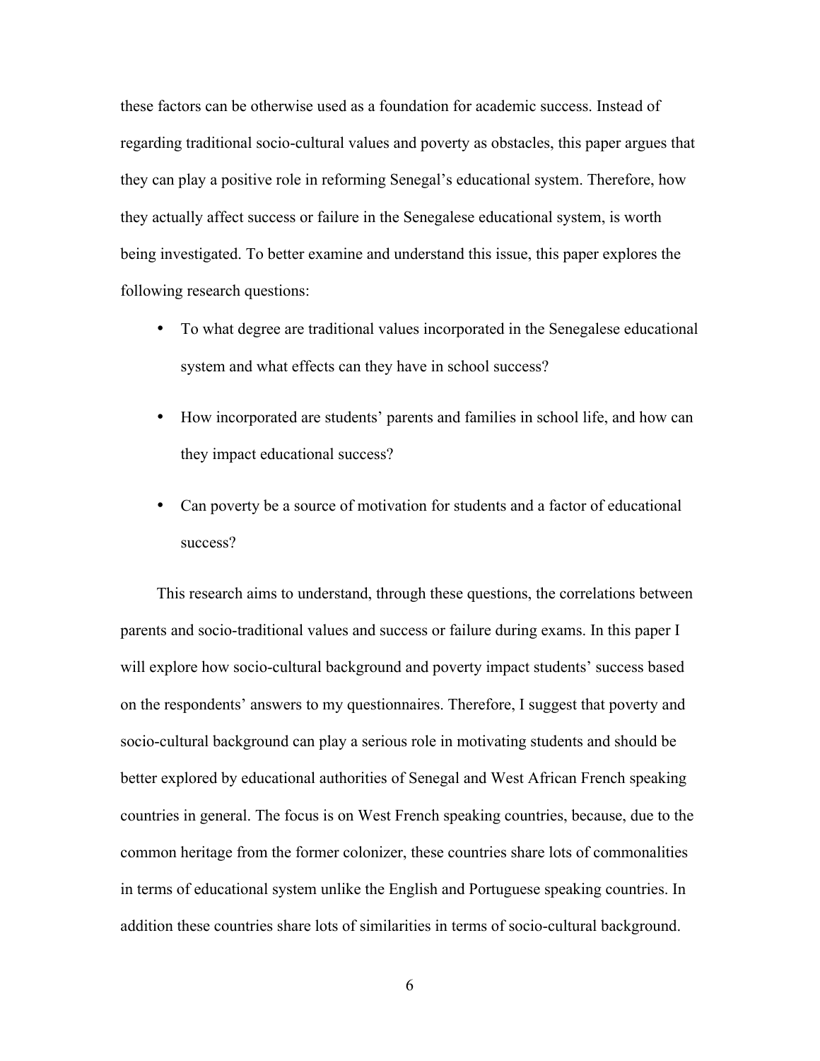these factors can be otherwise used as a foundation for academic success. Instead of regarding traditional socio-cultural values and poverty as obstacles, this paper argues that they can play a positive role in reforming Senegal's educational system. Therefore, how they actually affect success or failure in the Senegalese educational system, is worth being investigated. To better examine and understand this issue, this paper explores the following research questions:

- To what degree are traditional values incorporated in the Senegalese educational system and what effects can they have in school success?
- How incorporated are students' parents and families in school life, and how can they impact educational success?
- Can poverty be a source of motivation for students and a factor of educational success?

This research aims to understand, through these questions, the correlations between parents and socio-traditional values and success or failure during exams. In this paper I will explore how socio-cultural background and poverty impact students' success based on the respondents' answers to my questionnaires. Therefore, I suggest that poverty and socio-cultural background can play a serious role in motivating students and should be better explored by educational authorities of Senegal and West African French speaking countries in general. The focus is on West French speaking countries, because, due to the common heritage from the former colonizer, these countries share lots of commonalities in terms of educational system unlike the English and Portuguese speaking countries. In addition these countries share lots of similarities in terms of socio-cultural background.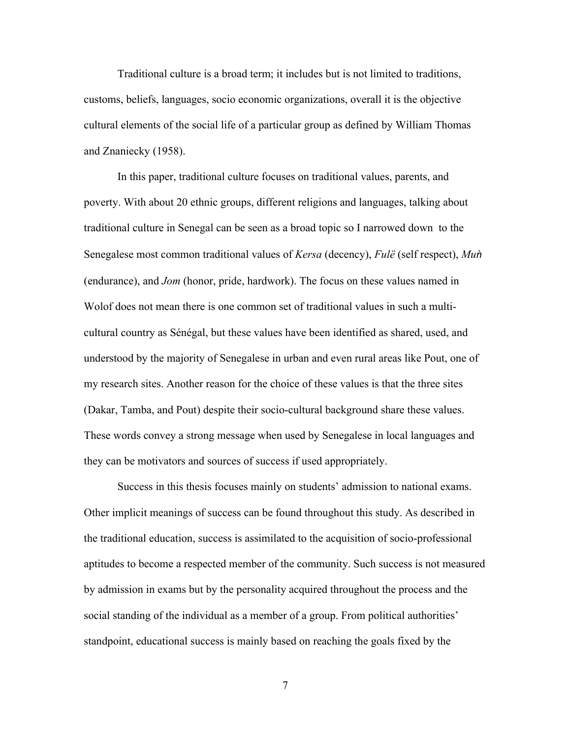Traditional culture is a broad term; it includes but is not limited to traditions, customs, beliefs, languages, socio economic organizations, overall it is the objective cultural elements of the social life of a particular group as defined by William Thomas and Znaniecky (1958).

In this paper, traditional culture focuses on traditional values, parents, and poverty. With about 20 ethnic groups, different religions and languages, talking about traditional culture in Senegal can be seen as a broad topic so I narrowed down to the Senegalese most common traditional values of *Kersa* (decency), *Fulë* (self respect), *Muǹ* (endurance), and *Jom* (honor, pride, hardwork). The focus on these values named in Wolof does not mean there is one common set of traditional values in such a multi-cultural country as Sénégal, but these values have been identified as shared, used, and understood by the majority of Senegalese in urban and even rural areas like Pout, one of my research sites. Another reason for the choice of these values is that the three sites (Dakar, Tamba, and Pout) despite their socio-cultural background share these values. These words convey a strong message when used by Senegalese in local languages and they can be motivators and sources of success if used appropriately.

Success in this thesis focuses mainly on students' admission to national exams. Other implicit meanings of success can be found throughout this study. As described in the traditional education, success is assimilated to the acquisition of socio-professional aptitudes to become a respected member of the community. Such success is not measured by admission in exams but by the personality acquired throughout the process and the social standing of the individual as a member of a group. From political authorities' standpoint, educational success is mainly based on reaching the goals fixed by the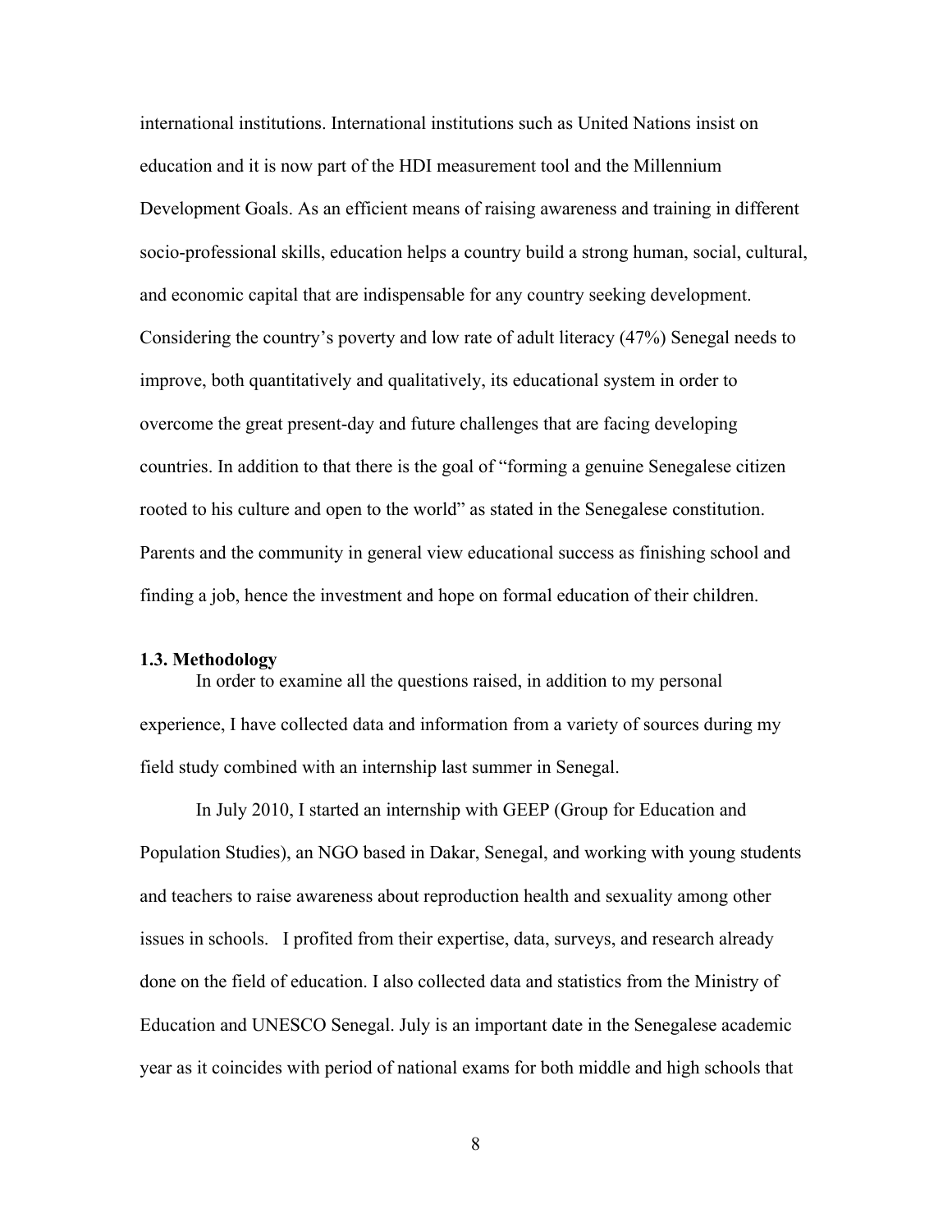international institutions. International institutions such as United Nations insist on education and it is now part of the HDI measurement tool and the Millennium Development Goals. As an efficient means of raising awareness and training in different socio-professional skills, education helps a country build a strong human, social, cultural, and economic capital that are indispensable for any country seeking development. Considering the country's poverty and low rate of adult literacy (47%) Senegal needs to improve, both quantitatively and qualitatively, its educational system in order to overcome the great present-day and future challenges that are facing developing countries. In addition to that there is the goal of "forming a genuine Senegalese citizen rooted to his culture and open to the world" as stated in the Senegalese constitution. Parents and the community in general view educational success as finishing school and finding a job, hence the investment and hope on formal education of their children.

### 1.3. Methodology

In order to examine all the questions raised, in addition to my personal experience, I have collected data and information from a variety of sources during my field study combined with an internship last summer in Senegal.

In July 2010, I started an internship with GEEP (Group for Education and Population Studies), an NGO based in Dakar, Senegal, and working with young students and teachers to raise awareness about reproduction health and sexuality among other issues in schools. I profited from their expertise, data, surveys, and research already done on the field of education. I also collected data and statistics from the Ministry of Education and UNESCO Senegal. July is an important date in the Senegalese academic year as it coincides with period of national exams for both middle and high schools that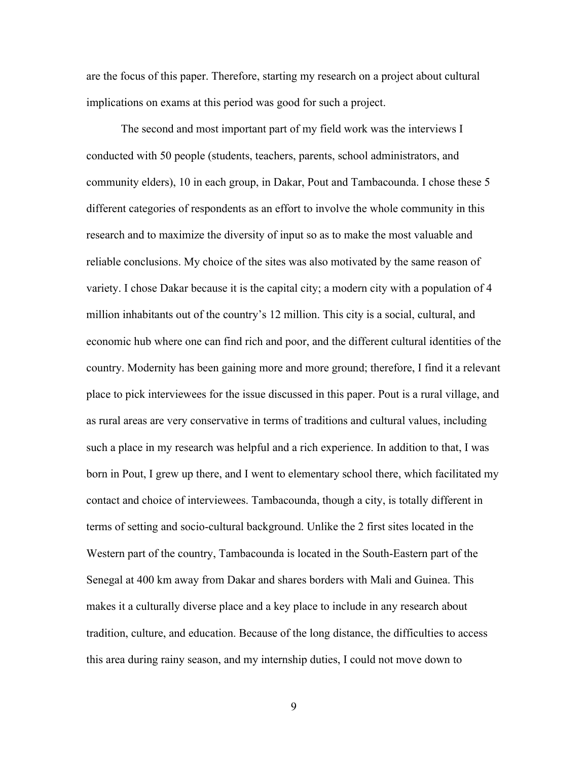are the focus of this paper. Therefore, starting my research on a project about cultural implications on exams at this period was good for such a project.

The second and most important part of my field work was the interviews I conducted with 50 people (students, teachers, parents, school administrators, and community elders), 10 in each group, in Dakar, Pout and Tambacounda. I chose these 5 different categories of respondents as an effort to involve the whole community in this research and to maximize the diversity of input so as to make the most valuable and reliable conclusions. My choice of the sites was also motivated by the same reason of variety. I chose Dakar because it is the capital city; a modern city with a population of 4 million inhabitants out of the country's 12 million. This city is a social, cultural, and economic hub where one can find rich and poor, and the different cultural identities of the country. Modernity has been gaining more and more ground; therefore, I find it a relevant place to pick interviewees for the issue discussed in this paper. Pout is a rural village, and as rural areas are very conservative in terms of traditions and cultural values, including such a place in my research was helpful and a rich experience. In addition to that, I was born in Pout, I grew up there, and I went to elementary school there, which facilitated my contact and choice of interviewees. Tambacounda, though a city, is totally different in terms of setting and socio-cultural background. Unlike the 2 first sites located in the Western part of the country, Tambacounda is located in the South-Eastern part of the Senegal at 400 km away from Dakar and shares borders with Mali and Guinea. This makes it a culturally diverse place and a key place to include in any research about tradition, culture, and education. Because of the long distance, the difficulties to access this area during rainy season, and my internship duties, I could not move down to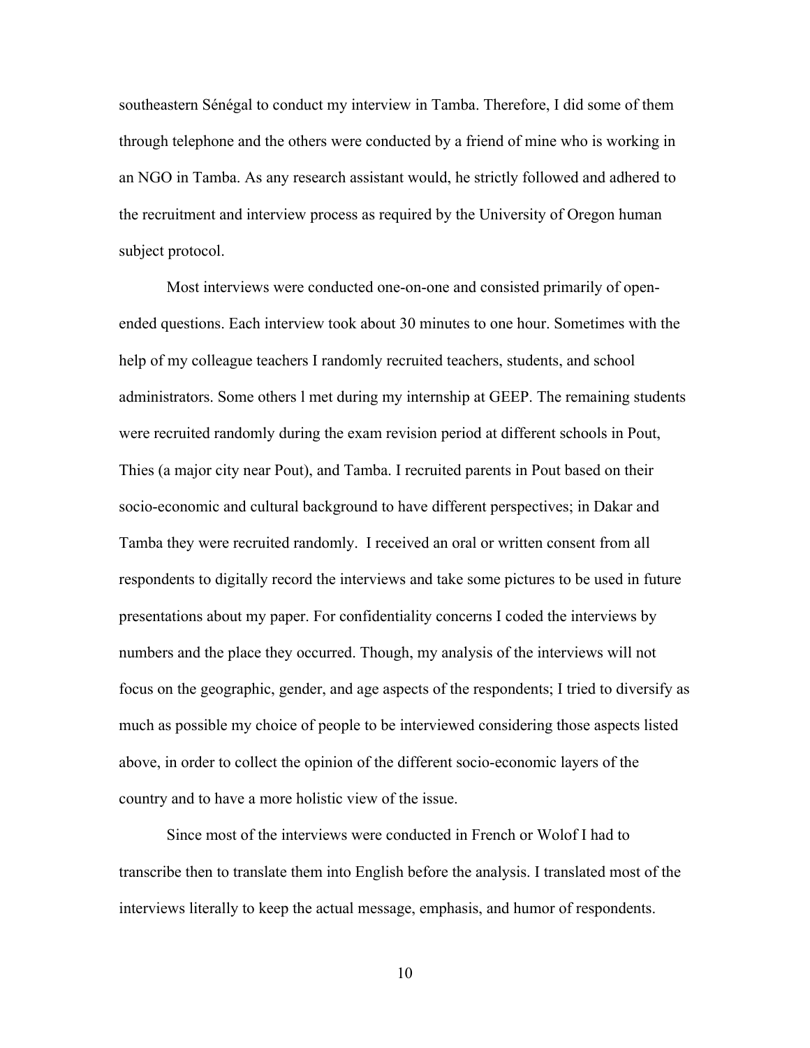southeastern Sénégal to conduct my interview in Tamba. Therefore, I did some of them through telephone and the others were conducted by a friend of mine who is working in an NGO in Tamba. As any research assistant would, he strictly followed and adhered to the recruitment and interview process as required by the University of Oregon human subject protocol.

Most interviews were conducted one-on-one and consisted primarily of open-ended questions. Each interview took about 30 minutes to one hour. Sometimes with the help of my colleague teachers I randomly recruited teachers, students, and school administrators. Some others l met during my internship at GEEP. The remaining students were recruited randomly during the exam revision period at different schools in Pout, Thies (a major city near Pout), and Tamba. I recruited parents in Pout based on their socio-economic and cultural background to have different perspectives; in Dakar and Tamba they were recruited randomly. I received an oral or written consent from all respondents to digitally record the interviews and take some pictures to be used in future presentations about my paper. For confidentiality concerns I coded the interviews by numbers and the place they occurred. Though, my analysis of the interviews will not focus on the geographic, gender, and age aspects of the respondents; I tried to diversify as much as possible my choice of people to be interviewed considering those aspects listed above, in order to collect the opinion of the different socio-economic layers of the country and to have a more holistic view of the issue.

Since most of the interviews were conducted in French or Wolof I had to transcribe then to translate them into English before the analysis. I translated most of the interviews literally to keep the actual message, emphasis, and humor of respondents.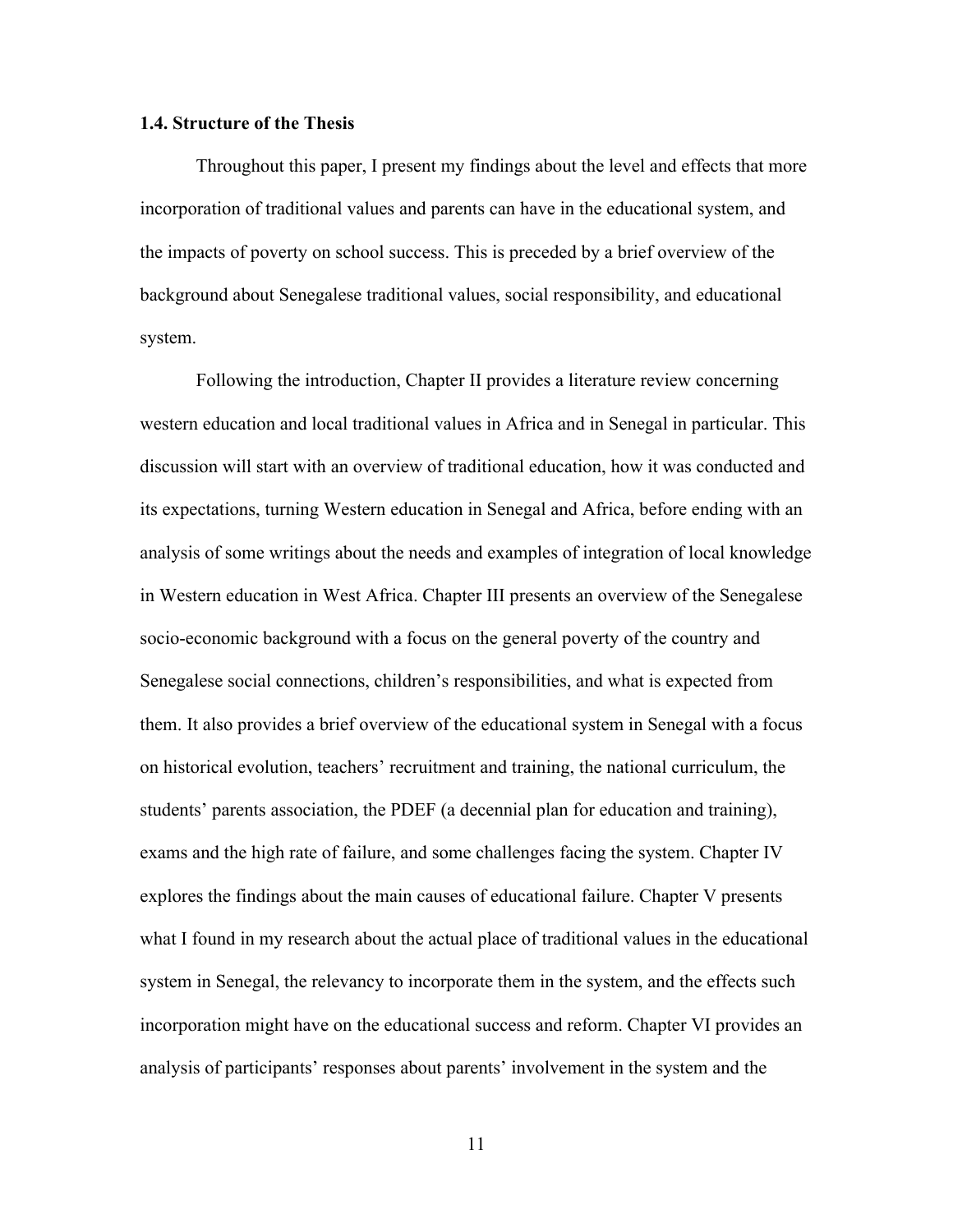### 1.4. Structure of the Thesis

Throughout this paper, I present my findings about the level and effects that more incorporation of traditional values and parents can have in the educational system, and the impacts of poverty on school success. This is preceded by a brief overview of the background about Senegalese traditional values, social responsibility, and educational system.

Following the introduction, Chapter II provides a literature review concerning western education and local traditional values in Africa and in Senegal in particular. This discussion will start with an overview of traditional education, how it was conducted and its expectations, turning Western education in Senegal and Africa, before ending with an analysis of some writings about the needs and examples of integration of local knowledge in Western education in West Africa. Chapter III presents an overview of the Senegalese socio-economic background with a focus on the general poverty of the country and Senegalese social connections, children's responsibilities, and what is expected from them. It also provides a brief overview of the educational system in Senegal with a focus on historical evolution, teachers' recruitment and training, the national curriculum, the students' parents association, the PDEF (a decennial plan for education and training), exams and the high rate of failure, and some challenges facing the system. Chapter IV explores the findings about the main causes of educational failure. Chapter V presents what I found in my research about the actual place of traditional values in the educational system in Senegal, the relevancy to incorporate them in the system, and the effects such incorporation might have on the educational success and reform. Chapter VI provides an analysis of participants' responses about parents' involvement in the system and the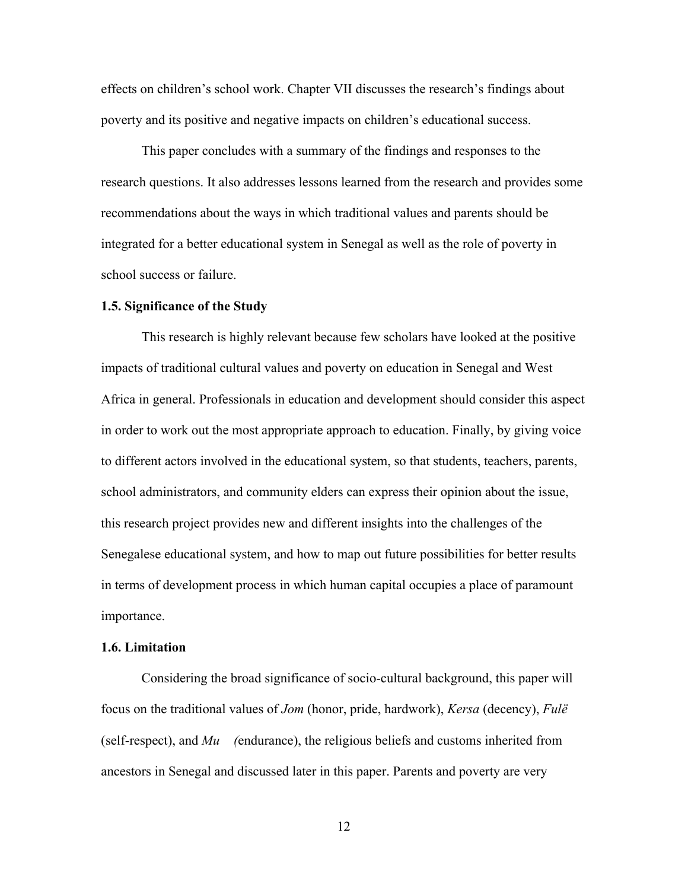effects on children's school work. Chapter VII discusses the research's findings about poverty and its positive and negative impacts on children's educational success.

This paper concludes with a summary of the findings and responses to the research questions. It also addresses lessons learned from the research and provides some recommendations about the ways in which traditional values and parents should be integrated for a better educational system in Senegal as well as the role of poverty in school success or failure.

**1.5. Significance of the Study**

This research is highly relevant because few scholars have looked at the positive impacts of traditional cultural values and poverty on education in Senegal and West Africa in general. Professionals in education and development should consider this aspect in order to work out the most appropriate approach to education. Finally, by giving voice to different actors involved in the educational system, so that students, teachers, parents, school administrators, and community elders can express their opinion about the issue, this research project provides new and different insights into the challenges of the Senegalese educational system, and how to map out future possibilities for better results in terms of development process in which human capital occupies a place of paramount importance.

**1.6. Limitation**

Considering the broad significance of socio-cultural background, this paper will focus on the traditional values of *Jom* (honor, pride, hardwork), *Kersa* (decency), *Fulë* (self-respect), and *Mu* *(*endurance), the religious beliefs and customs inherited from ancestors in Senegal and discussed later in this paper. Parents and poverty are very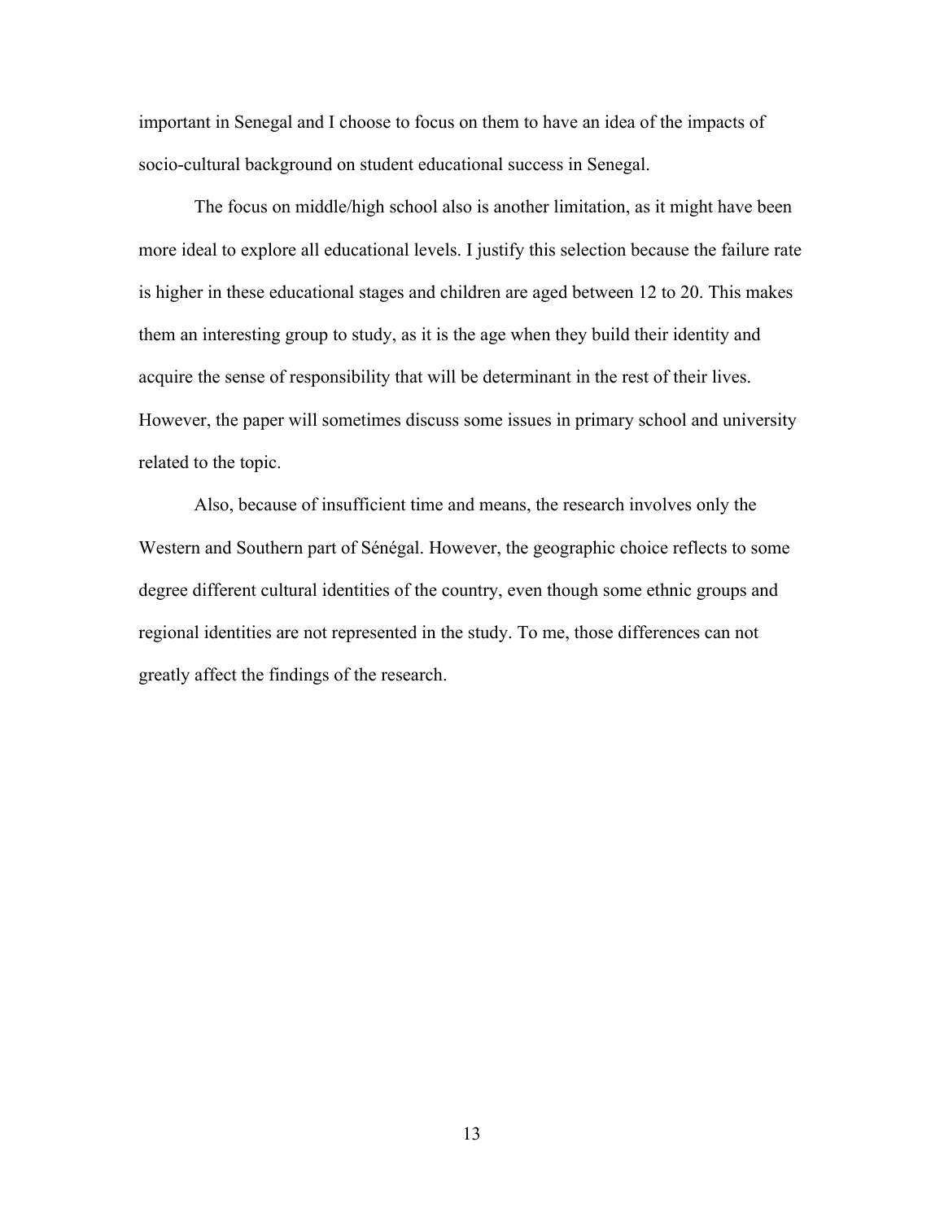important in Senegal and I choose to focus on them to have an idea of the impacts of socio-cultural background on student educational success in Senegal.

The focus on middle/high school also is another limitation, as it might have been more ideal to explore all educational levels. I justify this selection because the failure rate is higher in these educational stages and children are aged between 12 to 20. This makes them an interesting group to study, as it is the age when they build their identity and acquire the sense of responsibility that will be determinant in the rest of their lives. However, the paper will sometimes discuss some issues in primary school and university related to the topic.

Also, because of insufficient time and means, the research involves only the Western and Southern part of Sénégal. However, the geographic choice reflects to some degree different cultural identities of the country, even though some ethnic groups and regional identities are not represented in the study. To me, those differences can not greatly affect the findings of the research.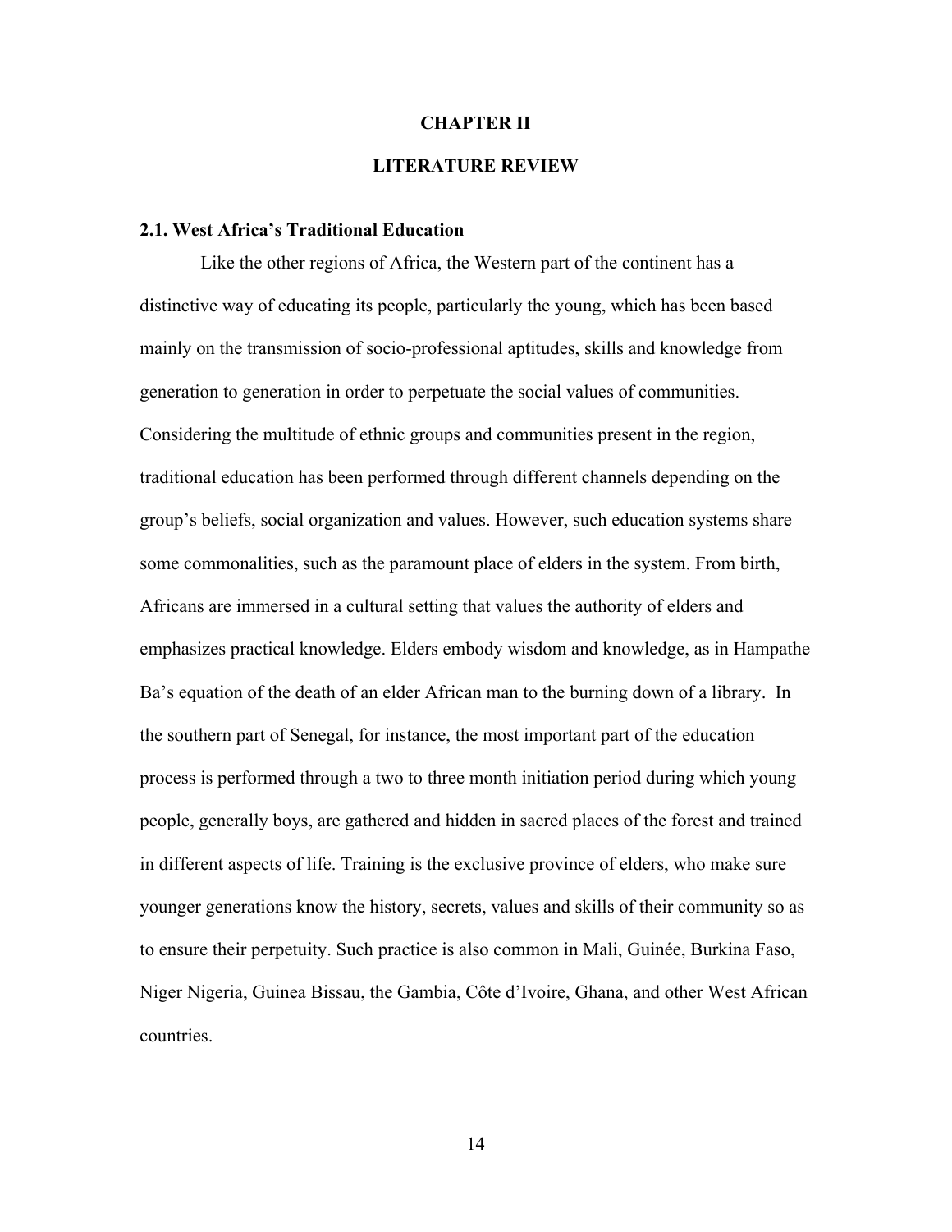# CHAPTER II

# LITERATURE REVIEW

## 2.1. West Africa's Traditional Education

Like the other regions of Africa, the Western part of the continent has a distinctive way of educating its people, particularly the young, which has been based mainly on the transmission of socio-professional aptitudes, skills and knowledge from generation to generation in order to perpetuate the social values of communities. Considering the multitude of ethnic groups and communities present in the region, traditional education has been performed through different channels depending on the group's beliefs, social organization and values. However, such education systems share some commonalities, such as the paramount place of elders in the system. From birth, Africans are immersed in a cultural setting that values the authority of elders and emphasizes practical knowledge. Elders embody wisdom and knowledge, as in Hampathe Ba's equation of the death of an elder African man to the burning down of a library. In the southern part of Senegal, for instance, the most important part of the education process is performed through a two to three month initiation period during which young people, generally boys, are gathered and hidden in sacred places of the forest and trained in different aspects of life. Training is the exclusive province of elders, who make sure younger generations know the history, secrets, values and skills of their community so as to ensure their perpetuity. Such practice is also common in Mali, Guinée, Burkina Faso, Niger Nigeria, Guinea Bissau, the Gambia, Côte d'Ivoire, Ghana, and other West African countries.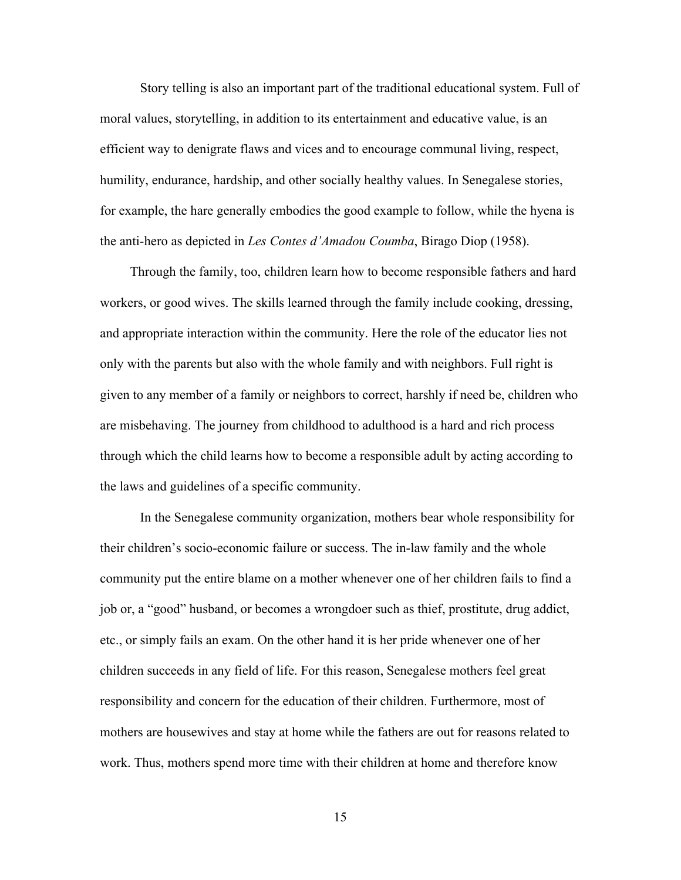Story telling is also an important part of the traditional educational system. Full of moral values, storytelling, in addition to its entertainment and educative value, is an efficient way to denigrate flaws and vices and to encourage communal living, respect, humility, endurance, hardship, and other socially healthy values. In Senegalese stories, for example, the hare generally embodies the good example to follow, while the hyena is the anti-hero as depicted in *Les Contes d'Amadou Coumba*, Birago Diop (1958).

Through the family, too, children learn how to become responsible fathers and hard workers, or good wives. The skills learned through the family include cooking, dressing, and appropriate interaction within the community. Here the role of the educator lies not only with the parents but also with the whole family and with neighbors. Full right is given to any member of a family or neighbors to correct, harshly if need be, children who are misbehaving. The journey from childhood to adulthood is a hard and rich process through which the child learns how to become a responsible adult by acting according to the laws and guidelines of a specific community.

In the Senegalese community organization, mothers bear whole responsibility for their children's socio-economic failure or success. The in-law family and the whole community put the entire blame on a mother whenever one of her children fails to find a job or, a "good" husband, or becomes a wrongdoer such as thief, prostitute, drug addict, etc., or simply fails an exam. On the other hand it is her pride whenever one of her children succeeds in any field of life. For this reason, Senegalese mothers feel great responsibility and concern for the education of their children. Furthermore, most of mothers are housewives and stay at home while the fathers are out for reasons related to work. Thus, mothers spend more time with their children at home and therefore know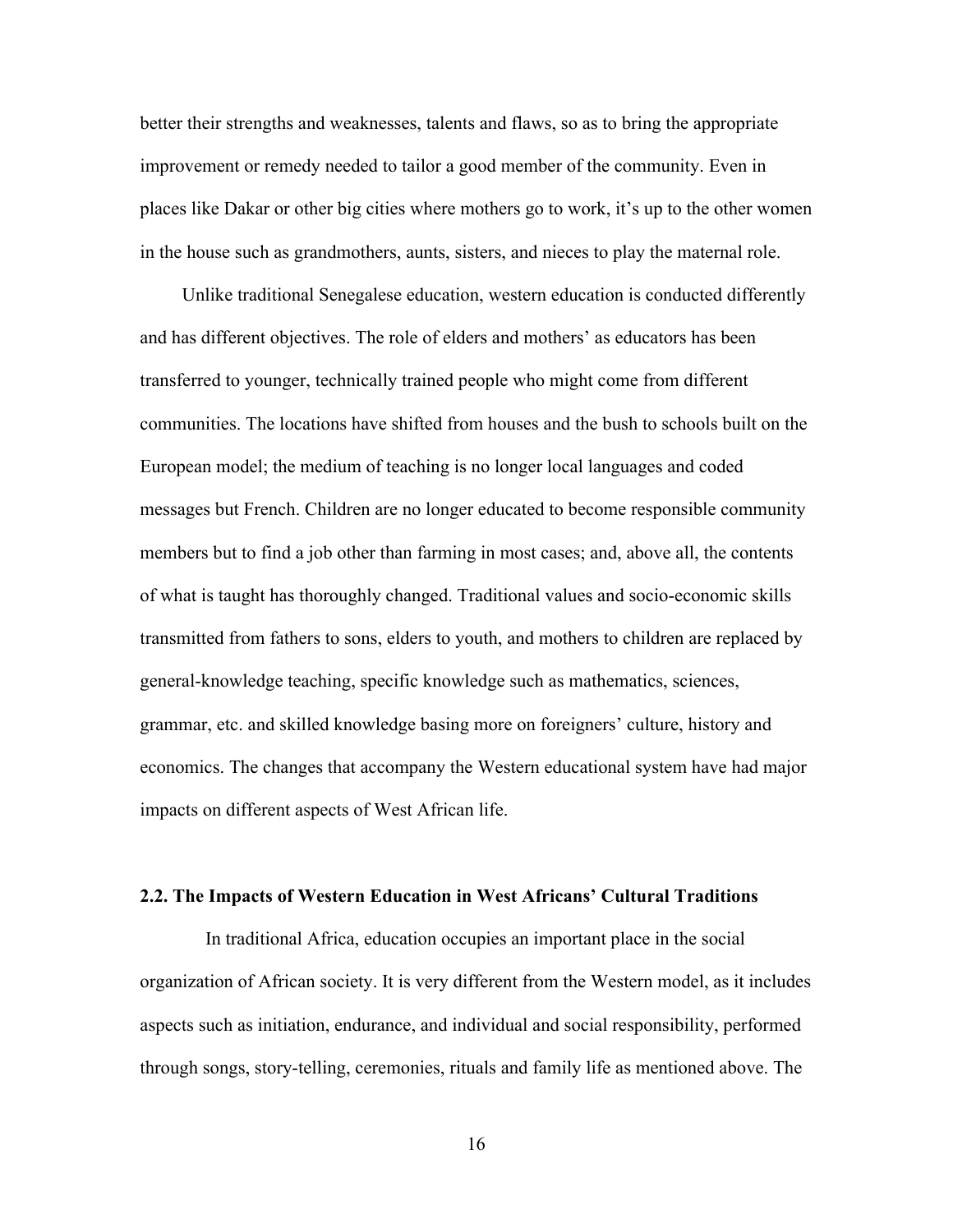better their strengths and weaknesses, talents and flaws, so as to bring the appropriate improvement or remedy needed to tailor a good member of the community. Even in places like Dakar or other big cities where mothers go to work, it's up to the other women in the house such as grandmothers, aunts, sisters, and nieces to play the maternal role.

Unlike traditional Senegalese education, western education is conducted differently and has different objectives. The role of elders and mothers' as educators has been transferred to younger, technically trained people who might come from different communities. The locations have shifted from houses and the bush to schools built on the European model; the medium of teaching is no longer local languages and coded messages but French. Children are no longer educated to become responsible community members but to find a job other than farming in most cases; and, above all, the contents of what is taught has thoroughly changed. Traditional values and socio-economic skills transmitted from fathers to sons, elders to youth, and mothers to children are replaced by general-knowledge teaching, specific knowledge such as mathematics, sciences, grammar, etc. and skilled knowledge basing more on foreigners' culture, history and economics. The changes that accompany the Western educational system have had major impacts on different aspects of West African life.

### 2.2. The Impacts of Western Education in West Africans' Cultural Traditions

In traditional Africa, education occupies an important place in the social organization of African society. It is very different from the Western model, as it includes aspects such as initiation, endurance, and individual and social responsibility, performed through songs, story-telling, ceremonies, rituals and family life as mentioned above. The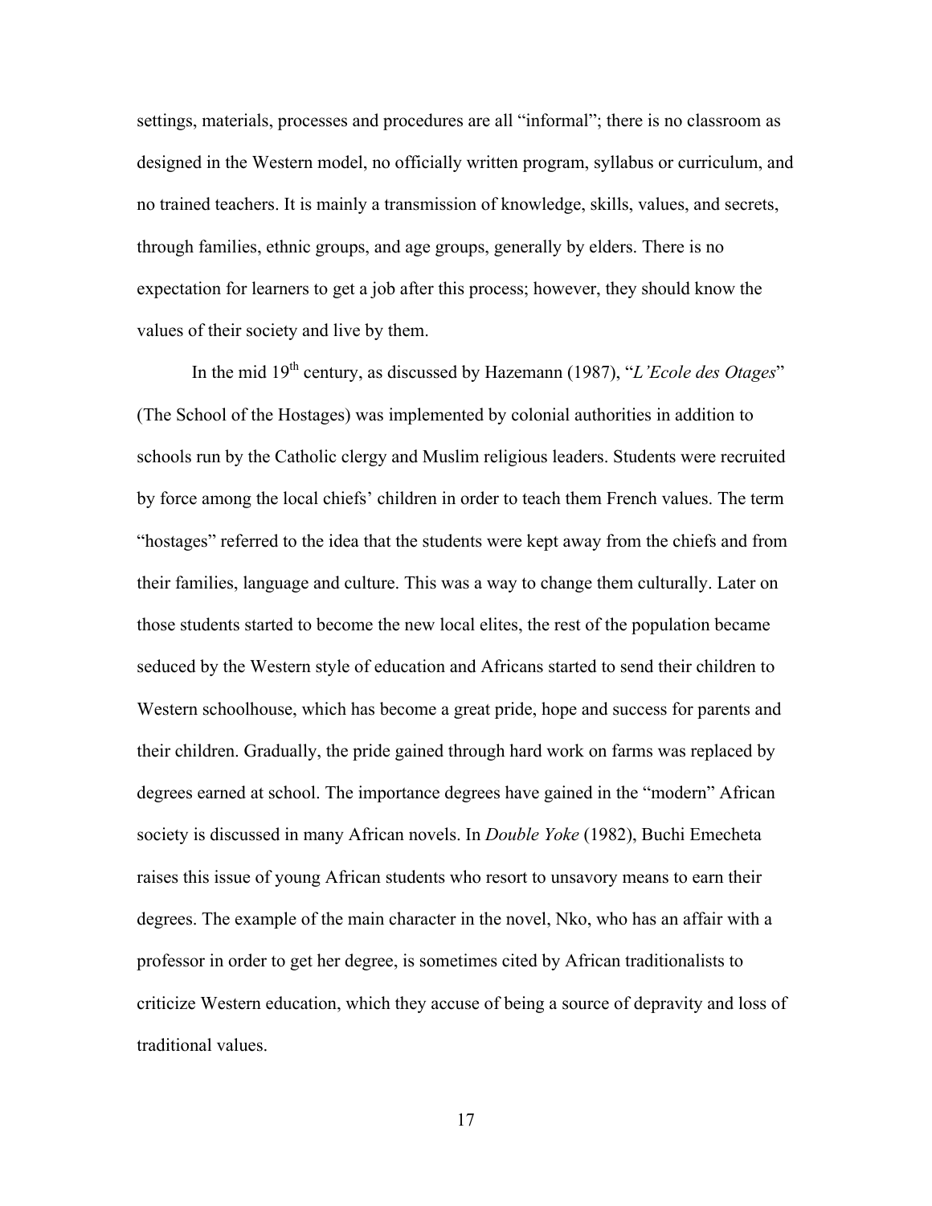settings, materials, processes and procedures are all "informal"; there is no classroom as designed in the Western model, no officially written program, syllabus or curriculum, and no trained teachers. It is mainly a transmission of knowledge, skills, values, and secrets, through families, ethnic groups, and age groups, generally by elders. There is no expectation for learners to get a job after this process; however, they should know the values of their society and live by them.

In the mid 19th century, as discussed by Hazemann (1987), "*L'Ecole des Otages*" (The School of the Hostages) was implemented by colonial authorities in addition to schools run by the Catholic clergy and Muslim religious leaders. Students were recruited by force among the local chiefs' children in order to teach them French values. The term "hostages" referred to the idea that the students were kept away from the chiefs and from their families, language and culture. This was a way to change them culturally. Later on those students started to become the new local elites, the rest of the population became seduced by the Western style of education and Africans started to send their children to Western schoolhouse, which has become a great pride, hope and success for parents and their children. Gradually, the pride gained through hard work on farms was replaced by degrees earned at school. The importance degrees have gained in the "modern" African society is discussed in many African novels. In *Double Yoke* (1982), Buchi Emecheta raises this issue of young African students who resort to unsavory means to earn their degrees. The example of the main character in the novel, Nko, who has an affair with a professor in order to get her degree, is sometimes cited by African traditionalists to criticize Western education, which they accuse of being a source of depravity and loss of traditional values.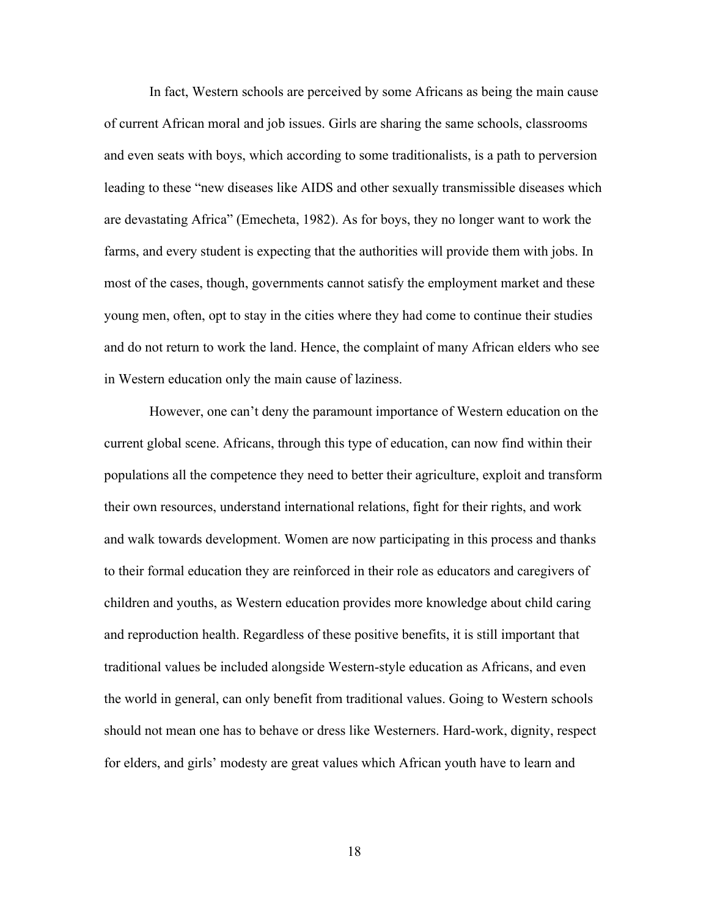In fact, Western schools are perceived by some Africans as being the main cause of current African moral and job issues. Girls are sharing the same schools, classrooms and even seats with boys, which according to some traditionalists, is a path to perversion leading to these "new diseases like AIDS and other sexually transmissible diseases which are devastating Africa" (Emecheta, 1982). As for boys, they no longer want to work the farms, and every student is expecting that the authorities will provide them with jobs. In most of the cases, though, governments cannot satisfy the employment market and these young men, often, opt to stay in the cities where they had come to continue their studies and do not return to work the land. Hence, the complaint of many African elders who see in Western education only the main cause of laziness.

However, one can't deny the paramount importance of Western education on the current global scene. Africans, through this type of education, can now find within their populations all the competence they need to better their agriculture, exploit and transform their own resources, understand international relations, fight for their rights, and work and walk towards development. Women are now participating in this process and thanks to their formal education they are reinforced in their role as educators and caregivers of children and youths, as Western education provides more knowledge about child caring and reproduction health. Regardless of these positive benefits, it is still important that traditional values be included alongside Western-style education as Africans, and even the world in general, can only benefit from traditional values. Going to Western schools should not mean one has to behave or dress like Westerners. Hard-work, dignity, respect for elders, and girls' modesty are great values which African youth have to learn and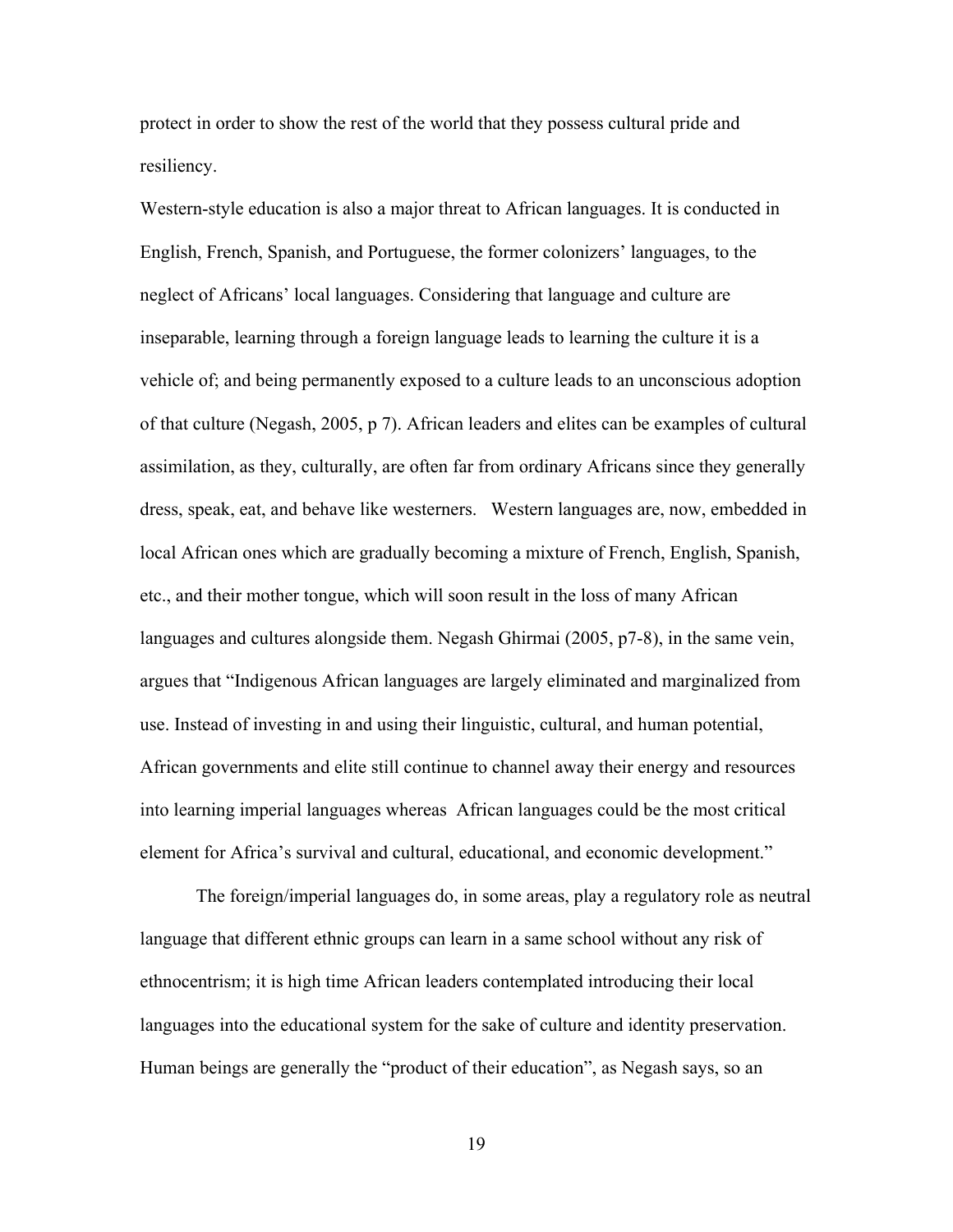protect in order to show the rest of the world that they possess cultural pride and resiliency.

Western-style education is also a major threat to African languages. It is conducted in English, French, Spanish, and Portuguese, the former colonizers' languages, to the neglect of Africans' local languages. Considering that language and culture are inseparable, learning through a foreign language leads to learning the culture it is a vehicle of; and being permanently exposed to a culture leads to an unconscious adoption of that culture (Negash, 2005, p 7). African leaders and elites can be examples of cultural assimilation, as they, culturally, are often far from ordinary Africans since they generally dress, speak, eat, and behave like westerners. Western languages are, now, embedded in local African ones which are gradually becoming a mixture of French, English, Spanish, etc., and their mother tongue, which will soon result in the loss of many African languages and cultures alongside them. Negash Ghirmai (2005, p7-8), in the same vein, argues that "Indigenous African languages are largely eliminated and marginalized from use. Instead of investing in and using their linguistic, cultural, and human potential, African governments and elite still continue to channel away their energy and resources into learning imperial languages whereas African languages could be the most critical element for Africa's survival and cultural, educational, and economic development."

The foreign/imperial languages do, in some areas, play a regulatory role as neutral language that different ethnic groups can learn in a same school without any risk of ethnocentrism; it is high time African leaders contemplated introducing their local languages into the educational system for the sake of culture and identity preservation. Human beings are generally the "product of their education", as Negash says, so an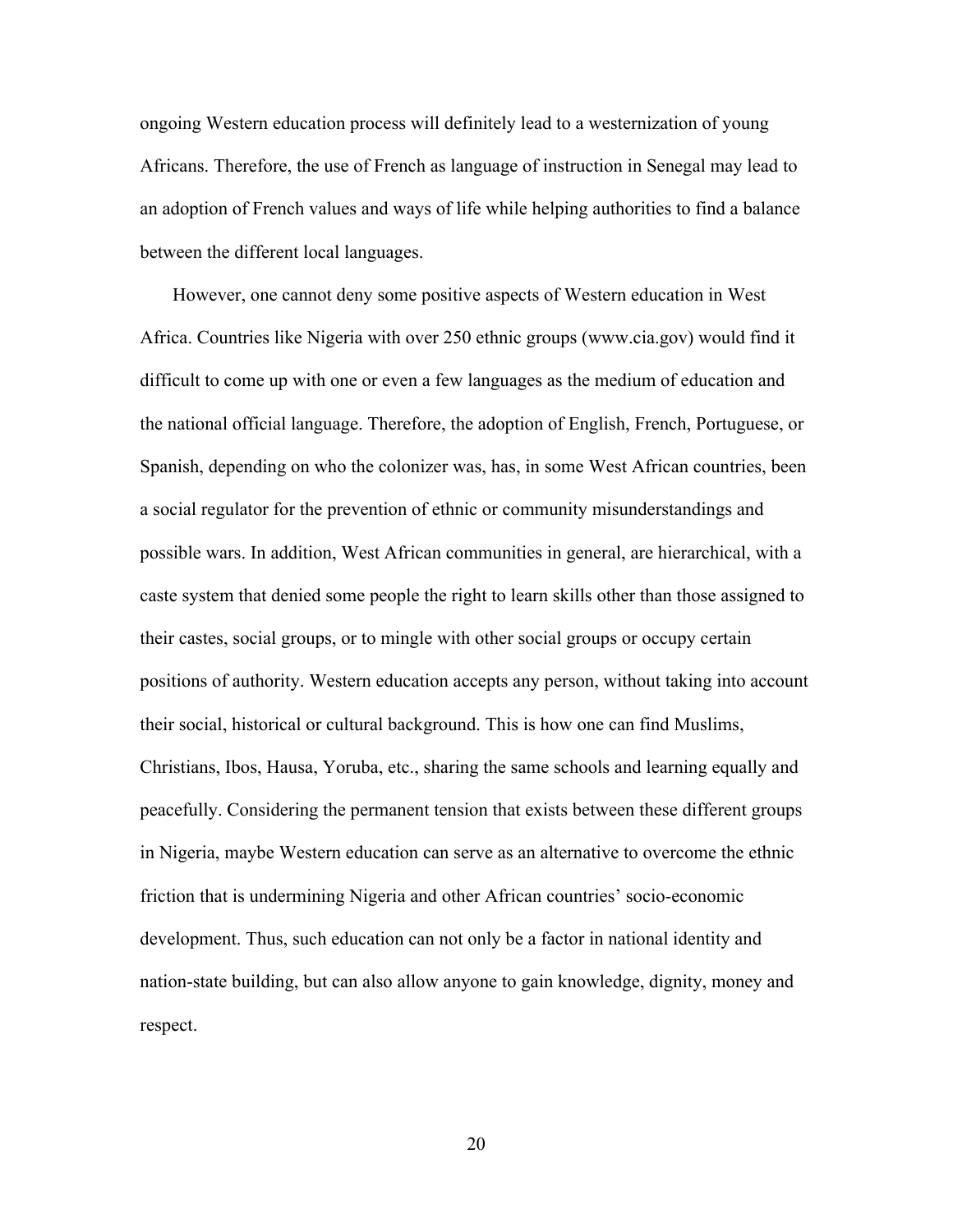ongoing Western education process will definitely lead to a westernization of young Africans. Therefore, the use of French as language of instruction in Senegal may lead to an adoption of French values and ways of life while helping authorities to find a balance between the different local languages.

However, one cannot deny some positive aspects of Western education in West Africa. Countries like Nigeria with over 250 ethnic groups (www.cia.gov) would find it difficult to come up with one or even a few languages as the medium of education and the national official language. Therefore, the adoption of English, French, Portuguese, or Spanish, depending on who the colonizer was, has, in some West African countries, been a social regulator for the prevention of ethnic or community misunderstandings and possible wars. In addition, West African communities in general, are hierarchical, with a caste system that denied some people the right to learn skills other than those assigned to their castes, social groups, or to mingle with other social groups or occupy certain positions of authority. Western education accepts any person, without taking into account their social, historical or cultural background. This is how one can find Muslims, Christians, Ibos, Hausa, Yoruba, etc., sharing the same schools and learning equally and peacefully. Considering the permanent tension that exists between these different groups in Nigeria, maybe Western education can serve as an alternative to overcome the ethnic friction that is undermining Nigeria and other African countries' socio-economic development. Thus, such education can not only be a factor in national identity and nation-state building, but can also allow anyone to gain knowledge, dignity, money and respect.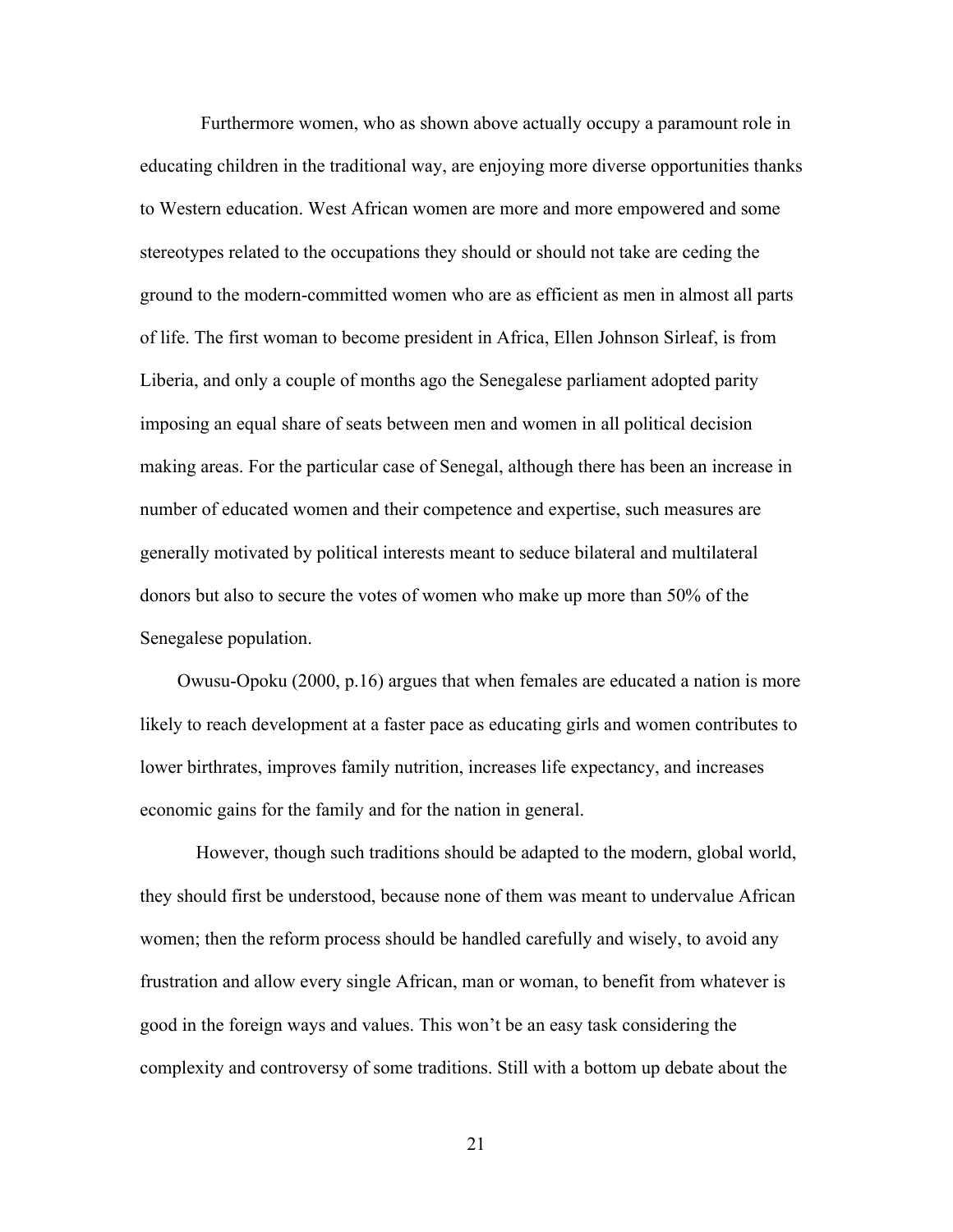Furthermore women, who as shown above actually occupy a paramount role in educating children in the traditional way, are enjoying more diverse opportunities thanks to Western education. West African women are more and more empowered and some stereotypes related to the occupations they should or should not take are ceding the ground to the modern-committed women who are as efficient as men in almost all parts of life. The first woman to become president in Africa, Ellen Johnson Sirleaf, is from Liberia, and only a couple of months ago the Senegalese parliament adopted parity imposing an equal share of seats between men and women in all political decision making areas. For the particular case of Senegal, although there has been an increase in number of educated women and their competence and expertise, such measures are generally motivated by political interests meant to seduce bilateral and multilateral donors but also to secure the votes of women who make up more than 50% of the Senegalese population.

Owusu-Opoku (2000, p.16) argues that when females are educated a nation is more likely to reach development at a faster pace as educating girls and women contributes to lower birthrates, improves family nutrition, increases life expectancy, and increases economic gains for the family and for the nation in general.

However, though such traditions should be adapted to the modern, global world, they should first be understood, because none of them was meant to undervalue African women; then the reform process should be handled carefully and wisely, to avoid any frustration and allow every single African, man or woman, to benefit from whatever is good in the foreign ways and values. This won't be an easy task considering the complexity and controversy of some traditions. Still with a bottom up debate about the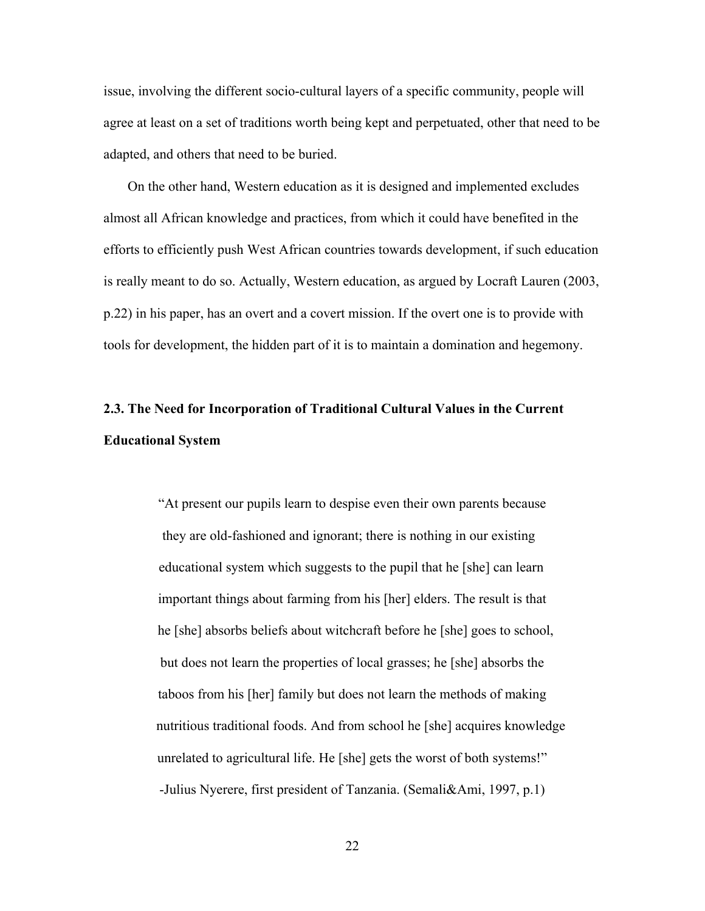issue, involving the different socio-cultural layers of a specific community, people will agree at least on a set of traditions worth being kept and perpetuated, other that need to be adapted, and others that need to be buried.

On the other hand, Western education as it is designed and implemented excludes almost all African knowledge and practices, from which it could have benefited in the efforts to efficiently push West African countries towards development, if such education is really meant to do so. Actually, Western education, as argued by Locraft Lauren (2003, p.22) in his paper, has an overt and a covert mission. If the overt one is to provide with tools for development, the hidden part of it is to maintain a domination and hegemony.

### 2.3. The Need for Incorporation of Traditional Cultural Values in the Current Educational System

> "At present our pupils learn to despise even their own parents because they are old-fashioned and ignorant; there is nothing in our existing educational system which suggests to the pupil that he [she] can learn important things about farming from his [her] elders. The result is that he [she] absorbs beliefs about witchcraft before he [she] goes to school, but does not learn the properties of local grasses; he [she] absorbs the taboos from his [her] family but does not learn the methods of making nutritious traditional foods. And from school he [she] acquires knowledge unrelated to agricultural life. He [she] gets the worst of both systems!"
> -Julius Nyerere, first president of Tanzania. (Semali&Ami, 1997, p.1)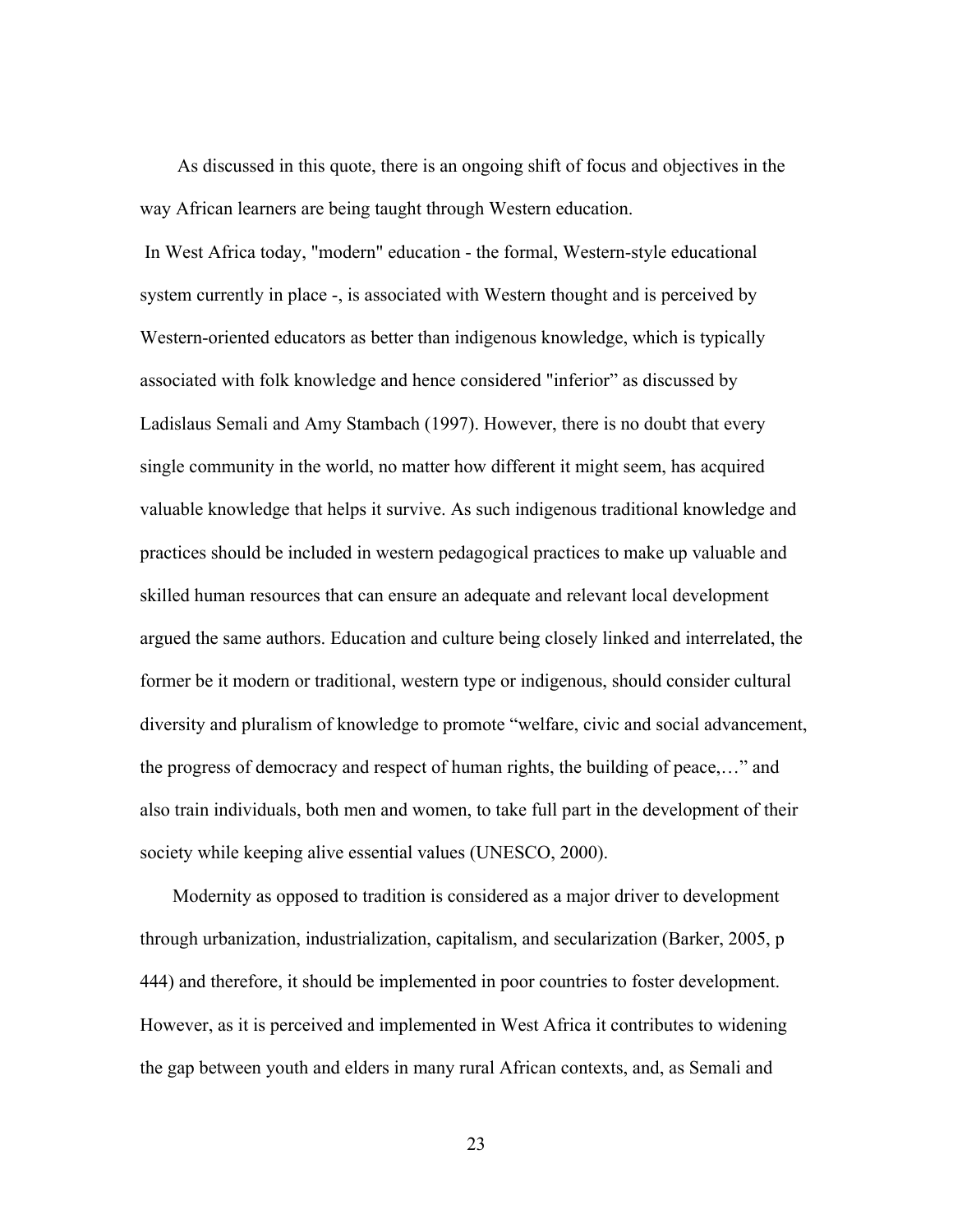As discussed in this quote, there is an ongoing shift of focus and objectives in the way African learners are being taught through Western education.

In West Africa today, "modern" education - the formal, Western-style educational system currently in place -, is associated with Western thought and is perceived by Western-oriented educators as better than indigenous knowledge, which is typically associated with folk knowledge and hence considered "inferior" as discussed by Ladislaus Semali and Amy Stambach (1997). However, there is no doubt that every single community in the world, no matter how different it might seem, has acquired valuable knowledge that helps it survive. As such indigenous traditional knowledge and practices should be included in western pedagogical practices to make up valuable and skilled human resources that can ensure an adequate and relevant local development argued the same authors. Education and culture being closely linked and interrelated, the former be it modern or traditional, western type or indigenous, should consider cultural diversity and pluralism of knowledge to promote "welfare, civic and social advancement, the progress of democracy and respect of human rights, the building of peace,…" and also train individuals, both men and women, to take full part in the development of their society while keeping alive essential values (UNESCO, 2000).

Modernity as opposed to tradition is considered as a major driver to development through urbanization, industrialization, capitalism, and secularization (Barker, 2005, p 444) and therefore, it should be implemented in poor countries to foster development. However, as it is perceived and implemented in West Africa it contributes to widening the gap between youth and elders in many rural African contexts, and, as Semali and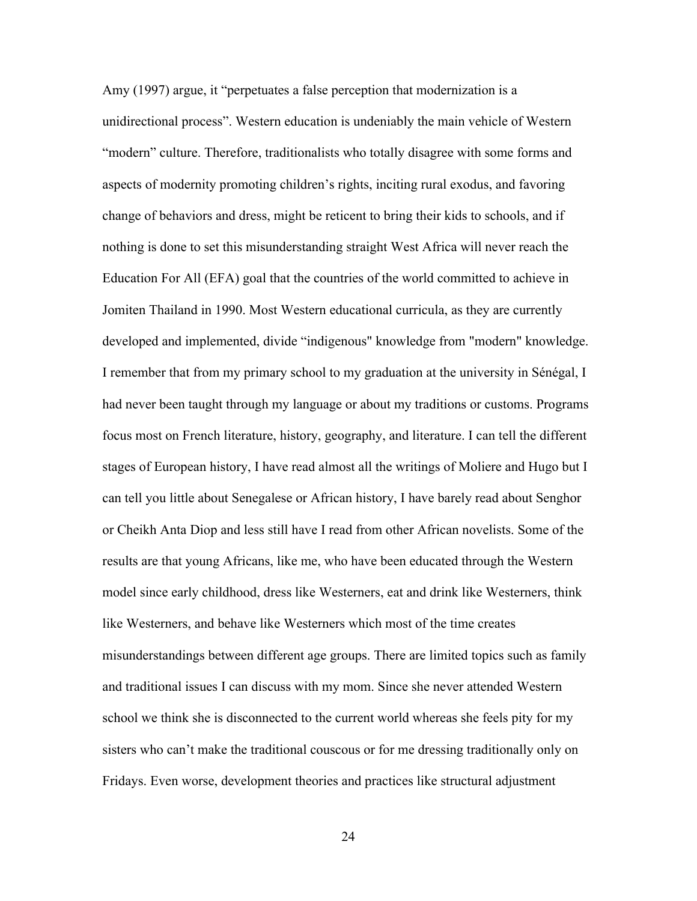Amy (1997) argue, it “perpetuates a false perception that modernization is a unidirectional process”. Western education is undeniably the main vehicle of Western “modern” culture. Therefore, traditionalists who totally disagree with some forms and aspects of modernity promoting children’s rights, inciting rural exodus, and favoring change of behaviors and dress, might be reticent to bring their kids to schools, and if nothing is done to set this misunderstanding straight West Africa will never reach the Education For All (EFA) goal that the countries of the world committed to achieve in Jomiten Thailand in 1990. Most Western educational curricula, as they are currently developed and implemented, divide “indigenous" knowledge from "modern" knowledge. I remember that from my primary school to my graduation at the university in Sénégal, I had never been taught through my language or about my traditions or customs. Programs focus most on French literature, history, geography, and literature. I can tell the different stages of European history, I have read almost all the writings of Moliere and Hugo but I can tell you little about Senegalese or African history, I have barely read about Senghor or Cheikh Anta Diop and less still have I read from other African novelists. Some of the results are that young Africans, like me, who have been educated through the Western model since early childhood, dress like Westerners, eat and drink like Westerners, think like Westerners, and behave like Westerners which most of the time creates misunderstandings between different age groups. There are limited topics such as family and traditional issues I can discuss with my mom. Since she never attended Western school we think she is disconnected to the current world whereas she feels pity for my sisters who can’t make the traditional couscous or for me dressing traditionally only on Fridays. Even worse, development theories and practices like structural adjustment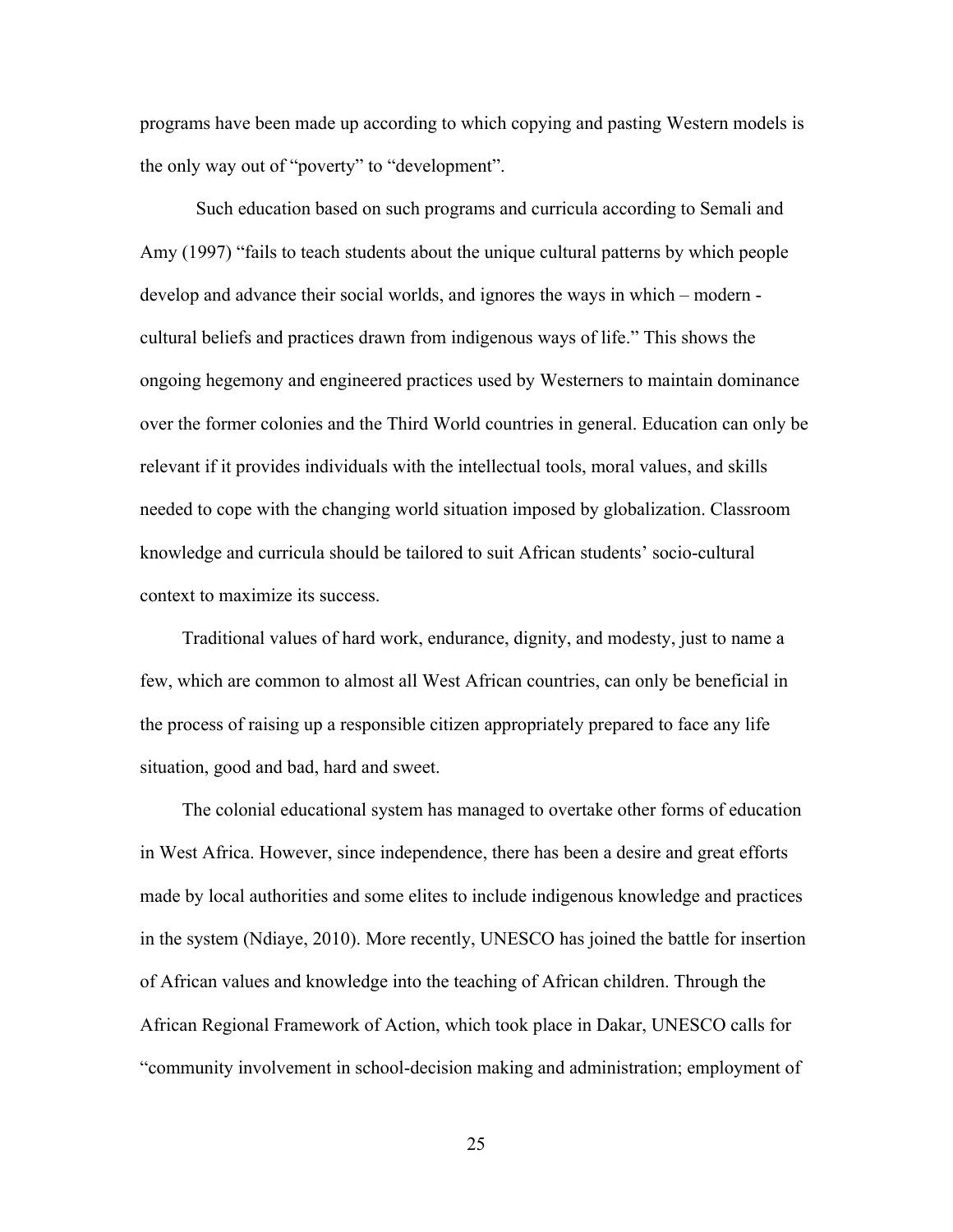programs have been made up according to which copying and pasting Western models is the only way out of "poverty" to "development".

Such education based on such programs and curricula according to Semali and Amy (1997) "fails to teach students about the unique cultural patterns by which people develop and advance their social worlds, and ignores the ways in which – modern - cultural beliefs and practices drawn from indigenous ways of life." This shows the ongoing hegemony and engineered practices used by Westerners to maintain dominance over the former colonies and the Third World countries in general. Education can only be relevant if it provides individuals with the intellectual tools, moral values, and skills needed to cope with the changing world situation imposed by globalization. Classroom knowledge and curricula should be tailored to suit African students' socio-cultural context to maximize its success.

Traditional values of hard work, endurance, dignity, and modesty, just to name a few, which are common to almost all West African countries, can only be beneficial in the process of raising up a responsible citizen appropriately prepared to face any life situation, good and bad, hard and sweet.

The colonial educational system has managed to overtake other forms of education in West Africa. However, since independence, there has been a desire and great efforts made by local authorities and some elites to include indigenous knowledge and practices in the system (Ndiaye, 2010). More recently, UNESCO has joined the battle for insertion of African values and knowledge into the teaching of African children. Through the African Regional Framework of Action, which took place in Dakar, UNESCO calls for "community involvement in school-decision making and administration; employment of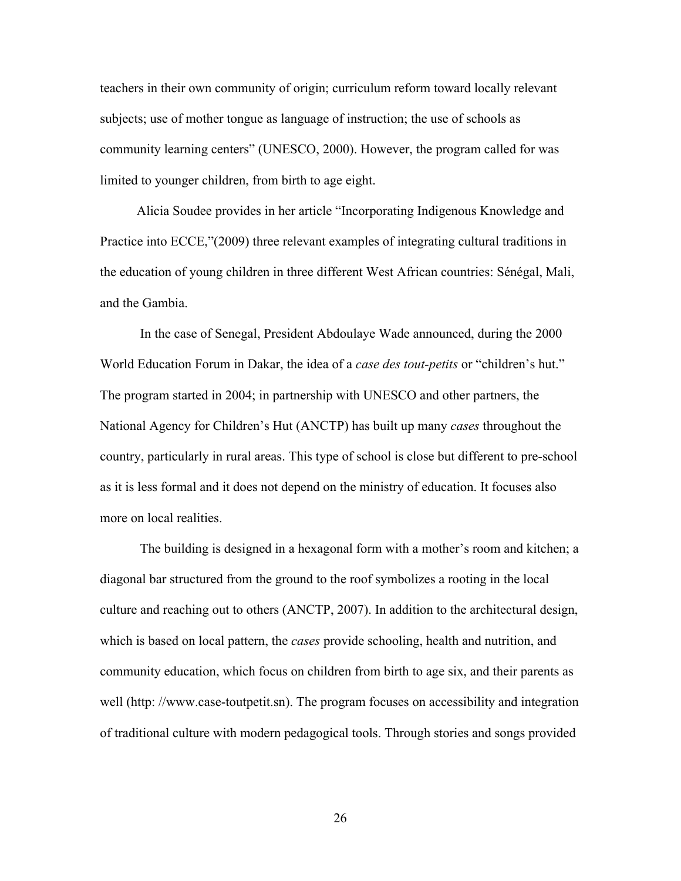teachers in their own community of origin; curriculum reform toward locally relevant subjects; use of mother tongue as language of instruction; the use of schools as community learning centers" (UNESCO, 2000). However, the program called for was limited to younger children, from birth to age eight.

Alicia Soudee provides in her article "Incorporating Indigenous Knowledge and Practice into ECCE,"(2009) three relevant examples of integrating cultural traditions in the education of young children in three different West African countries: Sénégal, Mali, and the Gambia.

In the case of Senegal, President Abdoulaye Wade announced, during the 2000 World Education Forum in Dakar, the idea of a *case des tout-petits* or "children's hut." The program started in 2004; in partnership with UNESCO and other partners, the National Agency for Children's Hut (ANCTP) has built up many *cases* throughout the country, particularly in rural areas. This type of school is close but different to pre-school as it is less formal and it does not depend on the ministry of education. It focuses also more on local realities.

The building is designed in a hexagonal form with a mother's room and kitchen; a diagonal bar structured from the ground to the roof symbolizes a rooting in the local culture and reaching out to others (ANCTP, 2007). In addition to the architectural design, which is based on local pattern, the *cases* provide schooling, health and nutrition, and community education, which focus on children from birth to age six, and their parents as well (http: //www.case-toutpetit.sn). The program focuses on accessibility and integration of traditional culture with modern pedagogical tools. Through stories and songs provided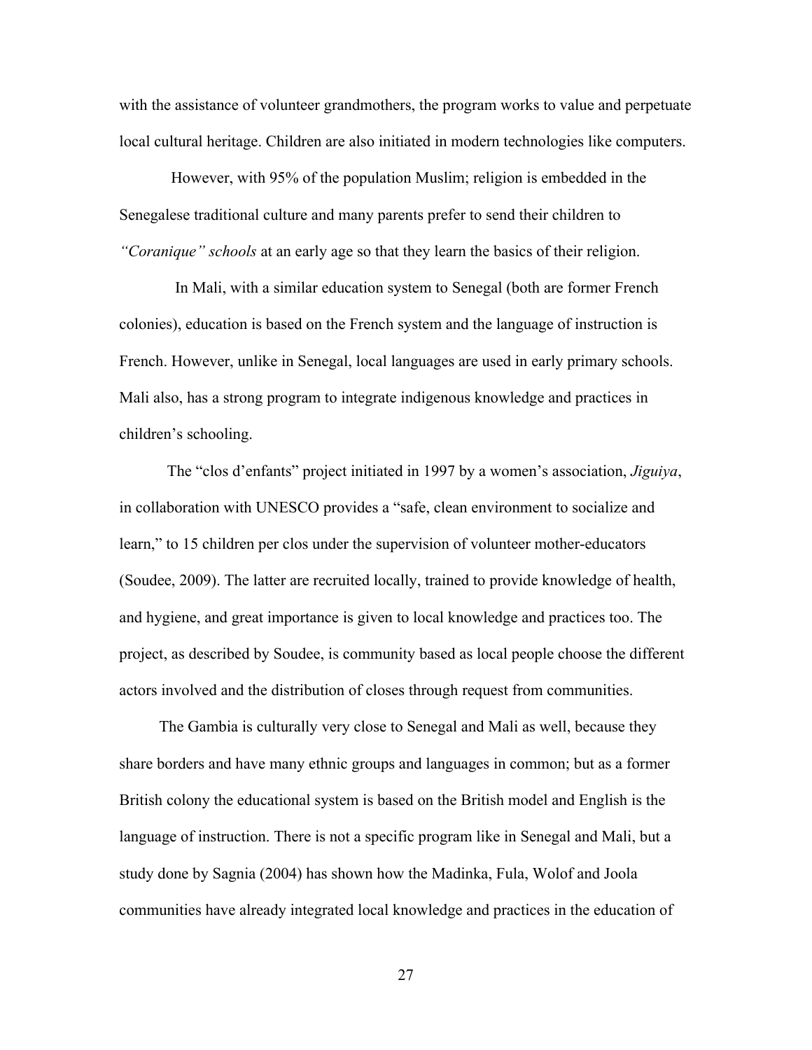with the assistance of volunteer grandmothers, the program works to value and perpetuate local cultural heritage. Children are also initiated in modern technologies like computers.

However, with 95% of the population Muslim; religion is embedded in the Senegalese traditional culture and many parents prefer to send their children to *"Coranique" schools* at an early age so that they learn the basics of their religion.

In Mali, with a similar education system to Senegal (both are former French colonies), education is based on the French system and the language of instruction is French. However, unlike in Senegal, local languages are used in early primary schools. Mali also, has a strong program to integrate indigenous knowledge and practices in children's schooling.

The "clos d'enfants" project initiated in 1997 by a women's association, *Jiguiya*, in collaboration with UNESCO provides a "safe, clean environment to socialize and learn," to 15 children per clos under the supervision of volunteer mother-educators (Soudee, 2009). The latter are recruited locally, trained to provide knowledge of health, and hygiene, and great importance is given to local knowledge and practices too. The project, as described by Soudee, is community based as local people choose the different actors involved and the distribution of closes through request from communities.

The Gambia is culturally very close to Senegal and Mali as well, because they share borders and have many ethnic groups and languages in common; but as a former British colony the educational system is based on the British model and English is the language of instruction. There is not a specific program like in Senegal and Mali, but a study done by Sagnia (2004) has shown how the Madinka, Fula, Wolof and Joola communities have already integrated local knowledge and practices in the education of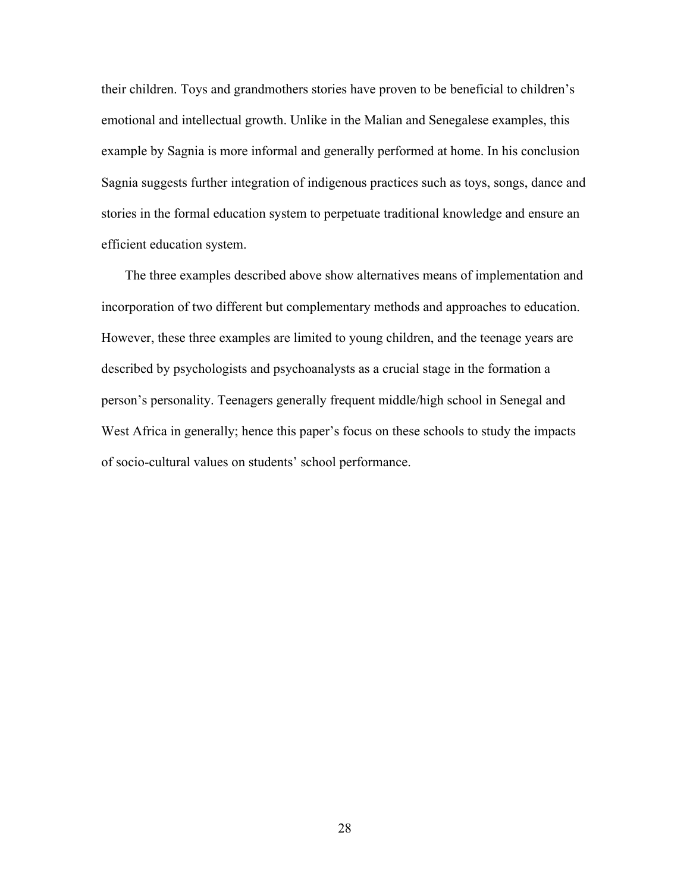their children. Toys and grandmothers stories have proven to be beneficial to children's emotional and intellectual growth. Unlike in the Malian and Senegalese examples, this example by Sagnia is more informal and generally performed at home. In his conclusion Sagnia suggests further integration of indigenous practices such as toys, songs, dance and stories in the formal education system to perpetuate traditional knowledge and ensure an efficient education system.

The three examples described above show alternatives means of implementation and incorporation of two different but complementary methods and approaches to education. However, these three examples are limited to young children, and the teenage years are described by psychologists and psychoanalysts as a crucial stage in the formation a person's personality. Teenagers generally frequent middle/high school in Senegal and West Africa in generally; hence this paper's focus on these schools to study the impacts of socio-cultural values on students' school performance.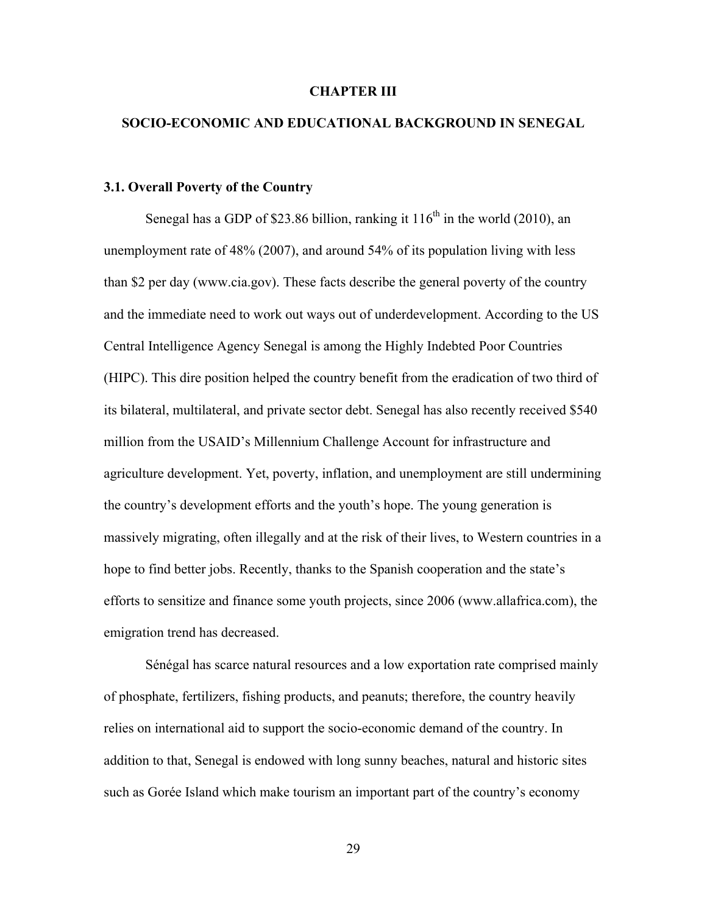# CHAPTER III

# SOCIO-ECONOMIC AND EDUCATIONAL BACKGROUND IN SENEGAL

## 3.1. Overall Poverty of the Country

Senegal has a GDP of $23.86 billion, ranking it 116th in the world (2010), an unemployment rate of 48% (2007), and around 54% of its population living with less than $2 per day (www.cia.gov). These facts describe the general poverty of the country and the immediate need to work out ways out of underdevelopment. According to the US Central Intelligence Agency Senegal is among the Highly Indebted Poor Countries (HIPC). This dire position helped the country benefit from the eradication of two third of its bilateral, multilateral, and private sector debt. Senegal has also recently received $540 million from the USAID's Millennium Challenge Account for infrastructure and agriculture development. Yet, poverty, inflation, and unemployment are still undermining the country's development efforts and the youth's hope. The young generation is massively migrating, often illegally and at the risk of their lives, to Western countries in a hope to find better jobs. Recently, thanks to the Spanish cooperation and the state's efforts to sensitize and finance some youth projects, since 2006 (www.allafrica.com), the emigration trend has decreased.

Sénégal has scarce natural resources and a low exportation rate comprised mainly of phosphate, fertilizers, fishing products, and peanuts; therefore, the country heavily relies on international aid to support the socio-economic demand of the country. In addition to that, Senegal is endowed with long sunny beaches, natural and historic sites such as Gorée Island which make tourism an important part of the country's economy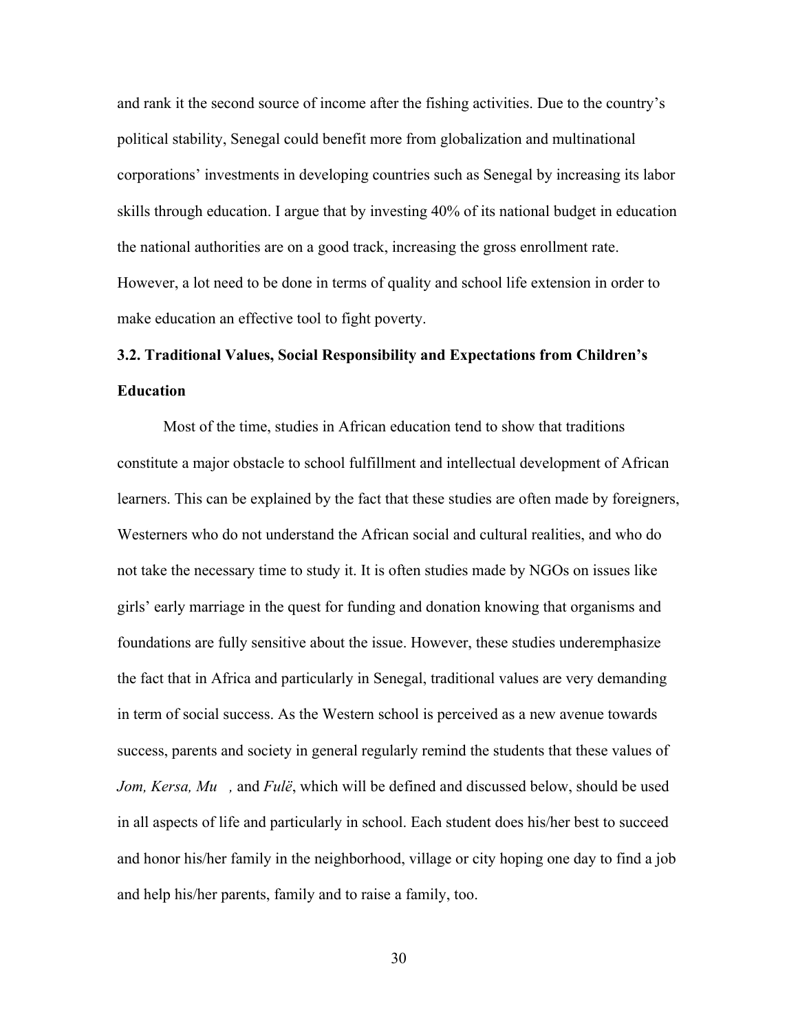and rank it the second source of income after the fishing activities. Due to the country's political stability, Senegal could benefit more from globalization and multinational corporations' investments in developing countries such as Senegal by increasing its labor skills through education. I argue that by investing 40% of its national budget in education the national authorities are on a good track, increasing the gross enrollment rate. However, a lot need to be done in terms of quality and school life extension in order to make education an effective tool to fight poverty.

### 3.2. Traditional Values, Social Responsibility and Expectations from Children's Education

Most of the time, studies in African education tend to show that traditions constitute a major obstacle to school fulfillment and intellectual development of African learners. This can be explained by the fact that these studies are often made by foreigners, Westerners who do not understand the African social and cultural realities, and who do not take the necessary time to study it. It is often studies made by NGOs on issues like girls' early marriage in the quest for funding and donation knowing that organisms and foundations are fully sensitive about the issue. However, these studies underemphasize the fact that in Africa and particularly in Senegal, traditional values are very demanding in term of social success. As the Western school is perceived as a new avenue towards success, parents and society in general regularly remind the students that these values of *Jom, Kersa, Mu*, and *Fulë*, which will be defined and discussed below, should be used in all aspects of life and particularly in school. Each student does his/her best to succeed and honor his/her family in the neighborhood, village or city hoping one day to find a job and help his/her parents, family and to raise a family, too.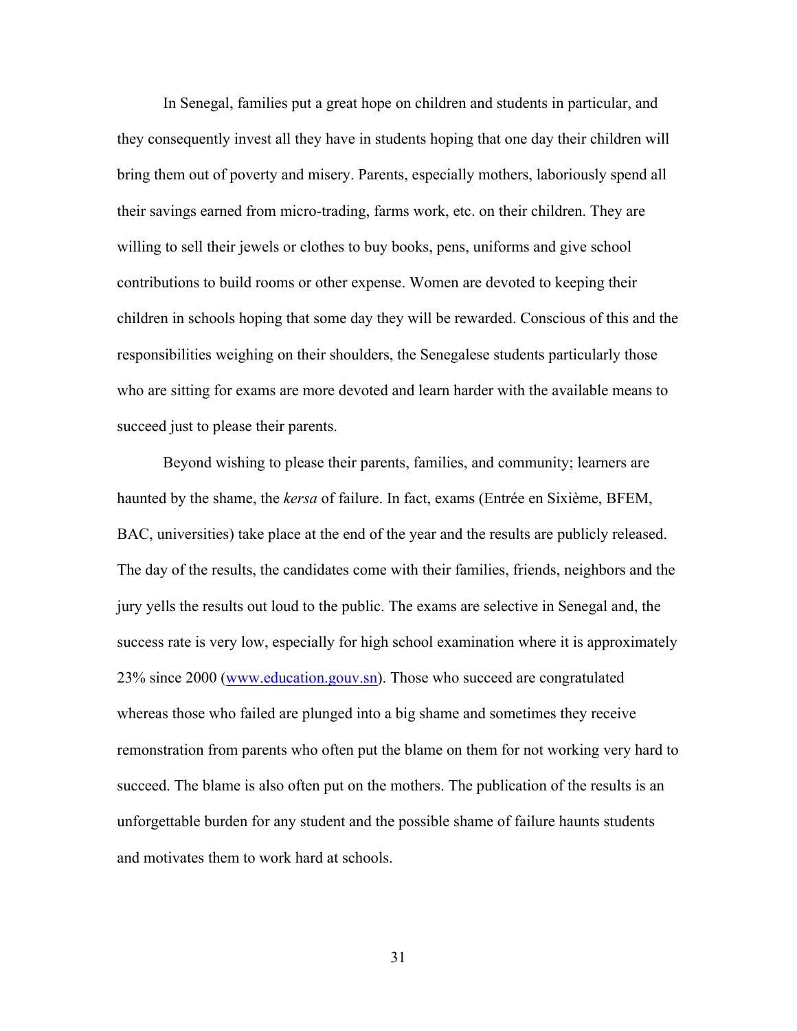In Senegal, families put a great hope on children and students in particular, and they consequently invest all they have in students hoping that one day their children will bring them out of poverty and misery. Parents, especially mothers, laboriously spend all their savings earned from micro-trading, farms work, etc. on their children. They are willing to sell their jewels or clothes to buy books, pens, uniforms and give school contributions to build rooms or other expense. Women are devoted to keeping their children in schools hoping that some day they will be rewarded. Conscious of this and the responsibilities weighing on their shoulders, the Senegalese students particularly those who are sitting for exams are more devoted and learn harder with the available means to succeed just to please their parents.

Beyond wishing to please their parents, families, and community; learners are haunted by the shame, the *kersa* of failure. In fact, exams (Entrée en Sixième, BFEM, BAC, universities) take place at the end of the year and the results are publicly released. The day of the results, the candidates come with their families, friends, neighbors and the jury yells the results out loud to the public. The exams are selective in Senegal and, the success rate is very low, especially for high school examination where it is approximately 23% since 2000 (www.education.gouv.sn). Those who succeed are congratulated whereas those who failed are plunged into a big shame and sometimes they receive remonstration from parents who often put the blame on them for not working very hard to succeed. The blame is also often put on the mothers. The publication of the results is an unforgettable burden for any student and the possible shame of failure haunts students and motivates them to work hard at schools.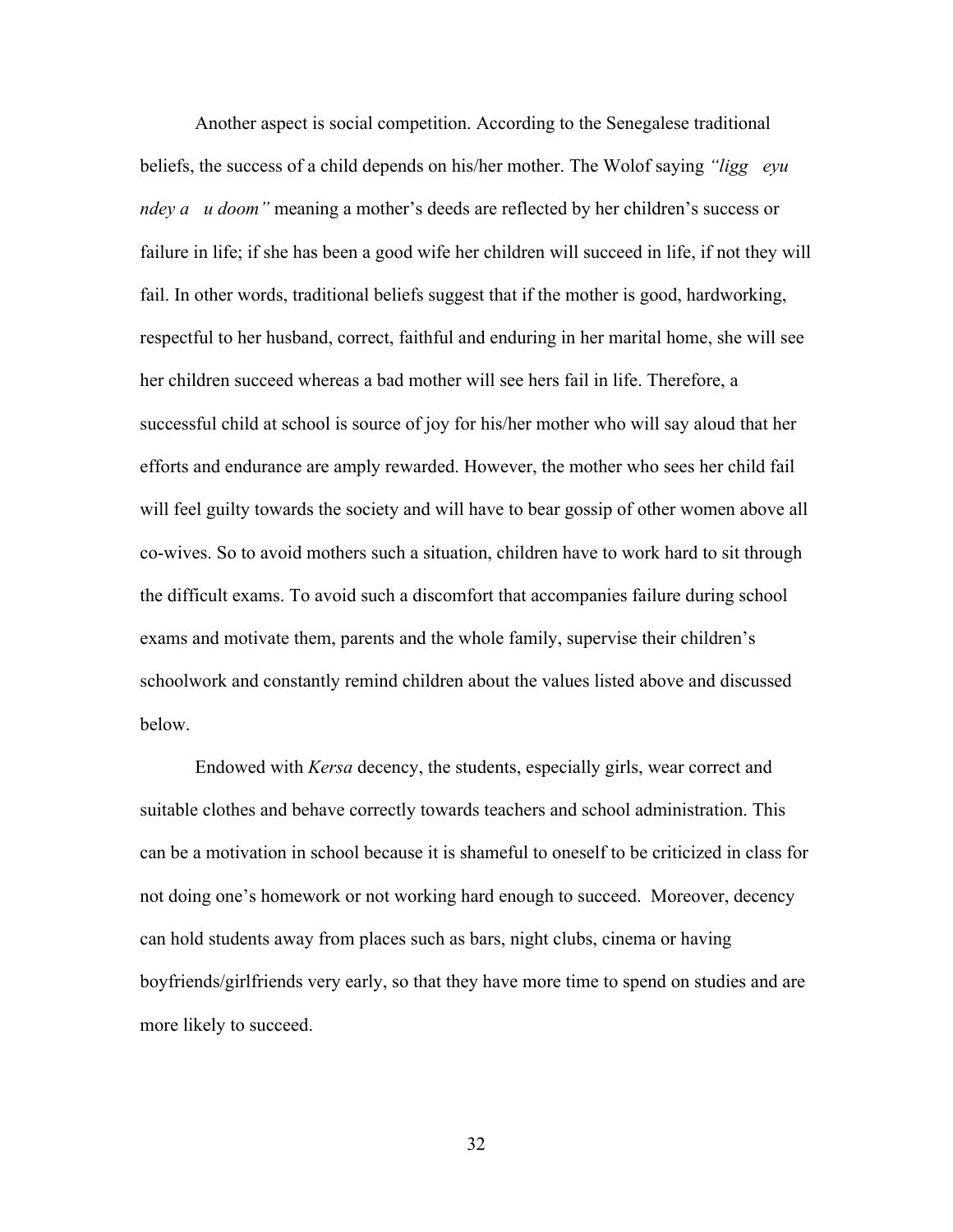Another aspect is social competition. According to the Senegalese traditional beliefs, the success of a child depends on his/her mother. The Wolof saying *"ligg eyu ndey a u doom"* meaning a mother's deeds are reflected by her children's success or failure in life; if she has been a good wife her children will succeed in life, if not they will fail. In other words, traditional beliefs suggest that if the mother is good, hardworking, respectful to her husband, correct, faithful and enduring in her marital home, she will see her children succeed whereas a bad mother will see hers fail in life. Therefore, a successful child at school is source of joy for his/her mother who will say aloud that her efforts and endurance are amply rewarded. However, the mother who sees her child fail will feel guilty towards the society and will have to bear gossip of other women above all co-wives. So to avoid mothers such a situation, children have to work hard to sit through the difficult exams. To avoid such a discomfort that accompanies failure during school exams and motivate them, parents and the whole family, supervise their children's schoolwork and constantly remind children about the values listed above and discussed below.

Endowed with *Kersa* decency, the students, especially girls, wear correct and suitable clothes and behave correctly towards teachers and school administration. This can be a motivation in school because it is shameful to oneself to be criticized in class for not doing one's homework or not working hard enough to succeed. Moreover, decency can hold students away from places such as bars, night clubs, cinema or having boyfriends/girlfriends very early, so that they have more time to spend on studies and are more likely to succeed.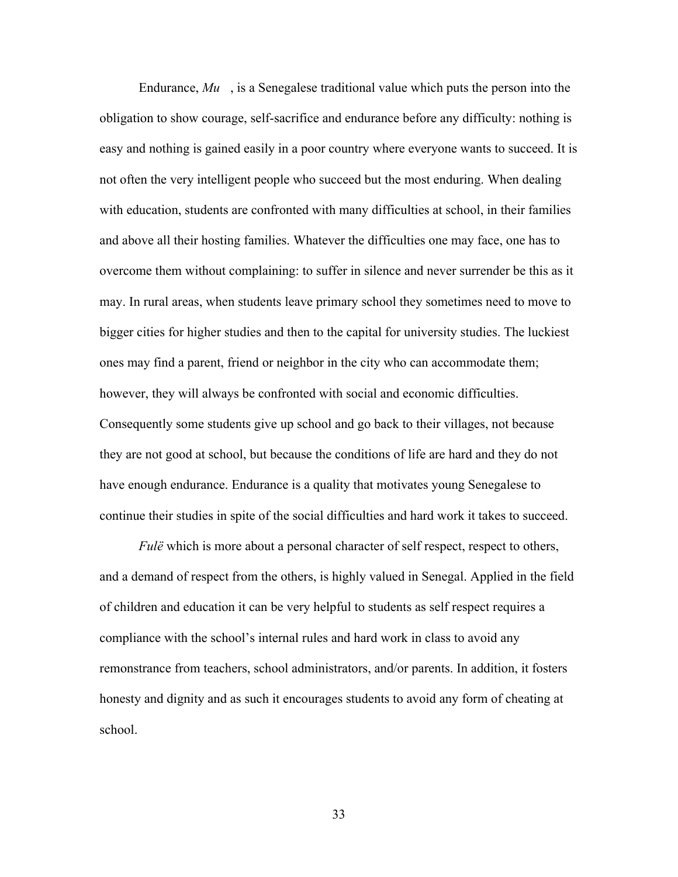Endurance, *Mu* , is a Senegalese traditional value which puts the person into the obligation to show courage, self-sacrifice and endurance before any difficulty: nothing is easy and nothing is gained easily in a poor country where everyone wants to succeed. It is not often the very intelligent people who succeed but the most enduring. When dealing with education, students are confronted with many difficulties at school, in their families and above all their hosting families. Whatever the difficulties one may face, one has to overcome them without complaining: to suffer in silence and never surrender be this as it may. In rural areas, when students leave primary school they sometimes need to move to bigger cities for higher studies and then to the capital for university studies. The luckiest ones may find a parent, friend or neighbor in the city who can accommodate them; however, they will always be confronted with social and economic difficulties. Consequently some students give up school and go back to their villages, not because they are not good at school, but because the conditions of life are hard and they do not have enough endurance. Endurance is a quality that motivates young Senegalese to continue their studies in spite of the social difficulties and hard work it takes to succeed.

*Fulë* which is more about a personal character of self respect, respect to others, and a demand of respect from the others, is highly valued in Senegal. Applied in the field of children and education it can be very helpful to students as self respect requires a compliance with the school's internal rules and hard work in class to avoid any remonstrance from teachers, school administrators, and/or parents. In addition, it fosters honesty and dignity and as such it encourages students to avoid any form of cheating at school.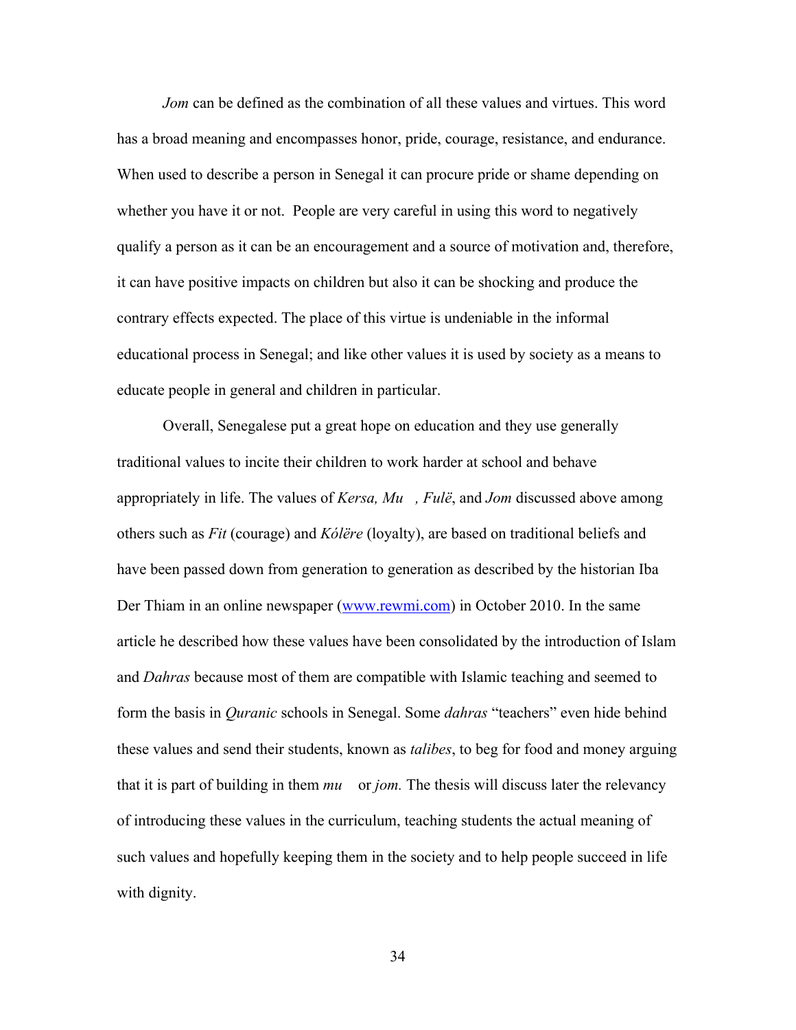*Jom* can be defined as the combination of all these values and virtues. This word has a broad meaning and encompasses honor, pride, courage, resistance, and endurance. When used to describe a person in Senegal it can procure pride or shame depending on whether you have it or not. People are very careful in using this word to negatively qualify a person as it can be an encouragement and a source of motivation and, therefore, it can have positive impacts on children but also it can be shocking and produce the contrary effects expected. The place of this virtue is undeniable in the informal educational process in Senegal; and like other values it is used by society as a means to educate people in general and children in particular.

Overall, Senegalese put a great hope on education and they use generally traditional values to incite their children to work harder at school and behave appropriately in life. The values of *Kersa, Mu , Fulë*, and *Jom* discussed above among others such as *Fit* (courage) and *Kólëre* (loyalty), are based on traditional beliefs and have been passed down from generation to generation as described by the historian Iba Der Thiam in an online newspaper (www.rewmi.com) in October 2010. In the same article he described how these values have been consolidated by the introduction of Islam and *Dahras* because most of them are compatible with Islamic teaching and seemed to form the basis in *Quranic* schools in Senegal. Some *dahras* "teachers" even hide behind these values and send their students, known as *talibes*, to beg for food and money arguing that it is part of building in them *mu* or *jom.* The thesis will discuss later the relevancy of introducing these values in the curriculum, teaching students the actual meaning of such values and hopefully keeping them in the society and to help people succeed in life with dignity.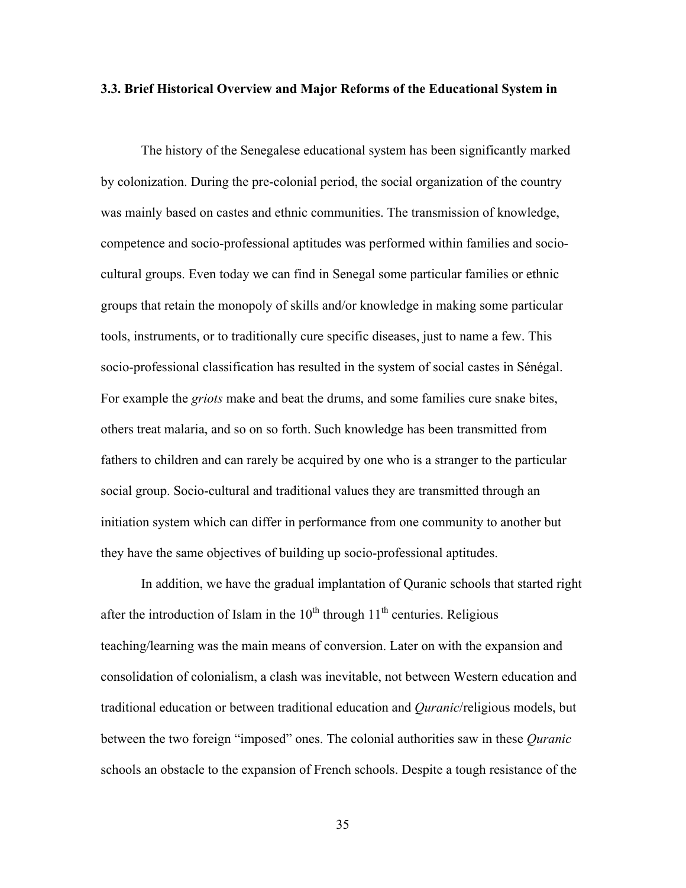### 3.3. Brief Historical Overview and Major Reforms of the Educational System in

The history of the Senegalese educational system has been significantly marked by colonization. During the pre-colonial period, the social organization of the country was mainly based on castes and ethnic communities. The transmission of knowledge, competence and socio-professional aptitudes was performed within families and socio-cultural groups. Even today we can find in Senegal some particular families or ethnic groups that retain the monopoly of skills and/or knowledge in making some particular tools, instruments, or to traditionally cure specific diseases, just to name a few. This socio-professional classification has resulted in the system of social castes in Sénégal. For example the *griots* make and beat the drums, and some families cure snake bites, others treat malaria, and so on so forth. Such knowledge has been transmitted from fathers to children and can rarely be acquired by one who is a stranger to the particular social group. Socio-cultural and traditional values they are transmitted through an initiation system which can differ in performance from one community to another but they have the same objectives of building up socio-professional aptitudes.

In addition, we have the gradual implantation of Quranic schools that started right after the introduction of Islam in the 10th through 11th centuries. Religious teaching/learning was the main means of conversion. Later on with the expansion and consolidation of colonialism, a clash was inevitable, not between Western education and traditional education or between traditional education and *Quranic*/religious models, but between the two foreign "imposed" ones. The colonial authorities saw in these *Quranic* schools an obstacle to the expansion of French schools. Despite a tough resistance of the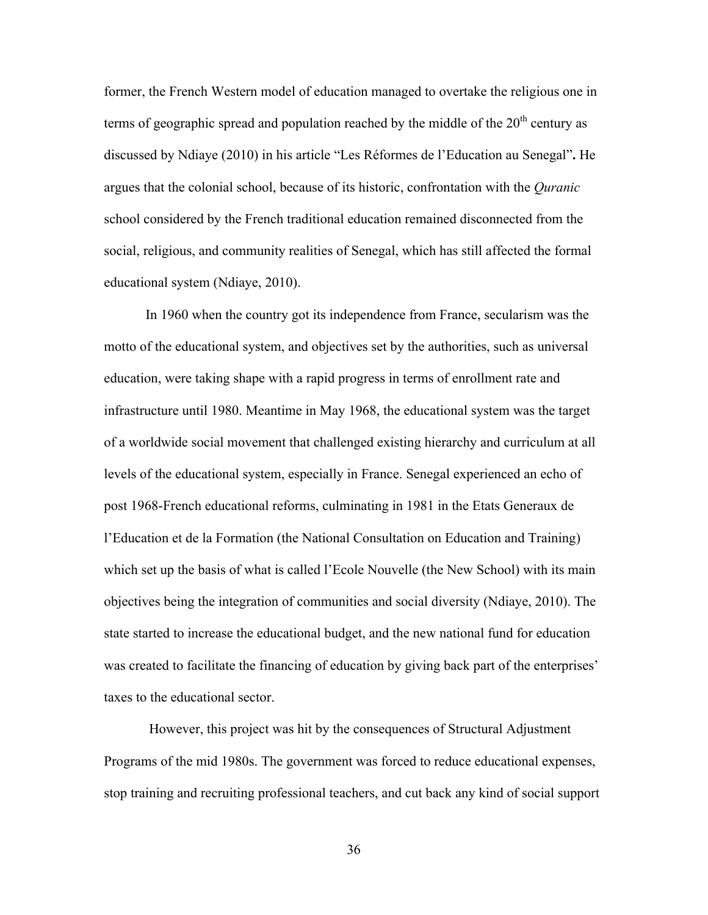former, the French Western model of education managed to overtake the religious one in terms of geographic spread and population reached by the middle of the 20th century as discussed by Ndiaye (2010) in his article "Les Réformes de l'Education au Senegal"**.** He argues that the colonial school, because of its historic, confrontation with the *Quranic* school considered by the French traditional education remained disconnected from the social, religious, and community realities of Senegal, which has still affected the formal educational system (Ndiaye, 2010).

In 1960 when the country got its independence from France, secularism was the motto of the educational system, and objectives set by the authorities, such as universal education, were taking shape with a rapid progress in terms of enrollment rate and infrastructure until 1980. Meantime in May 1968, the educational system was the target of a worldwide social movement that challenged existing hierarchy and curriculum at all levels of the educational system, especially in France. Senegal experienced an echo of post 1968-French educational reforms, culminating in 1981 in the Etats Generaux de l'Education et de la Formation (the National Consultation on Education and Training) which set up the basis of what is called l'Ecole Nouvelle (the New School) with its main objectives being the integration of communities and social diversity (Ndiaye, 2010). The state started to increase the educational budget, and the new national fund for education was created to facilitate the financing of education by giving back part of the enterprises' taxes to the educational sector.

However, this project was hit by the consequences of Structural Adjustment Programs of the mid 1980s. The government was forced to reduce educational expenses, stop training and recruiting professional teachers, and cut back any kind of social support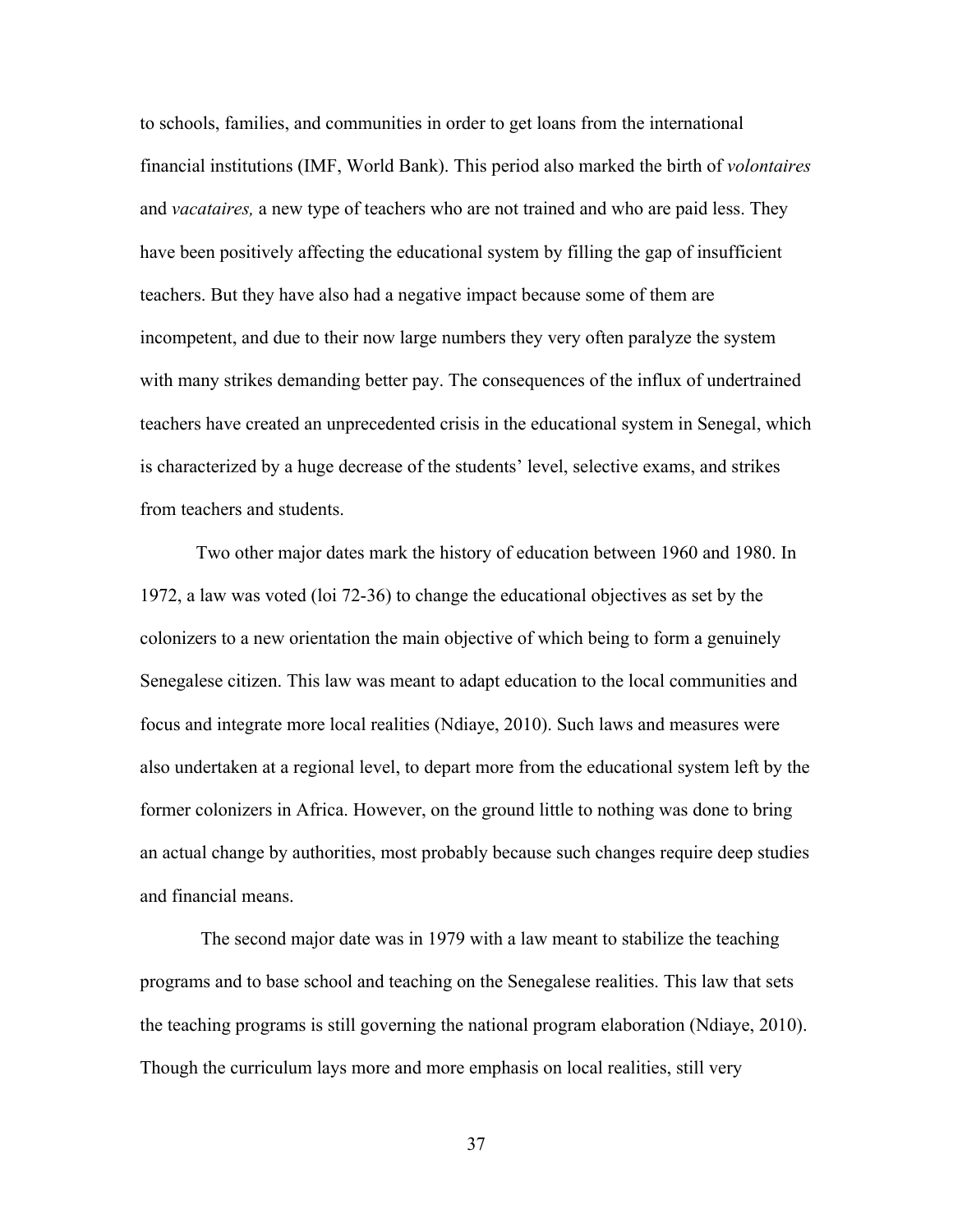to schools, families, and communities in order to get loans from the international financial institutions (IMF, World Bank). This period also marked the birth of *volontaires* and *vacataires,* a new type of teachers who are not trained and who are paid less. They have been positively affecting the educational system by filling the gap of insufficient teachers. But they have also had a negative impact because some of them are incompetent, and due to their now large numbers they very often paralyze the system with many strikes demanding better pay. The consequences of the influx of undertrained teachers have created an unprecedented crisis in the educational system in Senegal, which is characterized by a huge decrease of the students' level, selective exams, and strikes from teachers and students.

Two other major dates mark the history of education between 1960 and 1980. In 1972, a law was voted (loi 72-36) to change the educational objectives as set by the colonizers to a new orientation the main objective of which being to form a genuinely Senegalese citizen. This law was meant to adapt education to the local communities and focus and integrate more local realities (Ndiaye, 2010). Such laws and measures were also undertaken at a regional level, to depart more from the educational system left by the former colonizers in Africa. However, on the ground little to nothing was done to bring an actual change by authorities, most probably because such changes require deep studies and financial means.

The second major date was in 1979 with a law meant to stabilize the teaching programs and to base school and teaching on the Senegalese realities. This law that sets the teaching programs is still governing the national program elaboration (Ndiaye, 2010). Though the curriculum lays more and more emphasis on local realities, still very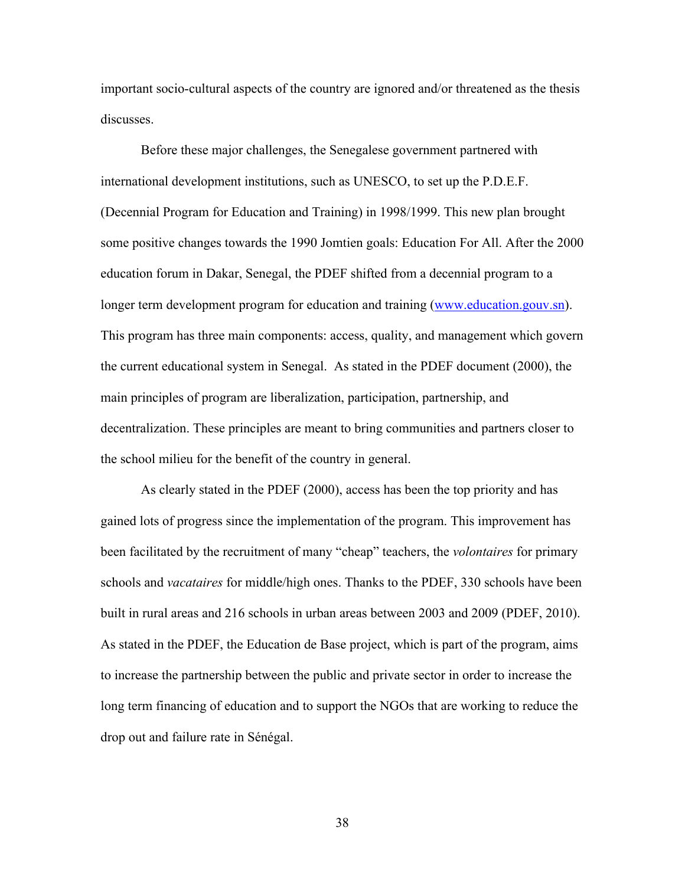important socio-cultural aspects of the country are ignored and/or threatened as the thesis discusses.

Before these major challenges, the Senegalese government partnered with international development institutions, such as UNESCO, to set up the P.D.E.F. (Decennial Program for Education and Training) in 1998/1999. This new plan brought some positive changes towards the 1990 Jomtien goals: Education For All. After the 2000 education forum in Dakar, Senegal, the PDEF shifted from a decennial program to a longer term development program for education and training (www.education.gouv.sn). This program has three main components: access, quality, and management which govern the current educational system in Senegal. As stated in the PDEF document (2000), the main principles of program are liberalization, participation, partnership, and decentralization. These principles are meant to bring communities and partners closer to the school milieu for the benefit of the country in general.

As clearly stated in the PDEF (2000), access has been the top priority and has gained lots of progress since the implementation of the program. This improvement has been facilitated by the recruitment of many "cheap" teachers, the *volontaires* for primary schools and *vacataires* for middle/high ones. Thanks to the PDEF, 330 schools have been built in rural areas and 216 schools in urban areas between 2003 and 2009 (PDEF, 2010). As stated in the PDEF, the Education de Base project, which is part of the program, aims to increase the partnership between the public and private sector in order to increase the long term financing of education and to support the NGOs that are working to reduce the drop out and failure rate in Sénégal.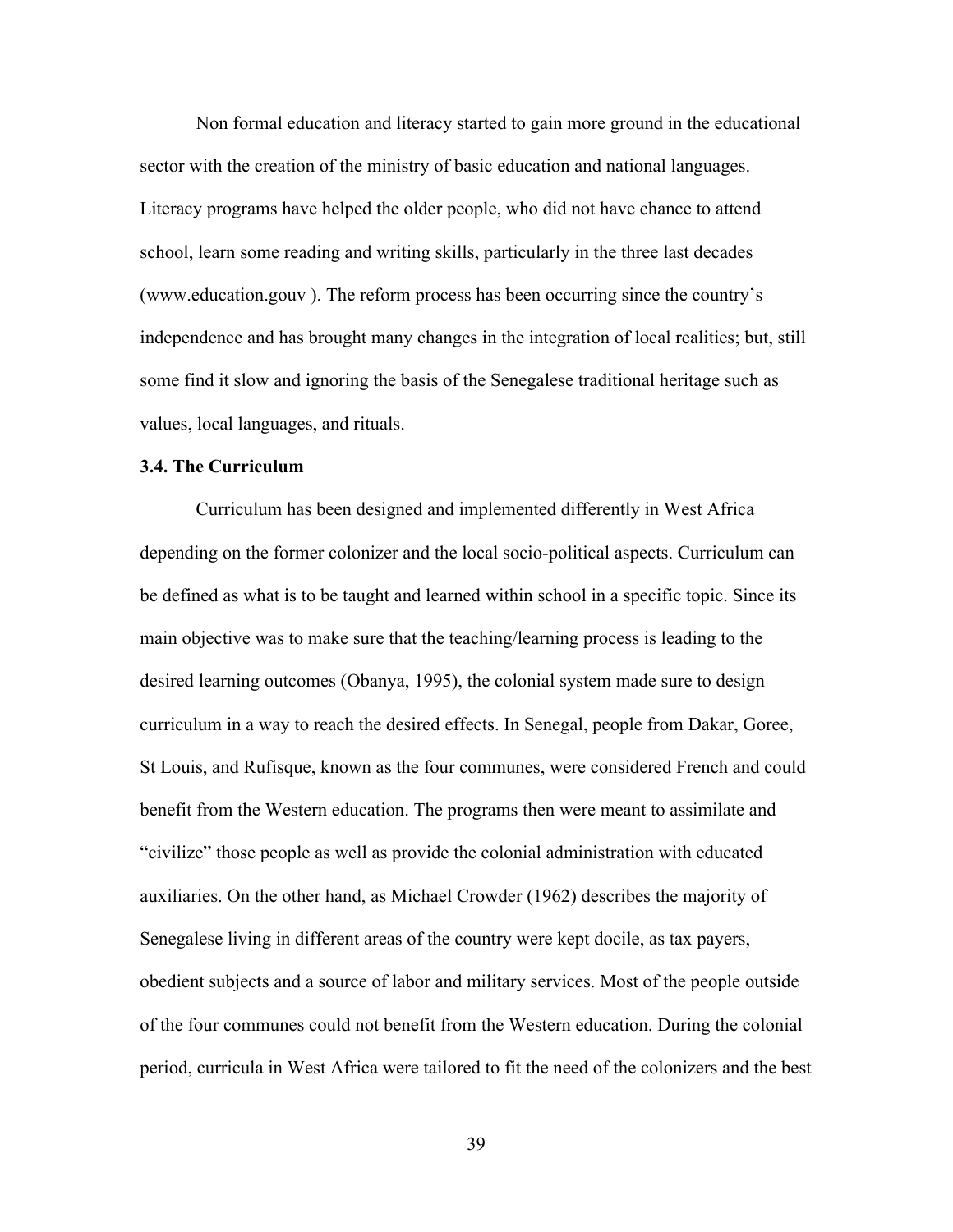Non formal education and literacy started to gain more ground in the educational sector with the creation of the ministry of basic education and national languages. Literacy programs have helped the older people, who did not have chance to attend school, learn some reading and writing skills, particularly in the three last decades (www.education.gouv ). The reform process has been occurring since the country's independence and has brought many changes in the integration of local realities; but, still some find it slow and ignoring the basis of the Senegalese traditional heritage such as values, local languages, and rituals.

### 3.4. The Curriculum

Curriculum has been designed and implemented differently in West Africa depending on the former colonizer and the local socio-political aspects. Curriculum can be defined as what is to be taught and learned within school in a specific topic. Since its main objective was to make sure that the teaching/learning process is leading to the desired learning outcomes (Obanya, 1995), the colonial system made sure to design curriculum in a way to reach the desired effects. In Senegal, people from Dakar, Goree, St Louis, and Rufisque, known as the four communes, were considered French and could benefit from the Western education. The programs then were meant to assimilate and "civilize" those people as well as provide the colonial administration with educated auxiliaries. On the other hand, as Michael Crowder (1962) describes the majority of Senegalese living in different areas of the country were kept docile, as tax payers, obedient subjects and a source of labor and military services. Most of the people outside of the four communes could not benefit from the Western education. During the colonial period, curricula in West Africa were tailored to fit the need of the colonizers and the best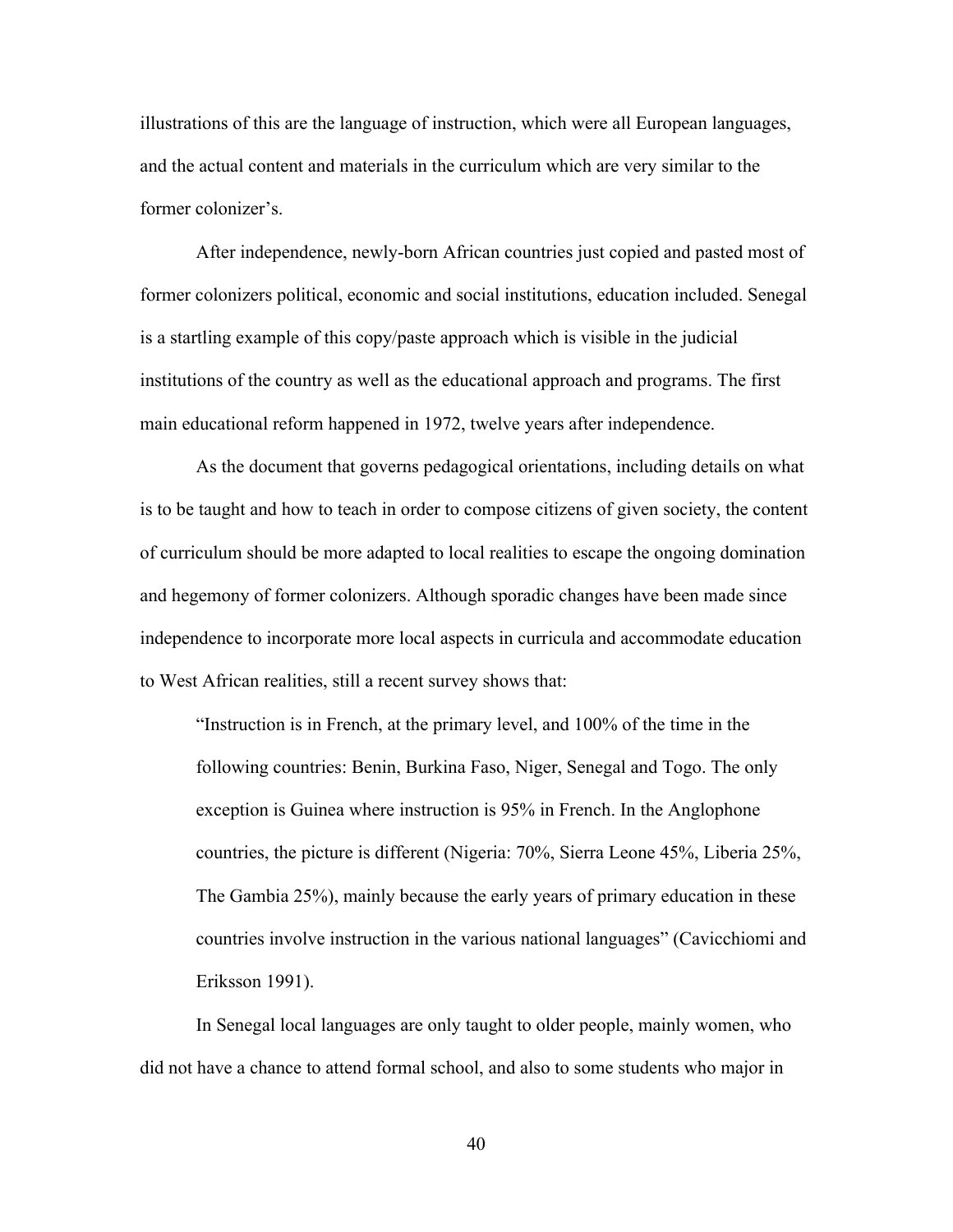illustrations of this are the language of instruction, which were all European languages, and the actual content and materials in the curriculum which are very similar to the former colonizer's.

After independence, newly-born African countries just copied and pasted most of former colonizers political, economic and social institutions, education included. Senegal is a startling example of this copy/paste approach which is visible in the judicial institutions of the country as well as the educational approach and programs. The first main educational reform happened in 1972, twelve years after independence.

As the document that governs pedagogical orientations, including details on what is to be taught and how to teach in order to compose citizens of given society, the content of curriculum should be more adapted to local realities to escape the ongoing domination and hegemony of former colonizers. Although sporadic changes have been made since independence to incorporate more local aspects in curricula and accommodate education to West African realities, still a recent survey shows that:

> "Instruction is in French, at the primary level, and 100% of the time in the following countries: Benin, Burkina Faso, Niger, Senegal and Togo. The only exception is Guinea where instruction is 95% in French. In the Anglophone countries, the picture is different (Nigeria: 70%, Sierra Leone 45%, Liberia 25%, The Gambia 25%), mainly because the early years of primary education in these countries involve instruction in the various national languages" (Cavicchiomi and Eriksson 1991).

In Senegal local languages are only taught to older people, mainly women, who did not have a chance to attend formal school, and also to some students who major in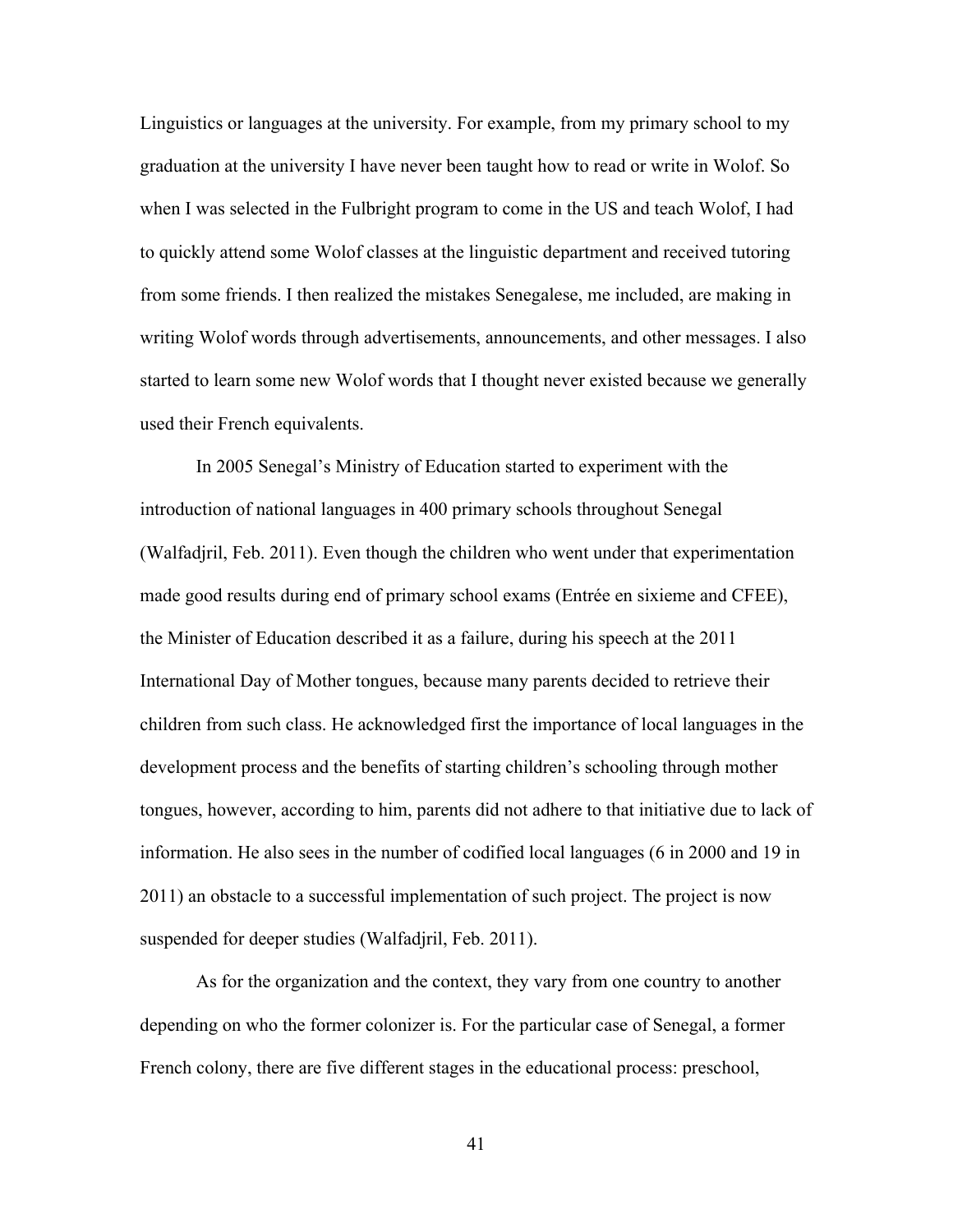Linguistics or languages at the university. For example, from my primary school to my graduation at the university I have never been taught how to read or write in Wolof. So when I was selected in the Fulbright program to come in the US and teach Wolof, I had to quickly attend some Wolof classes at the linguistic department and received tutoring from some friends. I then realized the mistakes Senegalese, me included, are making in writing Wolof words through advertisements, announcements, and other messages. I also started to learn some new Wolof words that I thought never existed because we generally used their French equivalents.

In 2005 Senegal's Ministry of Education started to experiment with the introduction of national languages in 400 primary schools throughout Senegal (Walfadjril, Feb. 2011). Even though the children who went under that experimentation made good results during end of primary school exams (Entrée en sixieme and CFEE), the Minister of Education described it as a failure, during his speech at the 2011 International Day of Mother tongues, because many parents decided to retrieve their children from such class. He acknowledged first the importance of local languages in the development process and the benefits of starting children's schooling through mother tongues, however, according to him, parents did not adhere to that initiative due to lack of information. He also sees in the number of codified local languages (6 in 2000 and 19 in 2011) an obstacle to a successful implementation of such project. The project is now suspended for deeper studies (Walfadjril, Feb. 2011).

As for the organization and the context, they vary from one country to another depending on who the former colonizer is. For the particular case of Senegal, a former French colony, there are five different stages in the educational process: preschool,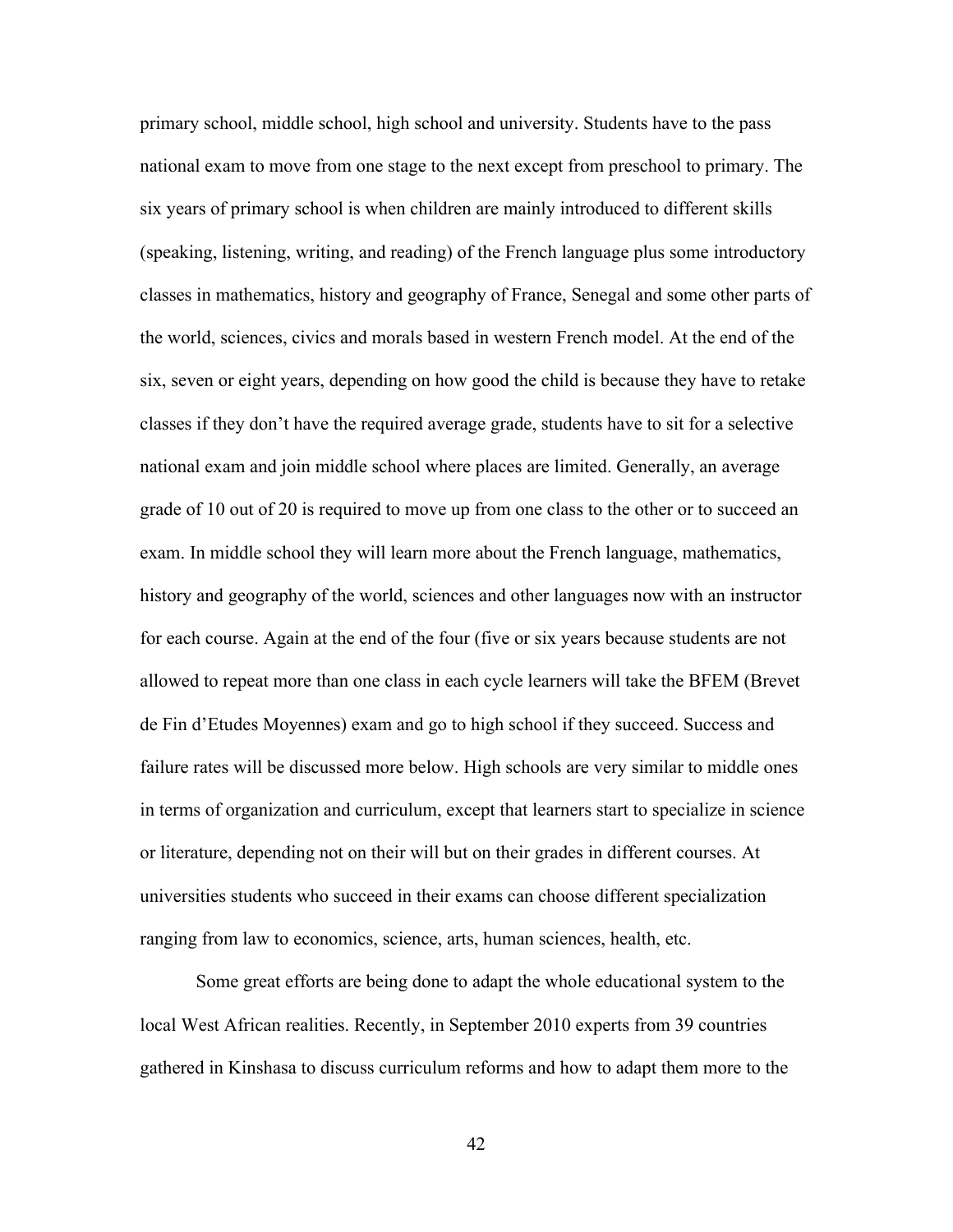primary school, middle school, high school and university. Students have to the pass national exam to move from one stage to the next except from preschool to primary. The six years of primary school is when children are mainly introduced to different skills (speaking, listening, writing, and reading) of the French language plus some introductory classes in mathematics, history and geography of France, Senegal and some other parts of the world, sciences, civics and morals based in western French model. At the end of the six, seven or eight years, depending on how good the child is because they have to retake classes if they don't have the required average grade, students have to sit for a selective national exam and join middle school where places are limited. Generally, an average grade of 10 out of 20 is required to move up from one class to the other or to succeed an exam. In middle school they will learn more about the French language, mathematics, history and geography of the world, sciences and other languages now with an instructor for each course. Again at the end of the four (five or six years because students are not allowed to repeat more than one class in each cycle learners will take the BFEM (Brevet de Fin d'Etudes Moyennes) exam and go to high school if they succeed. Success and failure rates will be discussed more below. High schools are very similar to middle ones in terms of organization and curriculum, except that learners start to specialize in science or literature, depending not on their will but on their grades in different courses. At universities students who succeed in their exams can choose different specialization ranging from law to economics, science, arts, human sciences, health, etc.

Some great efforts are being done to adapt the whole educational system to the local West African realities. Recently, in September 2010 experts from 39 countries gathered in Kinshasa to discuss curriculum reforms and how to adapt them more to the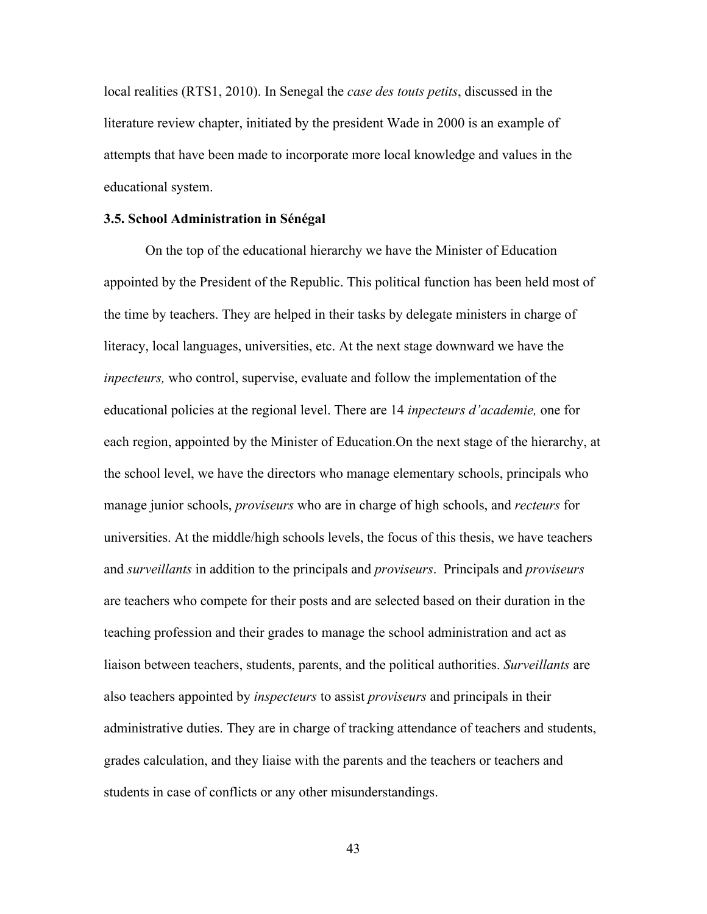local realities (RTS1, 2010). In Senegal the *case des touts petits*, discussed in the literature review chapter, initiated by the president Wade in 2000 is an example of attempts that have been made to incorporate more local knowledge and values in the educational system.

### 3.5. School Administration in Sénégal

On the top of the educational hierarchy we have the Minister of Education appointed by the President of the Republic. This political function has been held most of the time by teachers. They are helped in their tasks by delegate ministers in charge of literacy, local languages, universities, etc. At the next stage downward we have the *inpecteurs,* who control, supervise, evaluate and follow the implementation of the educational policies at the regional level. There are 14 *inpecteurs d'academie,* one for each region, appointed by the Minister of Education.On the next stage of the hierarchy, at the school level, we have the directors who manage elementary schools, principals who manage junior schools, *proviseurs* who are in charge of high schools, and *recteurs* for universities. At the middle/high schools levels, the focus of this thesis, we have teachers and *surveillants* in addition to the principals and *proviseurs*. Principals and *proviseurs* are teachers who compete for their posts and are selected based on their duration in the teaching profession and their grades to manage the school administration and act as liaison between teachers, students, parents, and the political authorities. *Surveillants* are also teachers appointed by *inspecteurs* to assist *proviseurs* and principals in their administrative duties. They are in charge of tracking attendance of teachers and students, grades calculation, and they liaise with the parents and the teachers or teachers and students in case of conflicts or any other misunderstandings.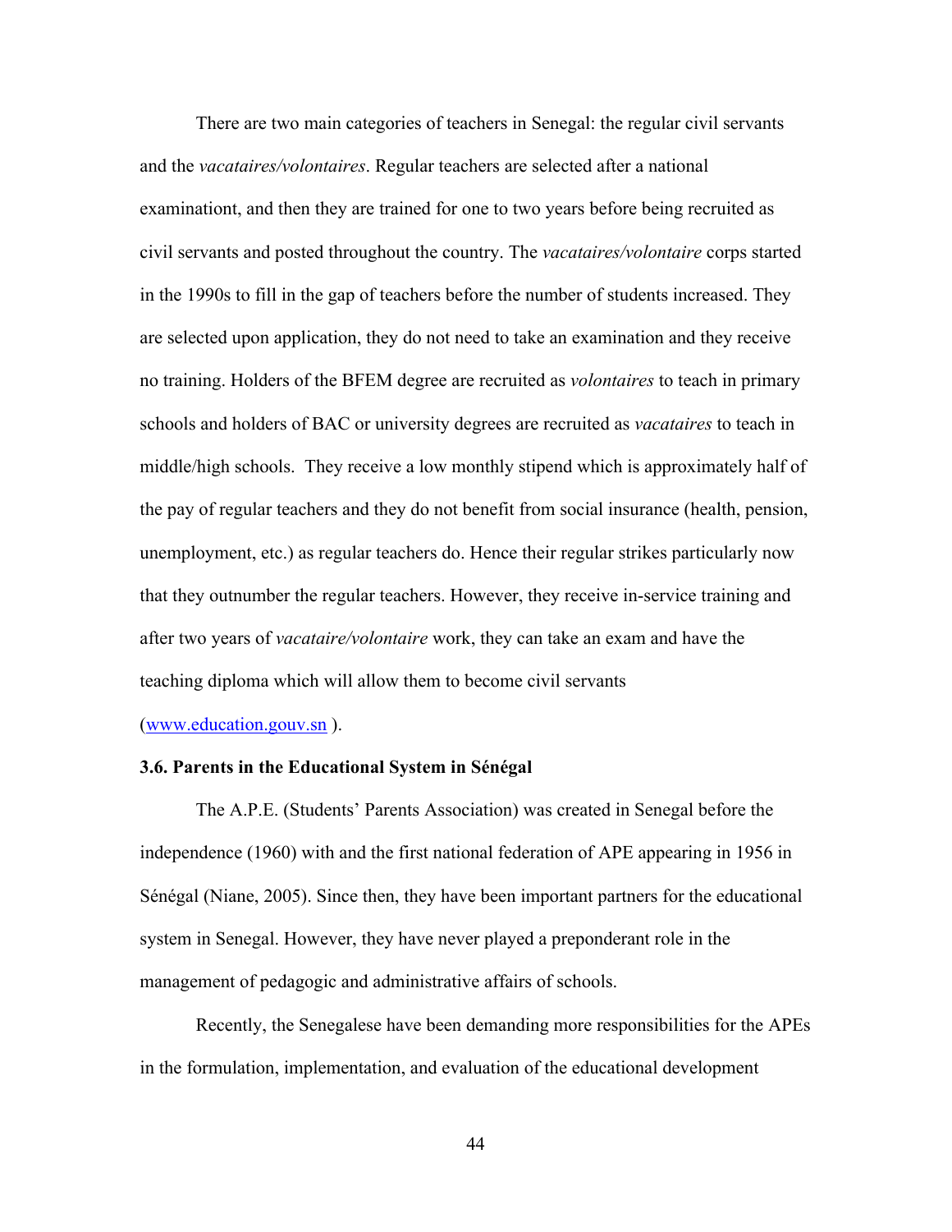There are two main categories of teachers in Senegal: the regular civil servants and the *vacataires/volontaires*. Regular teachers are selected after a national examinationt, and then they are trained for one to two years before being recruited as civil servants and posted throughout the country. The *vacataires/volontaire* corps started in the 1990s to fill in the gap of teachers before the number of students increased. They are selected upon application, they do not need to take an examination and they receive no training. Holders of the BFEM degree are recruited as *volontaires* to teach in primary schools and holders of BAC or university degrees are recruited as *vacataires* to teach in middle/high schools. They receive a low monthly stipend which is approximately half of the pay of regular teachers and they do not benefit from social insurance (health, pension, unemployment, etc.) as regular teachers do. Hence their regular strikes particularly now that they outnumber the regular teachers. However, they receive in-service training and after two years of *vacataire/volontaire* work, they can take an exam and have the teaching diploma which will allow them to become civil servants (www.education.gouv.sn ).

**3.6. Parents in the Educational System in Sénégal**

The A.P.E. (Students' Parents Association) was created in Senegal before the independence (1960) with and the first national federation of APE appearing in 1956 in Sénégal (Niane, 2005). Since then, they have been important partners for the educational system in Senegal. However, they have never played a preponderant role in the management of pedagogic and administrative affairs of schools.

Recently, the Senegalese have been demanding more responsibilities for the APEs in the formulation, implementation, and evaluation of the educational development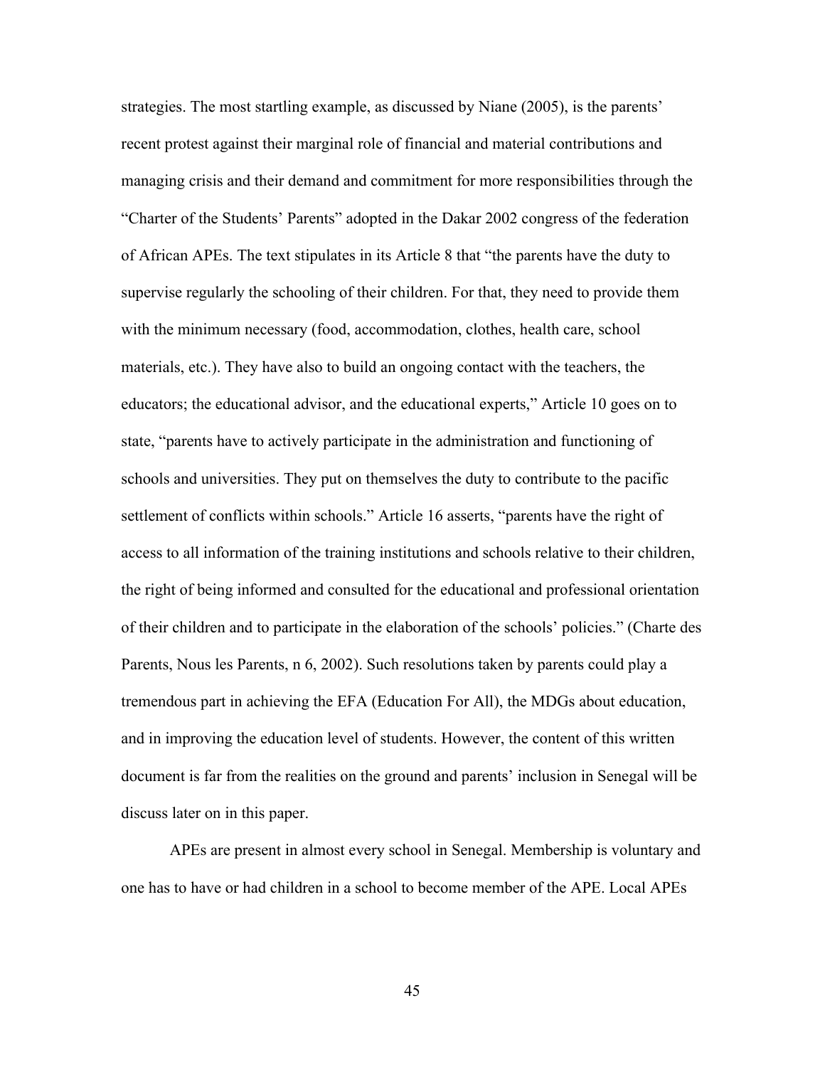strategies. The most startling example, as discussed by Niane (2005), is the parents' recent protest against their marginal role of financial and material contributions and managing crisis and their demand and commitment for more responsibilities through the "Charter of the Students' Parents" adopted in the Dakar 2002 congress of the federation of African APEs. The text stipulates in its Article 8 that "the parents have the duty to supervise regularly the schooling of their children. For that, they need to provide them with the minimum necessary (food, accommodation, clothes, health care, school materials, etc.). They have also to build an ongoing contact with the teachers, the educators; the educational advisor, and the educational experts," Article 10 goes on to state, "parents have to actively participate in the administration and functioning of schools and universities. They put on themselves the duty to contribute to the pacific settlement of conflicts within schools." Article 16 asserts, "parents have the right of access to all information of the training institutions and schools relative to their children, the right of being informed and consulted for the educational and professional orientation of their children and to participate in the elaboration of the schools' policies." (Charte des Parents, Nous les Parents, n 6, 2002). Such resolutions taken by parents could play a tremendous part in achieving the EFA (Education For All), the MDGs about education, and in improving the education level of students. However, the content of this written document is far from the realities on the ground and parents' inclusion in Senegal will be discuss later on in this paper.

APEs are present in almost every school in Senegal. Membership is voluntary and one has to have or had children in a school to become member of the APE. Local APEs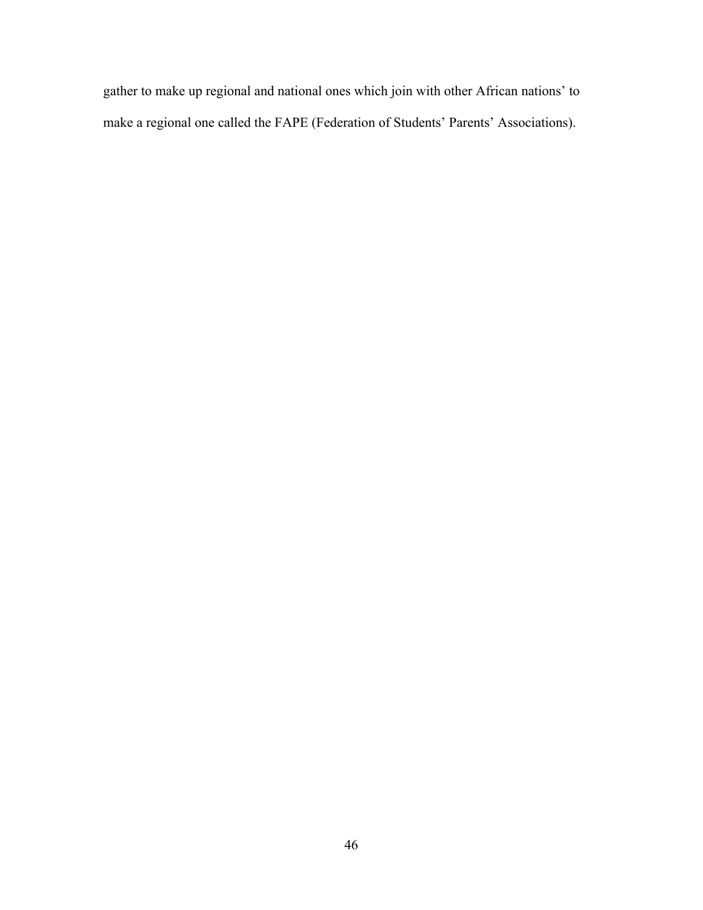gather to make up regional and national ones which join with other African nations' to make a regional one called the FAPE (Federation of Students' Parents' Associations).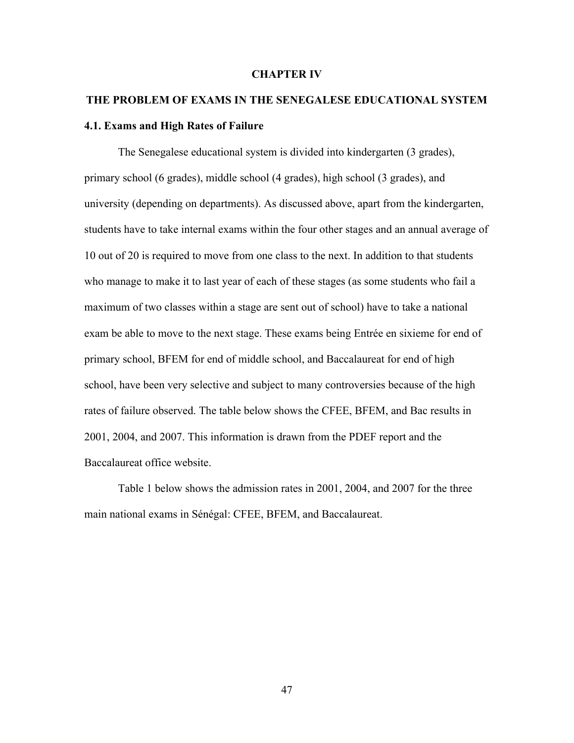# CHAPTER IV

## THE PROBLEM OF EXAMS IN THE SENEGALESE EDUCATIONAL SYSTEM

### 4.1. Exams and High Rates of Failure

The Senegalese educational system is divided into kindergarten (3 grades), primary school (6 grades), middle school (4 grades), high school (3 grades), and university (depending on departments). As discussed above, apart from the kindergarten, students have to take internal exams within the four other stages and an annual average of 10 out of 20 is required to move from one class to the next. In addition to that students who manage to make it to last year of each of these stages (as some students who fail a maximum of two classes within a stage are sent out of school) have to take a national exam be able to move to the next stage. These exams being Entrée en sixieme for end of primary school, BFEM for end of middle school, and Baccalaureat for end of high school, have been very selective and subject to many controversies because of the high rates of failure observed. The table below shows the CFEE, BFEM, and Bac results in 2001, 2004, and 2007. This information is drawn from the PDEF report and the Baccalaureat office website.

Table 1 below shows the admission rates in 2001, 2004, and 2007 for the three main national exams in Sénégal: CFEE, BFEM, and Baccalaureat.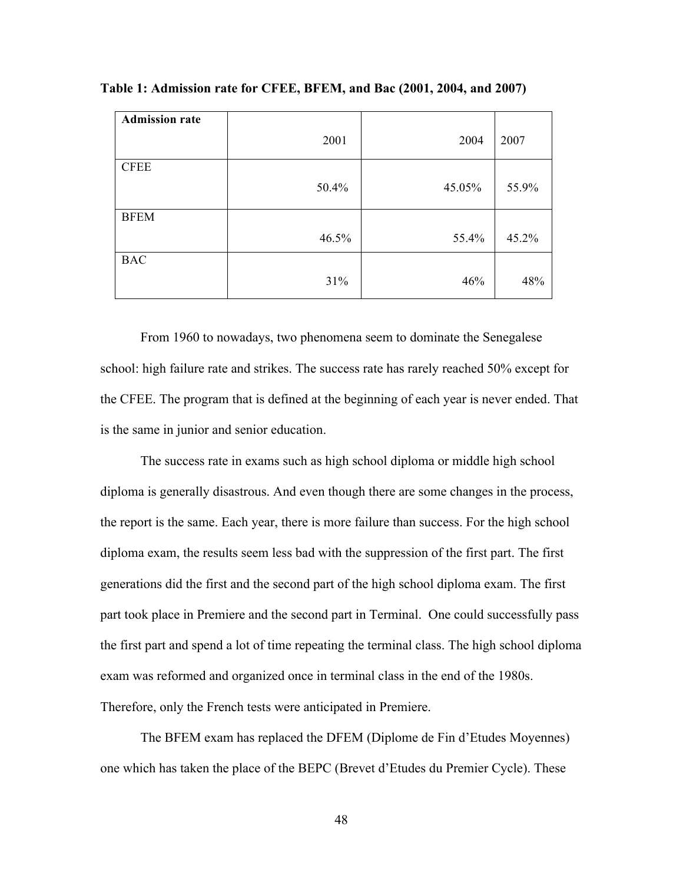**Table 1: Admission rate for CFEE, BFEM, and Bac (2001, 2004, and 2007)**

| Admission rate | 2001 | 2004 | 2007 |
| --- | --- | --- | --- |
| CFEE | 50.4% | 45.05% | 55.9% |
| BFEM | 46.5% | 55.4% | 45.2% |
| BAC | 31% | 46% | 48% |

From 1960 to nowadays, two phenomena seem to dominate the Senegalese school: high failure rate and strikes. The success rate has rarely reached 50% except for the CFEE. The program that is defined at the beginning of each year is never ended. That is the same in junior and senior education.

The success rate in exams such as high school diploma or middle high school diploma is generally disastrous. And even though there are some changes in the process, the report is the same. Each year, there is more failure than success. For the high school diploma exam, the results seem less bad with the suppression of the first part. The first generations did the first and the second part of the high school diploma exam. The first part took place in Premiere and the second part in Terminal. One could successfully pass the first part and spend a lot of time repeating the terminal class. The high school diploma exam was reformed and organized once in terminal class in the end of the 1980s. Therefore, only the French tests were anticipated in Premiere.

The BFEM exam has replaced the DFEM (Diplome de Fin d'Etudes Moyennes) one which has taken the place of the BEPC (Brevet d'Etudes du Premier Cycle). These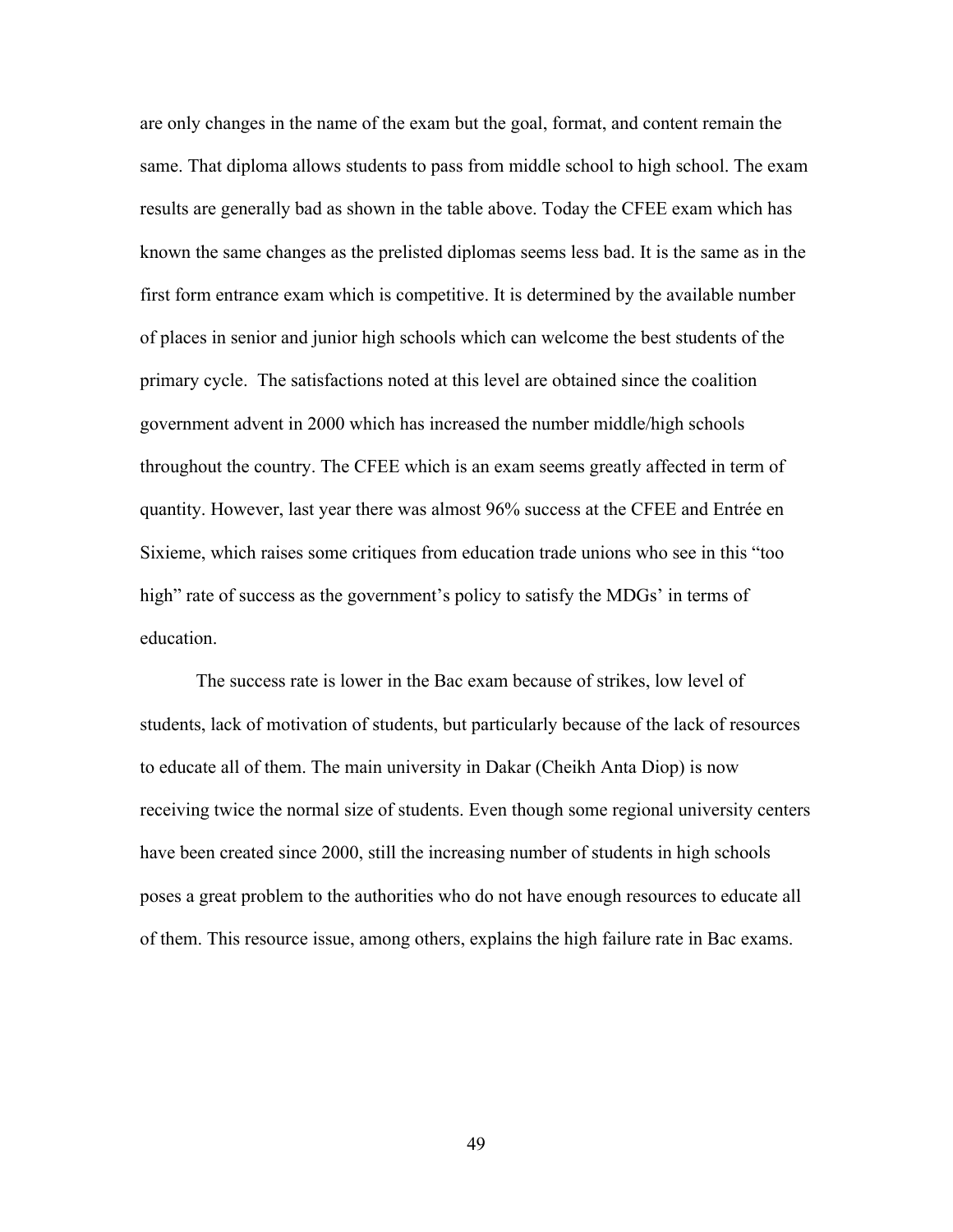are only changes in the name of the exam but the goal, format, and content remain the same. That diploma allows students to pass from middle school to high school. The exam results are generally bad as shown in the table above. Today the CFEE exam which has known the same changes as the prelisted diplomas seems less bad. It is the same as in the first form entrance exam which is competitive. It is determined by the available number of places in senior and junior high schools which can welcome the best students of the primary cycle.  The satisfactions noted at this level are obtained since the coalition government advent in 2000 which has increased the number middle/high schools throughout the country. The CFEE which is an exam seems greatly affected in term of quantity. However, last year there was almost 96% success at the CFEE and Entrée en Sixieme, which raises some critiques from education trade unions who see in this "too high" rate of success as the government's policy to satisfy the MDGs' in terms of education.

The success rate is lower in the Bac exam because of strikes, low level of students, lack of motivation of students, but particularly because of the lack of resources to educate all of them. The main university in Dakar (Cheikh Anta Diop) is now receiving twice the normal size of students. Even though some regional university centers have been created since 2000, still the increasing number of students in high schools poses a great problem to the authorities who do not have enough resources to educate all of them. This resource issue, among others, explains the high failure rate in Bac exams.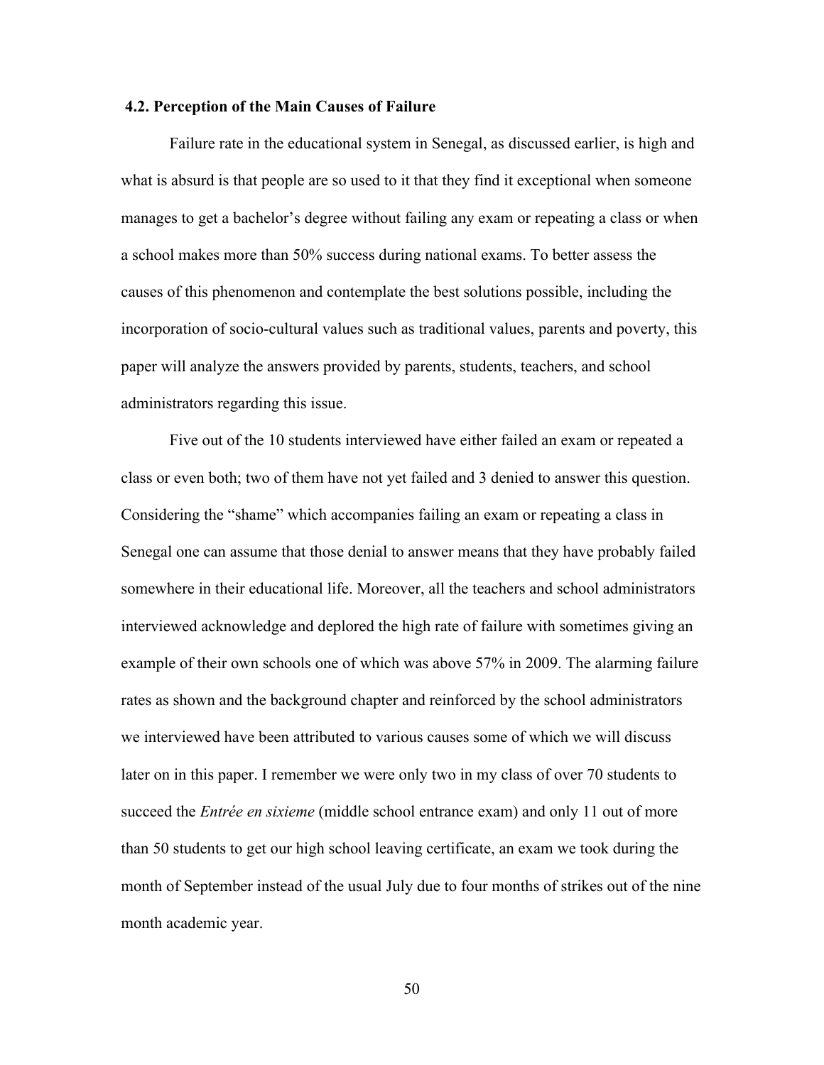### 4.2. Perception of the Main Causes of Failure

Failure rate in the educational system in Senegal, as discussed earlier, is high and what is absurd is that people are so used to it that they find it exceptional when someone manages to get a bachelor's degree without failing any exam or repeating a class or when a school makes more than 50% success during national exams. To better assess the causes of this phenomenon and contemplate the best solutions possible, including the incorporation of socio-cultural values such as traditional values, parents and poverty, this paper will analyze the answers provided by parents, students, teachers, and school administrators regarding this issue.

Five out of the 10 students interviewed have either failed an exam or repeated a class or even both; two of them have not yet failed and 3 denied to answer this question. Considering the "shame" which accompanies failing an exam or repeating a class in Senegal one can assume that those denial to answer means that they have probably failed somewhere in their educational life. Moreover, all the teachers and school administrators interviewed acknowledge and deplored the high rate of failure with sometimes giving an example of their own schools one of which was above 57% in 2009. The alarming failure rates as shown and the background chapter and reinforced by the school administrators we interviewed have been attributed to various causes some of which we will discuss later on in this paper. I remember we were only two in my class of over 70 students to succeed the *Entrée en sixieme* (middle school entrance exam) and only 11 out of more than 50 students to get our high school leaving certificate, an exam we took during the month of September instead of the usual July due to four months of strikes out of the nine month academic year.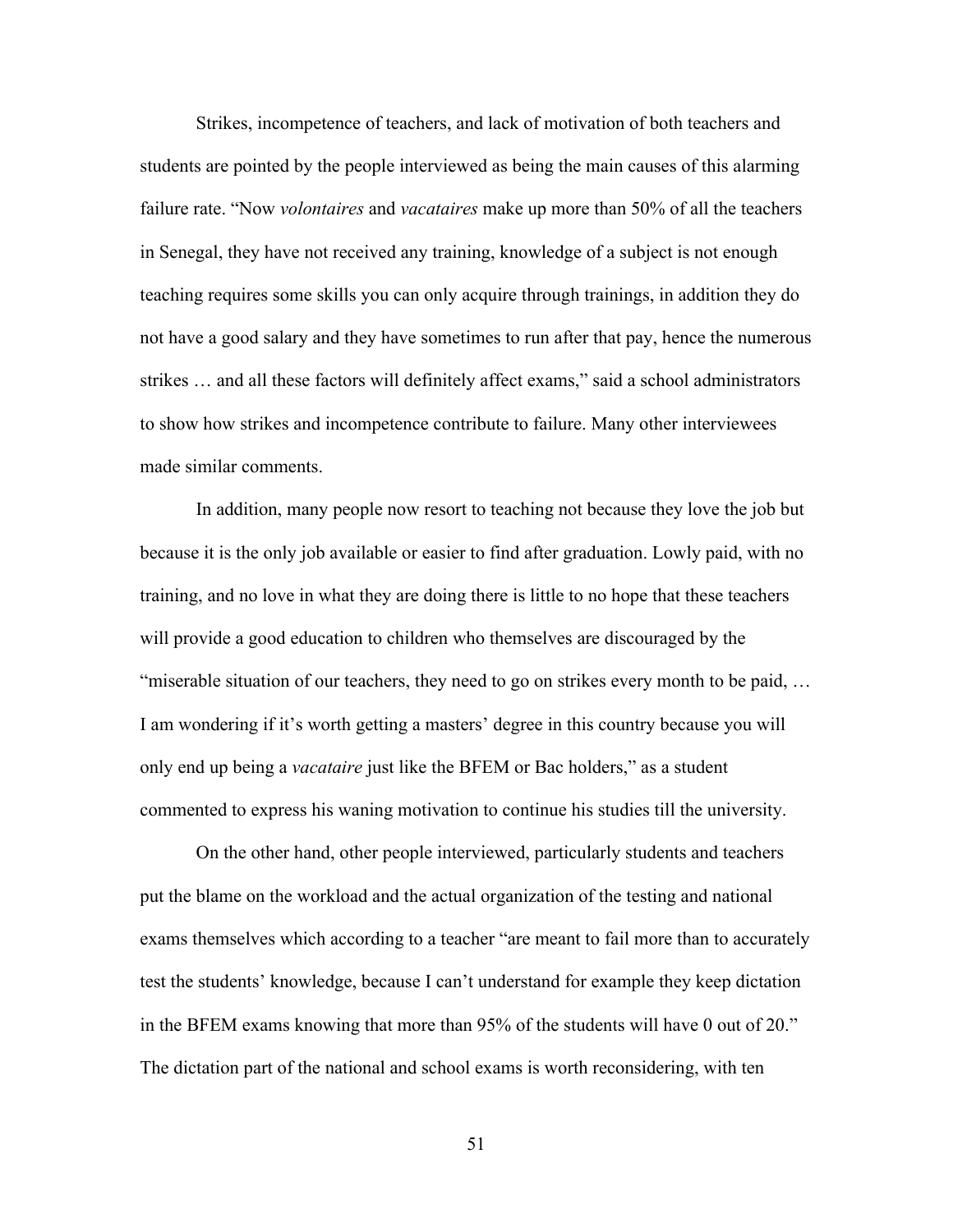Strikes, incompetence of teachers, and lack of motivation of both teachers and students are pointed by the people interviewed as being the main causes of this alarming failure rate. "Now *volontaires* and *vacataires* make up more than 50% of all the teachers in Senegal, they have not received any training, knowledge of a subject is not enough teaching requires some skills you can only acquire through trainings, in addition they do not have a good salary and they have sometimes to run after that pay, hence the numerous strikes … and all these factors will definitely affect exams," said a school administrators to show how strikes and incompetence contribute to failure. Many other interviewees made similar comments.

In addition, many people now resort to teaching not because they love the job but because it is the only job available or easier to find after graduation. Lowly paid, with no training, and no love in what they are doing there is little to no hope that these teachers will provide a good education to children who themselves are discouraged by the "miserable situation of our teachers, they need to go on strikes every month to be paid, … I am wondering if it's worth getting a masters' degree in this country because you will only end up being a *vacataire* just like the BFEM or Bac holders," as a student commented to express his waning motivation to continue his studies till the university.

On the other hand, other people interviewed, particularly students and teachers put the blame on the workload and the actual organization of the testing and national exams themselves which according to a teacher "are meant to fail more than to accurately test the students' knowledge, because I can't understand for example they keep dictation in the BFEM exams knowing that more than 95% of the students will have 0 out of 20." The dictation part of the national and school exams is worth reconsidering, with ten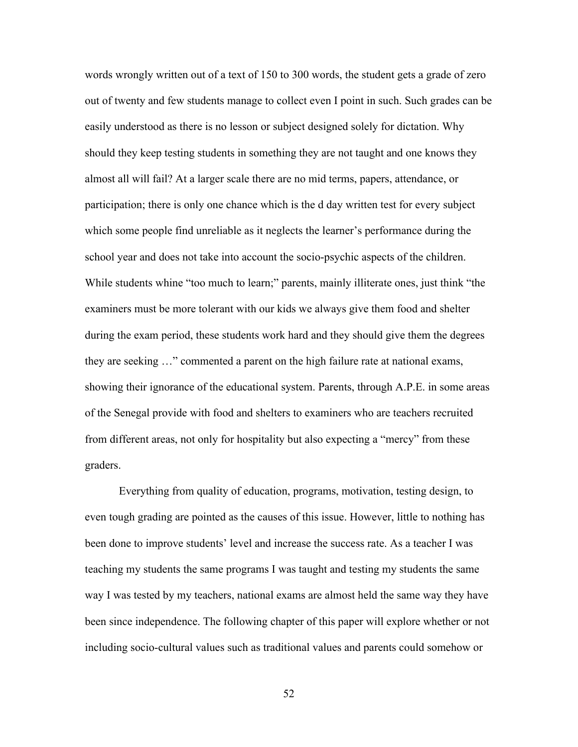words wrongly written out of a text of 150 to 300 words, the student gets a grade of zero out of twenty and few students manage to collect even I point in such. Such grades can be easily understood as there is no lesson or subject designed solely for dictation. Why should they keep testing students in something they are not taught and one knows they almost all will fail? At a larger scale there are no mid terms, papers, attendance, or participation; there is only one chance which is the d day written test for every subject which some people find unreliable as it neglects the learner's performance during the school year and does not take into account the socio-psychic aspects of the children. While students whine "too much to learn;" parents, mainly illiterate ones, just think "the examiners must be more tolerant with our kids we always give them food and shelter during the exam period, these students work hard and they should give them the degrees they are seeking …" commented a parent on the high failure rate at national exams, showing their ignorance of the educational system. Parents, through A.P.E. in some areas of the Senegal provide with food and shelters to examiners who are teachers recruited from different areas, not only for hospitality but also expecting a "mercy" from these graders.

Everything from quality of education, programs, motivation, testing design, to even tough grading are pointed as the causes of this issue. However, little to nothing has been done to improve students' level and increase the success rate. As a teacher I was teaching my students the same programs I was taught and testing my students the same way I was tested by my teachers, national exams are almost held the same way they have been since independence. The following chapter of this paper will explore whether or not including socio-cultural values such as traditional values and parents could somehow or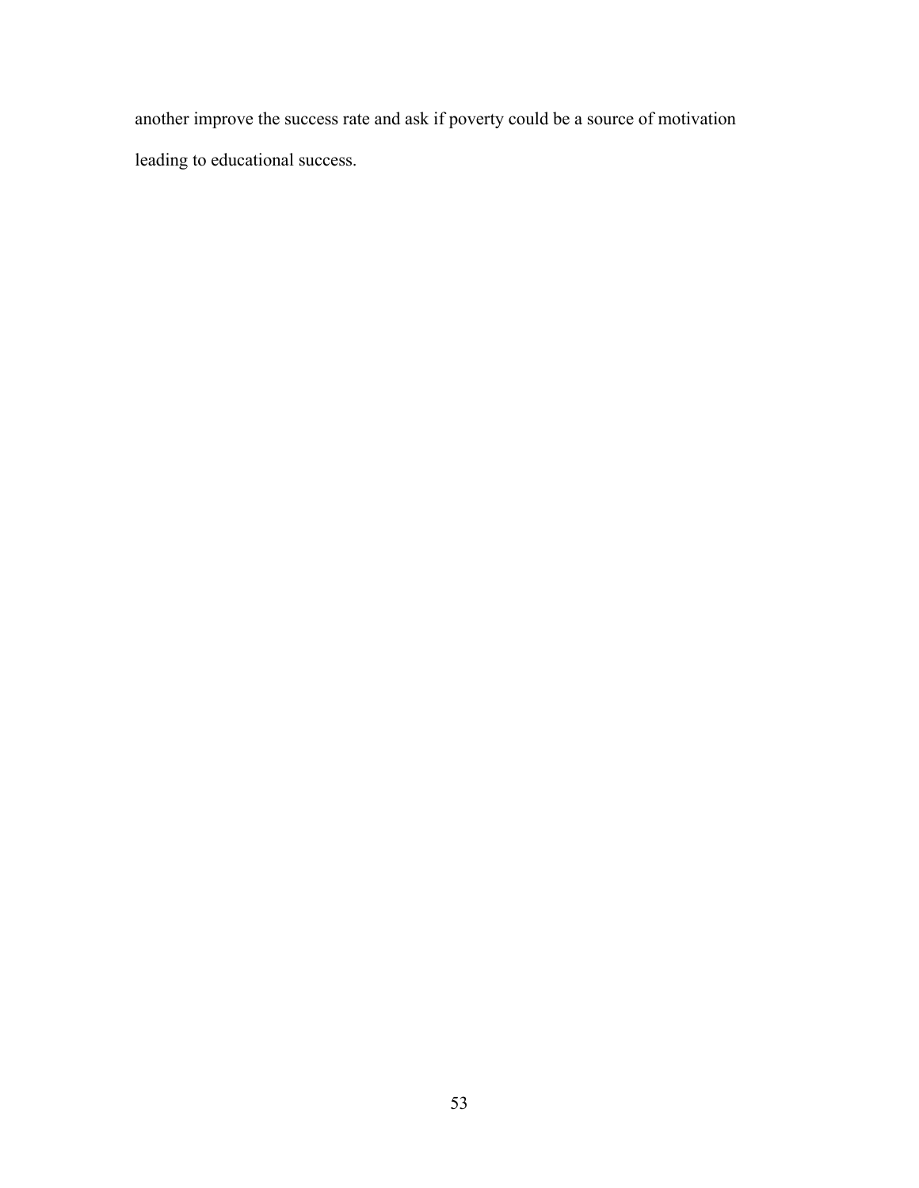another improve the success rate and ask if poverty could be a source of motivation leading to educational success.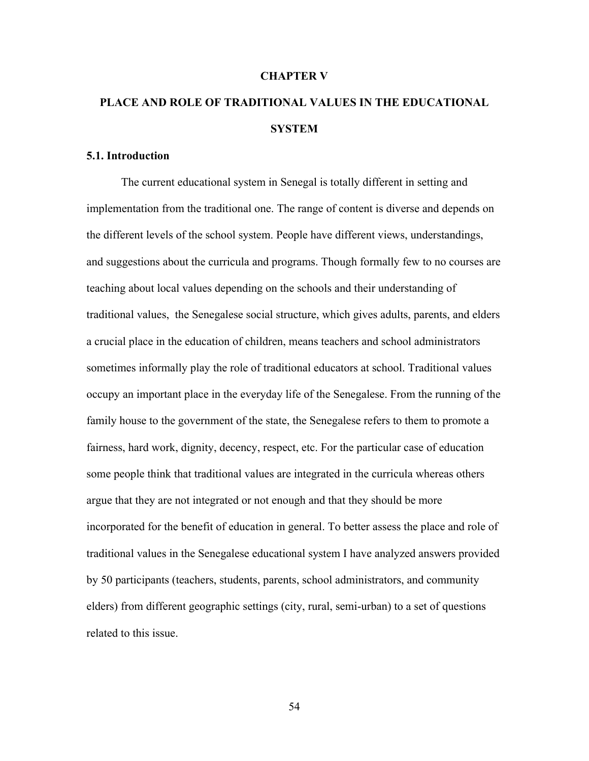# CHAPTER V

# PLACE AND ROLE OF TRADITIONAL VALUES IN THE EDUCATIONAL SYSTEM

## 5.1. Introduction

The current educational system in Senegal is totally different in setting and implementation from the traditional one. The range of content is diverse and depends on the different levels of the school system. People have different views, understandings, and suggestions about the curricula and programs. Though formally few to no courses are teaching about local values depending on the schools and their understanding of traditional values, the Senegalese social structure, which gives adults, parents, and elders a crucial place in the education of children, means teachers and school administrators sometimes informally play the role of traditional educators at school. Traditional values occupy an important place in the everyday life of the Senegalese. From the running of the family house to the government of the state, the Senegalese refers to them to promote a fairness, hard work, dignity, decency, respect, etc. For the particular case of education some people think that traditional values are integrated in the curricula whereas others argue that they are not integrated or not enough and that they should be more incorporated for the benefit of education in general. To better assess the place and role of traditional values in the Senegalese educational system I have analyzed answers provided by 50 participants (teachers, students, parents, school administrators, and community elders) from different geographic settings (city, rural, semi-urban) to a set of questions related to this issue.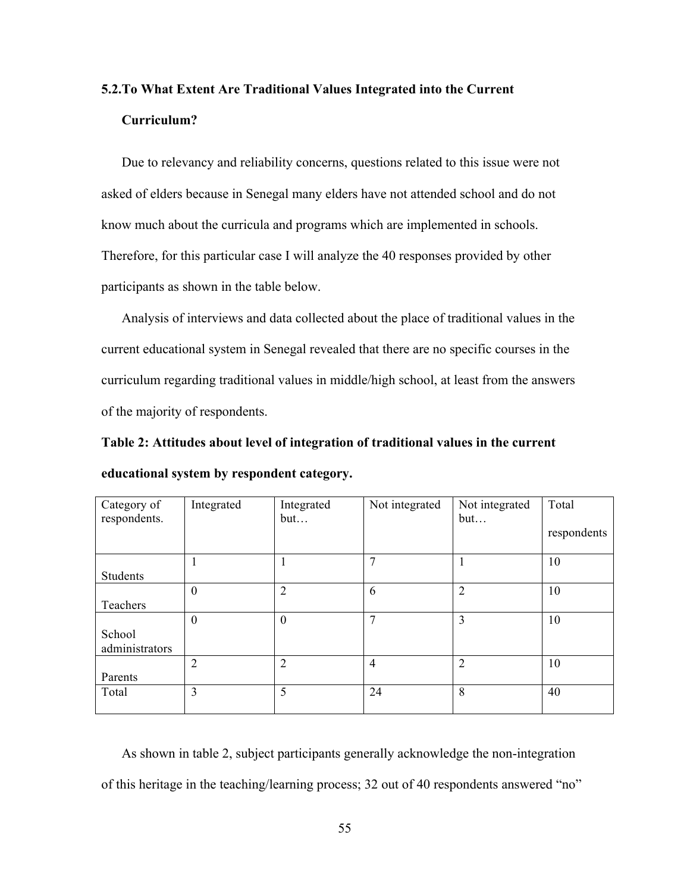## 5.2.To What Extent Are Traditional Values Integrated into the Current Curriculum?

Due to relevancy and reliability concerns, questions related to this issue were not asked of elders because in Senegal many elders have not attended school and do not know much about the curricula and programs which are implemented in schools. Therefore, for this particular case I will analyze the 40 responses provided by other participants as shown in the table below.

Analysis of interviews and data collected about the place of traditional values in the current educational system in Senegal revealed that there are no specific courses in the curriculum regarding traditional values in middle/high school, at least from the answers of the majority of respondents.

**Table 2: Attitudes about level of integration of traditional values in the current educational system by respondent category.**

| Category of respondents. | Integrated | Integrated but… | Not integrated | Not integrated but… | Total respondents |
|---|---|---|---|---|---|
| Students | 1 | 1 | 7 | 1 | 10 |
| Teachers | 0 | 2 | 6 | 2 | 10 |
| School administrators | 0 | 0 | 7 | 3 | 10 |
| Parents | 2 | 2 | 4 | 2 | 10 |
| Total | 3 | 5 | 24 | 8 | 40 |

As shown in table 2, subject participants generally acknowledge the non-integration of this heritage in the teaching/learning process; 32 out of 40 respondents answered "no"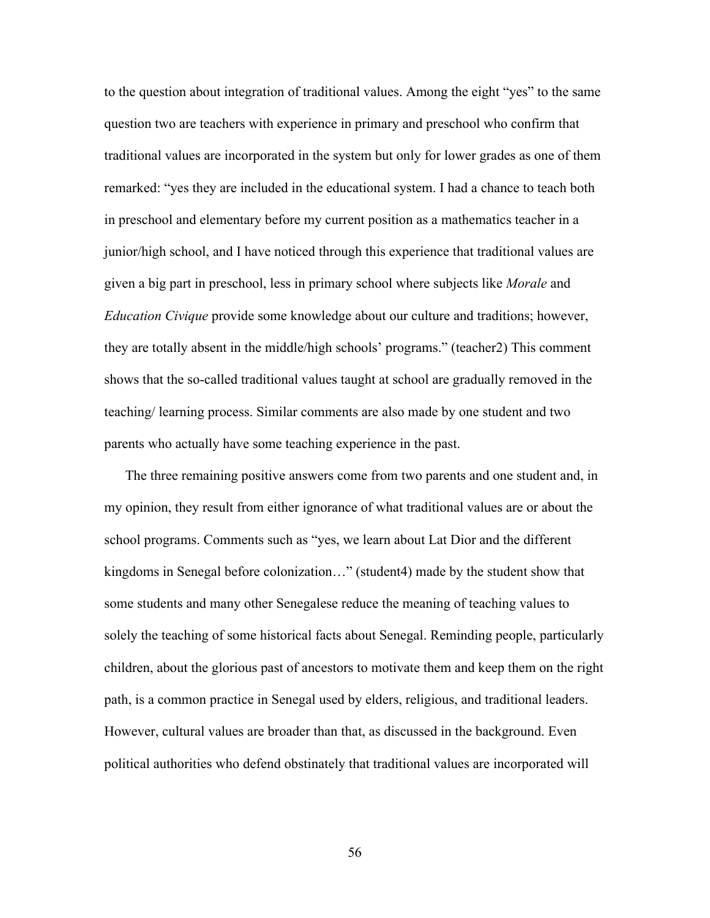to the question about integration of traditional values. Among the eight "yes" to the same question two are teachers with experience in primary and preschool who confirm that traditional values are incorporated in the system but only for lower grades as one of them remarked: "yes they are included in the educational system. I had a chance to teach both in preschool and elementary before my current position as a mathematics teacher in a junior/high school, and I have noticed through this experience that traditional values are given a big part in preschool, less in primary school where subjects like *Morale* and *Education Civique* provide some knowledge about our culture and traditions; however, they are totally absent in the middle/high schools' programs." (teacher2) This comment shows that the so-called traditional values taught at school are gradually removed in the teaching/ learning process. Similar comments are also made by one student and two parents who actually have some teaching experience in the past.

The three remaining positive answers come from two parents and one student and, in my opinion, they result from either ignorance of what traditional values are or about the school programs. Comments such as "yes, we learn about Lat Dior and the different kingdoms in Senegal before colonization…" (student4) made by the student show that some students and many other Senegalese reduce the meaning of teaching values to solely the teaching of some historical facts about Senegal. Reminding people, particularly children, about the glorious past of ancestors to motivate them and keep them on the right path, is a common practice in Senegal used by elders, religious, and traditional leaders. However, cultural values are broader than that, as discussed in the background. Even political authorities who defend obstinately that traditional values are incorporated will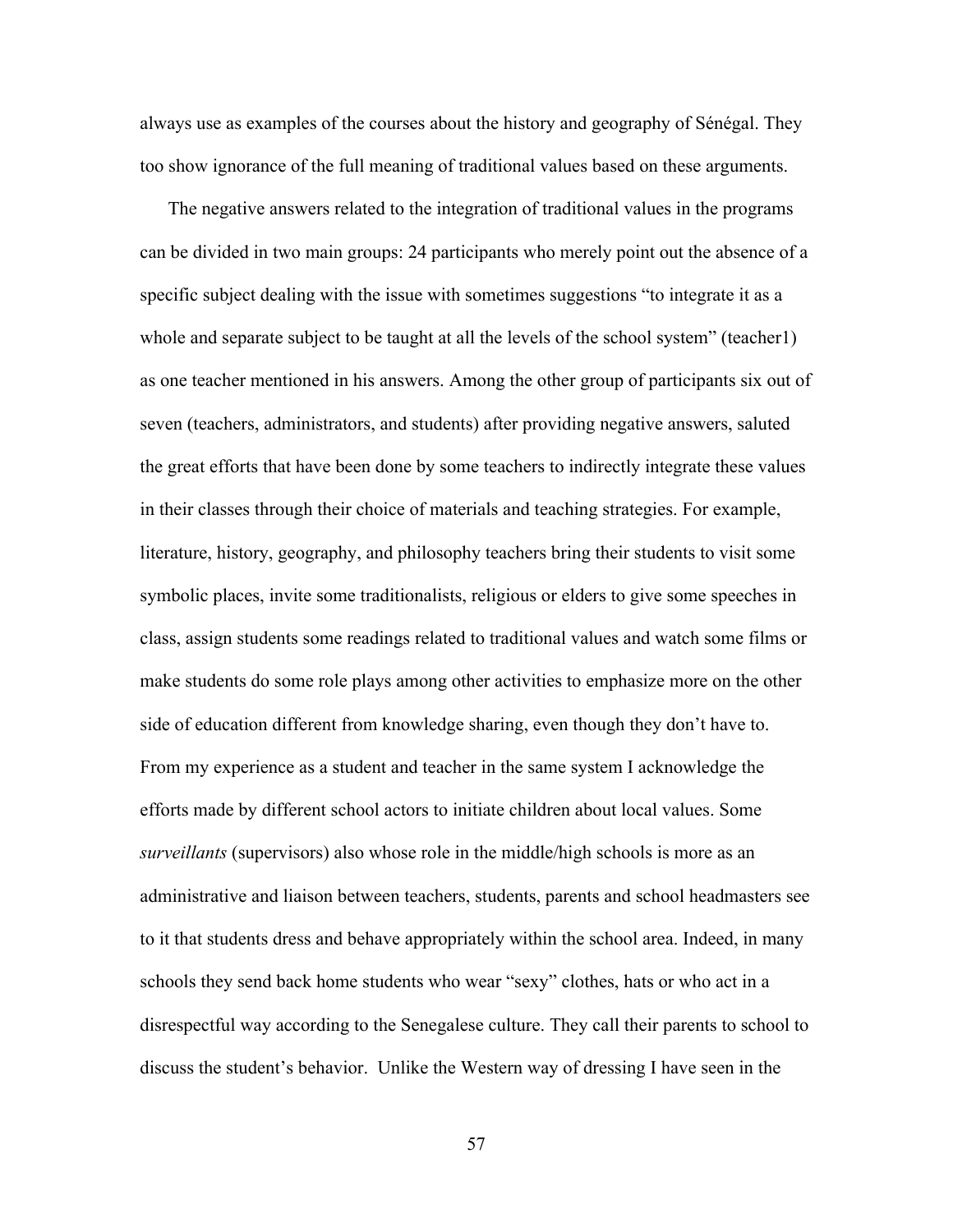always use as examples of the courses about the history and geography of Sénégal. They too show ignorance of the full meaning of traditional values based on these arguments.

The negative answers related to the integration of traditional values in the programs can be divided in two main groups: 24 participants who merely point out the absence of a specific subject dealing with the issue with sometimes suggestions "to integrate it as a whole and separate subject to be taught at all the levels of the school system" (teacher1) as one teacher mentioned in his answers. Among the other group of participants six out of seven (teachers, administrators, and students) after providing negative answers, saluted the great efforts that have been done by some teachers to indirectly integrate these values in their classes through their choice of materials and teaching strategies. For example, literature, history, geography, and philosophy teachers bring their students to visit some symbolic places, invite some traditionalists, religious or elders to give some speeches in class, assign students some readings related to traditional values and watch some films or make students do some role plays among other activities to emphasize more on the other side of education different from knowledge sharing, even though they don't have to. From my experience as a student and teacher in the same system I acknowledge the efforts made by different school actors to initiate children about local values. Some *surveillants* (supervisors) also whose role in the middle/high schools is more as an administrative and liaison between teachers, students, parents and school headmasters see to it that students dress and behave appropriately within the school area. Indeed, in many schools they send back home students who wear "sexy" clothes, hats or who act in a disrespectful way according to the Senegalese culture. They call their parents to school to discuss the student's behavior. Unlike the Western way of dressing I have seen in the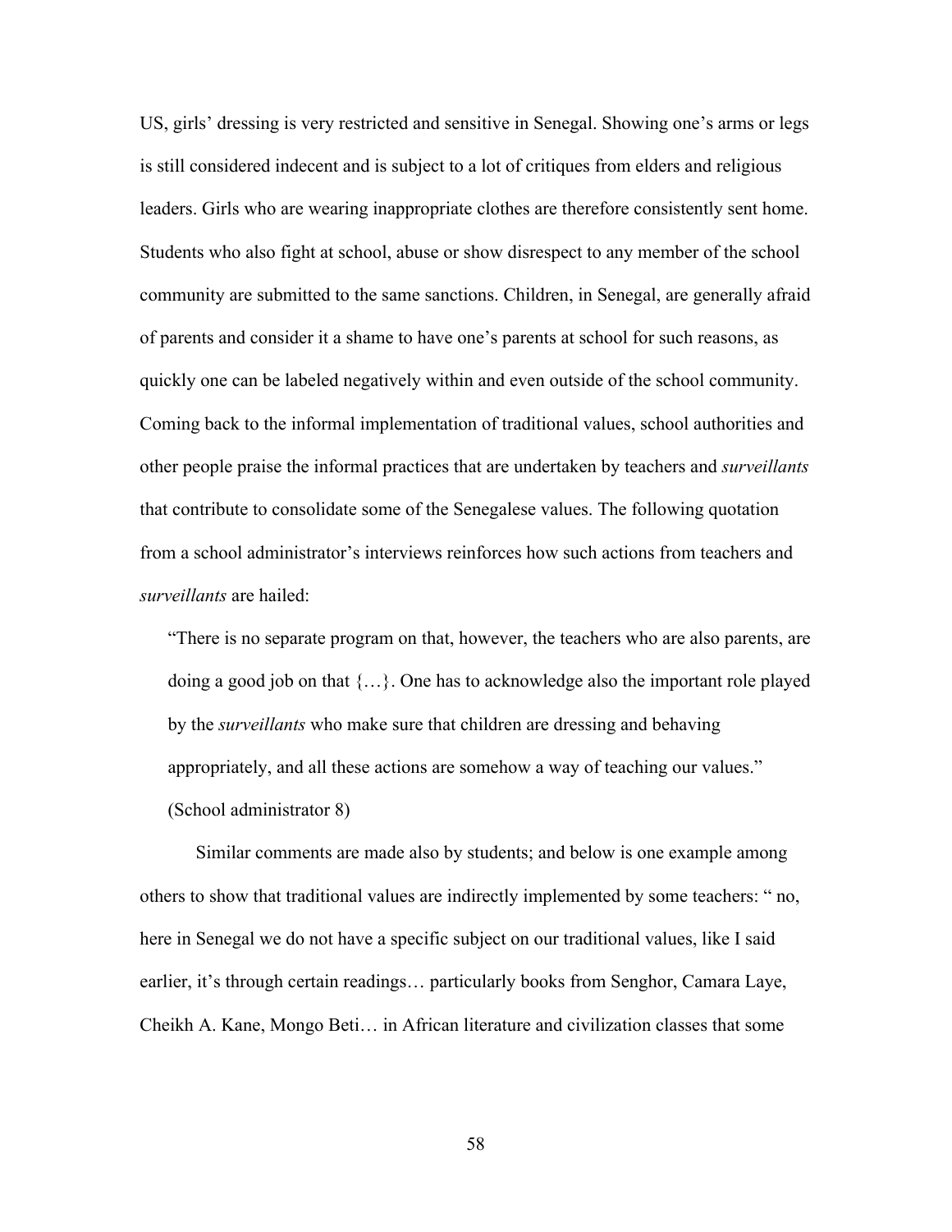US, girls' dressing is very restricted and sensitive in Senegal. Showing one's arms or legs is still considered indecent and is subject to a lot of critiques from elders and religious leaders. Girls who are wearing inappropriate clothes are therefore consistently sent home. Students who also fight at school, abuse or show disrespect to any member of the school community are submitted to the same sanctions. Children, in Senegal, are generally afraid of parents and consider it a shame to have one's parents at school for such reasons, as quickly one can be labeled negatively within and even outside of the school community. Coming back to the informal implementation of traditional values, school authorities and other people praise the informal practices that are undertaken by teachers and *surveillants* that contribute to consolidate some of the Senegalese values. The following quotation from a school administrator's interviews reinforces how such actions from teachers and *surveillants* are hailed:

> "There is no separate program on that, however, the teachers who are also parents, are doing a good job on that {…}. One has to acknowledge also the important role played by the *surveillants* who make sure that children are dressing and behaving appropriately, and all these actions are somehow a way of teaching our values." (School administrator 8)

Similar comments are made also by students; and below is one example among others to show that traditional values are indirectly implemented by some teachers: " no, here in Senegal we do not have a specific subject on our traditional values, like I said earlier, it's through certain readings… particularly books from Senghor, Camara Laye, Cheikh A. Kane, Mongo Beti… in African literature and civilization classes that some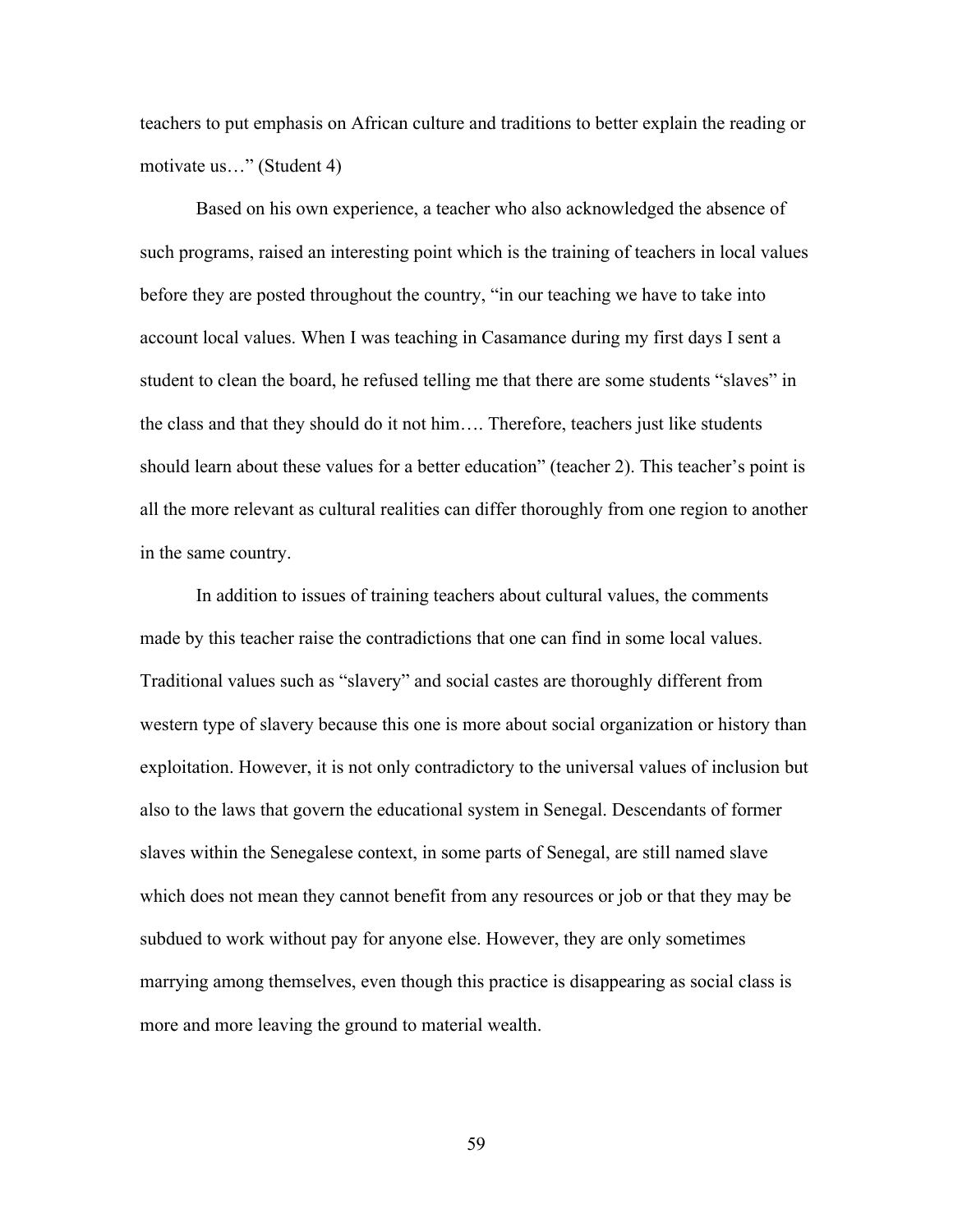teachers to put emphasis on African culture and traditions to better explain the reading or motivate us…" (Student 4)

Based on his own experience, a teacher who also acknowledged the absence of such programs, raised an interesting point which is the training of teachers in local values before they are posted throughout the country, "in our teaching we have to take into account local values. When I was teaching in Casamance during my first days I sent a student to clean the board, he refused telling me that there are some students "slaves" in the class and that they should do it not him…. Therefore, teachers just like students should learn about these values for a better education" (teacher 2). This teacher's point is all the more relevant as cultural realities can differ thoroughly from one region to another in the same country.

In addition to issues of training teachers about cultural values, the comments made by this teacher raise the contradictions that one can find in some local values. Traditional values such as "slavery" and social castes are thoroughly different from western type of slavery because this one is more about social organization or history than exploitation. However, it is not only contradictory to the universal values of inclusion but also to the laws that govern the educational system in Senegal. Descendants of former slaves within the Senegalese context, in some parts of Senegal, are still named slave which does not mean they cannot benefit from any resources or job or that they may be subdued to work without pay for anyone else. However, they are only sometimes marrying among themselves, even though this practice is disappearing as social class is more and more leaving the ground to material wealth.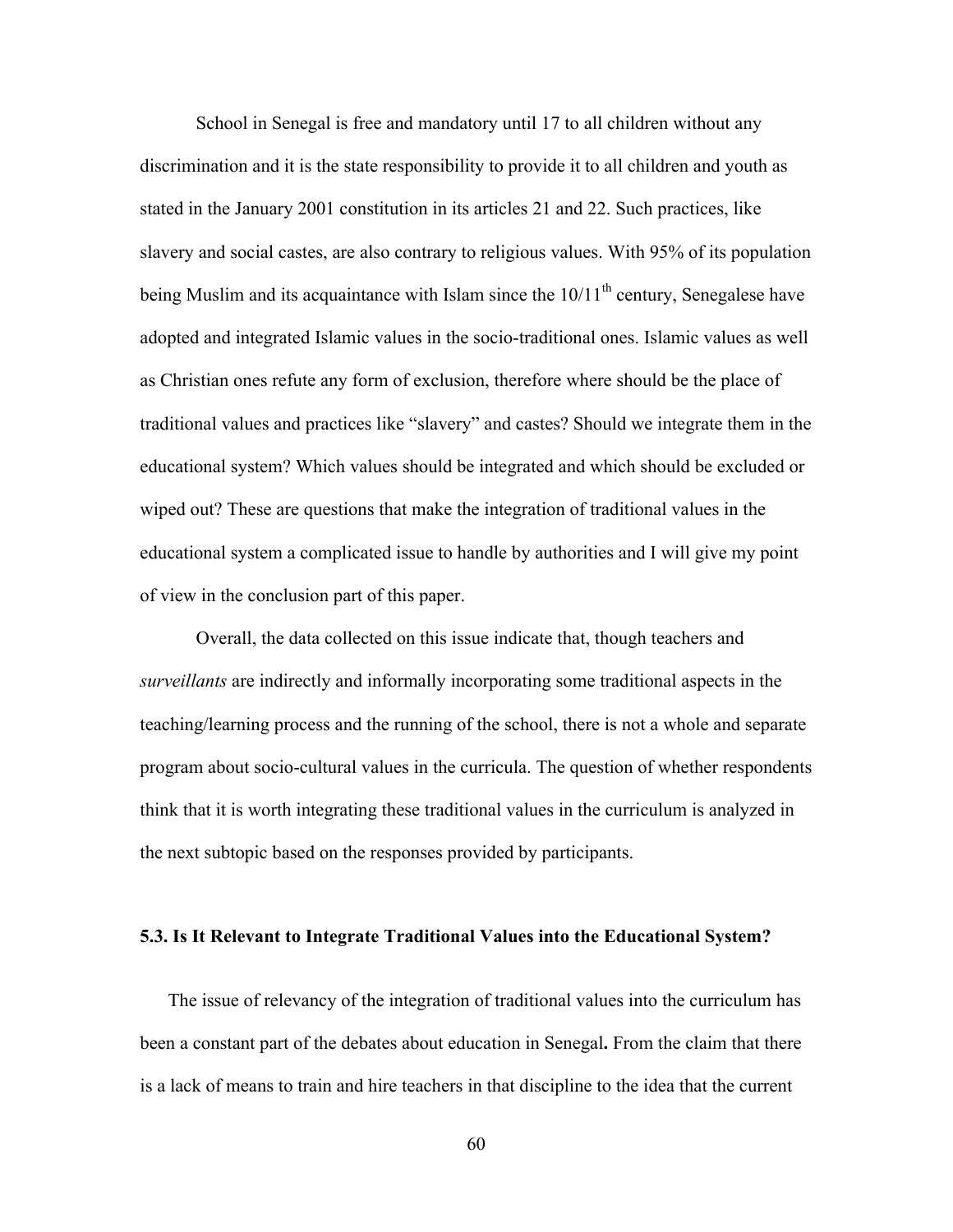School in Senegal is free and mandatory until 17 to all children without any discrimination and it is the state responsibility to provide it to all children and youth as stated in the January 2001 constitution in its articles 21 and 22. Such practices, like slavery and social castes, are also contrary to religious values. With 95% of its population being Muslim and its acquaintance with Islam since the $10/11^{th}$ century, Senegalese have adopted and integrated Islamic values in the socio-traditional ones. Islamic values as well as Christian ones refute any form of exclusion, therefore where should be the place of traditional values and practices like "slavery" and castes? Should we integrate them in the educational system? Which values should be integrated and which should be excluded or wiped out? These are questions that make the integration of traditional values in the educational system a complicated issue to handle by authorities and I will give my point of view in the conclusion part of this paper.

Overall, the data collected on this issue indicate that, though teachers and *surveillants* are indirectly and informally incorporating some traditional aspects in the teaching/learning process and the running of the school, there is not a whole and separate program about socio-cultural values in the curricula. The question of whether respondents think that it is worth integrating these traditional values in the curriculum is analyzed in the next subtopic based on the responses provided by participants.

### 5.3. Is It Relevant to Integrate Traditional Values into the Educational System?

The issue of relevancy of the integration of traditional values into the curriculum has been a constant part of the debates about education in Senegal**.** From the claim that there is a lack of means to train and hire teachers in that discipline to the idea that the current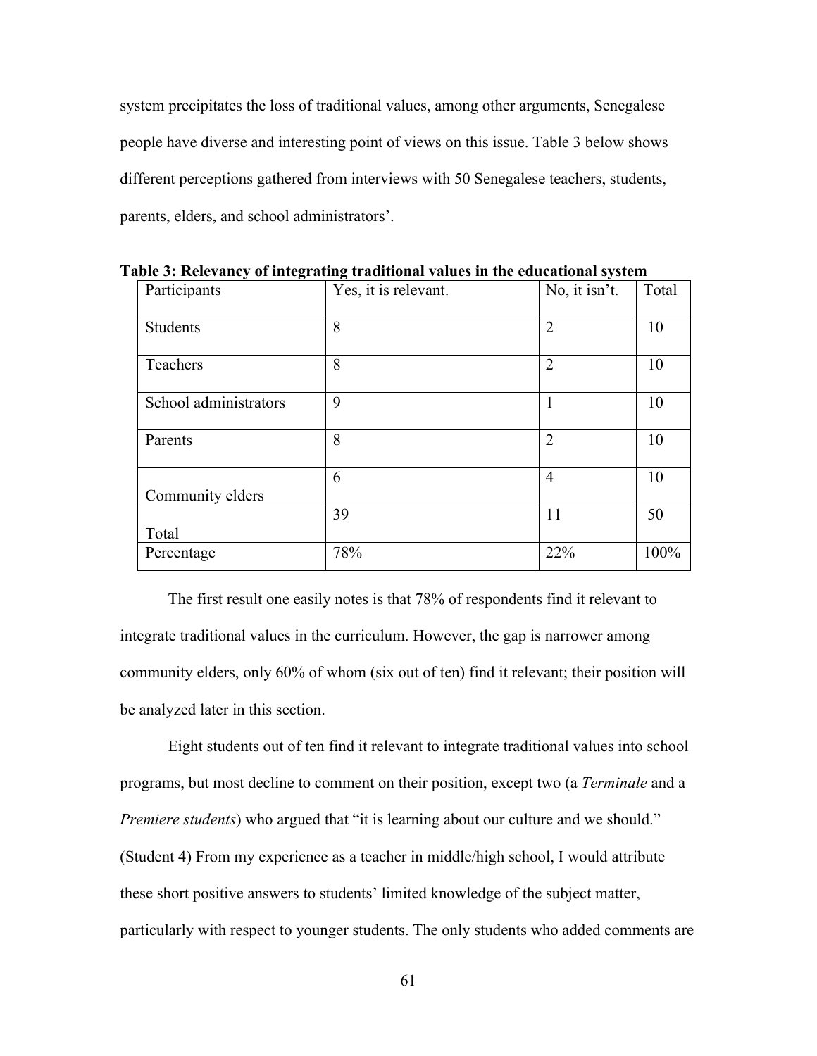system precipitates the loss of traditional values, among other arguments, Senegalese people have diverse and interesting point of views on this issue. Table 3 below shows different perceptions gathered from interviews with 50 Senegalese teachers, students, parents, elders, and school administrators'.

**Table 3: Relevancy of integrating traditional values in the educational system**

| Participants | Yes, it is relevant. | No, it isn't. | Total |
|---|---|---|---|
| Students | 8 | 2 | 10 |
| Teachers | 8 | 2 | 10 |
| School administrators | 9 | 1 | 10 |
| Parents | 8 | 2 | 10 |
| Community elders | 6 | 4 | 10 |
| Total | 39 | 11 | 50 |
| Percentage | 78% | 22% | 100% |

The first result one easily notes is that 78% of respondents find it relevant to integrate traditional values in the curriculum. However, the gap is narrower among community elders, only 60% of whom (six out of ten) find it relevant; their position will be analyzed later in this section.

Eight students out of ten find it relevant to integrate traditional values into school programs, but most decline to comment on their position, except two (a *Terminale* and a *Premiere students*) who argued that "it is learning about our culture and we should." (Student 4) From my experience as a teacher in middle/high school, I would attribute these short positive answers to students' limited knowledge of the subject matter, particularly with respect to younger students. The only students who added comments are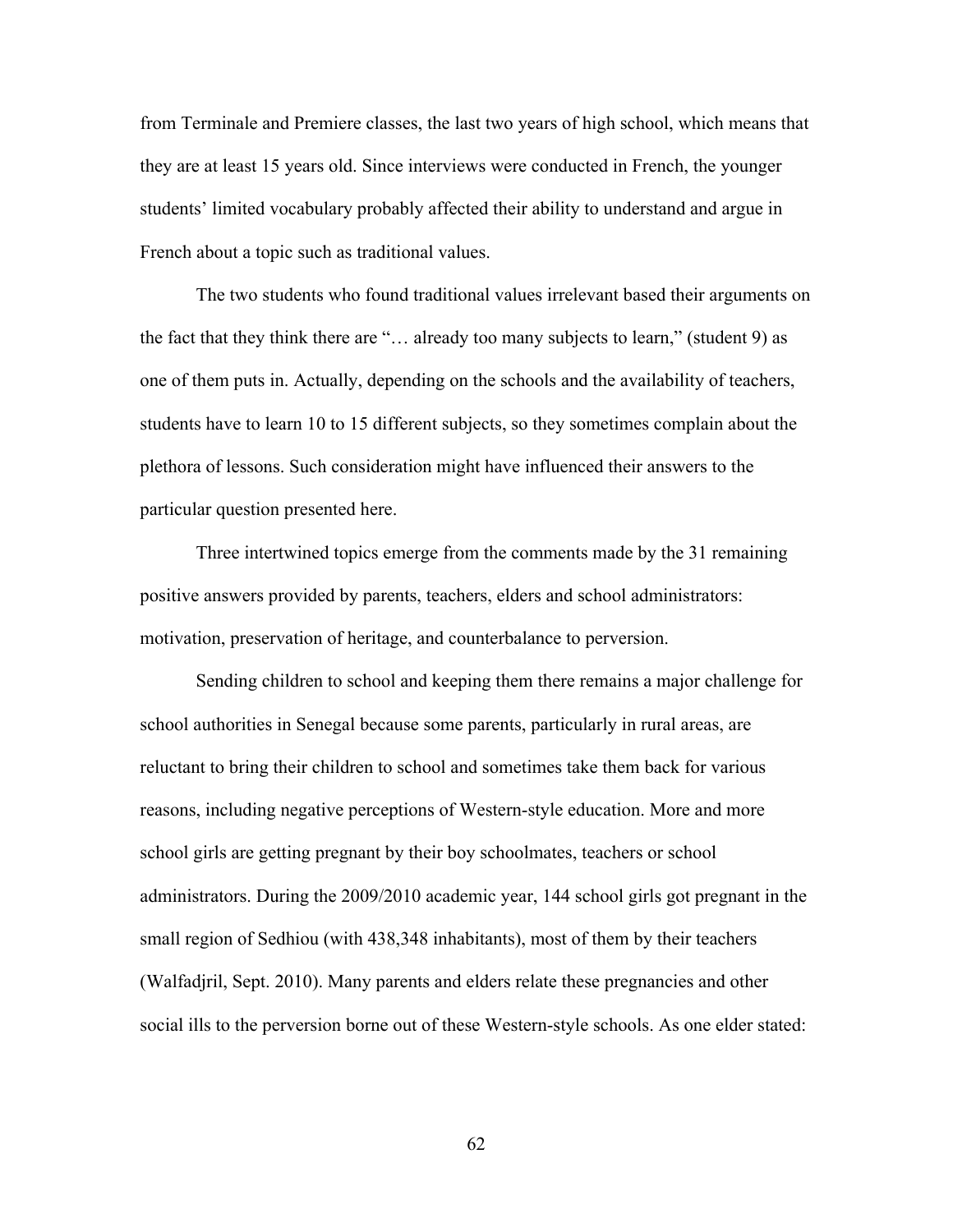from Terminale and Premiere classes, the last two years of high school, which means that they are at least 15 years old. Since interviews were conducted in French, the younger students' limited vocabulary probably affected their ability to understand and argue in French about a topic such as traditional values.

The two students who found traditional values irrelevant based their arguments on the fact that they think there are "… already too many subjects to learn," (student 9) as one of them puts in. Actually, depending on the schools and the availability of teachers, students have to learn 10 to 15 different subjects, so they sometimes complain about the plethora of lessons. Such consideration might have influenced their answers to the particular question presented here.

Three intertwined topics emerge from the comments made by the 31 remaining positive answers provided by parents, teachers, elders and school administrators: motivation, preservation of heritage, and counterbalance to perversion.

Sending children to school and keeping them there remains a major challenge for school authorities in Senegal because some parents, particularly in rural areas, are reluctant to bring their children to school and sometimes take them back for various reasons, including negative perceptions of Western-style education. More and more school girls are getting pregnant by their boy schoolmates, teachers or school administrators. During the 2009/2010 academic year, 144 school girls got pregnant in the small region of Sedhiou (with 438,348 inhabitants), most of them by their teachers (Walfadjril, Sept. 2010). Many parents and elders relate these pregnancies and other social ills to the perversion borne out of these Western-style schools. As one elder stated: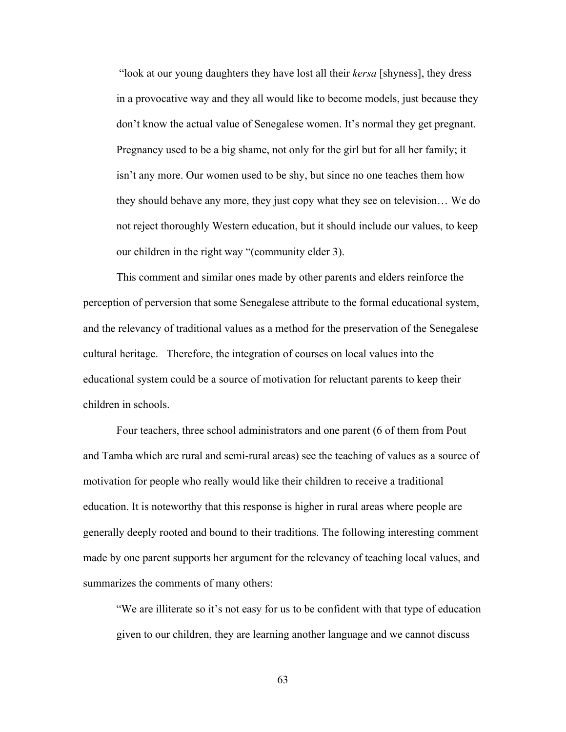> “look at our young daughters they have lost all their *kersa* [shyness], they dress in a provocative way and they all would like to become models, just because they don’t know the actual value of Senegalese women. It’s normal they get pregnant. Pregnancy used to be a big shame, not only for the girl but for all her family; it isn’t any more. Our women used to be shy, but since no one teaches them how they should behave any more, they just copy what they see on television… We do not reject thoroughly Western education, but it should include our values, to keep our children in the right way “(community elder 3).

This comment and similar ones made by other parents and elders reinforce the perception of perversion that some Senegalese attribute to the formal educational system, and the relevancy of traditional values as a method for the preservation of the Senegalese cultural heritage. Therefore, the integration of courses on local values into the educational system could be a source of motivation for reluctant parents to keep their children in schools.

Four teachers, three school administrators and one parent (6 of them from Pout and Tamba which are rural and semi-rural areas) see the teaching of values as a source of motivation for people who really would like their children to receive a traditional education. It is noteworthy that this response is higher in rural areas where people are generally deeply rooted and bound to their traditions. The following interesting comment made by one parent supports her argument for the relevancy of teaching local values, and summarizes the comments of many others:

> “We are illiterate so it’s not easy for us to be confident with that type of education given to our children, they are learning another language and we cannot discuss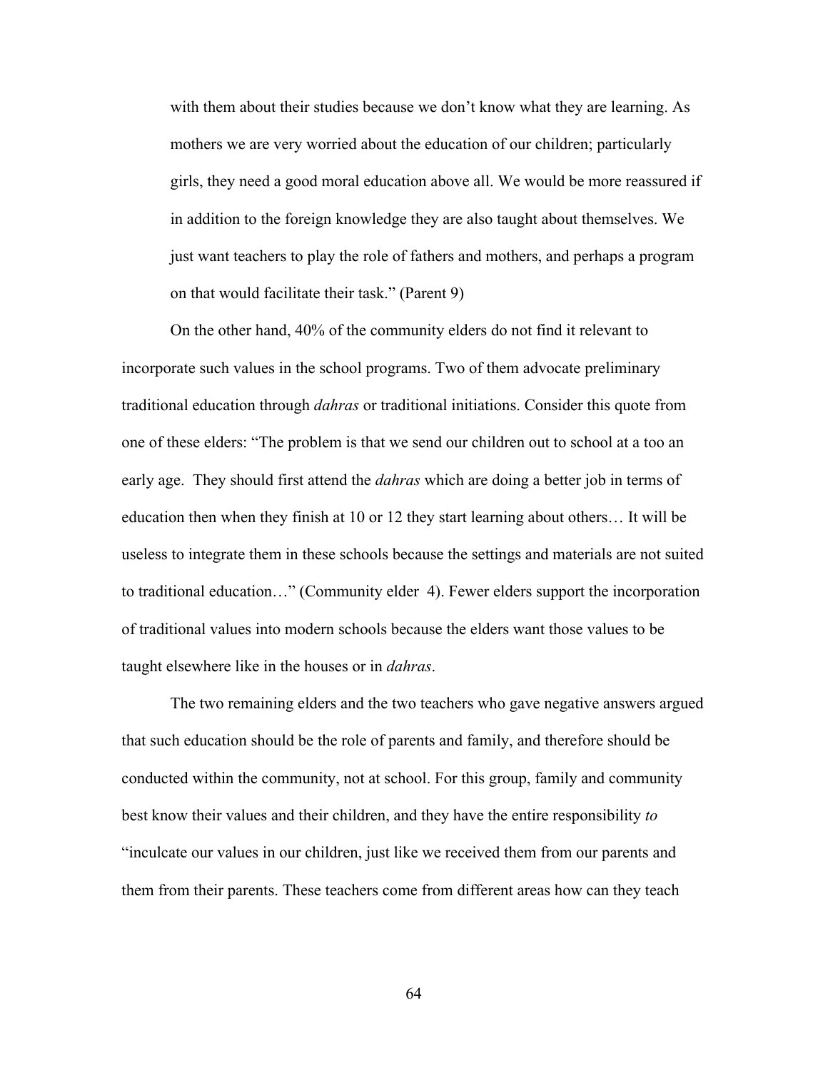> with them about their studies because we don't know what they are learning. As mothers we are very worried about the education of our children; particularly girls, they need a good moral education above all. We would be more reassured if in addition to the foreign knowledge they are also taught about themselves. We just want teachers to play the role of fathers and mothers, and perhaps a program on that would facilitate their task." (Parent 9)

On the other hand, 40% of the community elders do not find it relevant to incorporate such values in the school programs. Two of them advocate preliminary traditional education through *dahras* or traditional initiations. Consider this quote from one of these elders: "The problem is that we send our children out to school at a too an early age. They should first attend the *dahras* which are doing a better job in terms of education then when they finish at 10 or 12 they start learning about others… It will be useless to integrate them in these schools because the settings and materials are not suited to traditional education…" (Community elder 4). Fewer elders support the incorporation of traditional values into modern schools because the elders want those values to be taught elsewhere like in the houses or in *dahras*.

The two remaining elders and the two teachers who gave negative answers argued that such education should be the role of parents and family, and therefore should be conducted within the community, not at school. For this group, family and community best know their values and their children, and they have the entire responsibility *to* "inculcate our values in our children, just like we received them from our parents and them from their parents. These teachers come from different areas how can they teach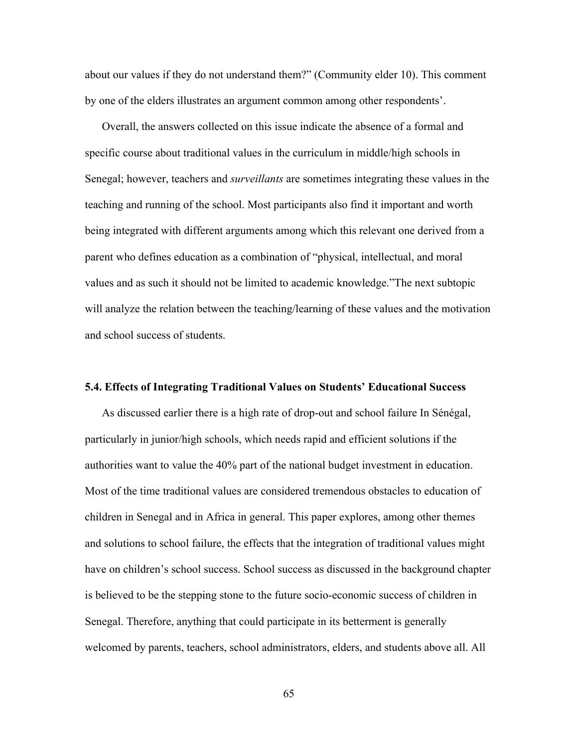about our values if they do not understand them?" (Community elder 10). This comment by one of the elders illustrates an argument common among other respondents'.

Overall, the answers collected on this issue indicate the absence of a formal and specific course about traditional values in the curriculum in middle/high schools in Senegal; however, teachers and *surveillants* are sometimes integrating these values in the teaching and running of the school. Most participants also find it important and worth being integrated with different arguments among which this relevant one derived from a parent who defines education as a combination of "physical, intellectual, and moral values and as such it should not be limited to academic knowledge."The next subtopic will analyze the relation between the teaching/learning of these values and the motivation and school success of students.

### 5.4. Effects of Integrating Traditional Values on Students' Educational Success

As discussed earlier there is a high rate of drop-out and school failure In Sénégal, particularly in junior/high schools, which needs rapid and efficient solutions if the authorities want to value the 40% part of the national budget investment in education. Most of the time traditional values are considered tremendous obstacles to education of children in Senegal and in Africa in general. This paper explores, among other themes and solutions to school failure, the effects that the integration of traditional values might have on children's school success. School success as discussed in the background chapter is believed to be the stepping stone to the future socio-economic success of children in Senegal. Therefore, anything that could participate in its betterment is generally welcomed by parents, teachers, school administrators, elders, and students above all. All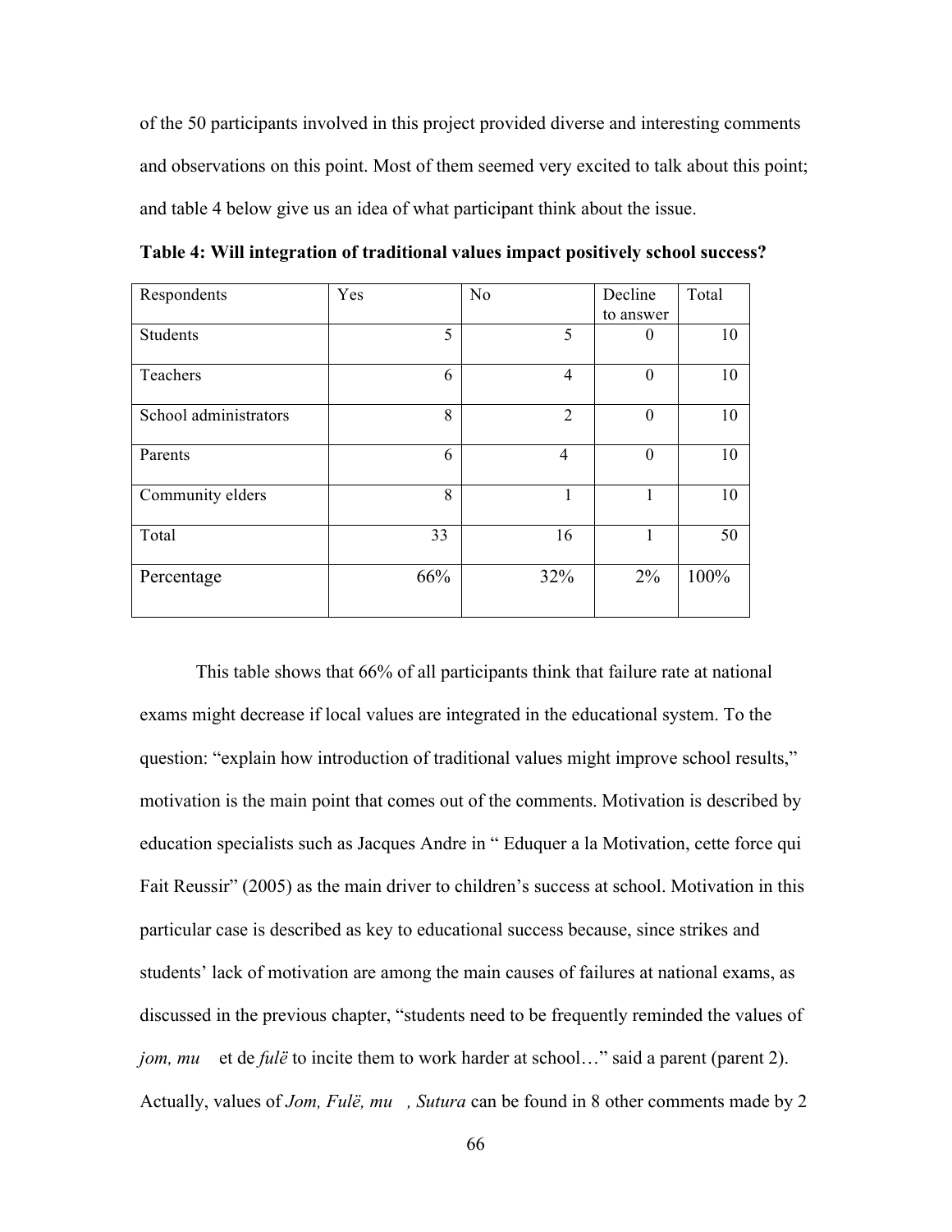of the 50 participants involved in this project provided diverse and interesting comments and observations on this point. Most of them seemed very excited to talk about this point; and table 4 below give us an idea of what participant think about the issue.

**Table 4: Will integration of traditional values impact positively school success?**

| Respondents | Yes | No | Decline to answer | Total |
|---|---|---|---|---|
| Students | 5 | 5 | 0 | 10 |
| Teachers | 6 | 4 | 0 | 10 |
| School administrators | 8 | 2 | 0 | 10 |
| Parents | 6 | 4 | 0 | 10 |
| Community elders | 8 | 1 | 1 | 10 |
| Total | 33 | 16 | 1 | 50 |
| Percentage | 66% | 32% | 2% | 100% |

This table shows that 66% of all participants think that failure rate at national exams might decrease if local values are integrated in the educational system. To the question: "explain how introduction of traditional values might improve school results," motivation is the main point that comes out of the comments. Motivation is described by education specialists such as Jacques Andre in " Eduquer a la Motivation, cette force qui Fait Reussir" (2005) as the main driver to children's success at school. Motivation in this particular case is described as key to educational success because, since strikes and students' lack of motivation are among the main causes of failures at national exams, as discussed in the previous chapter, "students need to be frequently reminded the values of *jom, mu* et de *fulë* to incite them to work harder at school…" said a parent (parent 2). Actually, values of *Jom, Fulë, mu , Sutura* can be found in 8 other comments made by 2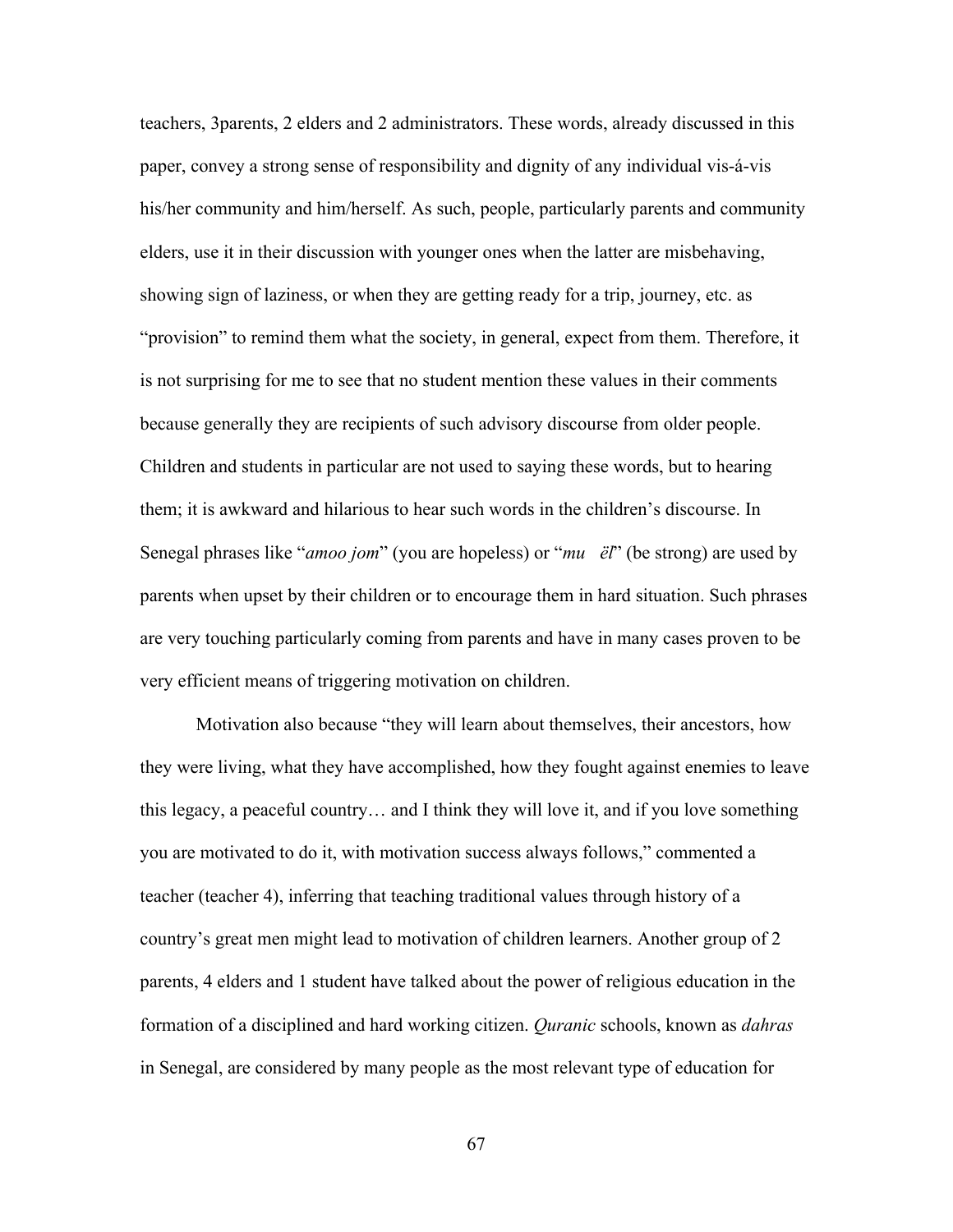teachers, 3parents, 2 elders and 2 administrators. These words, already discussed in this paper, convey a strong sense of responsibility and dignity of any individual vis-á-vis his/her community and him/herself. As such, people, particularly parents and community elders, use it in their discussion with younger ones when the latter are misbehaving, showing sign of laziness, or when they are getting ready for a trip, journey, etc. as "provision" to remind them what the society, in general, expect from them. Therefore, it is not surprising for me to see that no student mention these values in their comments because generally they are recipients of such advisory discourse from older people. Children and students in particular are not used to saying these words, but to hearing them; it is awkward and hilarious to hear such words in the children's discourse. In Senegal phrases like "*amoo jom*" (you are hopeless) or "*mu ël*" (be strong) are used by parents when upset by their children or to encourage them in hard situation. Such phrases are very touching particularly coming from parents and have in many cases proven to be very efficient means of triggering motivation on children.

Motivation also because "they will learn about themselves, their ancestors, how they were living, what they have accomplished, how they fought against enemies to leave this legacy, a peaceful country… and I think they will love it, and if you love something you are motivated to do it, with motivation success always follows," commented a teacher (teacher 4), inferring that teaching traditional values through history of a country's great men might lead to motivation of children learners. Another group of 2 parents, 4 elders and 1 student have talked about the power of religious education in the formation of a disciplined and hard working citizen. *Quranic* schools, known as *dahras* in Senegal, are considered by many people as the most relevant type of education for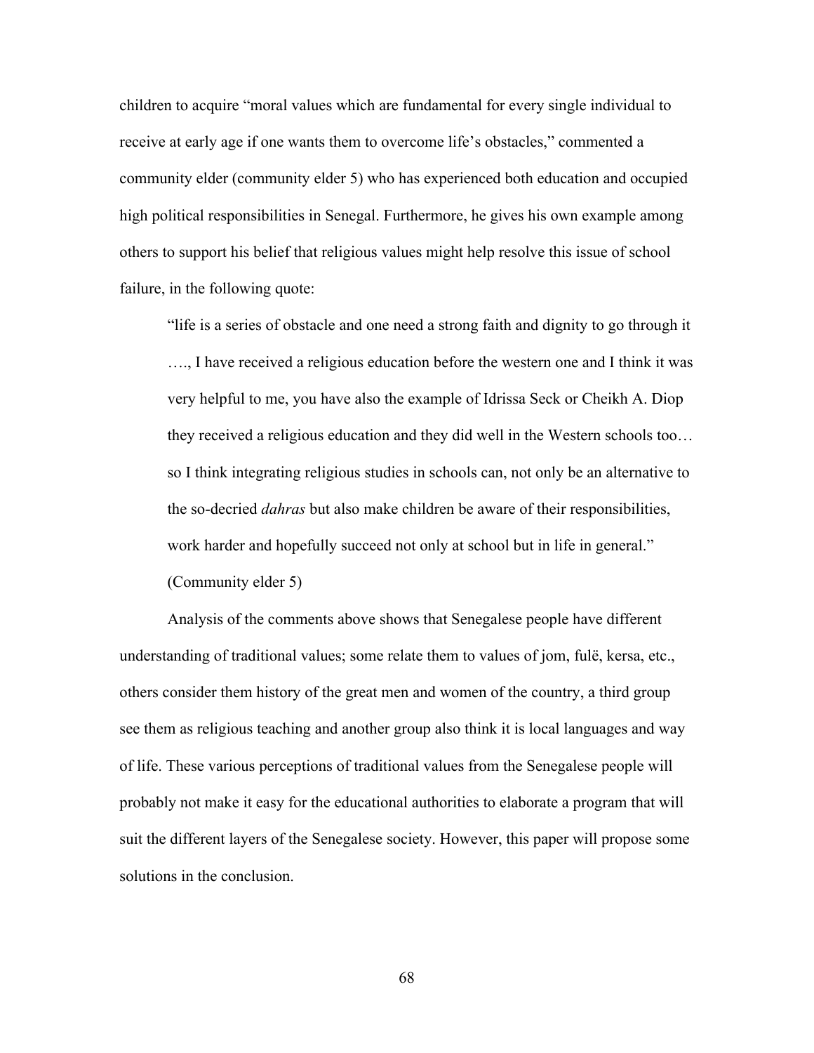children to acquire “moral values which are fundamental for every single individual to receive at early age if one wants them to overcome life’s obstacles,” commented a community elder (community elder 5) who has experienced both education and occupied high political responsibilities in Senegal. Furthermore, he gives his own example among others to support his belief that religious values might help resolve this issue of school failure, in the following quote:

> “life is a series of obstacle and one need a strong faith and dignity to go through it …., I have received a religious education before the western one and I think it was very helpful to me, you have also the example of Idrissa Seck or Cheikh A. Diop they received a religious education and they did well in the Western schools too… so I think integrating religious studies in schools can, not only be an alternative to the so-decried *dahras* but also make children be aware of their responsibilities, work harder and hopefully succeed not only at school but in life in general.” (Community elder 5)

Analysis of the comments above shows that Senegalese people have different understanding of traditional values; some relate them to values of jom, fulë, kersa, etc., others consider them history of the great men and women of the country, a third group see them as religious teaching and another group also think it is local languages and way of life. These various perceptions of traditional values from the Senegalese people will probably not make it easy for the educational authorities to elaborate a program that will suit the different layers of the Senegalese society. However, this paper will propose some solutions in the conclusion.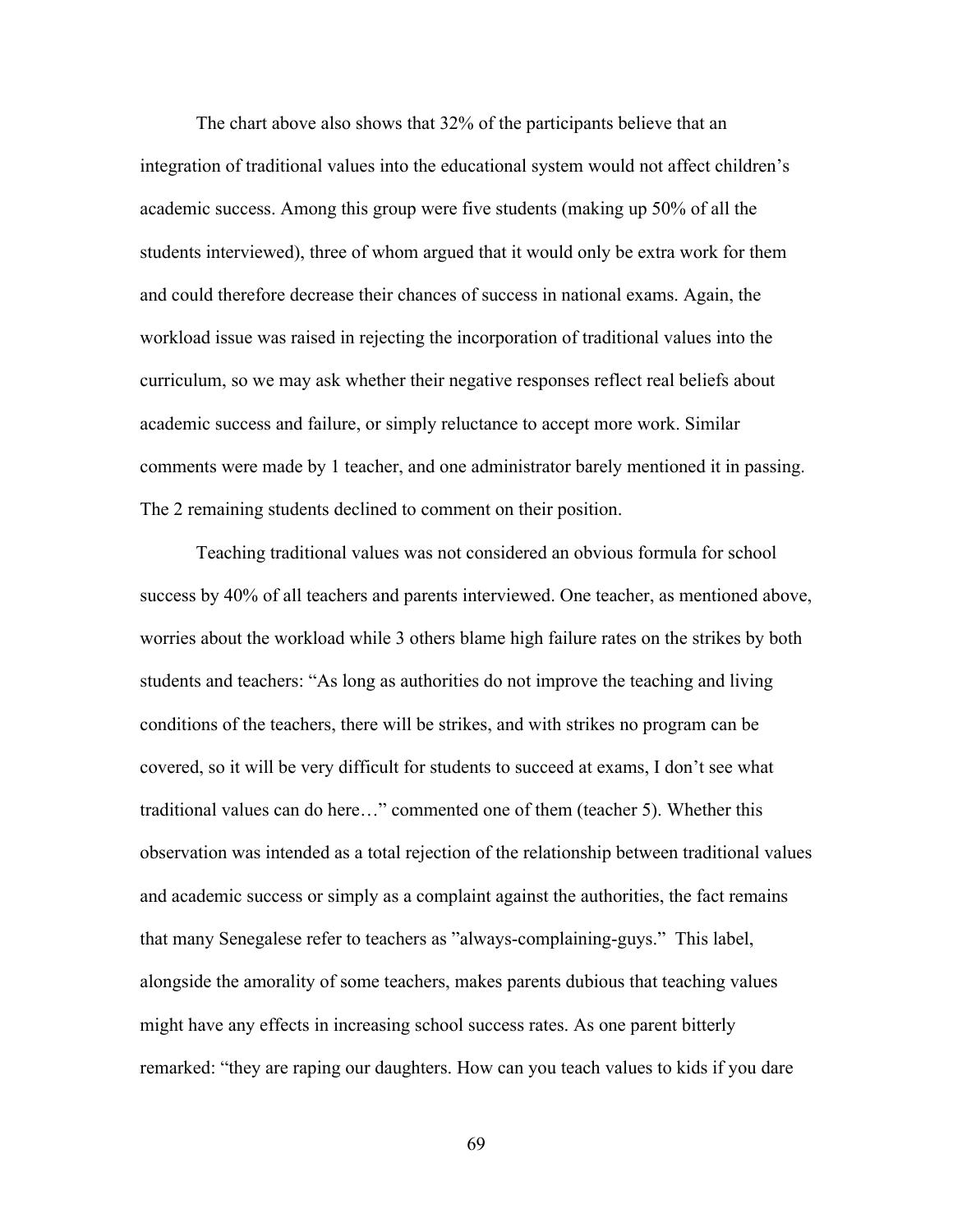The chart above also shows that 32% of the participants believe that an integration of traditional values into the educational system would not affect children's academic success. Among this group were five students (making up 50% of all the students interviewed), three of whom argued that it would only be extra work for them and could therefore decrease their chances of success in national exams. Again, the workload issue was raised in rejecting the incorporation of traditional values into the curriculum, so we may ask whether their negative responses reflect real beliefs about academic success and failure, or simply reluctance to accept more work. Similar comments were made by 1 teacher, and one administrator barely mentioned it in passing. The 2 remaining students declined to comment on their position.

Teaching traditional values was not considered an obvious formula for school success by 40% of all teachers and parents interviewed. One teacher, as mentioned above, worries about the workload while 3 others blame high failure rates on the strikes by both students and teachers: "As long as authorities do not improve the teaching and living conditions of the teachers, there will be strikes, and with strikes no program can be covered, so it will be very difficult for students to succeed at exams, I don't see what traditional values can do here…" commented one of them (teacher 5). Whether this observation was intended as a total rejection of the relationship between traditional values and academic success or simply as a complaint against the authorities, the fact remains that many Senegalese refer to teachers as "always-complaining-guys." This label, alongside the amorality of some teachers, makes parents dubious that teaching values might have any effects in increasing school success rates. As one parent bitterly remarked: "they are raping our daughters. How can you teach values to kids if you dare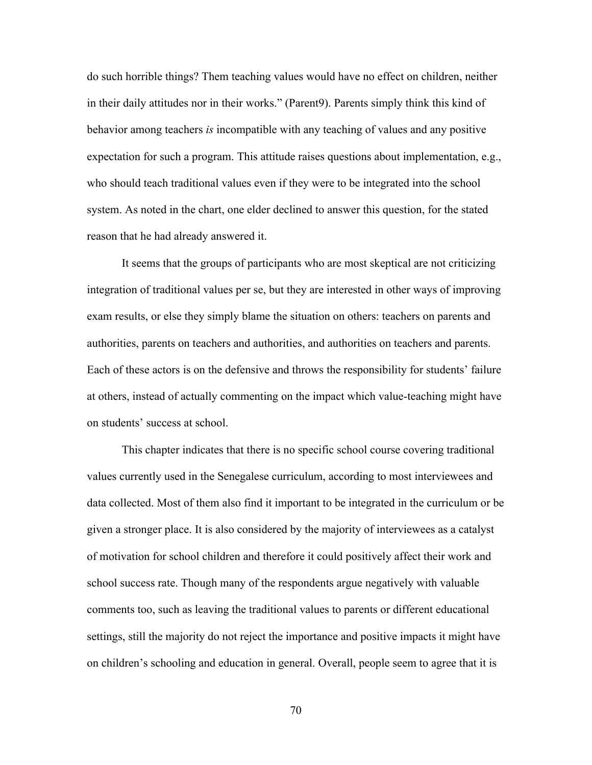do such horrible things? Them teaching values would have no effect on children, neither in their daily attitudes nor in their works." (Parent9). Parents simply think this kind of behavior among teachers *is* incompatible with any teaching of values and any positive expectation for such a program. This attitude raises questions about implementation, e.g., who should teach traditional values even if they were to be integrated into the school system. As noted in the chart, one elder declined to answer this question, for the stated reason that he had already answered it.

It seems that the groups of participants who are most skeptical are not criticizing integration of traditional values per se, but they are interested in other ways of improving exam results, or else they simply blame the situation on others: teachers on parents and authorities, parents on teachers and authorities, and authorities on teachers and parents. Each of these actors is on the defensive and throws the responsibility for students' failure at others, instead of actually commenting on the impact which value-teaching might have on students' success at school.

This chapter indicates that there is no specific school course covering traditional values currently used in the Senegalese curriculum, according to most interviewees and data collected. Most of them also find it important to be integrated in the curriculum or be given a stronger place. It is also considered by the majority of interviewees as a catalyst of motivation for school children and therefore it could positively affect their work and school success rate. Though many of the respondents argue negatively with valuable comments too, such as leaving the traditional values to parents or different educational settings, still the majority do not reject the importance and positive impacts it might have on children's schooling and education in general. Overall, people seem to agree that it is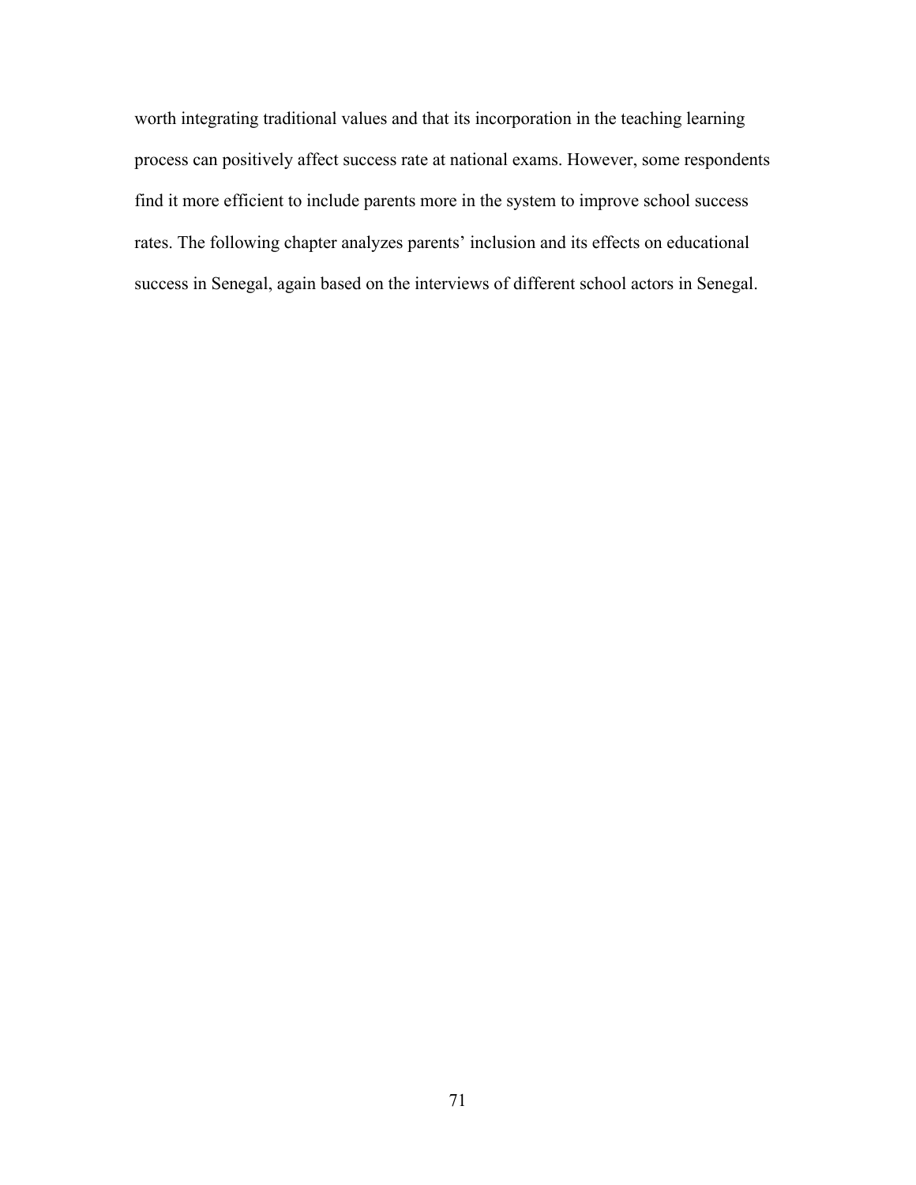worth integrating traditional values and that its incorporation in the teaching learning process can positively affect success rate at national exams. However, some respondents find it more efficient to include parents more in the system to improve school success rates. The following chapter analyzes parents' inclusion and its effects on educational success in Senegal, again based on the interviews of different school actors in Senegal.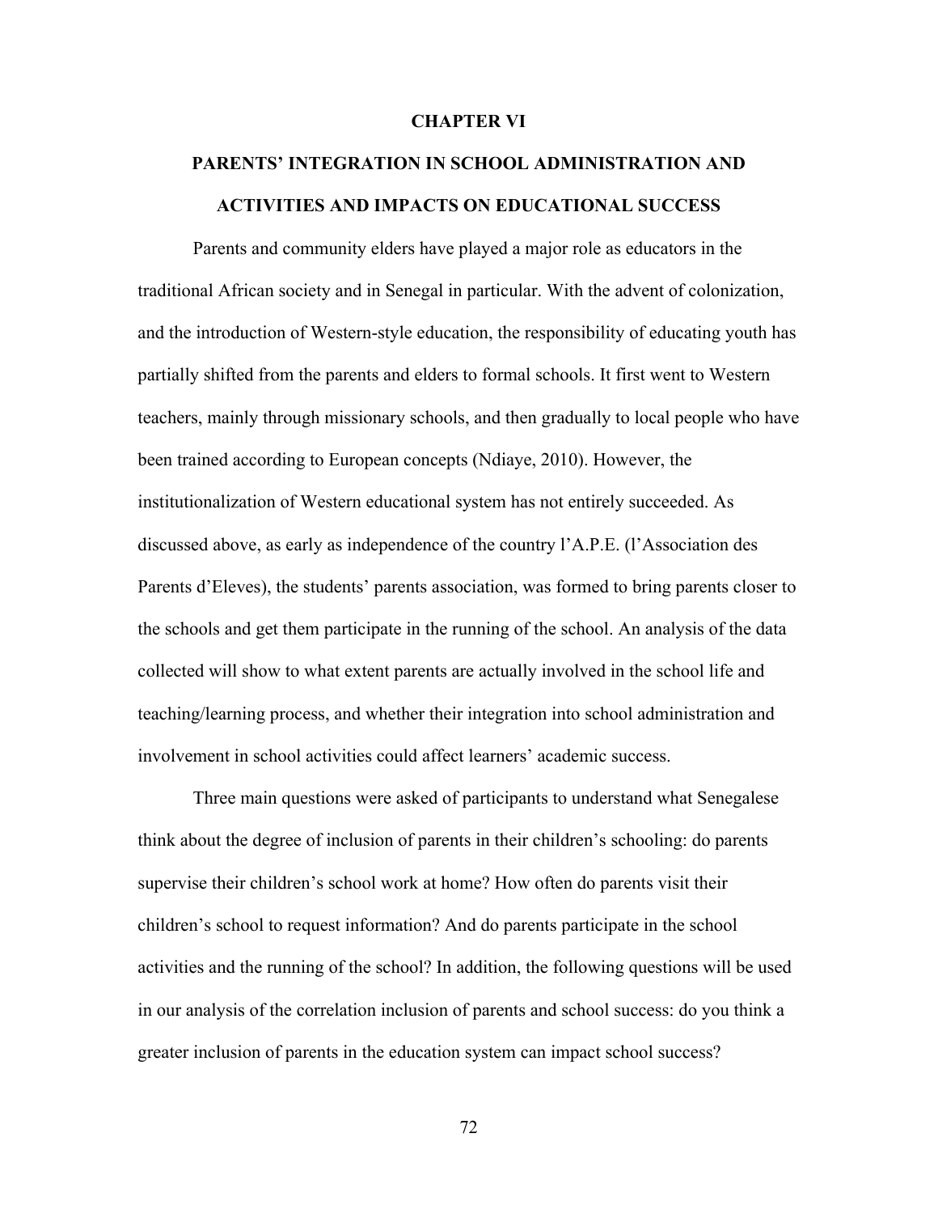# CHAPTER VI

# PARENTS' INTEGRATION IN SCHOOL ADMINISTRATION AND ACTIVITIES AND IMPACTS ON EDUCATIONAL SUCCESS

Parents and community elders have played a major role as educators in the traditional African society and in Senegal in particular. With the advent of colonization, and the introduction of Western-style education, the responsibility of educating youth has partially shifted from the parents and elders to formal schools. It first went to Western teachers, mainly through missionary schools, and then gradually to local people who have been trained according to European concepts (Ndiaye, 2010). However, the institutionalization of Western educational system has not entirely succeeded. As discussed above, as early as independence of the country l'A.P.E. (l'Association des Parents d'Eleves), the students' parents association, was formed to bring parents closer to the schools and get them participate in the running of the school. An analysis of the data collected will show to what extent parents are actually involved in the school life and teaching/learning process, and whether their integration into school administration and involvement in school activities could affect learners' academic success.

Three main questions were asked of participants to understand what Senegalese think about the degree of inclusion of parents in their children's schooling: do parents supervise their children's school work at home? How often do parents visit their children's school to request information? And do parents participate in the school activities and the running of the school? In addition, the following questions will be used in our analysis of the correlation inclusion of parents and school success: do you think a greater inclusion of parents in the education system can impact school success?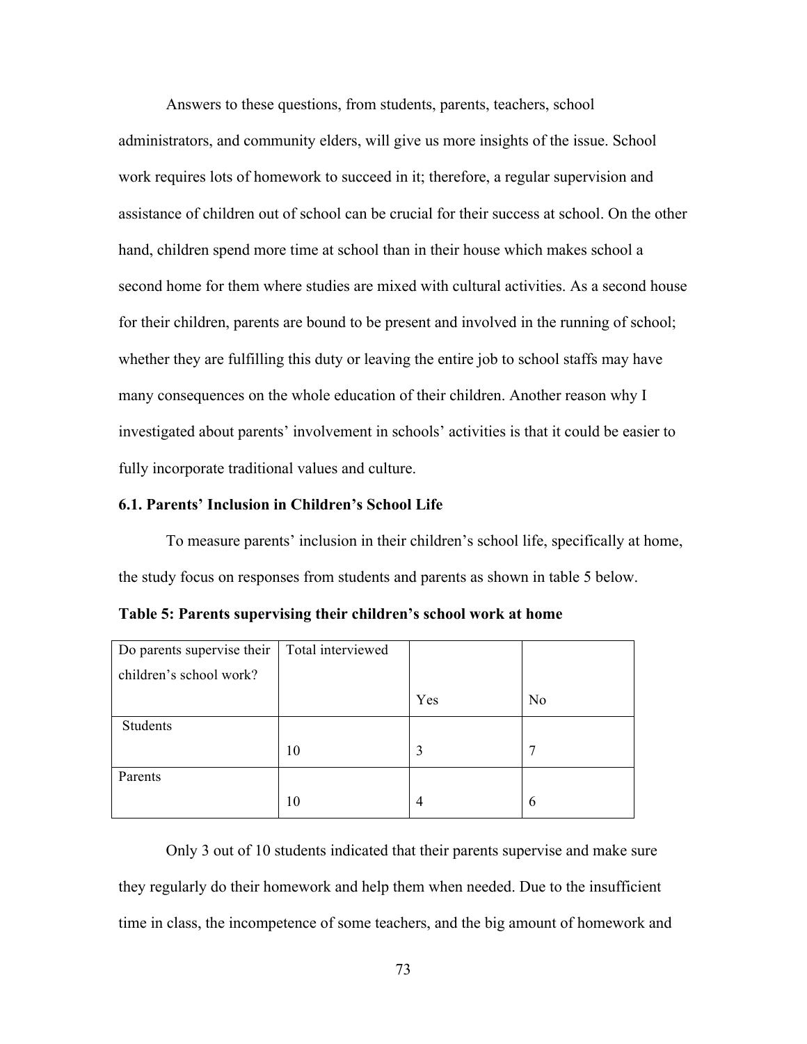Answers to these questions, from students, parents, teachers, school administrators, and community elders, will give us more insights of the issue. School work requires lots of homework to succeed in it; therefore, a regular supervision and assistance of children out of school can be crucial for their success at school. On the other hand, children spend more time at school than in their house which makes school a second home for them where studies are mixed with cultural activities. As a second house for their children, parents are bound to be present and involved in the running of school; whether they are fulfilling this duty or leaving the entire job to school staffs may have many consequences on the whole education of their children. Another reason why I investigated about parents' involvement in schools' activities is that it could be easier to fully incorporate traditional values and culture.

### 6.1. Parents' Inclusion in Children's School Life

To measure parents' inclusion in their children's school life, specifically at home, the study focus on responses from students and parents as shown in table 5 below.

**Table 5: Parents supervising their children's school work at home**

| Do parents supervise their children's school work? | Total interviewed | Yes | No |
|---|---|---|---|
| Students | 10 | 3 | 7 |
| Parents | 10 | 4 | 6 |

Only 3 out of 10 students indicated that their parents supervise and make sure they regularly do their homework and help them when needed. Due to the insufficient time in class, the incompetence of some teachers, and the big amount of homework and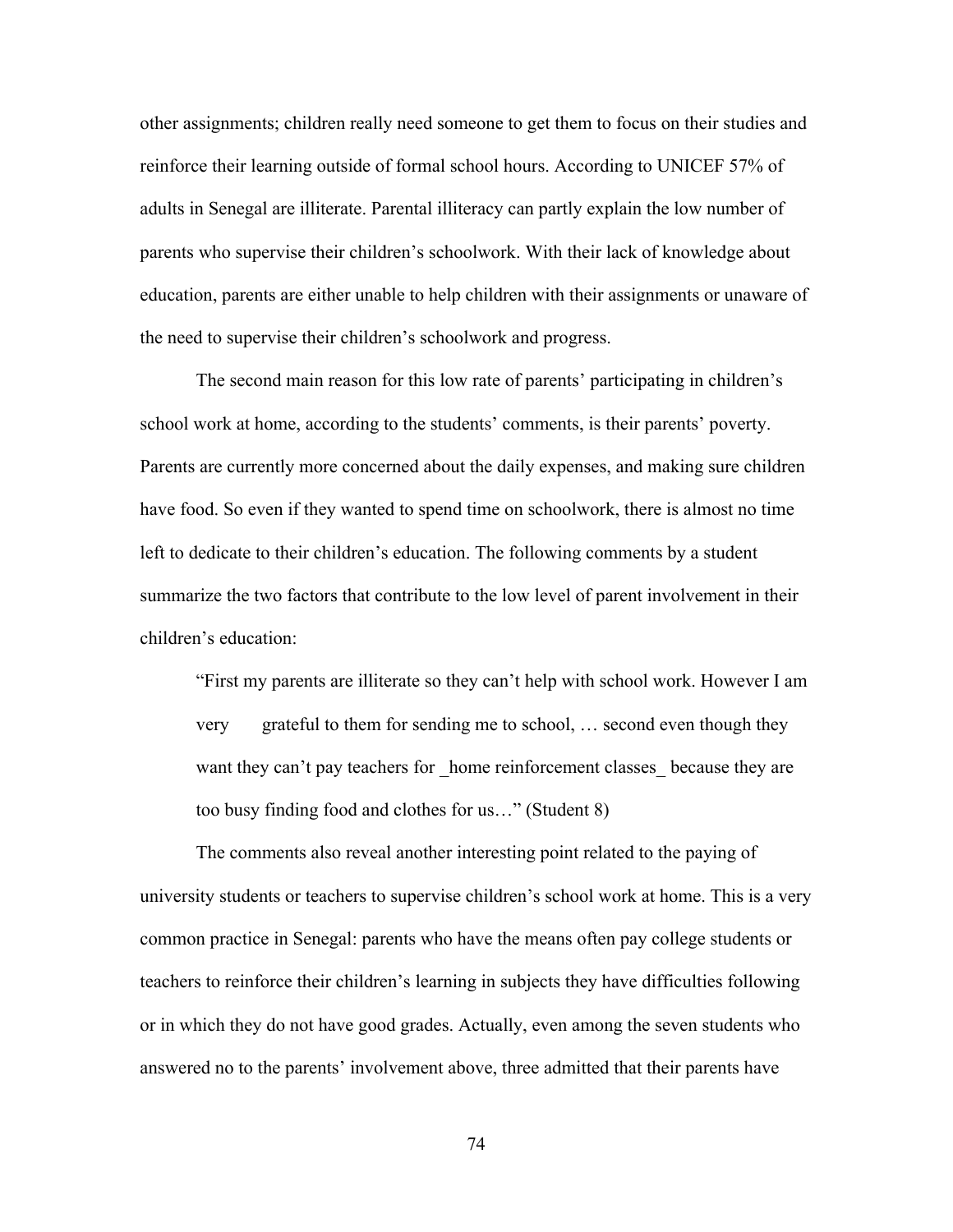other assignments; children really need someone to get them to focus on their studies and reinforce their learning outside of formal school hours. According to UNICEF 57% of adults in Senegal are illiterate. Parental illiteracy can partly explain the low number of parents who supervise their children's schoolwork. With their lack of knowledge about education, parents are either unable to help children with their assignments or unaware of the need to supervise their children's schoolwork and progress.

The second main reason for this low rate of parents' participating in children's school work at home, according to the students' comments, is their parents' poverty. Parents are currently more concerned about the daily expenses, and making sure children have food. So even if they wanted to spend time on schoolwork, there is almost no time left to dedicate to their children's education. The following comments by a student summarize the two factors that contribute to the low level of parent involvement in their children's education:

> "First my parents are illiterate so they can't help with school work. However I am very grateful to them for sending me to school, … second even though they want they can't pay teachers for _home reinforcement classes_ because they are too busy finding food and clothes for us…" (Student 8)

The comments also reveal another interesting point related to the paying of university students or teachers to supervise children's school work at home. This is a very common practice in Senegal: parents who have the means often pay college students or teachers to reinforce their children's learning in subjects they have difficulties following or in which they do not have good grades. Actually, even among the seven students who answered no to the parents' involvement above, three admitted that their parents have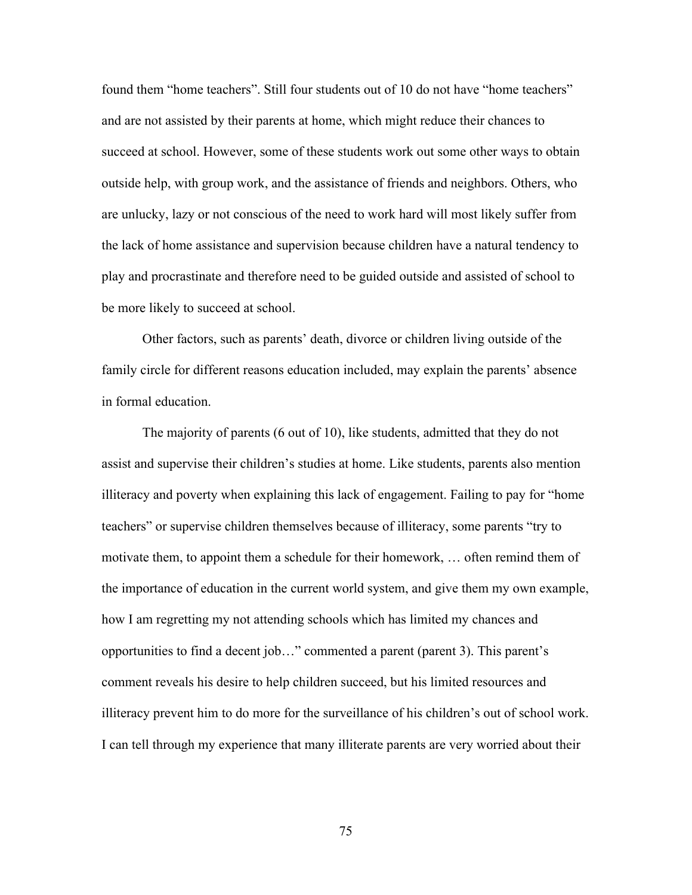found them "home teachers". Still four students out of 10 do not have "home teachers" and are not assisted by their parents at home, which might reduce their chances to succeed at school. However, some of these students work out some other ways to obtain outside help, with group work, and the assistance of friends and neighbors. Others, who are unlucky, lazy or not conscious of the need to work hard will most likely suffer from the lack of home assistance and supervision because children have a natural tendency to play and procrastinate and therefore need to be guided outside and assisted of school to be more likely to succeed at school.

Other factors, such as parents' death, divorce or children living outside of the family circle for different reasons education included, may explain the parents' absence in formal education.

The majority of parents (6 out of 10), like students, admitted that they do not assist and supervise their children's studies at home. Like students, parents also mention illiteracy and poverty when explaining this lack of engagement. Failing to pay for "home teachers" or supervise children themselves because of illiteracy, some parents "try to motivate them, to appoint them a schedule for their homework, … often remind them of the importance of education in the current world system, and give them my own example, how I am regretting my not attending schools which has limited my chances and opportunities to find a decent job…" commented a parent (parent 3). This parent's comment reveals his desire to help children succeed, but his limited resources and illiteracy prevent him to do more for the surveillance of his children's out of school work. I can tell through my experience that many illiterate parents are very worried about their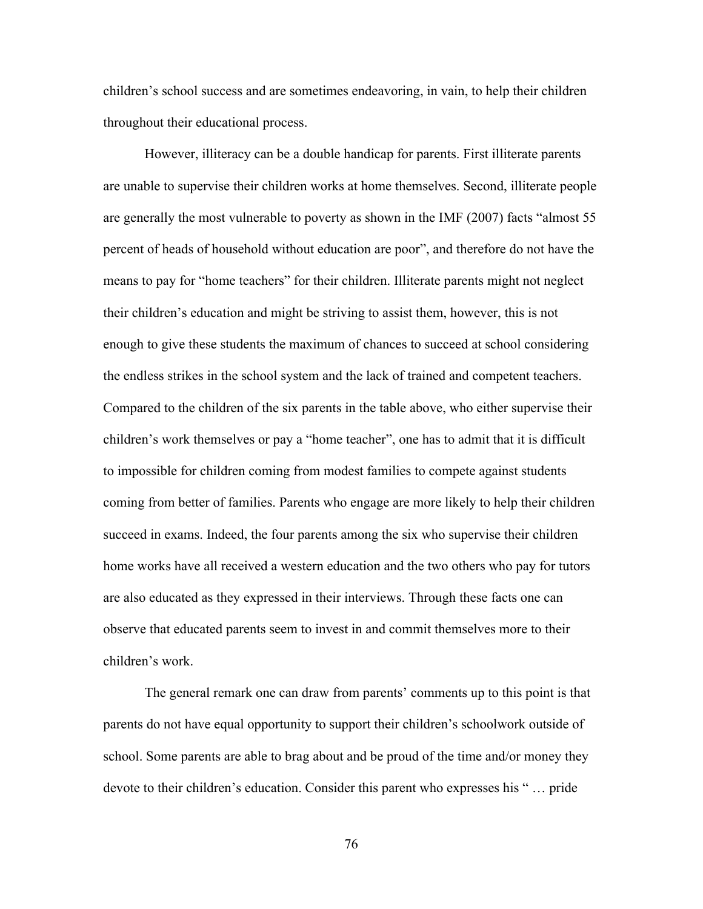children's school success and are sometimes endeavoring, in vain, to help their children throughout their educational process.

However, illiteracy can be a double handicap for parents. First illiterate parents are unable to supervise their children works at home themselves. Second, illiterate people are generally the most vulnerable to poverty as shown in the IMF (2007) facts "almost 55 percent of heads of household without education are poor", and therefore do not have the means to pay for "home teachers" for their children. Illiterate parents might not neglect their children's education and might be striving to assist them, however, this is not enough to give these students the maximum of chances to succeed at school considering the endless strikes in the school system and the lack of trained and competent teachers. Compared to the children of the six parents in the table above, who either supervise their children's work themselves or pay a "home teacher", one has to admit that it is difficult to impossible for children coming from modest families to compete against students coming from better of families. Parents who engage are more likely to help their children succeed in exams. Indeed, the four parents among the six who supervise their children home works have all received a western education and the two others who pay for tutors are also educated as they expressed in their interviews. Through these facts one can observe that educated parents seem to invest in and commit themselves more to their children's work.

The general remark one can draw from parents' comments up to this point is that parents do not have equal opportunity to support their children's schoolwork outside of school. Some parents are able to brag about and be proud of the time and/or money they devote to their children's education. Consider this parent who expresses his " … pride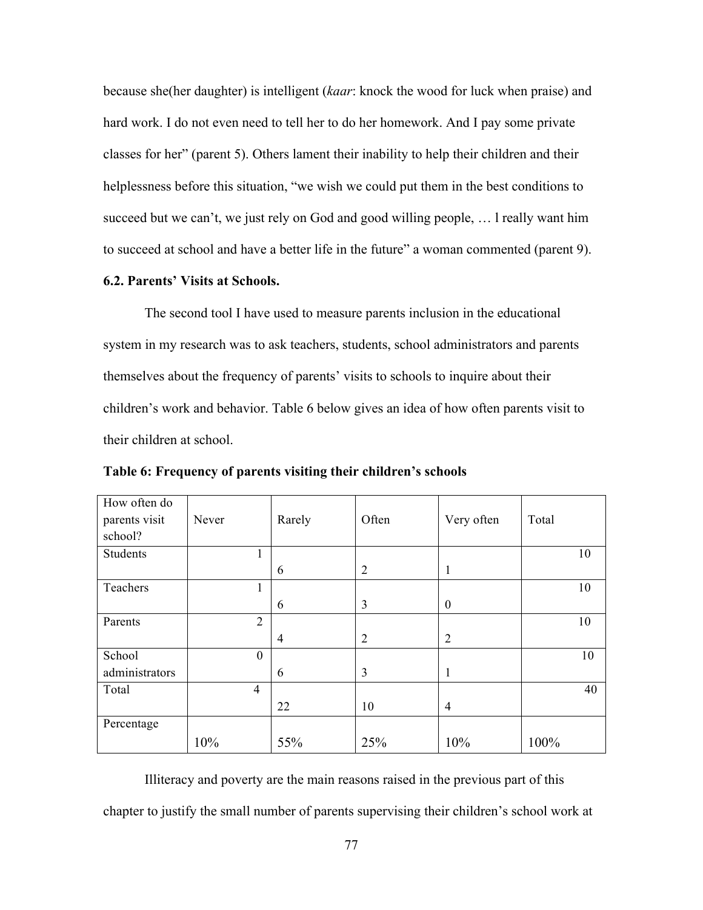because she(her daughter) is intelligent (*kaar*: knock the wood for luck when praise) and hard work. I do not even need to tell her to do her homework. And I pay some private classes for her" (parent 5). Others lament their inability to help their children and their helplessness before this situation, "we wish we could put them in the best conditions to succeed but we can't, we just rely on God and good willing people, … l really want him to succeed at school and have a better life in the future" a woman commented (parent 9).

### 6.2. Parents' Visits at Schools.

The second tool I have used to measure parents inclusion in the educational system in my research was to ask teachers, students, school administrators and parents themselves about the frequency of parents' visits to schools to inquire about their children's work and behavior. Table 6 below gives an idea of how often parents visit to their children at school.

**Table 6: Frequency of parents visiting their children's schools**

| How often do parents visit school? | Never | Rarely | Often | Very often | Total |
|---|---|---|---|---|---|
| Students | 1 | 6 | 2 | 1 | 10 |
| Teachers | 1 | 6 | 3 | 0 | 10 |
| Parents | 2 | 4 | 2 | 2 | 10 |
| School administrators | 0 | 6 | 3 | 1 | 10 |
| Total | 4 | 22 | 10 | 4 | 40 |
| Percentage | 10% | 55% | 25% | 10% | 100% |

Illiteracy and poverty are the main reasons raised in the previous part of this chapter to justify the small number of parents supervising their children's school work at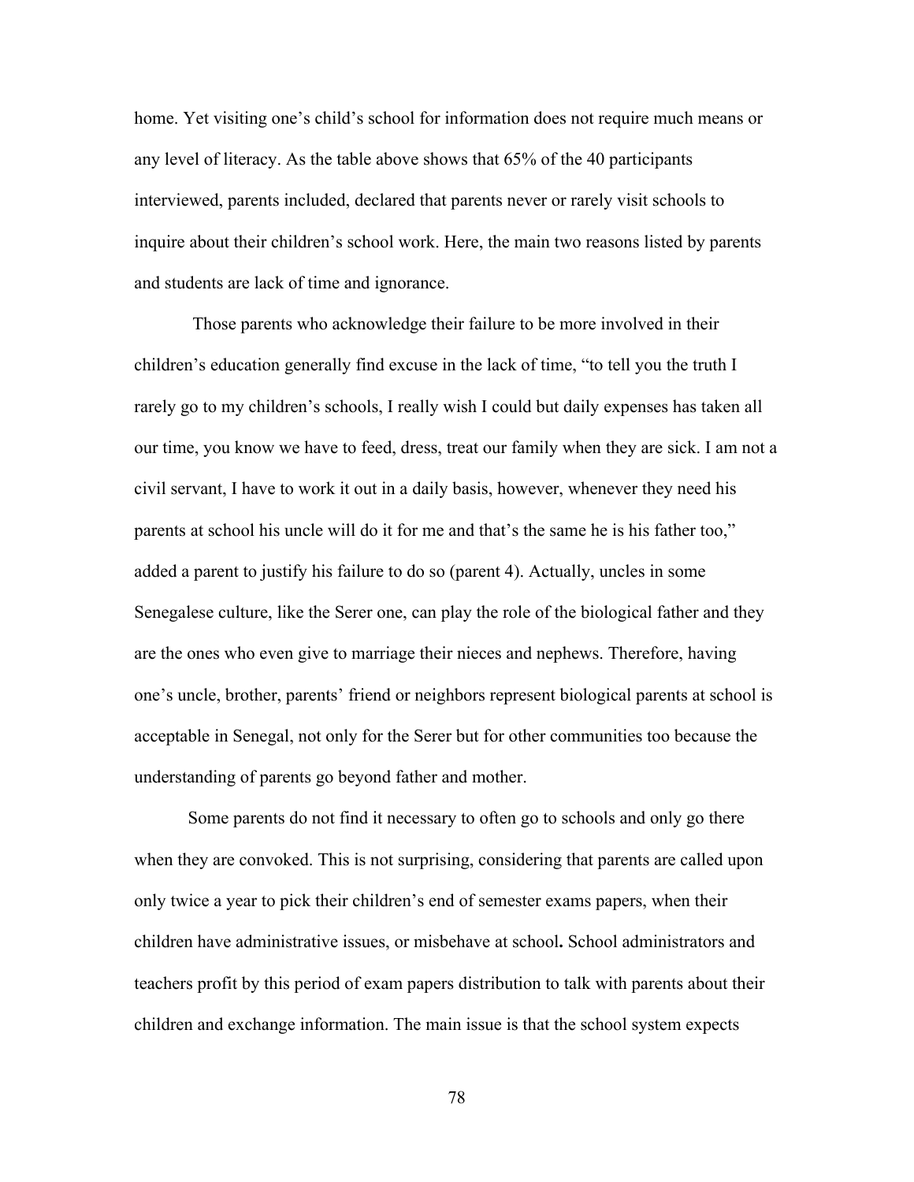home. Yet visiting one's child's school for information does not require much means or any level of literacy. As the table above shows that 65% of the 40 participants interviewed, parents included, declared that parents never or rarely visit schools to inquire about their children's school work. Here, the main two reasons listed by parents and students are lack of time and ignorance.

Those parents who acknowledge their failure to be more involved in their children's education generally find excuse in the lack of time, "to tell you the truth I rarely go to my children's schools, I really wish I could but daily expenses has taken all our time, you know we have to feed, dress, treat our family when they are sick. I am not a civil servant, I have to work it out in a daily basis, however, whenever they need his parents at school his uncle will do it for me and that's the same he is his father too," added a parent to justify his failure to do so (parent 4). Actually, uncles in some Senegalese culture, like the Serer one, can play the role of the biological father and they are the ones who even give to marriage their nieces and nephews. Therefore, having one's uncle, brother, parents' friend or neighbors represent biological parents at school is acceptable in Senegal, not only for the Serer but for other communities too because the understanding of parents go beyond father and mother.

Some parents do not find it necessary to often go to schools and only go there when they are convoked. This is not surprising, considering that parents are called upon only twice a year to pick their children's end of semester exams papers, when their children have administrative issues, or misbehave at school**.** School administrators and teachers profit by this period of exam papers distribution to talk with parents about their children and exchange information. The main issue is that the school system expects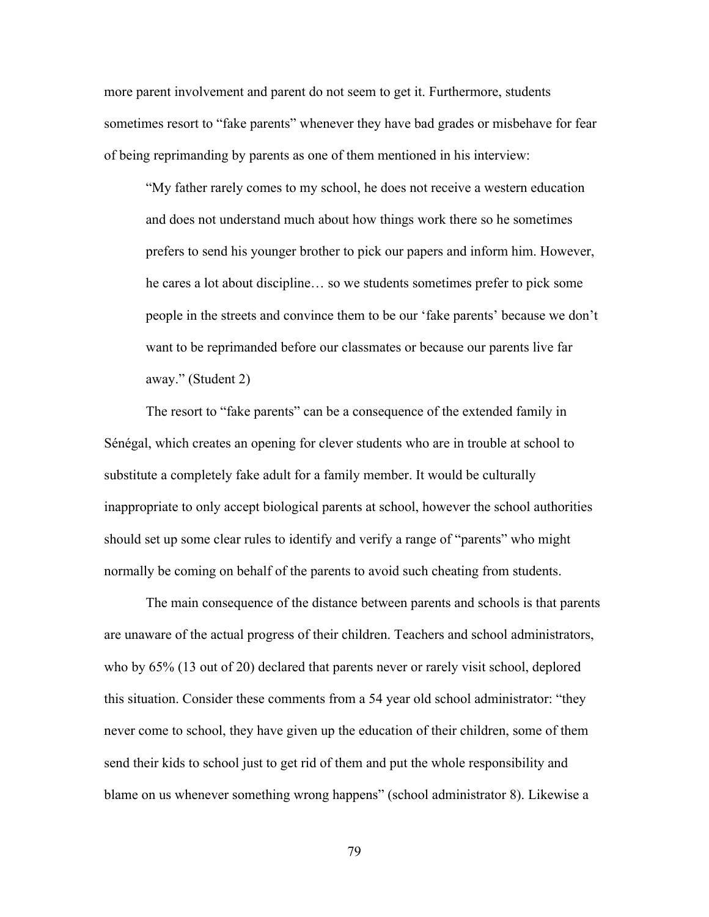more parent involvement and parent do not seem to get it. Furthermore, students sometimes resort to "fake parents" whenever they have bad grades or misbehave for fear of being reprimanding by parents as one of them mentioned in his interview:

> "My father rarely comes to my school, he does not receive a western education and does not understand much about how things work there so he sometimes prefers to send his younger brother to pick our papers and inform him. However, he cares a lot about discipline… so we students sometimes prefer to pick some people in the streets and convince them to be our 'fake parents' because we don't want to be reprimanded before our classmates or because our parents live far away." (Student 2)

The resort to "fake parents" can be a consequence of the extended family in Sénégal, which creates an opening for clever students who are in trouble at school to substitute a completely fake adult for a family member. It would be culturally inappropriate to only accept biological parents at school, however the school authorities should set up some clear rules to identify and verify a range of "parents" who might normally be coming on behalf of the parents to avoid such cheating from students.

The main consequence of the distance between parents and schools is that parents are unaware of the actual progress of their children. Teachers and school administrators, who by 65% (13 out of 20) declared that parents never or rarely visit school, deplored this situation. Consider these comments from a 54 year old school administrator: "they never come to school, they have given up the education of their children, some of them send their kids to school just to get rid of them and put the whole responsibility and blame on us whenever something wrong happens" (school administrator 8). Likewise a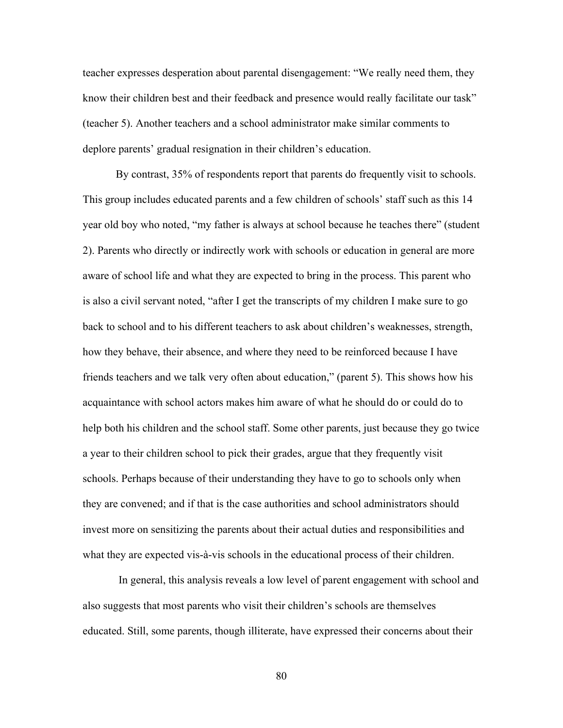teacher expresses desperation about parental disengagement: "We really need them, they know their children best and their feedback and presence would really facilitate our task" (teacher 5). Another teachers and a school administrator make similar comments to deplore parents' gradual resignation in their children's education.

By contrast, 35% of respondents report that parents do frequently visit to schools. This group includes educated parents and a few children of schools' staff such as this 14 year old boy who noted, "my father is always at school because he teaches there" (student 2). Parents who directly or indirectly work with schools or education in general are more aware of school life and what they are expected to bring in the process. This parent who is also a civil servant noted, "after I get the transcripts of my children I make sure to go back to school and to his different teachers to ask about children's weaknesses, strength, how they behave, their absence, and where they need to be reinforced because I have friends teachers and we talk very often about education," (parent 5). This shows how his acquaintance with school actors makes him aware of what he should do or could do to help both his children and the school staff. Some other parents, just because they go twice a year to their children school to pick their grades, argue that they frequently visit schools. Perhaps because of their understanding they have to go to schools only when they are convened; and if that is the case authorities and school administrators should invest more on sensitizing the parents about their actual duties and responsibilities and what they are expected vis-à-vis schools in the educational process of their children.

In general, this analysis reveals a low level of parent engagement with school and also suggests that most parents who visit their children's schools are themselves educated. Still, some parents, though illiterate, have expressed their concerns about their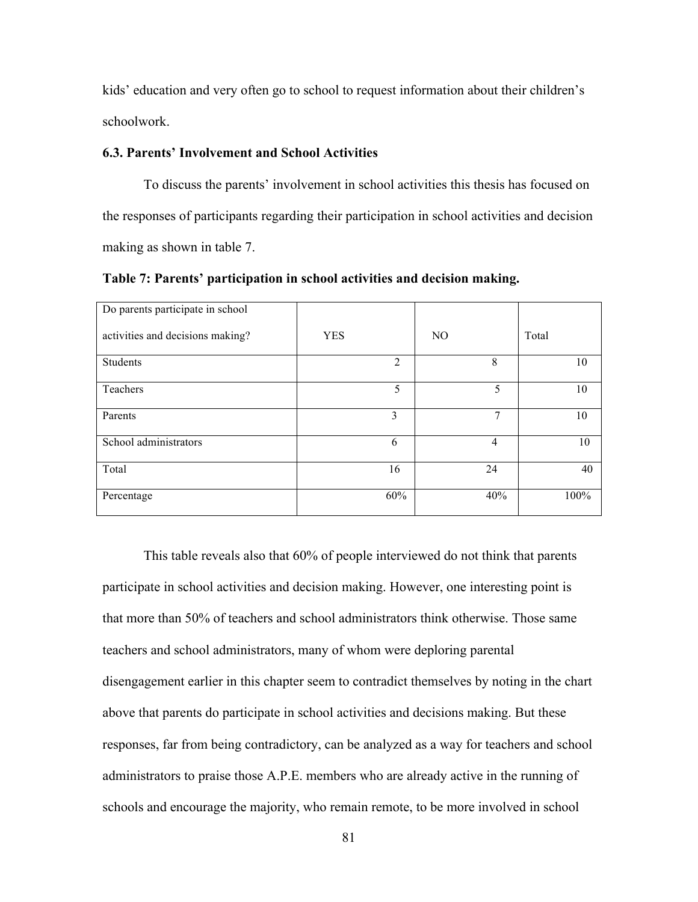kids' education and very often go to school to request information about their children's schoolwork.

### 6.3. Parents' Involvement and School Activities

To discuss the parents' involvement in school activities this thesis has focused on the responses of participants regarding their participation in school activities and decision making as shown in table 7.

**Table 7: Parents' participation in school activities and decision making.**

| Do parents participate in school activities and decisions making? | YES | NO | Total |
|---|---|---|---|
| Students | 2 | 8 | 10 |
| Teachers | 5 | 5 | 10 |
| Parents | 3 | 7 | 10 |
| School administrators | 6 | 4 | 10 |
| Total | 16 | 24 | 40 |
| Percentage | 60% | 40% | 100% |

This table reveals also that 60% of people interviewed do not think that parents participate in school activities and decision making. However, one interesting point is that more than 50% of teachers and school administrators think otherwise. Those same teachers and school administrators, many of whom were deploring parental disengagement earlier in this chapter seem to contradict themselves by noting in the chart above that parents do participate in school activities and decisions making. But these responses, far from being contradictory, can be analyzed as a way for teachers and school administrators to praise those A.P.E. members who are already active in the running of schools and encourage the majority, who remain remote, to be more involved in school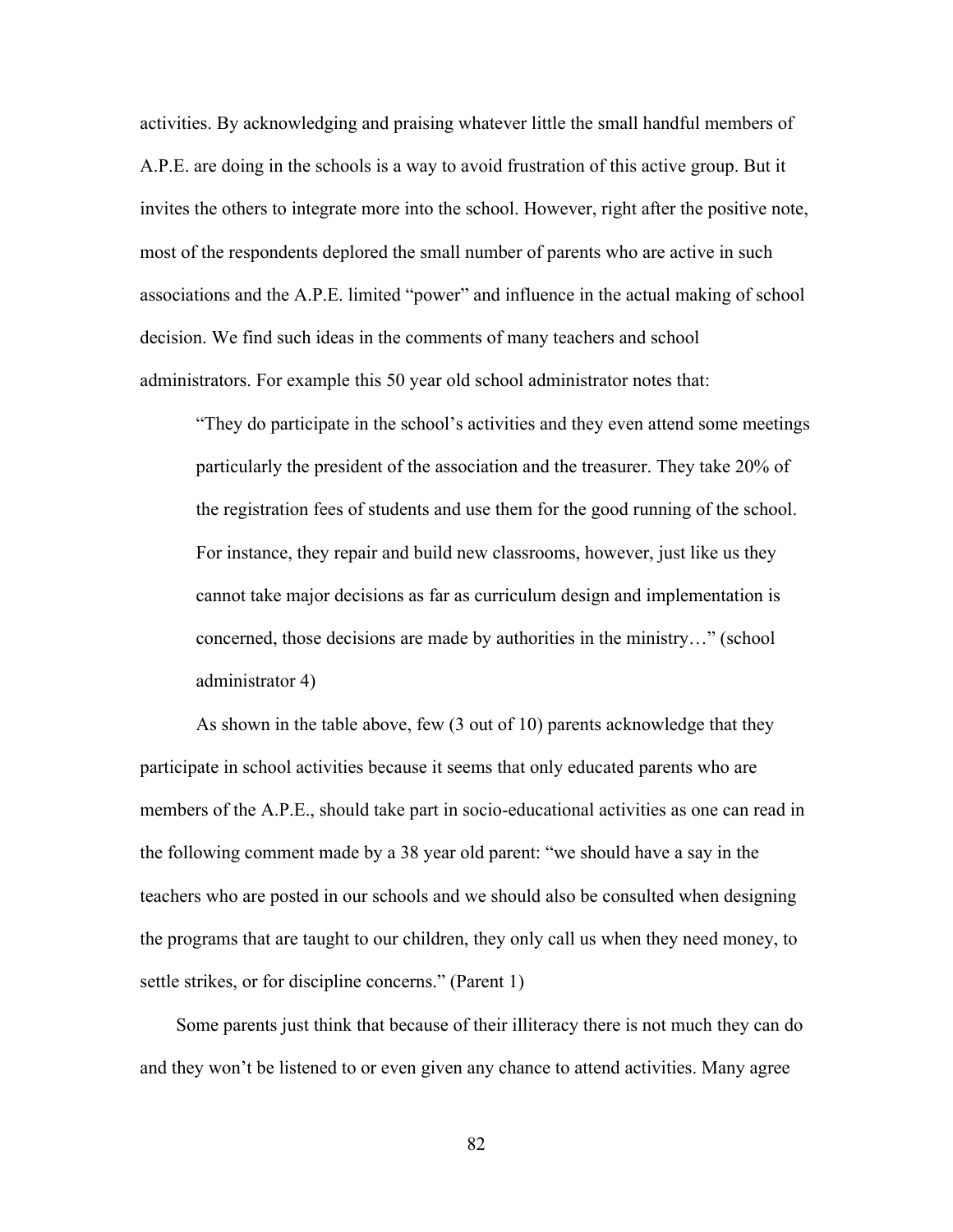activities. By acknowledging and praising whatever little the small handful members of A.P.E. are doing in the schools is a way to avoid frustration of this active group. But it invites the others to integrate more into the school. However, right after the positive note, most of the respondents deplored the small number of parents who are active in such associations and the A.P.E. limited "power" and influence in the actual making of school decision. We find such ideas in the comments of many teachers and school administrators. For example this 50 year old school administrator notes that:

> "They do participate in the school's activities and they even attend some meetings particularly the president of the association and the treasurer. They take 20% of the registration fees of students and use them for the good running of the school. For instance, they repair and build new classrooms, however, just like us they cannot take major decisions as far as curriculum design and implementation is concerned, those decisions are made by authorities in the ministry…" (school administrator 4)

As shown in the table above, few (3 out of 10) parents acknowledge that they participate in school activities because it seems that only educated parents who are members of the A.P.E., should take part in socio-educational activities as one can read in the following comment made by a 38 year old parent: "we should have a say in the teachers who are posted in our schools and we should also be consulted when designing the programs that are taught to our children, they only call us when they need money, to settle strikes, or for discipline concerns." (Parent 1)

Some parents just think that because of their illiteracy there is not much they can do and they won't be listened to or even given any chance to attend activities. Many agree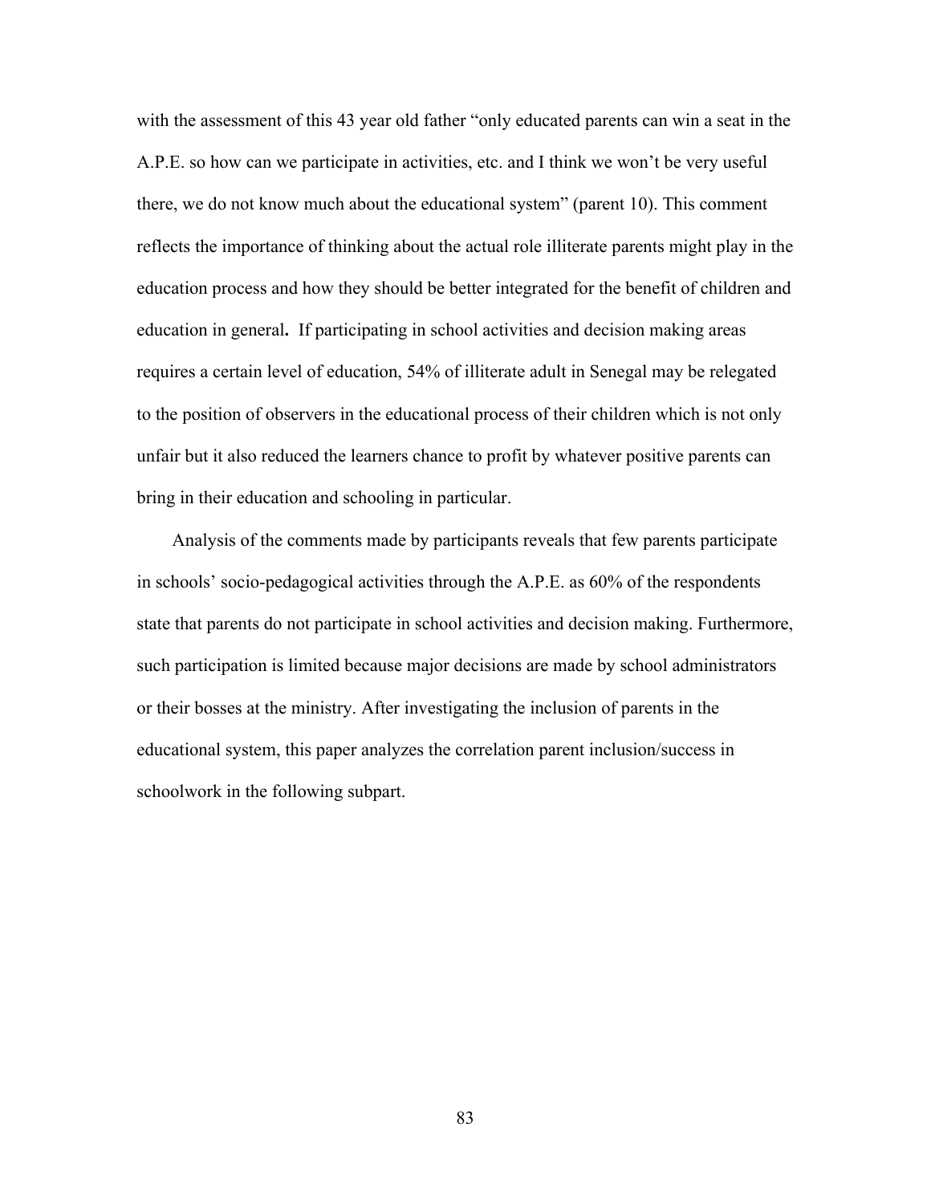with the assessment of this 43 year old father "only educated parents can win a seat in the A.P.E. so how can we participate in activities, etc. and I think we won't be very useful there, we do not know much about the educational system" (parent 10). This comment reflects the importance of thinking about the actual role illiterate parents might play in the education process and how they should be better integrated for the benefit of children and education in general**.** If participating in school activities and decision making areas requires a certain level of education, 54% of illiterate adult in Senegal may be relegated to the position of observers in the educational process of their children which is not only unfair but it also reduced the learners chance to profit by whatever positive parents can bring in their education and schooling in particular.

Analysis of the comments made by participants reveals that few parents participate in schools' socio-pedagogical activities through the A.P.E. as 60% of the respondents state that parents do not participate in school activities and decision making. Furthermore, such participation is limited because major decisions are made by school administrators or their bosses at the ministry. After investigating the inclusion of parents in the educational system, this paper analyzes the correlation parent inclusion/success in schoolwork in the following subpart.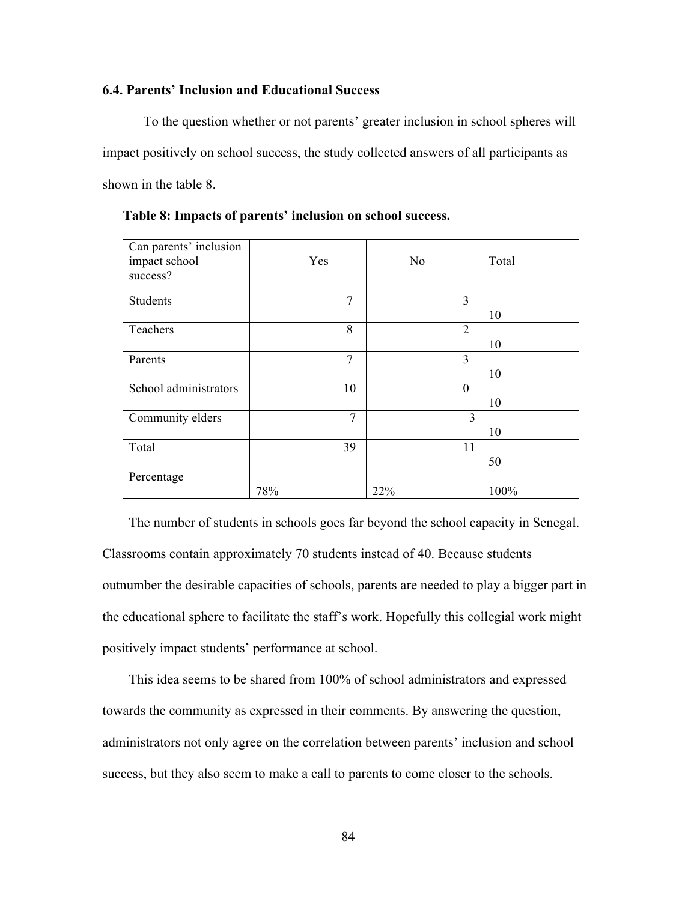### 6.4. Parents' Inclusion and Educational Success

To the question whether or not parents' greater inclusion in school spheres will impact positively on school success, the study collected answers of all participants as shown in the table 8.

**Table 8: Impacts of parents' inclusion on school success.**

| Can parents' inclusion impact school success? | Yes | No | Total |
|---|---|---|---|
| Students | 7 | 3 | 10 |
| Teachers | 8 | 2 | 10 |
| Parents | 7 | 3 | 10 |
| School administrators | 10 | 0 | 10 |
| Community elders | 7 | 3 | 10 |
| Total | 39 | 11 | 50 |
| Percentage | 78% | 22% | 100% |

The number of students in schools goes far beyond the school capacity in Senegal. Classrooms contain approximately 70 students instead of 40. Because students outnumber the desirable capacities of schools, parents are needed to play a bigger part in the educational sphere to facilitate the staff's work. Hopefully this collegial work might positively impact students' performance at school.

This idea seems to be shared from 100% of school administrators and expressed towards the community as expressed in their comments. By answering the question, administrators not only agree on the correlation between parents' inclusion and school success, but they also seem to make a call to parents to come closer to the schools.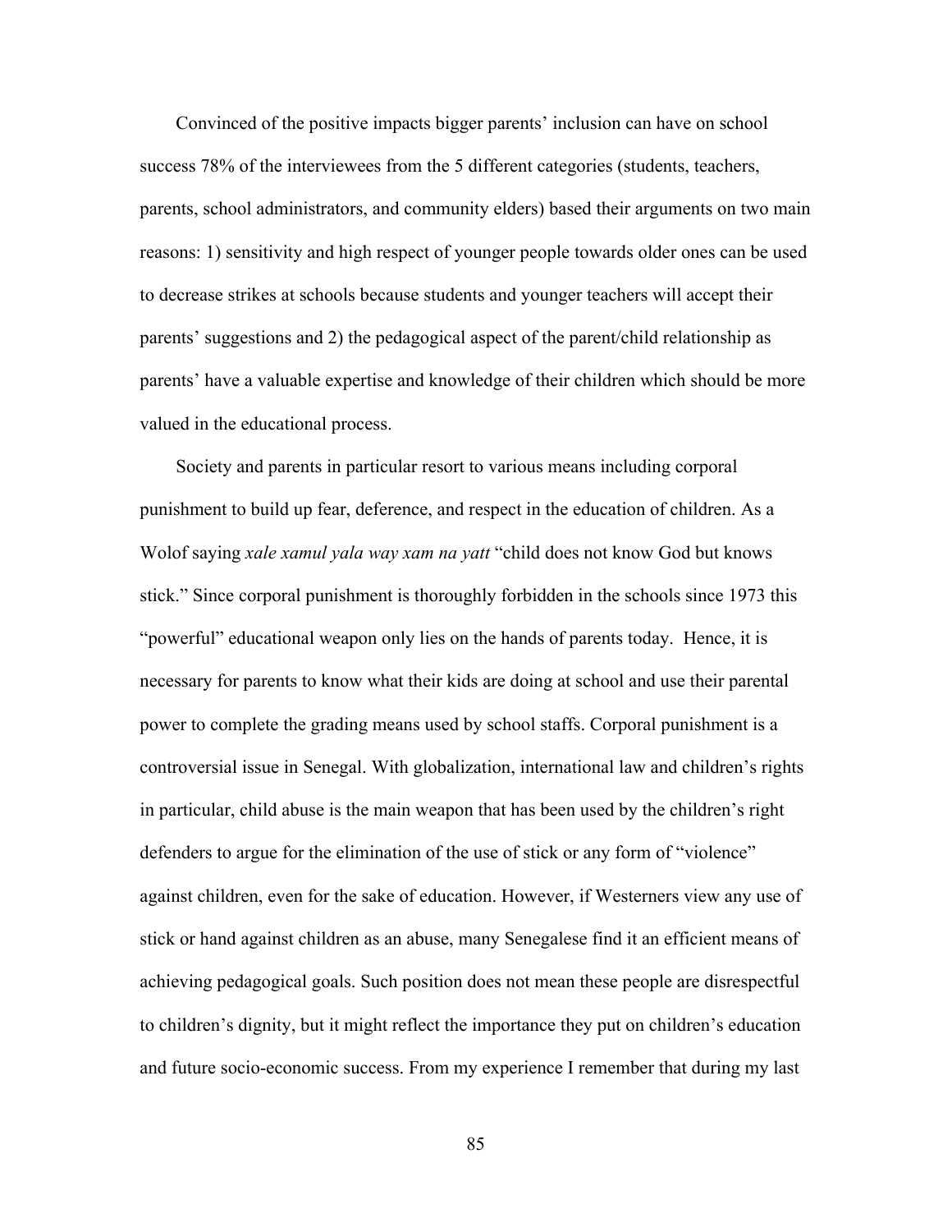Convinced of the positive impacts bigger parents' inclusion can have on school success 78% of the interviewees from the 5 different categories (students, teachers, parents, school administrators, and community elders) based their arguments on two main reasons: 1) sensitivity and high respect of younger people towards older ones can be used to decrease strikes at schools because students and younger teachers will accept their parents' suggestions and 2) the pedagogical aspect of the parent/child relationship as parents' have a valuable expertise and knowledge of their children which should be more valued in the educational process.

Society and parents in particular resort to various means including corporal punishment to build up fear, deference, and respect in the education of children. As a Wolof saying *xale xamul yala way xam na yatt* "child does not know God but knows stick." Since corporal punishment is thoroughly forbidden in the schools since 1973 this "powerful" educational weapon only lies on the hands of parents today. Hence, it is necessary for parents to know what their kids are doing at school and use their parental power to complete the grading means used by school staffs. Corporal punishment is a controversial issue in Senegal. With globalization, international law and children's rights in particular, child abuse is the main weapon that has been used by the children's right defenders to argue for the elimination of the use of stick or any form of "violence" against children, even for the sake of education. However, if Westerners view any use of stick or hand against children as an abuse, many Senegalese find it an efficient means of achieving pedagogical goals. Such position does not mean these people are disrespectful to children's dignity, but it might reflect the importance they put on children's education and future socio-economic success. From my experience I remember that during my last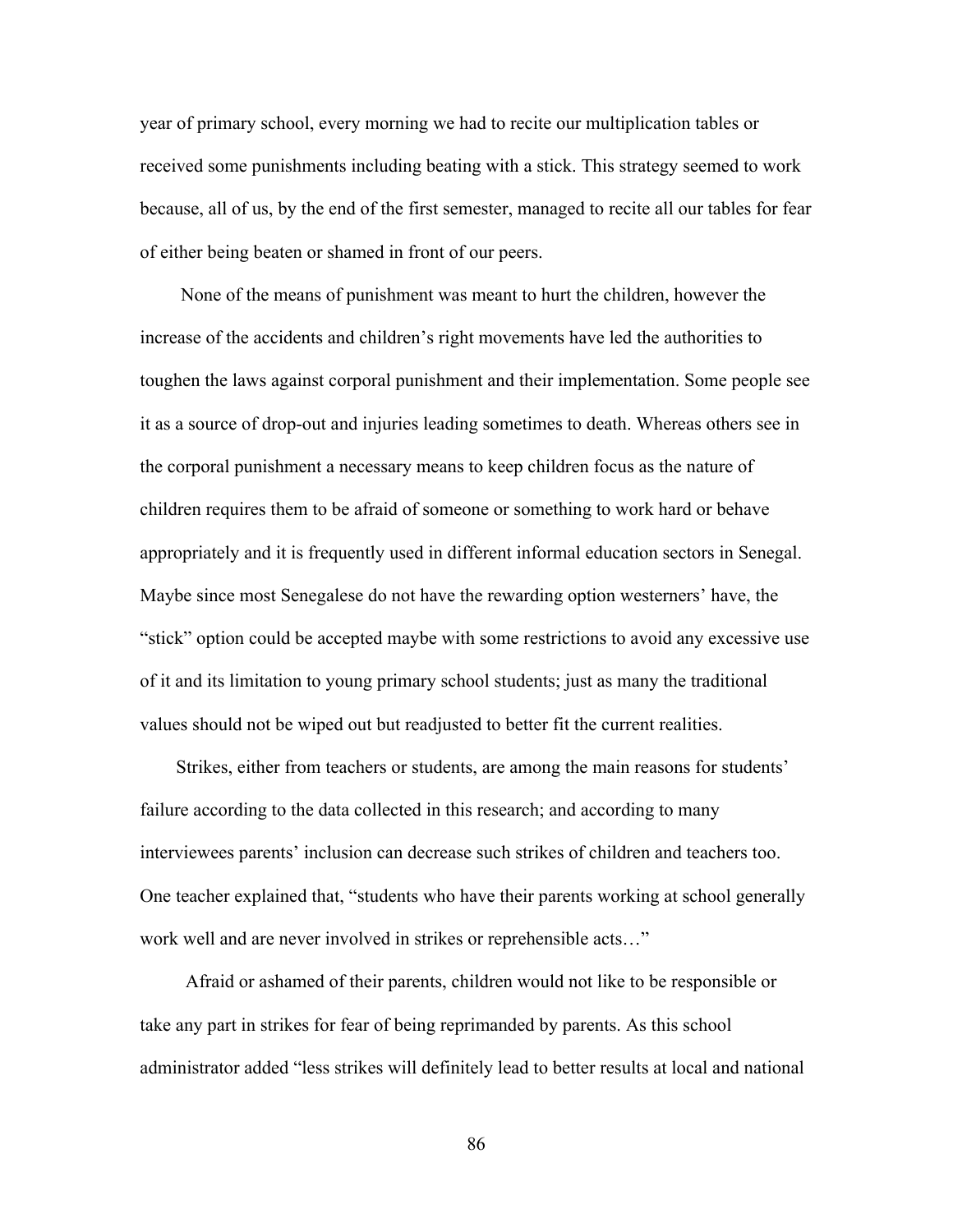year of primary school, every morning we had to recite our multiplication tables or received some punishments including beating with a stick. This strategy seemed to work because, all of us, by the end of the first semester, managed to recite all our tables for fear of either being beaten or shamed in front of our peers.

None of the means of punishment was meant to hurt the children, however the increase of the accidents and children's right movements have led the authorities to toughen the laws against corporal punishment and their implementation. Some people see it as a source of drop-out and injuries leading sometimes to death. Whereas others see in the corporal punishment a necessary means to keep children focus as the nature of children requires them to be afraid of someone or something to work hard or behave appropriately and it is frequently used in different informal education sectors in Senegal. Maybe since most Senegalese do not have the rewarding option westerners' have, the "stick" option could be accepted maybe with some restrictions to avoid any excessive use of it and its limitation to young primary school students; just as many the traditional values should not be wiped out but readjusted to better fit the current realities.

Strikes, either from teachers or students, are among the main reasons for students' failure according to the data collected in this research; and according to many interviewees parents' inclusion can decrease such strikes of children and teachers too. One teacher explained that, "students who have their parents working at school generally work well and are never involved in strikes or reprehensible acts…"

Afraid or ashamed of their parents, children would not like to be responsible or take any part in strikes for fear of being reprimanded by parents. As this school administrator added "less strikes will definitely lead to better results at local and national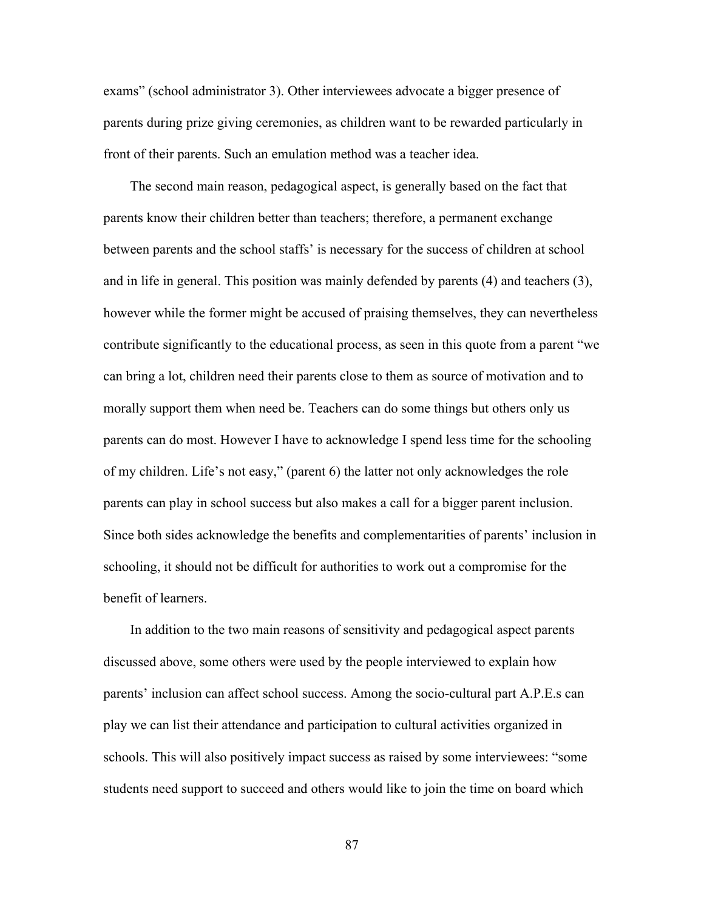exams" (school administrator 3). Other interviewees advocate a bigger presence of parents during prize giving ceremonies, as children want to be rewarded particularly in front of their parents. Such an emulation method was a teacher idea.

The second main reason, pedagogical aspect, is generally based on the fact that parents know their children better than teachers; therefore, a permanent exchange between parents and the school staffs' is necessary for the success of children at school and in life in general. This position was mainly defended by parents (4) and teachers (3), however while the former might be accused of praising themselves, they can nevertheless contribute significantly to the educational process, as seen in this quote from a parent "we can bring a lot, children need their parents close to them as source of motivation and to morally support them when need be. Teachers can do some things but others only us parents can do most. However I have to acknowledge I spend less time for the schooling of my children. Life's not easy," (parent 6) the latter not only acknowledges the role parents can play in school success but also makes a call for a bigger parent inclusion. Since both sides acknowledge the benefits and complementarities of parents' inclusion in schooling, it should not be difficult for authorities to work out a compromise for the benefit of learners.

In addition to the two main reasons of sensitivity and pedagogical aspect parents discussed above, some others were used by the people interviewed to explain how parents' inclusion can affect school success. Among the socio-cultural part A.P.E.s can play we can list their attendance and participation to cultural activities organized in schools. This will also positively impact success as raised by some interviewees: "some students need support to succeed and others would like to join the time on board which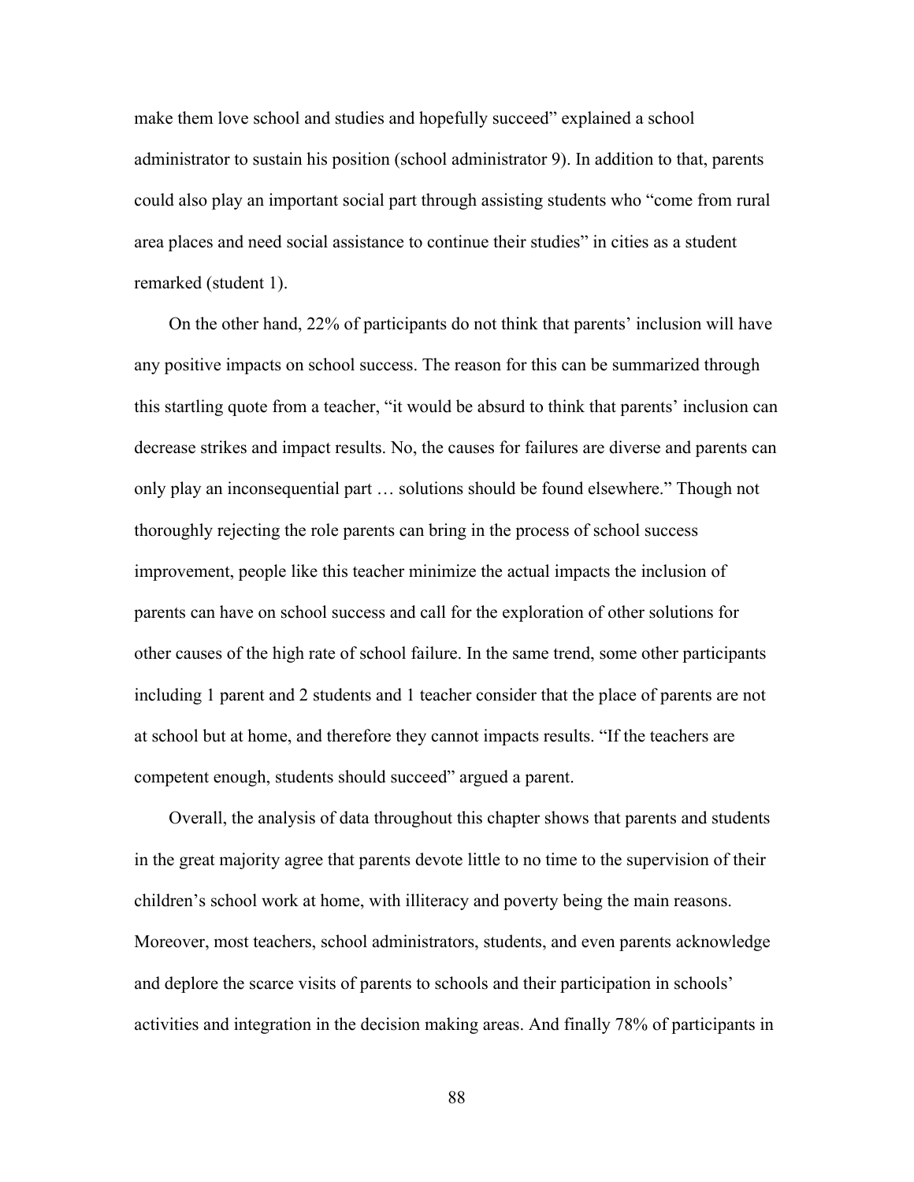make them love school and studies and hopefully succeed" explained a school administrator to sustain his position (school administrator 9). In addition to that, parents could also play an important social part through assisting students who "come from rural area places and need social assistance to continue their studies" in cities as a student remarked (student 1).

On the other hand, 22% of participants do not think that parents' inclusion will have any positive impacts on school success. The reason for this can be summarized through this startling quote from a teacher, "it would be absurd to think that parents' inclusion can decrease strikes and impact results. No, the causes for failures are diverse and parents can only play an inconsequential part … solutions should be found elsewhere." Though not thoroughly rejecting the role parents can bring in the process of school success improvement, people like this teacher minimize the actual impacts the inclusion of parents can have on school success and call for the exploration of other solutions for other causes of the high rate of school failure. In the same trend, some other participants including 1 parent and 2 students and 1 teacher consider that the place of parents are not at school but at home, and therefore they cannot impacts results. "If the teachers are competent enough, students should succeed" argued a parent.

Overall, the analysis of data throughout this chapter shows that parents and students in the great majority agree that parents devote little to no time to the supervision of their children's school work at home, with illiteracy and poverty being the main reasons. Moreover, most teachers, school administrators, students, and even parents acknowledge and deplore the scarce visits of parents to schools and their participation in schools' activities and integration in the decision making areas. And finally 78% of participants in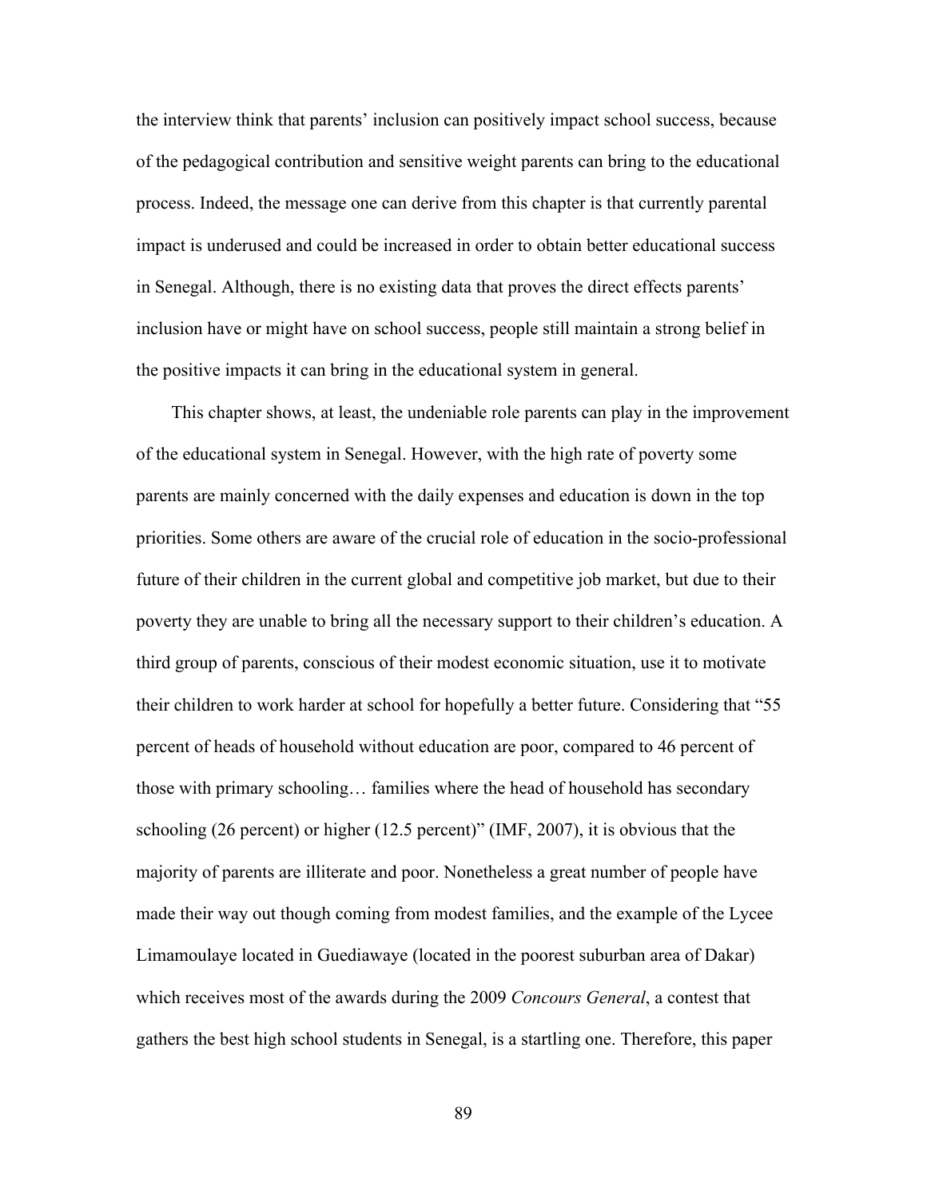the interview think that parents' inclusion can positively impact school success, because of the pedagogical contribution and sensitive weight parents can bring to the educational process. Indeed, the message one can derive from this chapter is that currently parental impact is underused and could be increased in order to obtain better educational success in Senegal. Although, there is no existing data that proves the direct effects parents' inclusion have or might have on school success, people still maintain a strong belief in the positive impacts it can bring in the educational system in general.

This chapter shows, at least, the undeniable role parents can play in the improvement of the educational system in Senegal. However, with the high rate of poverty some parents are mainly concerned with the daily expenses and education is down in the top priorities. Some others are aware of the crucial role of education in the socio-professional future of their children in the current global and competitive job market, but due to their poverty they are unable to bring all the necessary support to their children's education. A third group of parents, conscious of their modest economic situation, use it to motivate their children to work harder at school for hopefully a better future. Considering that "55 percent of heads of household without education are poor, compared to 46 percent of those with primary schooling… families where the head of household has secondary schooling (26 percent) or higher (12.5 percent)" (IMF, 2007), it is obvious that the majority of parents are illiterate and poor. Nonetheless a great number of people have made their way out though coming from modest families, and the example of the Lycee Limamoulaye located in Guediawaye (located in the poorest suburban area of Dakar) which receives most of the awards during the 2009 *Concours General*, a contest that gathers the best high school students in Senegal, is a startling one. Therefore, this paper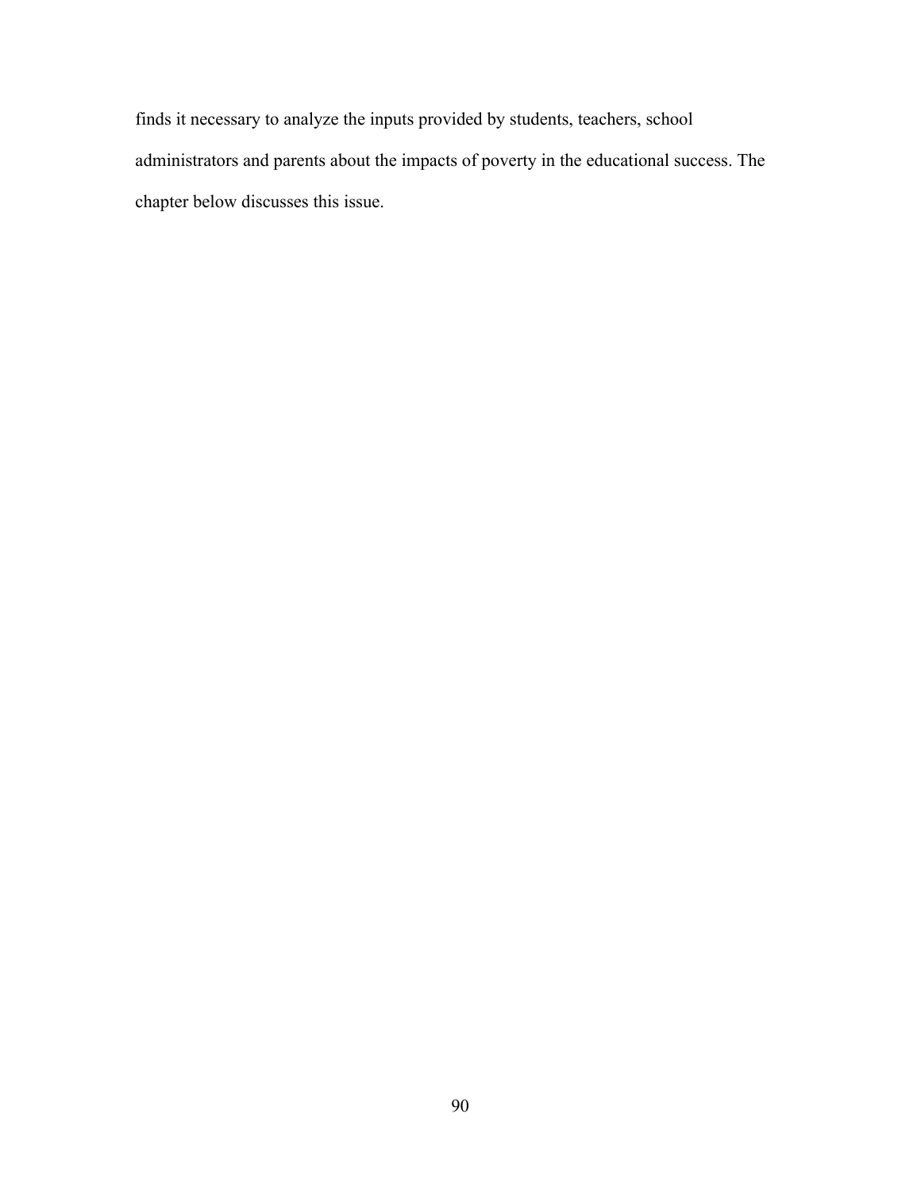finds it necessary to analyze the inputs provided by students, teachers, school administrators and parents about the impacts of poverty in the educational success. The chapter below discusses this issue.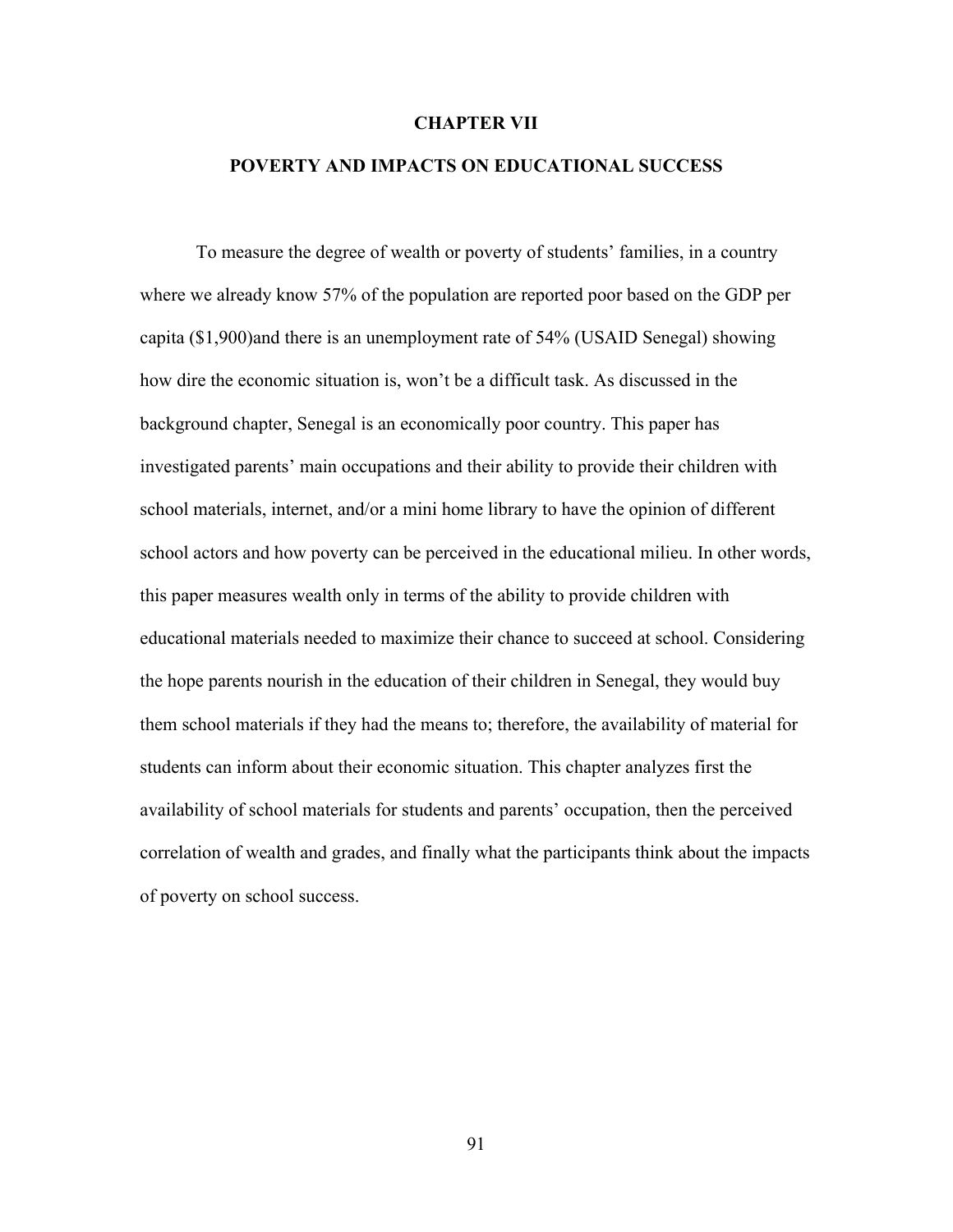# CHAPTER VII

# POVERTY AND IMPACTS ON EDUCATIONAL SUCCESS

To measure the degree of wealth or poverty of students' families, in a country where we already know 57% of the population are reported poor based on the GDP per capita ($1,900)and there is an unemployment rate of 54% (USAID Senegal) showing how dire the economic situation is, won't be a difficult task. As discussed in the background chapter, Senegal is an economically poor country. This paper has investigated parents' main occupations and their ability to provide their children with school materials, internet, and/or a mini home library to have the opinion of different school actors and how poverty can be perceived in the educational milieu. In other words, this paper measures wealth only in terms of the ability to provide children with educational materials needed to maximize their chance to succeed at school. Considering the hope parents nourish in the education of their children in Senegal, they would buy them school materials if they had the means to; therefore, the availability of material for students can inform about their economic situation. This chapter analyzes first the availability of school materials for students and parents' occupation, then the perceived correlation of wealth and grades, and finally what the participants think about the impacts of poverty on school success.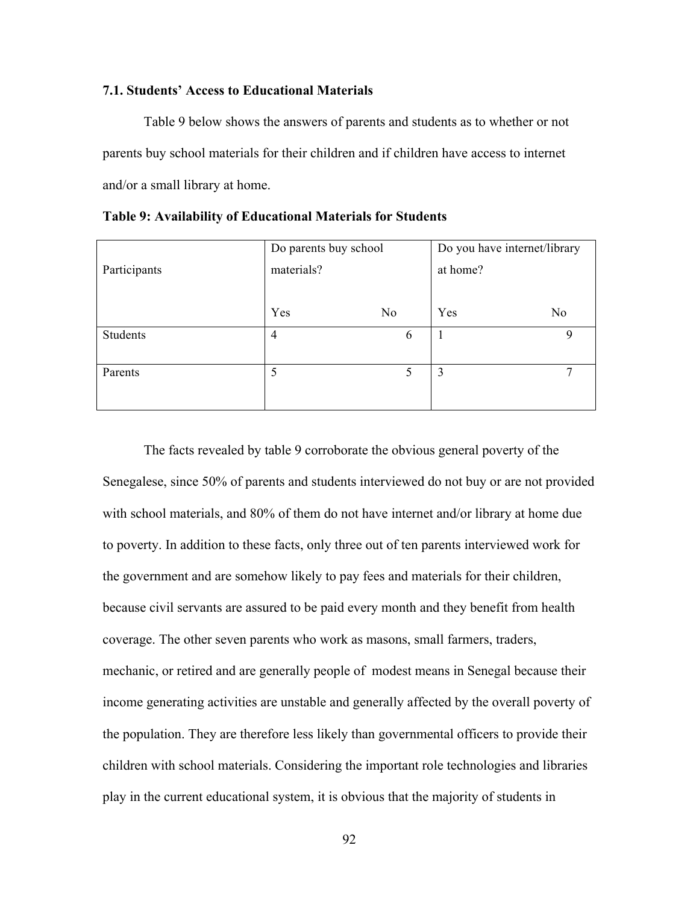### 7.1. Students' Access to Educational Materials

Table 9 below shows the answers of parents and students as to whether or not parents buy school materials for their children and if children have access to internet and/or a small library at home.

**Table 9: Availability of Educational Materials for Students**

| Participants | Do parents buy school materials? | | Do you have internet/library at home? | |
|---|---|---|---|---|
| | Yes | No | Yes | No |
| Students | 4 | 6 | 1 | 9 |
| Parents | 5 | 5 | 3 | 7 |

The facts revealed by table 9 corroborate the obvious general poverty of the Senegalese, since 50% of parents and students interviewed do not buy or are not provided with school materials, and 80% of them do not have internet and/or library at home due to poverty. In addition to these facts, only three out of ten parents interviewed work for the government and are somehow likely to pay fees and materials for their children, because civil servants are assured to be paid every month and they benefit from health coverage. The other seven parents who work as masons, small farmers, traders, mechanic, or retired and are generally people of modest means in Senegal because their income generating activities are unstable and generally affected by the overall poverty of the population. They are therefore less likely than governmental officers to provide their children with school materials. Considering the important role technologies and libraries play in the current educational system, it is obvious that the majority of students in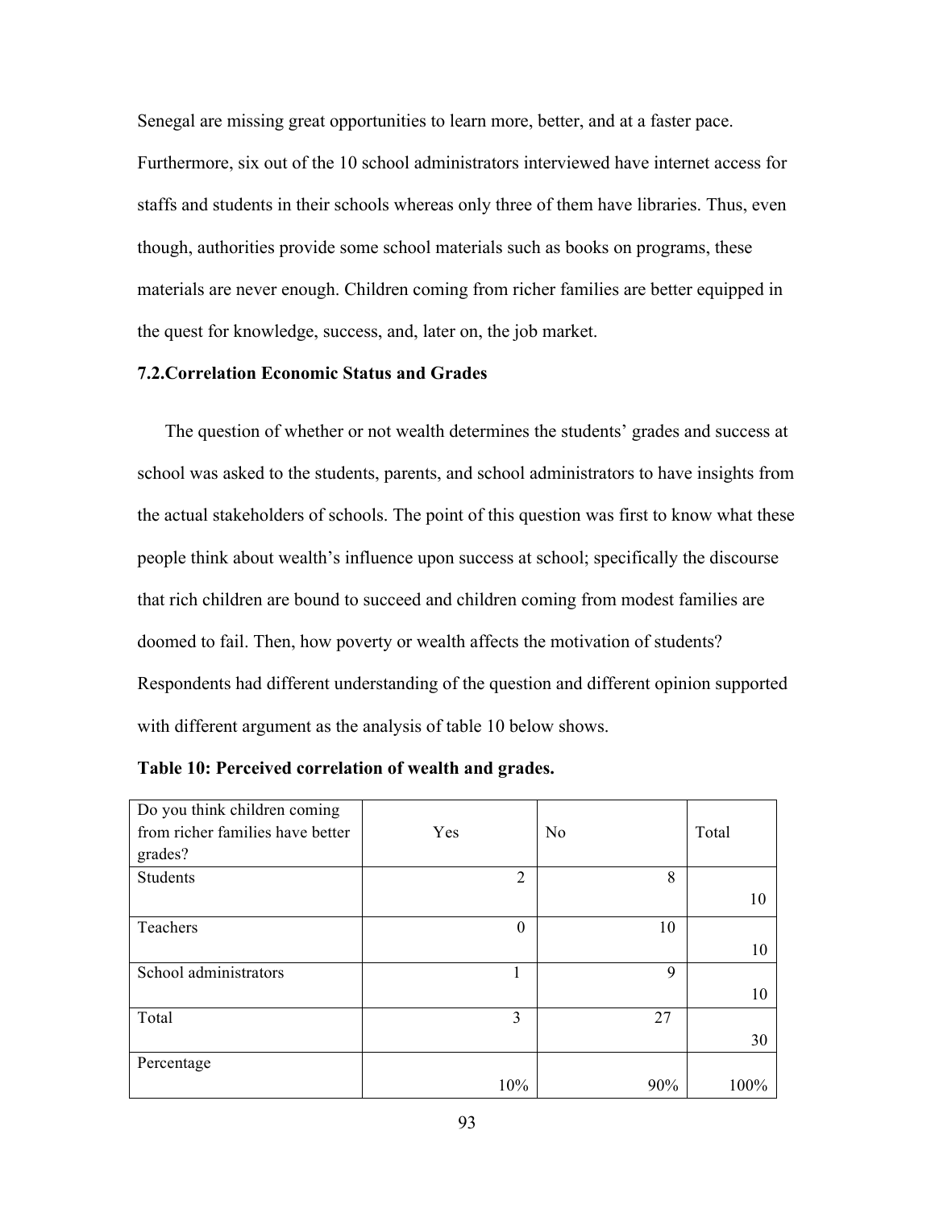Senegal are missing great opportunities to learn more, better, and at a faster pace. Furthermore, six out of the 10 school administrators interviewed have internet access for staffs and students in their schools whereas only three of them have libraries. Thus, even though, authorities provide some school materials such as books on programs, these materials are never enough. Children coming from richer families are better equipped in the quest for knowledge, success, and, later on, the job market.

### 7.2.Correlation Economic Status and Grades

The question of whether or not wealth determines the students' grades and success at school was asked to the students, parents, and school administrators to have insights from the actual stakeholders of schools. The point of this question was first to know what these people think about wealth's influence upon success at school; specifically the discourse that rich children are bound to succeed and children coming from modest families are doomed to fail. Then, how poverty or wealth affects the motivation of students? Respondents had different understanding of the question and different opinion supported with different argument as the analysis of table 10 below shows.

**Table 10: Perceived correlation of wealth and grades.**

| Do you think children coming from richer families have better grades? | Yes | No | Total |
|---|---|---|---|
| Students | 2 | 8 | 10 |
| Teachers | 0 | 10 | 10 |
| School administrators | 1 | 9 | 10 |
| Total | 3 | 27 | 30 |
| Percentage | 10% | 90% | 100% |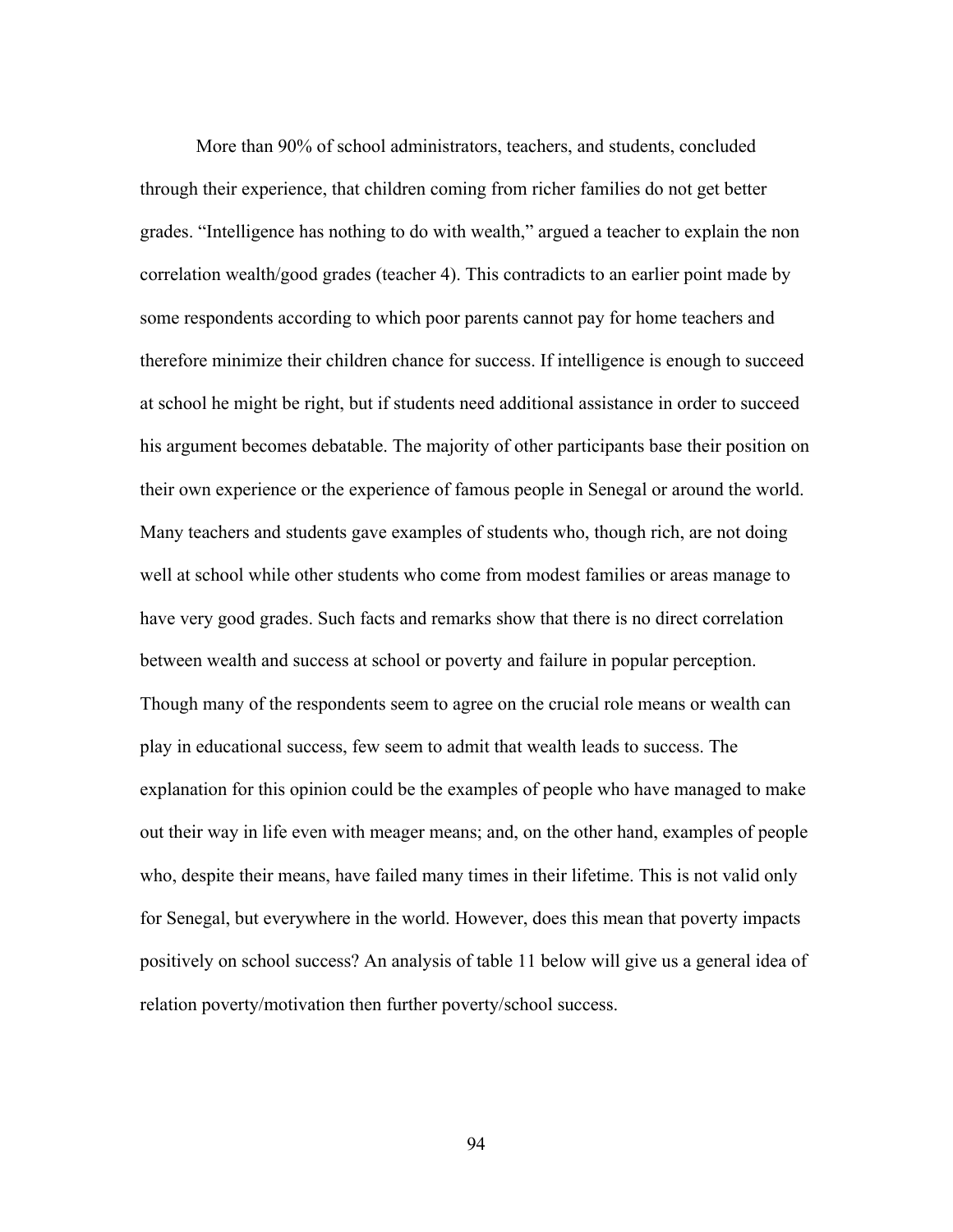More than 90% of school administrators, teachers, and students, concluded through their experience, that children coming from richer families do not get better grades. “Intelligence has nothing to do with wealth,” argued a teacher to explain the non correlation wealth/good grades (teacher 4). This contradicts to an earlier point made by some respondents according to which poor parents cannot pay for home teachers and therefore minimize their children chance for success. If intelligence is enough to succeed at school he might be right, but if students need additional assistance in order to succeed his argument becomes debatable. The majority of other participants base their position on their own experience or the experience of famous people in Senegal or around the world. Many teachers and students gave examples of students who, though rich, are not doing well at school while other students who come from modest families or areas manage to have very good grades. Such facts and remarks show that there is no direct correlation between wealth and success at school or poverty and failure in popular perception. Though many of the respondents seem to agree on the crucial role means or wealth can play in educational success, few seem to admit that wealth leads to success. The explanation for this opinion could be the examples of people who have managed to make out their way in life even with meager means; and, on the other hand, examples of people who, despite their means, have failed many times in their lifetime. This is not valid only for Senegal, but everywhere in the world. However, does this mean that poverty impacts positively on school success? An analysis of table 11 below will give us a general idea of relation poverty/motivation then further poverty/school success.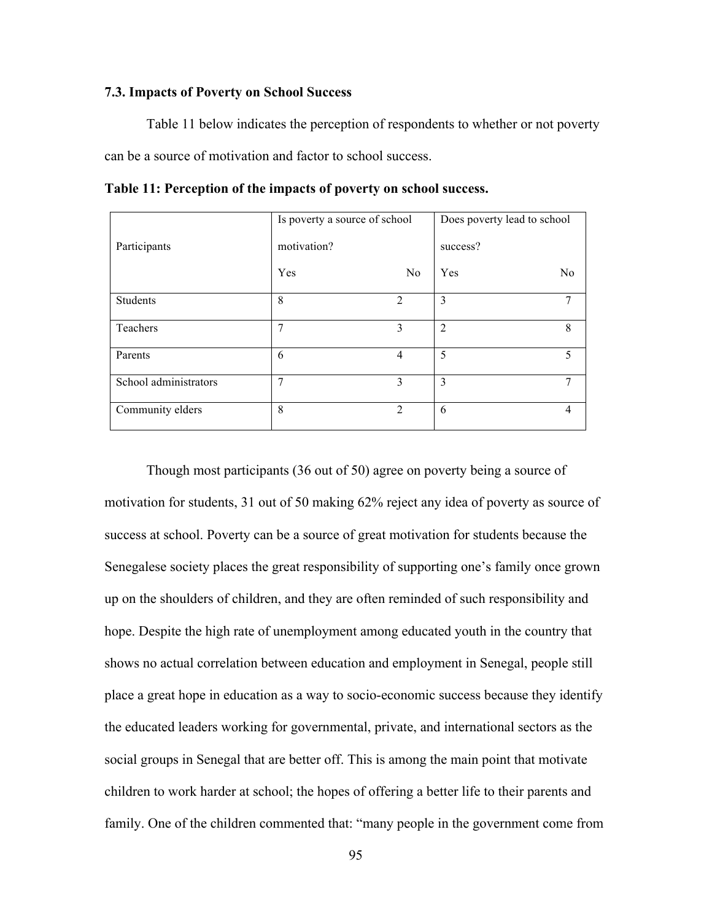### 7.3. Impacts of Poverty on School Success

Table 11 below indicates the perception of respondents to whether or not poverty can be a source of motivation and factor to school success.

**Table 11: Perception of the impacts of poverty on school success.**

| Participants | Is poverty a source of school motivation? | | Does poverty lead to school success? | |
|---|---|---|---|---|
| | Yes | No | Yes | No |
| Students | 8 | 2 | 3 | 7 |
| Teachers | 7 | 3 | 2 | 8 |
| Parents | 6 | 4 | 5 | 5 |
| School administrators | 7 | 3 | 3 | 7 |
| Community elders | 8 | 2 | 6 | 4 |

Though most participants (36 out of 50) agree on poverty being a source of motivation for students, 31 out of 50 making 62% reject any idea of poverty as source of success at school. Poverty can be a source of great motivation for students because the Senegalese society places the great responsibility of supporting one's family once grown up on the shoulders of children, and they are often reminded of such responsibility and hope. Despite the high rate of unemployment among educated youth in the country that shows no actual correlation between education and employment in Senegal, people still place a great hope in education as a way to socio-economic success because they identify the educated leaders working for governmental, private, and international sectors as the social groups in Senegal that are better off. This is among the main point that motivate children to work harder at school; the hopes of offering a better life to their parents and family. One of the children commented that: "many people in the government come from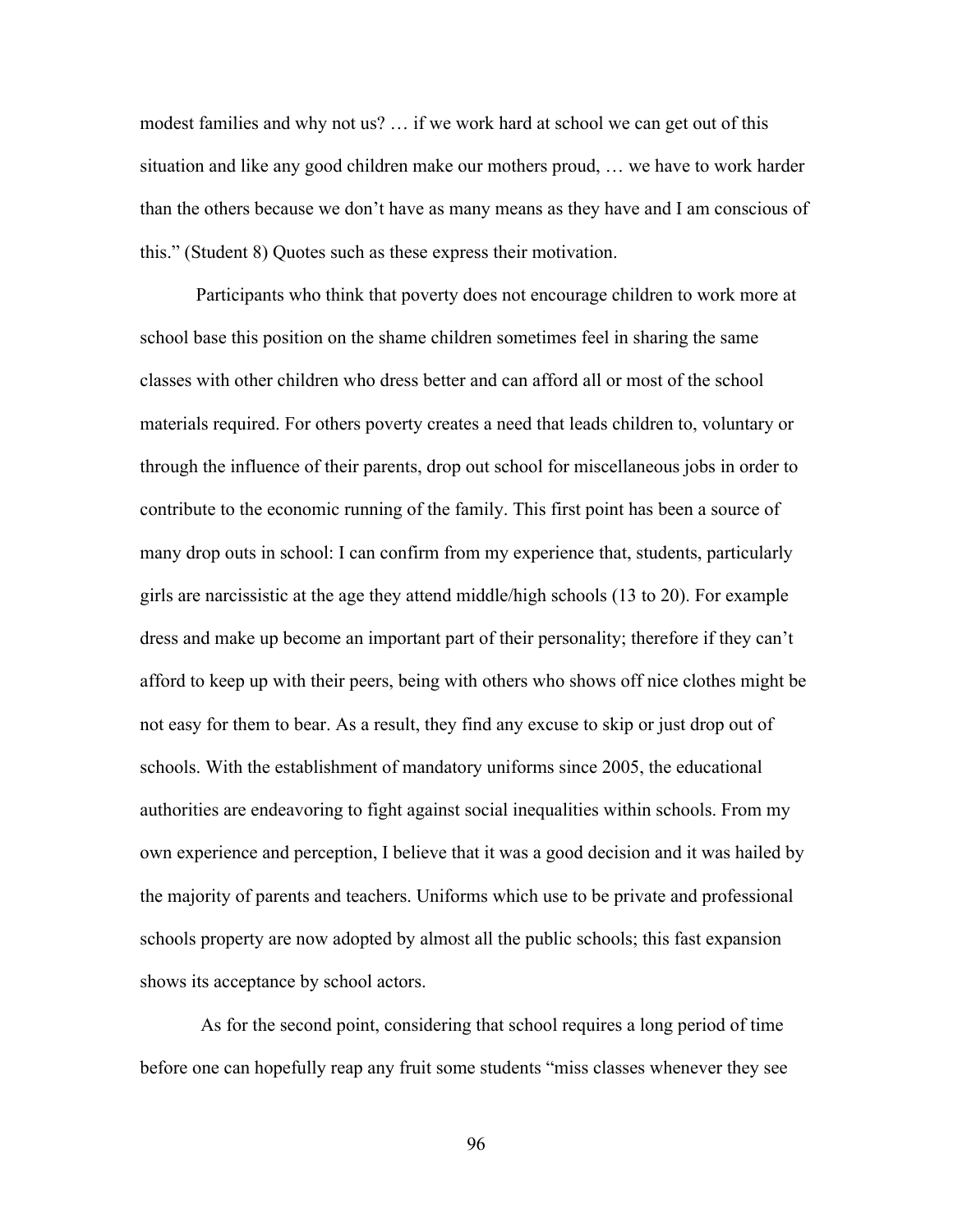modest families and why not us? … if we work hard at school we can get out of this situation and like any good children make our mothers proud, … we have to work harder than the others because we don't have as many means as they have and I am conscious of this." (Student 8) Quotes such as these express their motivation.

Participants who think that poverty does not encourage children to work more at school base this position on the shame children sometimes feel in sharing the same classes with other children who dress better and can afford all or most of the school materials required. For others poverty creates a need that leads children to, voluntary or through the influence of their parents, drop out school for miscellaneous jobs in order to contribute to the economic running of the family. This first point has been a source of many drop outs in school: I can confirm from my experience that, students, particularly girls are narcissistic at the age they attend middle/high schools (13 to 20). For example dress and make up become an important part of their personality; therefore if they can't afford to keep up with their peers, being with others who shows off nice clothes might be not easy for them to bear. As a result, they find any excuse to skip or just drop out of schools. With the establishment of mandatory uniforms since 2005, the educational authorities are endeavoring to fight against social inequalities within schools. From my own experience and perception, I believe that it was a good decision and it was hailed by the majority of parents and teachers. Uniforms which use to be private and professional schools property are now adopted by almost all the public schools; this fast expansion shows its acceptance by school actors.

As for the second point, considering that school requires a long period of time before one can hopefully reap any fruit some students "miss classes whenever they see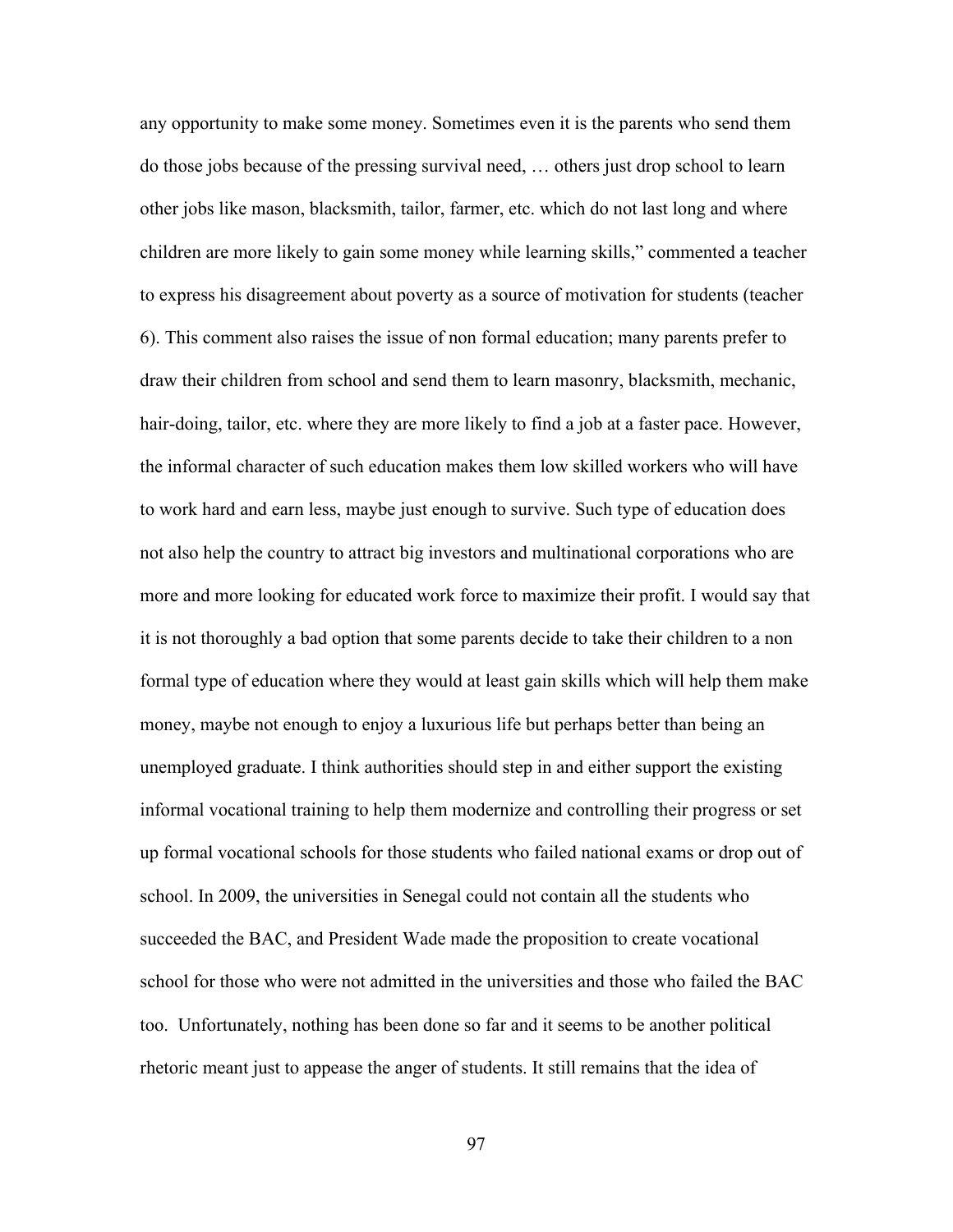any opportunity to make some money. Sometimes even it is the parents who send them do those jobs because of the pressing survival need, … others just drop school to learn other jobs like mason, blacksmith, tailor, farmer, etc. which do not last long and where children are more likely to gain some money while learning skills," commented a teacher to express his disagreement about poverty as a source of motivation for students (teacher 6). This comment also raises the issue of non formal education; many parents prefer to draw their children from school and send them to learn masonry, blacksmith, mechanic, hair-doing, tailor, etc. where they are more likely to find a job at a faster pace. However, the informal character of such education makes them low skilled workers who will have to work hard and earn less, maybe just enough to survive. Such type of education does not also help the country to attract big investors and multinational corporations who are more and more looking for educated work force to maximize their profit. I would say that it is not thoroughly a bad option that some parents decide to take their children to a non formal type of education where they would at least gain skills which will help them make money, maybe not enough to enjoy a luxurious life but perhaps better than being an unemployed graduate. I think authorities should step in and either support the existing informal vocational training to help them modernize and controlling their progress or set up formal vocational schools for those students who failed national exams or drop out of school. In 2009, the universities in Senegal could not contain all the students who succeeded the BAC, and President Wade made the proposition to create vocational school for those who were not admitted in the universities and those who failed the BAC too. Unfortunately, nothing has been done so far and it seems to be another political rhetoric meant just to appease the anger of students. It still remains that the idea of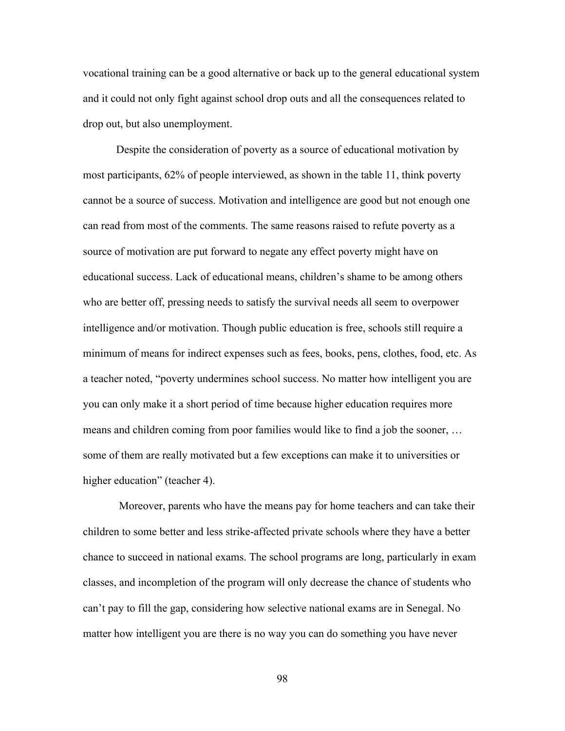vocational training can be a good alternative or back up to the general educational system and it could not only fight against school drop outs and all the consequences related to drop out, but also unemployment.

Despite the consideration of poverty as a source of educational motivation by most participants, 62% of people interviewed, as shown in the table 11, think poverty cannot be a source of success. Motivation and intelligence are good but not enough one can read from most of the comments. The same reasons raised to refute poverty as a source of motivation are put forward to negate any effect poverty might have on educational success. Lack of educational means, children's shame to be among others who are better off, pressing needs to satisfy the survival needs all seem to overpower intelligence and/or motivation. Though public education is free, schools still require a minimum of means for indirect expenses such as fees, books, pens, clothes, food, etc. As a teacher noted, "poverty undermines school success. No matter how intelligent you are you can only make it a short period of time because higher education requires more means and children coming from poor families would like to find a job the sooner, … some of them are really motivated but a few exceptions can make it to universities or higher education" (teacher 4).

Moreover, parents who have the means pay for home teachers and can take their children to some better and less strike-affected private schools where they have a better chance to succeed in national exams. The school programs are long, particularly in exam classes, and incompletion of the program will only decrease the chance of students who can't pay to fill the gap, considering how selective national exams are in Senegal. No matter how intelligent you are there is no way you can do something you have never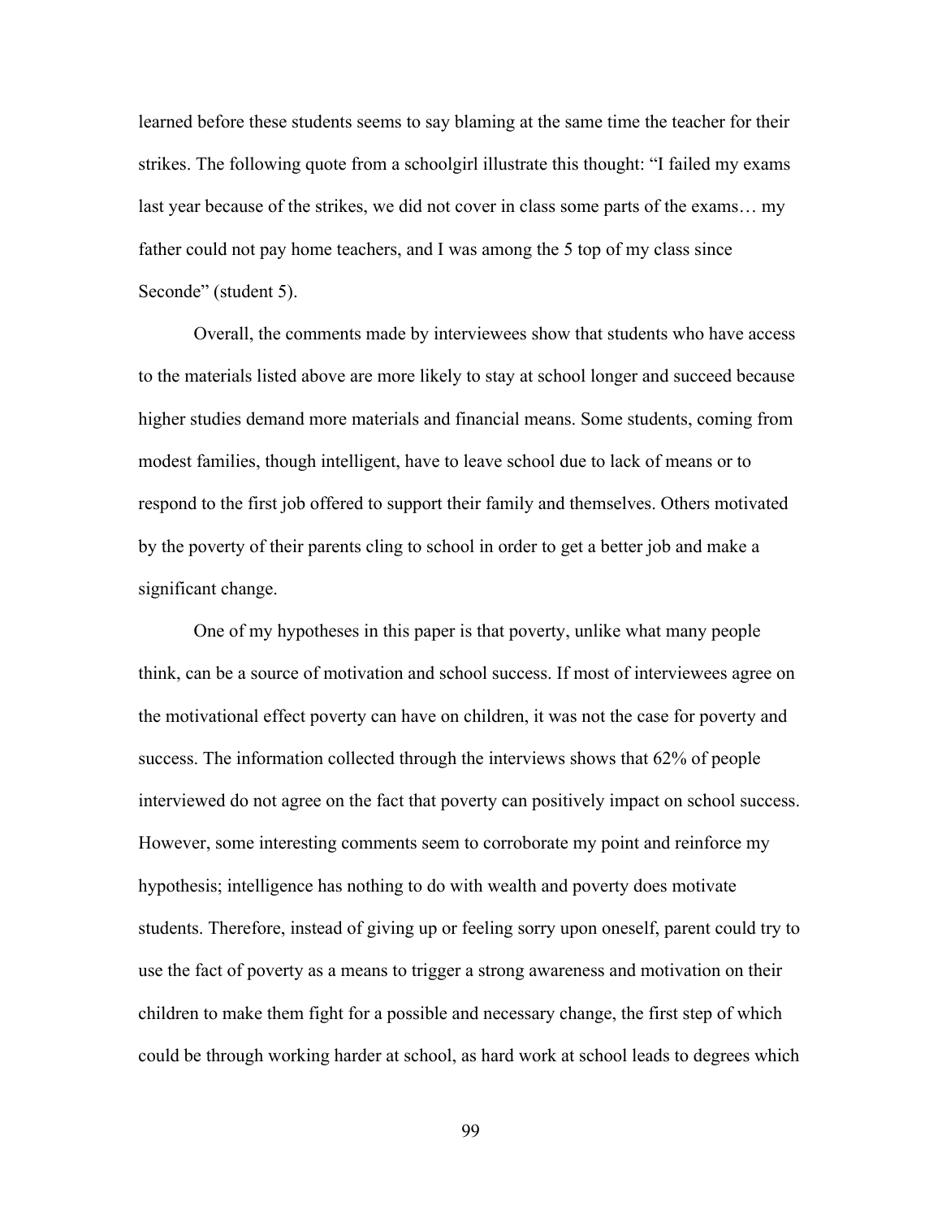learned before these students seems to say blaming at the same time the teacher for their strikes. The following quote from a schoolgirl illustrate this thought: “I failed my exams last year because of the strikes, we did not cover in class some parts of the exams… my father could not pay home teachers, and I was among the 5 top of my class since Seconde” (student 5).

Overall, the comments made by interviewees show that students who have access to the materials listed above are more likely to stay at school longer and succeed because higher studies demand more materials and financial means. Some students, coming from modest families, though intelligent, have to leave school due to lack of means or to respond to the first job offered to support their family and themselves. Others motivated by the poverty of their parents cling to school in order to get a better job and make a significant change.

One of my hypotheses in this paper is that poverty, unlike what many people think, can be a source of motivation and school success. If most of interviewees agree on the motivational effect poverty can have on children, it was not the case for poverty and success. The information collected through the interviews shows that 62% of people interviewed do not agree on the fact that poverty can positively impact on school success. However, some interesting comments seem to corroborate my point and reinforce my hypothesis; intelligence has nothing to do with wealth and poverty does motivate students. Therefore, instead of giving up or feeling sorry upon oneself, parent could try to use the fact of poverty as a means to trigger a strong awareness and motivation on their children to make them fight for a possible and necessary change, the first step of which could be through working harder at school, as hard work at school leads to degrees which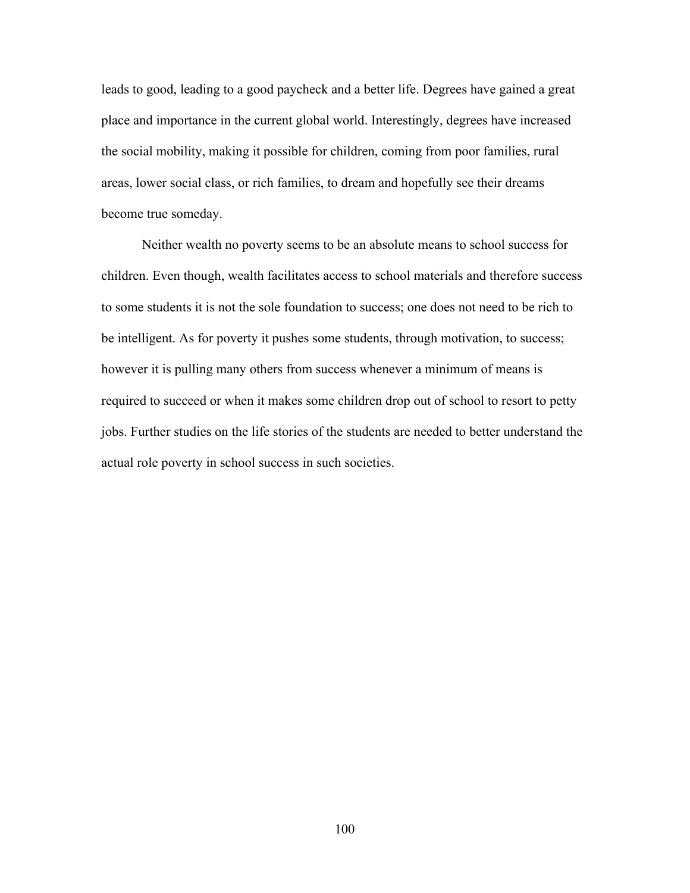leads to good, leading to a good paycheck and a better life. Degrees have gained a great place and importance in the current global world. Interestingly, degrees have increased the social mobility, making it possible for children, coming from poor families, rural areas, lower social class, or rich families, to dream and hopefully see their dreams become true someday.

Neither wealth no poverty seems to be an absolute means to school success for children. Even though, wealth facilitates access to school materials and therefore success to some students it is not the sole foundation to success; one does not need to be rich to be intelligent. As for poverty it pushes some students, through motivation, to success; however it is pulling many others from success whenever a minimum of means is required to succeed or when it makes some children drop out of school to resort to petty jobs. Further studies on the life stories of the students are needed to better understand the actual role poverty in school success in such societies.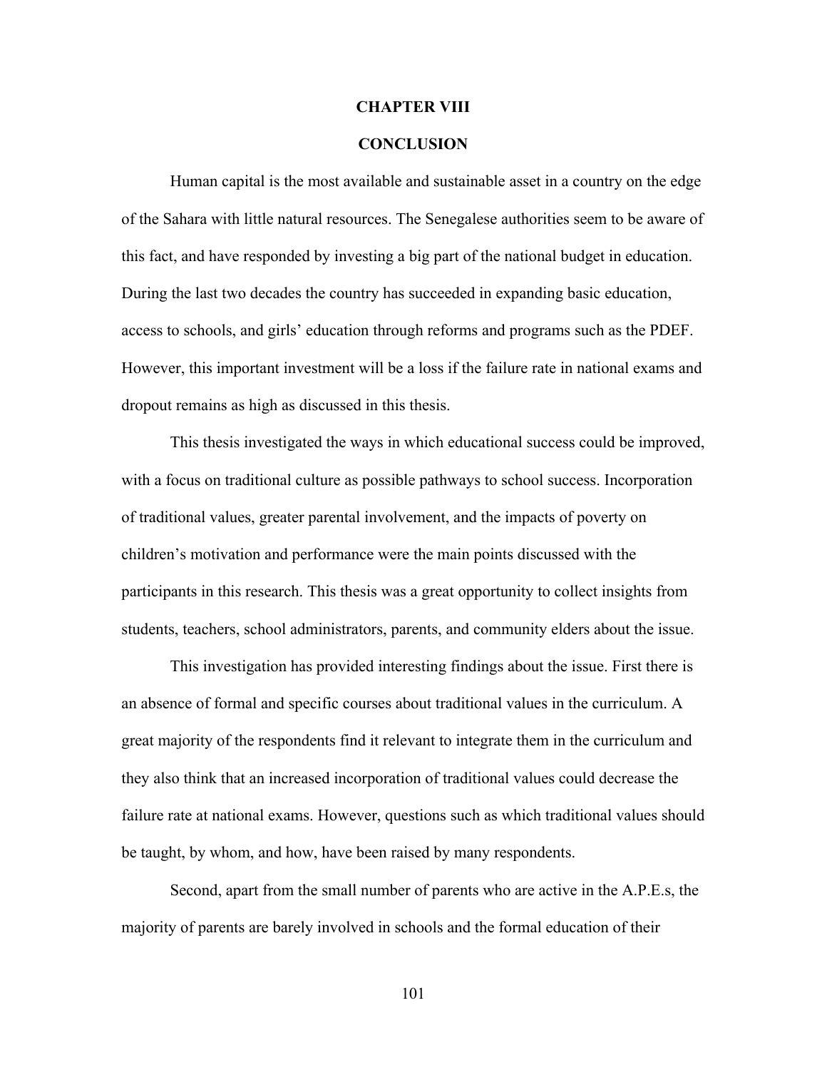# CHAPTER VIII

# CONCLUSION

Human capital is the most available and sustainable asset in a country on the edge of the Sahara with little natural resources. The Senegalese authorities seem to be aware of this fact, and have responded by investing a big part of the national budget in education. During the last two decades the country has succeeded in expanding basic education, access to schools, and girls' education through reforms and programs such as the PDEF. However, this important investment will be a loss if the failure rate in national exams and dropout remains as high as discussed in this thesis.

This thesis investigated the ways in which educational success could be improved, with a focus on traditional culture as possible pathways to school success. Incorporation of traditional values, greater parental involvement, and the impacts of poverty on children's motivation and performance were the main points discussed with the participants in this research. This thesis was a great opportunity to collect insights from students, teachers, school administrators, parents, and community elders about the issue.

This investigation has provided interesting findings about the issue. First there is an absence of formal and specific courses about traditional values in the curriculum. A great majority of the respondents find it relevant to integrate them in the curriculum and they also think that an increased incorporation of traditional values could decrease the failure rate at national exams. However, questions such as which traditional values should be taught, by whom, and how, have been raised by many respondents.

Second, apart from the small number of parents who are active in the A.P.E.s, the majority of parents are barely involved in schools and the formal education of their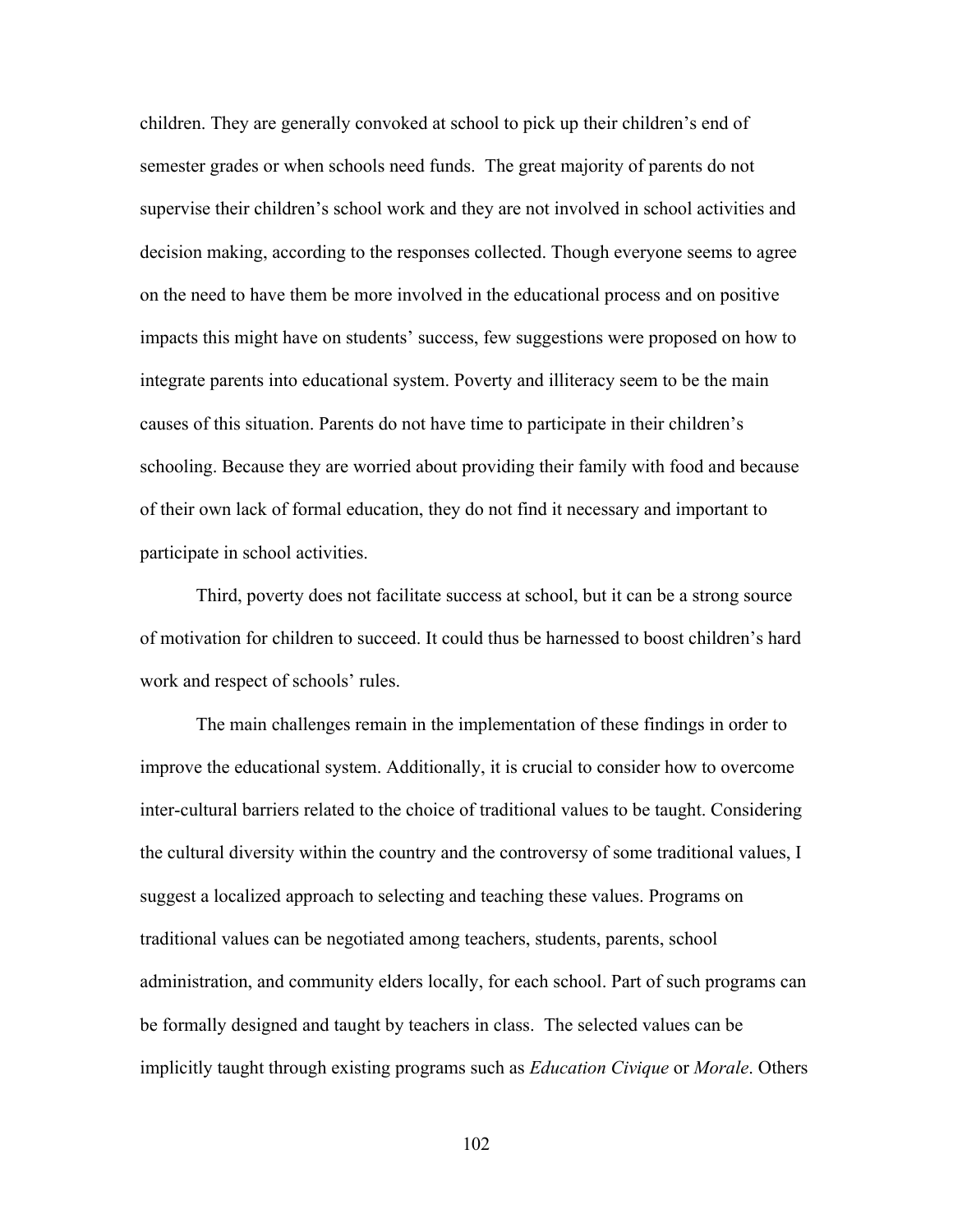children. They are generally convoked at school to pick up their children's end of semester grades or when schools need funds. The great majority of parents do not supervise their children's school work and they are not involved in school activities and decision making, according to the responses collected. Though everyone seems to agree on the need to have them be more involved in the educational process and on positive impacts this might have on students' success, few suggestions were proposed on how to integrate parents into educational system. Poverty and illiteracy seem to be the main causes of this situation. Parents do not have time to participate in their children's schooling. Because they are worried about providing their family with food and because of their own lack of formal education, they do not find it necessary and important to participate in school activities.

Third, poverty does not facilitate success at school, but it can be a strong source of motivation for children to succeed. It could thus be harnessed to boost children's hard work and respect of schools' rules.

The main challenges remain in the implementation of these findings in order to improve the educational system. Additionally, it is crucial to consider how to overcome inter-cultural barriers related to the choice of traditional values to be taught. Considering the cultural diversity within the country and the controversy of some traditional values, I suggest a localized approach to selecting and teaching these values. Programs on traditional values can be negotiated among teachers, students, parents, school administration, and community elders locally, for each school. Part of such programs can be formally designed and taught by teachers in class. The selected values can be implicitly taught through existing programs such as *Education Civique* or *Morale*. Others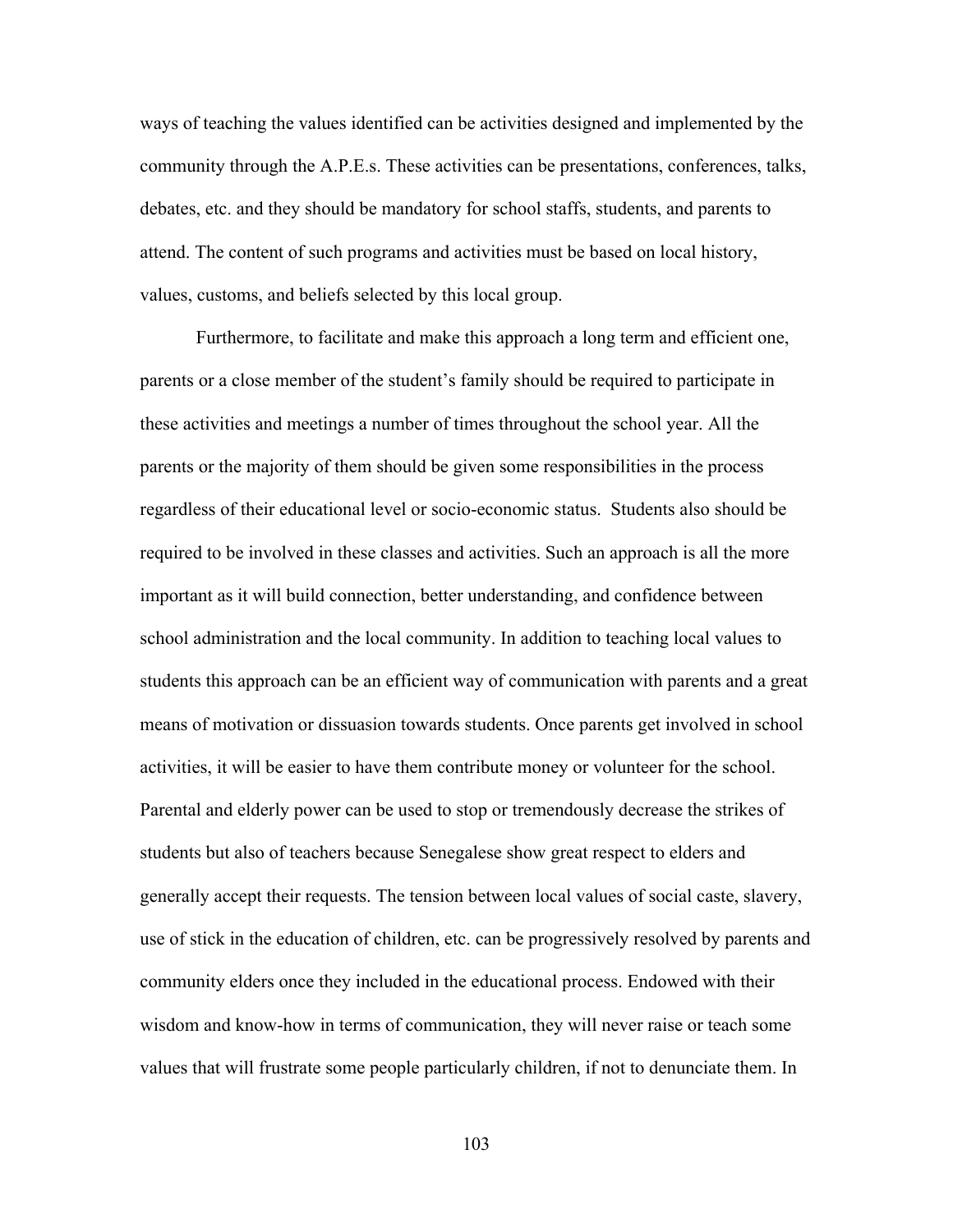ways of teaching the values identified can be activities designed and implemented by the community through the A.P.E.s. These activities can be presentations, conferences, talks, debates, etc. and they should be mandatory for school staffs, students, and parents to attend. The content of such programs and activities must be based on local history, values, customs, and beliefs selected by this local group.

Furthermore, to facilitate and make this approach a long term and efficient one, parents or a close member of the student's family should be required to participate in these activities and meetings a number of times throughout the school year. All the parents or the majority of them should be given some responsibilities in the process regardless of their educational level or socio-economic status. Students also should be required to be involved in these classes and activities. Such an approach is all the more important as it will build connection, better understanding, and confidence between school administration and the local community. In addition to teaching local values to students this approach can be an efficient way of communication with parents and a great means of motivation or dissuasion towards students. Once parents get involved in school activities, it will be easier to have them contribute money or volunteer for the school. Parental and elderly power can be used to stop or tremendously decrease the strikes of students but also of teachers because Senegalese show great respect to elders and generally accept their requests. The tension between local values of social caste, slavery, use of stick in the education of children, etc. can be progressively resolved by parents and community elders once they included in the educational process. Endowed with their wisdom and know-how in terms of communication, they will never raise or teach some values that will frustrate some people particularly children, if not to denunciate them. In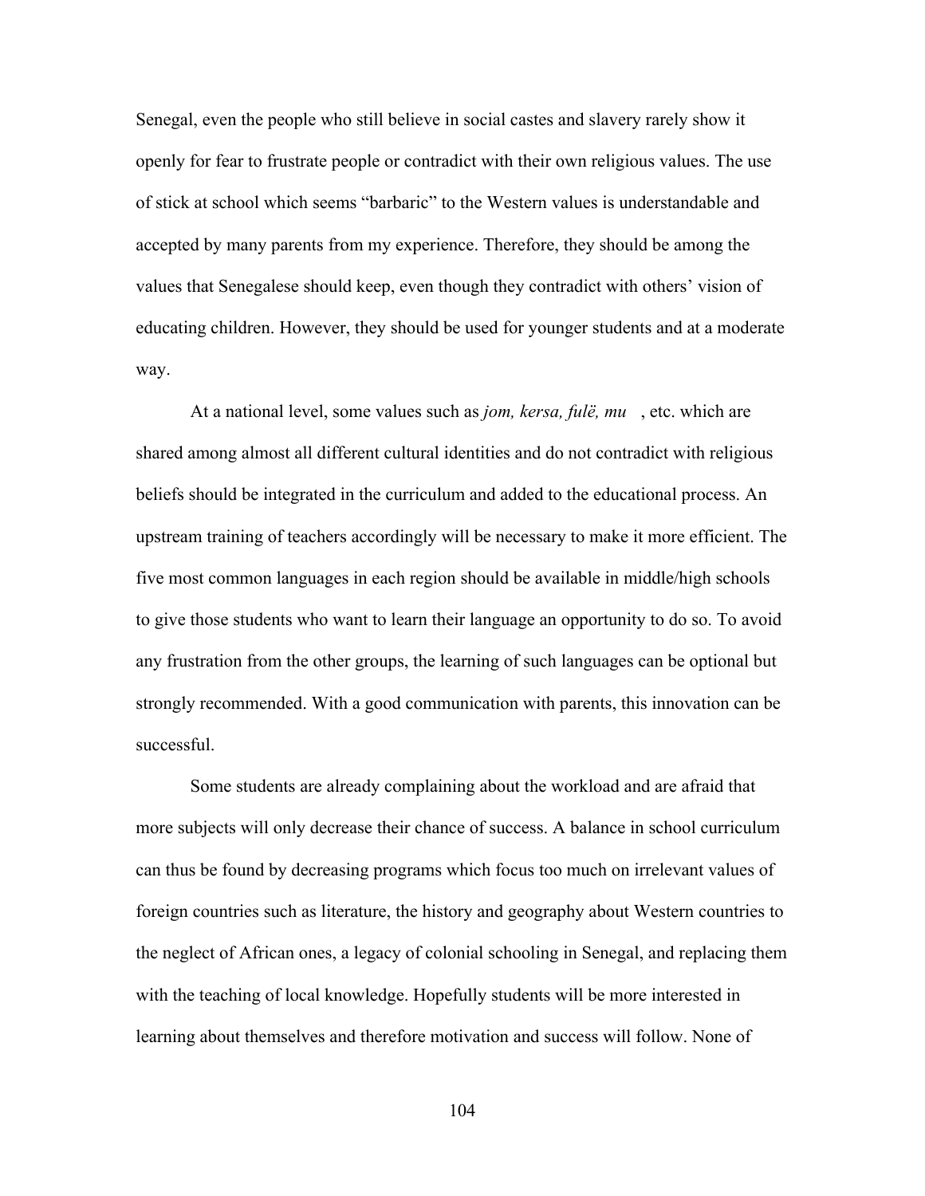Senegal, even the people who still believe in social castes and slavery rarely show it openly for fear to frustrate people or contradict with their own religious values. The use of stick at school which seems "barbaric" to the Western values is understandable and accepted by many parents from my experience. Therefore, they should be among the values that Senegalese should keep, even though they contradict with others' vision of educating children. However, they should be used for younger students and at a moderate way.

At a national level, some values such as *jom, kersa, fulë, mu* , etc. which are shared among almost all different cultural identities and do not contradict with religious beliefs should be integrated in the curriculum and added to the educational process. An upstream training of teachers accordingly will be necessary to make it more efficient. The five most common languages in each region should be available in middle/high schools to give those students who want to learn their language an opportunity to do so. To avoid any frustration from the other groups, the learning of such languages can be optional but strongly recommended. With a good communication with parents, this innovation can be successful.

Some students are already complaining about the workload and are afraid that more subjects will only decrease their chance of success. A balance in school curriculum can thus be found by decreasing programs which focus too much on irrelevant values of foreign countries such as literature, the history and geography about Western countries to the neglect of African ones, a legacy of colonial schooling in Senegal, and replacing them with the teaching of local knowledge. Hopefully students will be more interested in learning about themselves and therefore motivation and success will follow. None of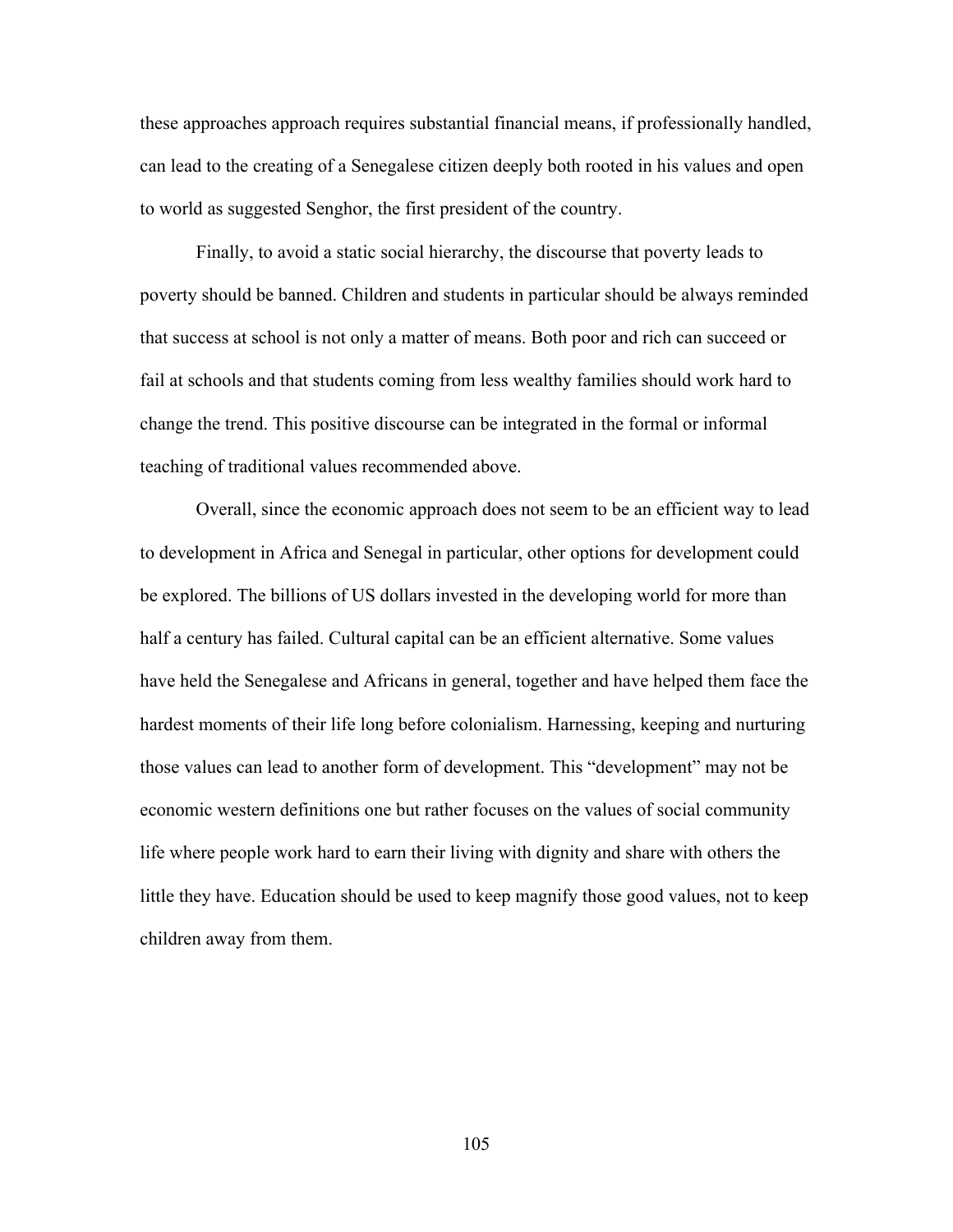these approaches approach requires substantial financial means, if professionally handled, can lead to the creating of a Senegalese citizen deeply both rooted in his values and open to world as suggested Senghor, the first president of the country.

Finally, to avoid a static social hierarchy, the discourse that poverty leads to poverty should be banned. Children and students in particular should be always reminded that success at school is not only a matter of means. Both poor and rich can succeed or fail at schools and that students coming from less wealthy families should work hard to change the trend. This positive discourse can be integrated in the formal or informal teaching of traditional values recommended above.

Overall, since the economic approach does not seem to be an efficient way to lead to development in Africa and Senegal in particular, other options for development could be explored. The billions of US dollars invested in the developing world for more than half a century has failed. Cultural capital can be an efficient alternative. Some values have held the Senegalese and Africans in general, together and have helped them face the hardest moments of their life long before colonialism. Harnessing, keeping and nurturing those values can lead to another form of development. This "development" may not be economic western definitions one but rather focuses on the values of social community life where people work hard to earn their living with dignity and share with others the little they have. Education should be used to keep magnify those good values, not to keep children away from them.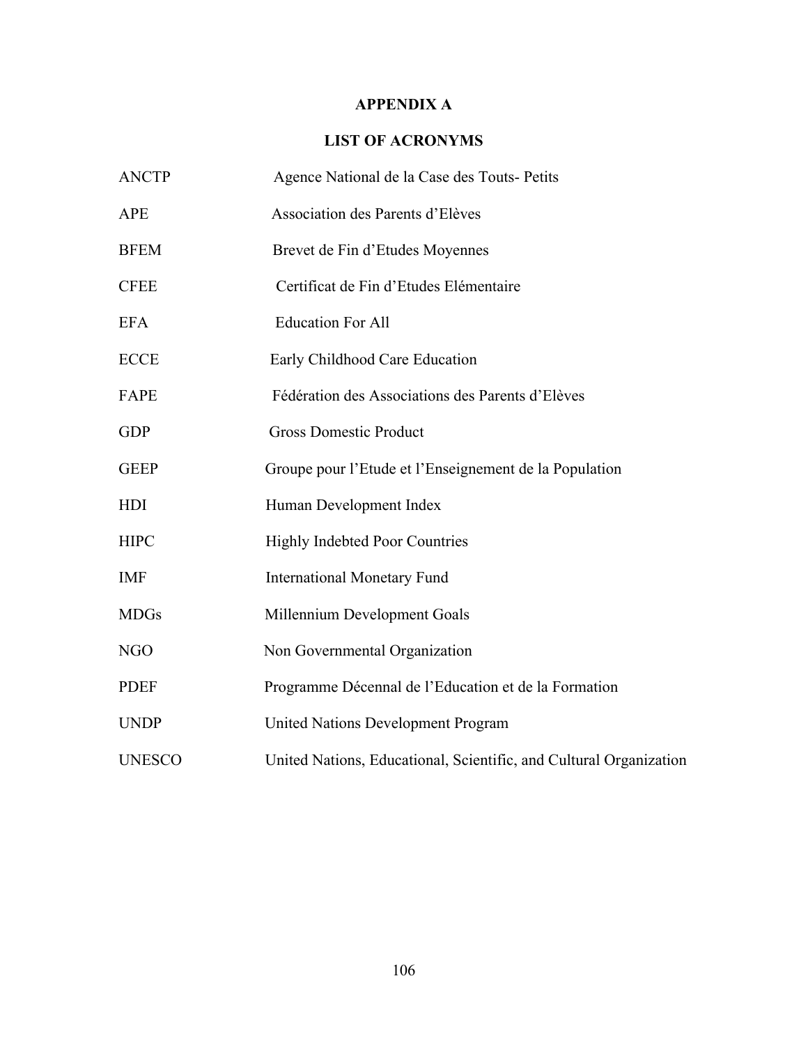# APPENDIX A

## LIST OF ACRONYMS

| | |
|---|---|
| ANCTP | Agence National de la Case des Touts- Petits |
| APE | Association des Parents d'Elèves |
| BFEM | Brevet de Fin d'Etudes Moyennes |
| CFEE | Certificat de Fin d'Etudes Elémentaire |
| EFA | Education For All |
| ECCE | Early Childhood Care Education |
| FAPE | Fédération des Associations des Parents d'Elèves |
| GDP | Gross Domestic Product |
| GEEP | Groupe pour l'Etude et l'Enseignement de la Population |
| HDI | Human Development Index |
| HIPC | Highly Indebted Poor Countries |
| IMF | International Monetary Fund |
| MDGs | Millennium Development Goals |
| NGO | Non Governmental Organization |
| PDEF | Programme Décennal de l'Education et de la Formation |
| UNDP | United Nations Development Program |
| UNESCO | United Nations, Educational, Scientific, and Cultural Organization |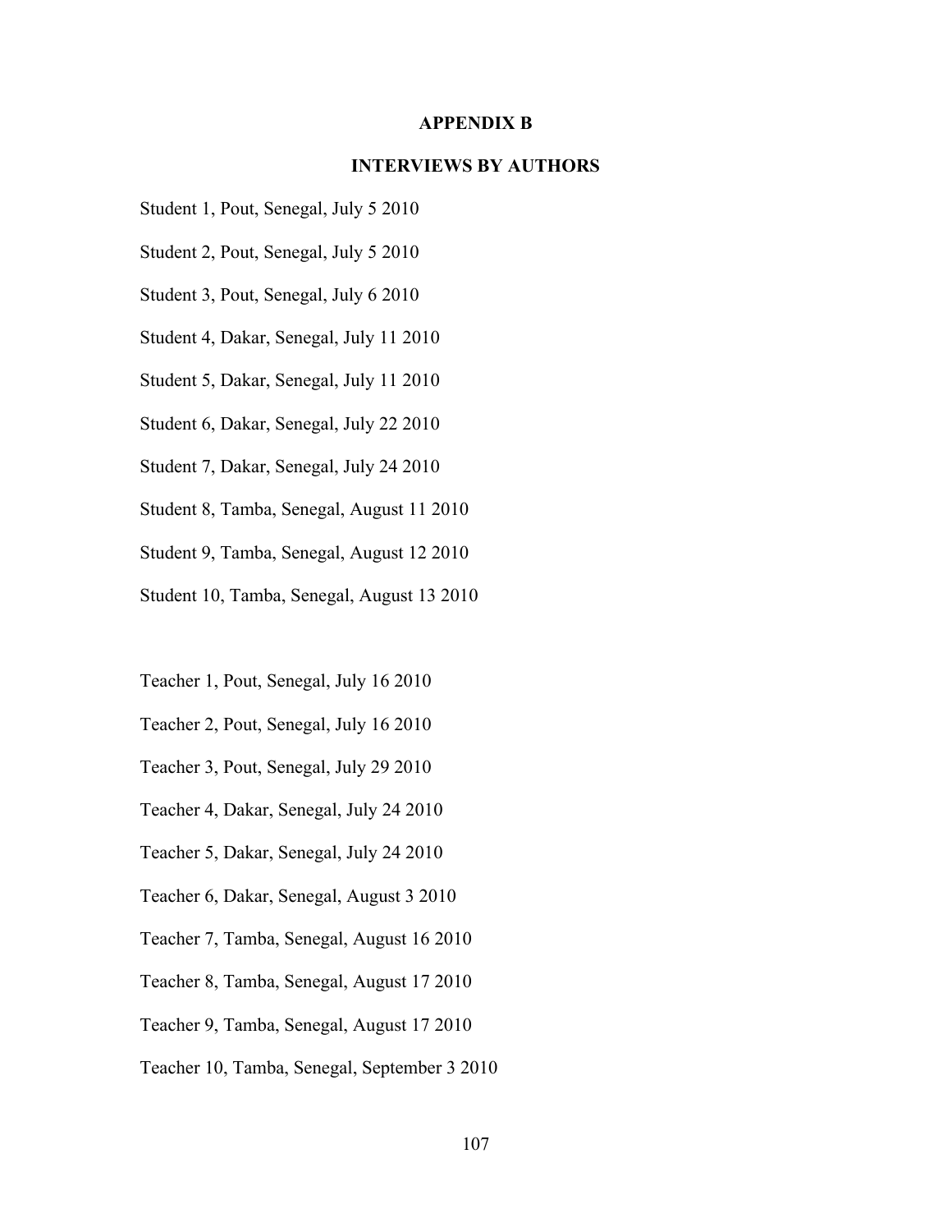# APPENDIX B

## INTERVIEWS BY AUTHORS

Student 1, Pout, Senegal, July 5 2010

Student 2, Pout, Senegal, July 5 2010

Student 3, Pout, Senegal, July 6 2010

Student 4, Dakar, Senegal, July 11 2010

Student 5, Dakar, Senegal, July 11 2010

Student 6, Dakar, Senegal, July 22 2010

Student 7, Dakar, Senegal, July 24 2010

Student 8, Tamba, Senegal, August 11 2010

Student 9, Tamba, Senegal, August 12 2010

Student 10, Tamba, Senegal, August 13 2010

Teacher 1, Pout, Senegal, July 16 2010

Teacher 2, Pout, Senegal, July 16 2010

Teacher 3, Pout, Senegal, July 29 2010

Teacher 4, Dakar, Senegal, July 24 2010

Teacher 5, Dakar, Senegal, July 24 2010

Teacher 6, Dakar, Senegal, August 3 2010

Teacher 7, Tamba, Senegal, August 16 2010

Teacher 8, Tamba, Senegal, August 17 2010

Teacher 9, Tamba, Senegal, August 17 2010

Teacher 10, Tamba, Senegal, September 3 2010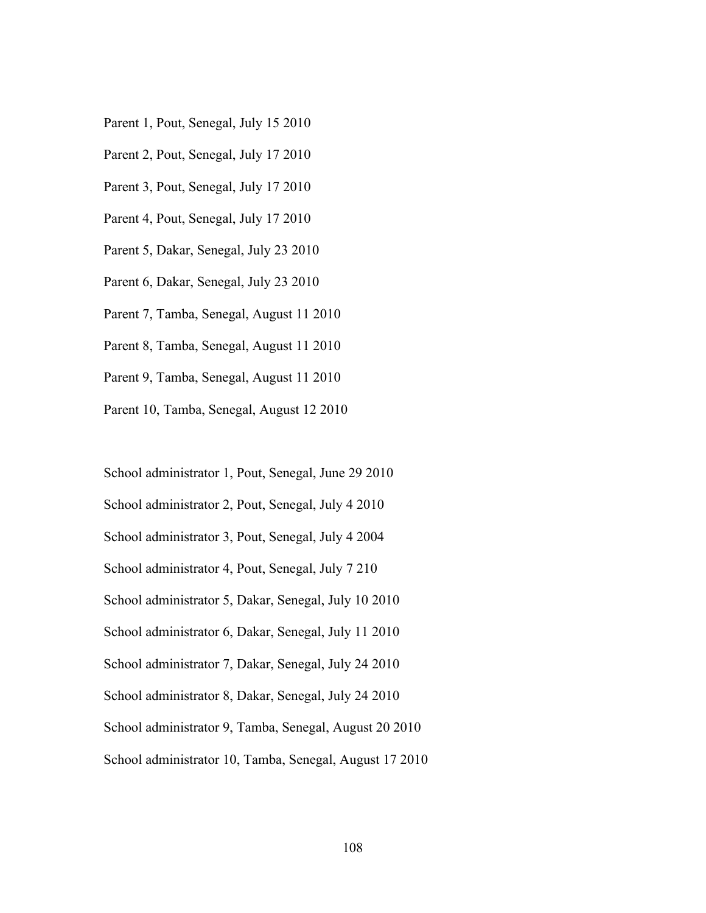Parent 1, Pout, Senegal, July 15 2010

Parent 2, Pout, Senegal, July 17 2010

Parent 3, Pout, Senegal, July 17 2010

Parent 4, Pout, Senegal, July 17 2010

Parent 5, Dakar, Senegal, July 23 2010

Parent 6, Dakar, Senegal, July 23 2010

Parent 7, Tamba, Senegal, August 11 2010

Parent 8, Tamba, Senegal, August 11 2010

Parent 9, Tamba, Senegal, August 11 2010

Parent 10, Tamba, Senegal, August 12 2010

School administrator 1, Pout, Senegal, June 29 2010

School administrator 2, Pout, Senegal, July 4 2010

School administrator 3, Pout, Senegal, July 4 2004

School administrator 4, Pout, Senegal, July 7 210

School administrator 5, Dakar, Senegal, July 10 2010

School administrator 6, Dakar, Senegal, July 11 2010

School administrator 7, Dakar, Senegal, July 24 2010

School administrator 8, Dakar, Senegal, July 24 2010

School administrator 9, Tamba, Senegal, August 20 2010

School administrator 10, Tamba, Senegal, August 17 2010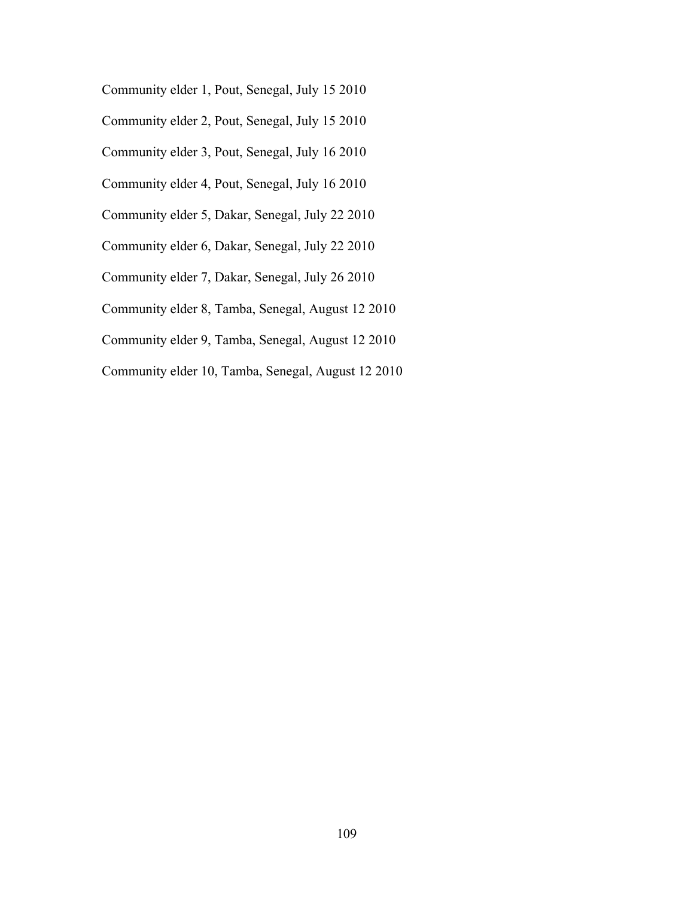Community elder 1, Pout, Senegal, July 15 2010

Community elder 2, Pout, Senegal, July 15 2010

Community elder 3, Pout, Senegal, July 16 2010

Community elder 4, Pout, Senegal, July 16 2010

Community elder 5, Dakar, Senegal, July 22 2010

Community elder 6, Dakar, Senegal, July 22 2010

Community elder 7, Dakar, Senegal, July 26 2010

Community elder 8, Tamba, Senegal, August 12 2010

Community elder 9, Tamba, Senegal, August 12 2010

Community elder 10, Tamba, Senegal, August 12 2010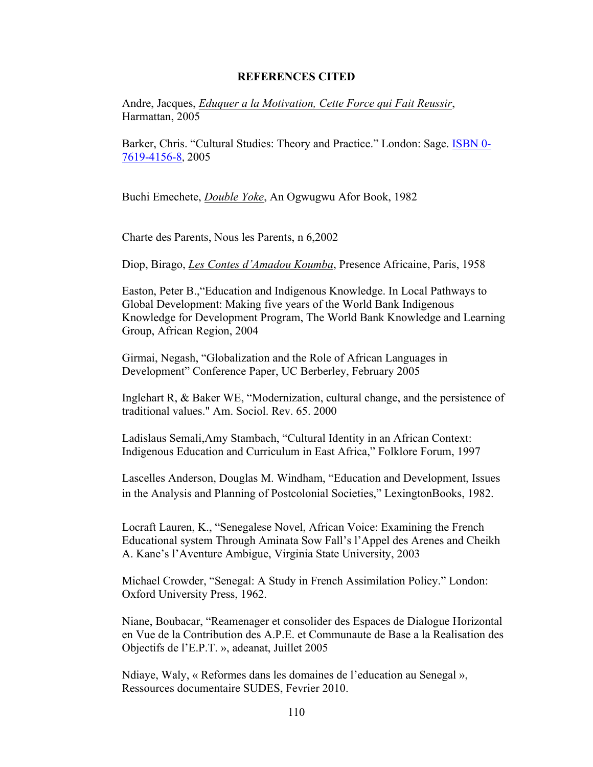# REFERENCES CITED

Andre, Jacques, *Eduquer a la Motivation, Cette Force qui Fait Reussir*, Harmattan, 2005

Barker, Chris. "Cultural Studies: Theory and Practice." London: Sage. ISBN 0-7619-4156-8, 2005

Buchi Emechete, *Double Yoke*, An Ogwugwu Afor Book, 1982

Charte des Parents, Nous les Parents, n 6,2002

Diop, Birago, *Les Contes d'Amadou Koumba*, Presence Africaine, Paris, 1958

Easton, Peter B.,"Education and Indigenous Knowledge. In Local Pathways to Global Development: Making five years of the World Bank Indigenous Knowledge for Development Program, The World Bank Knowledge and Learning Group, African Region, 2004

Girmai, Negash, "Globalization and the Role of African Languages in Development" Conference Paper, UC Berberley, February 2005

Inglehart R, & Baker WE, "Modernization, cultural change, and the persistence of traditional values." Am. Sociol. Rev. 65. 2000

Ladislaus Semali,Amy Stambach, "Cultural Identity in an African Context: Indigenous Education and Curriculum in East Africa," Folklore Forum, 1997

Lascelles Anderson, Douglas M. Windham, "Education and Development, Issues in the Analysis and Planning of Postcolonial Societies," LexingtonBooks, 1982.

Locraft Lauren, K., "Senegalese Novel, African Voice: Examining the French Educational system Through Aminata Sow Fall's l'Appel des Arenes and Cheikh A. Kane's l'Aventure Ambigue, Virginia State University, 2003

Michael Crowder, "Senegal: A Study in French Assimilation Policy." London: Oxford University Press, 1962.

Niane, Boubacar, "Reamenager et consolider des Espaces de Dialogue Horizontal en Vue de la Contribution des A.P.E. et Communaute de Base a la Realisation des Objectifs de l'E.P.T. », adeanat, Juillet 2005

Ndiaye, Waly, « Reformes dans les domaines de l'education au Senegal », Ressources documentaire SUDES, Fevrier 2010.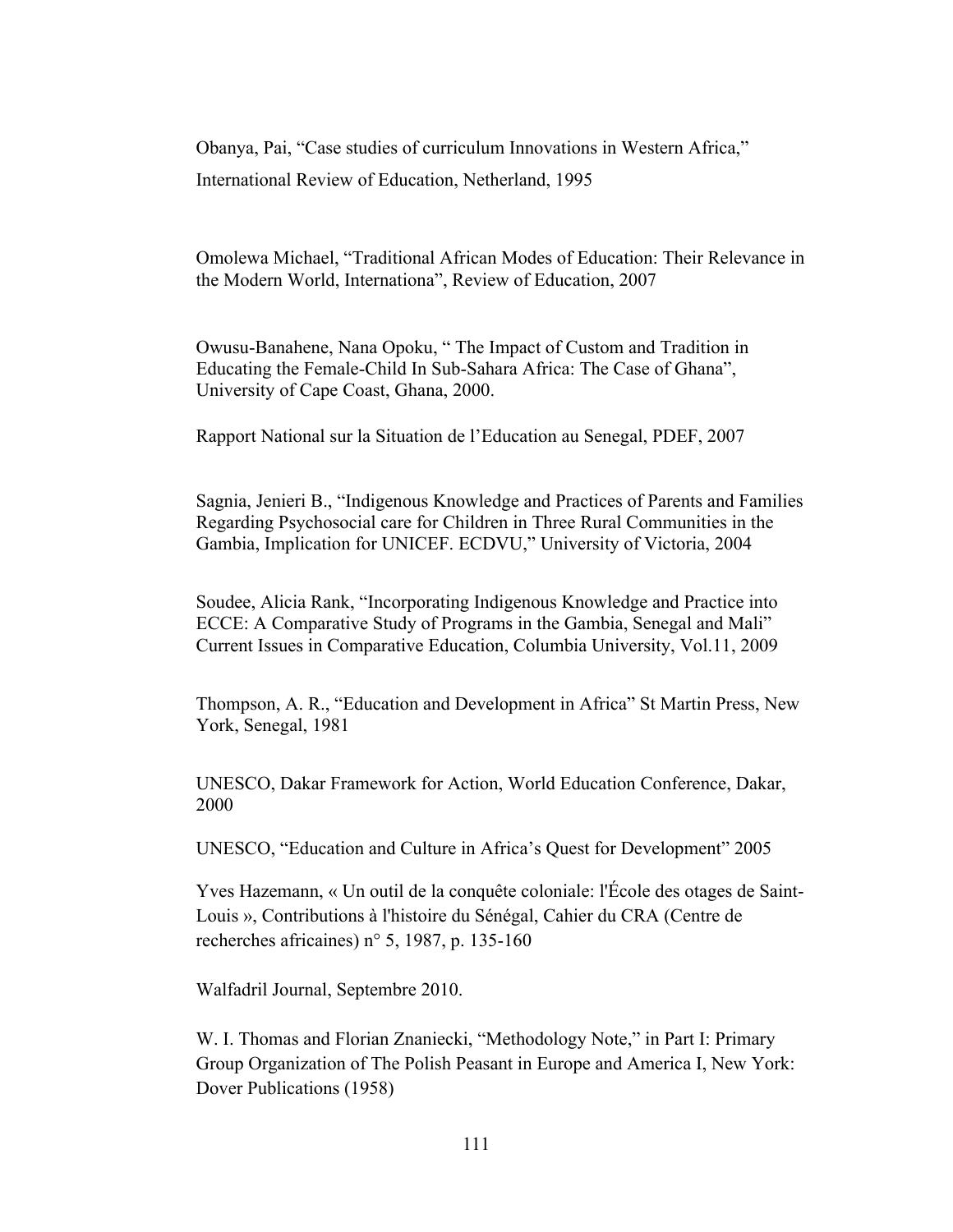Obanya, Pai, “Case studies of curriculum Innovations in Western Africa,” International Review of Education, Netherland, 1995

Omolewa Michael, “Traditional African Modes of Education: Their Relevance in the Modern World, Internationa”, Review of Education, 2007

Owusu-Banahene, Nana Opoku, “ The Impact of Custom and Tradition in Educating the Female-Child In Sub-Sahara Africa: The Case of Ghana”, University of Cape Coast, Ghana, 2000.

Rapport National sur la Situation de l’Education au Senegal, PDEF, 2007

Sagnia, Jenieri B., “Indigenous Knowledge and Practices of Parents and Families Regarding Psychosocial care for Children in Three Rural Communities in the Gambia, Implication for UNICEF. ECDVU,” University of Victoria, 2004

Soudee, Alicia Rank, “Incorporating Indigenous Knowledge and Practice into ECCE: A Comparative Study of Programs in the Gambia, Senegal and Mali” Current Issues in Comparative Education, Columbia University, Vol.11, 2009

Thompson, A. R., “Education and Development in Africa” St Martin Press, New York, Senegal, 1981

UNESCO, Dakar Framework for Action, World Education Conference, Dakar, 2000

UNESCO, “Education and Culture in Africa’s Quest for Development” 2005

Yves Hazemann, « Un outil de la conquête coloniale: l'École des otages de Saint-Louis », Contributions à l'histoire du Sénégal, Cahier du CRA (Centre de recherches africaines) n° 5, 1987, p. 135-160

Walfadril Journal, Septembre 2010.

W. I. Thomas and Florian Znaniecki, “Methodology Note,” in Part I: Primary Group Organization of The Polish Peasant in Europe and America I, New York: Dover Publications (1958)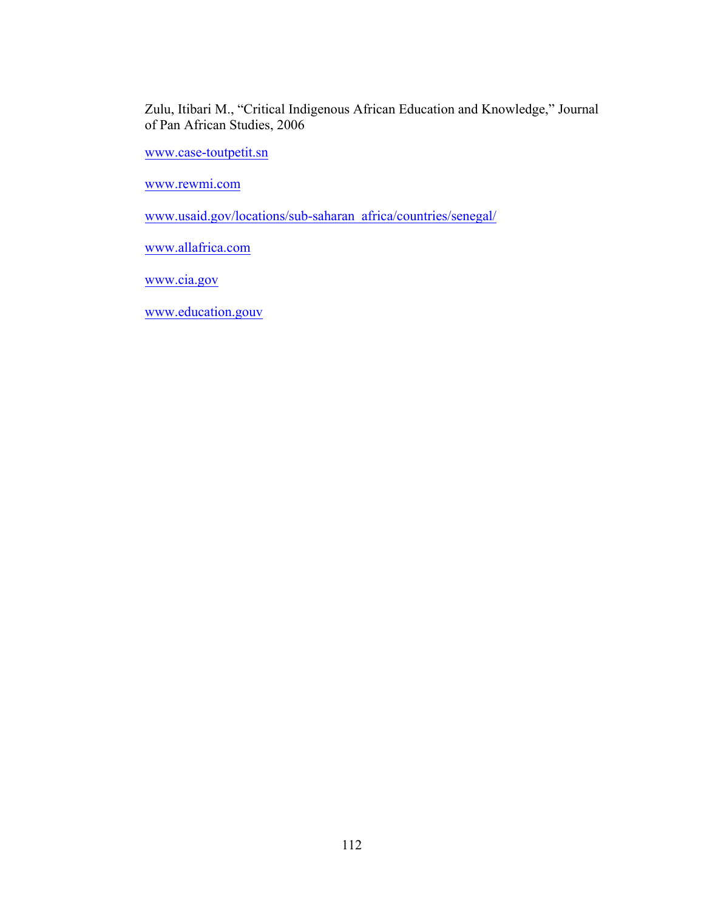Zulu, Itibari M., "Critical Indigenous African Education and Knowledge," Journal of Pan African Studies, 2006

www.case-toutpetit.sn

www.rewmi.com

www.usaid.gov/locations/sub-saharan_africa/countries/senegal/

www.allafrica.com

www.cia.gov

www.education.gouv